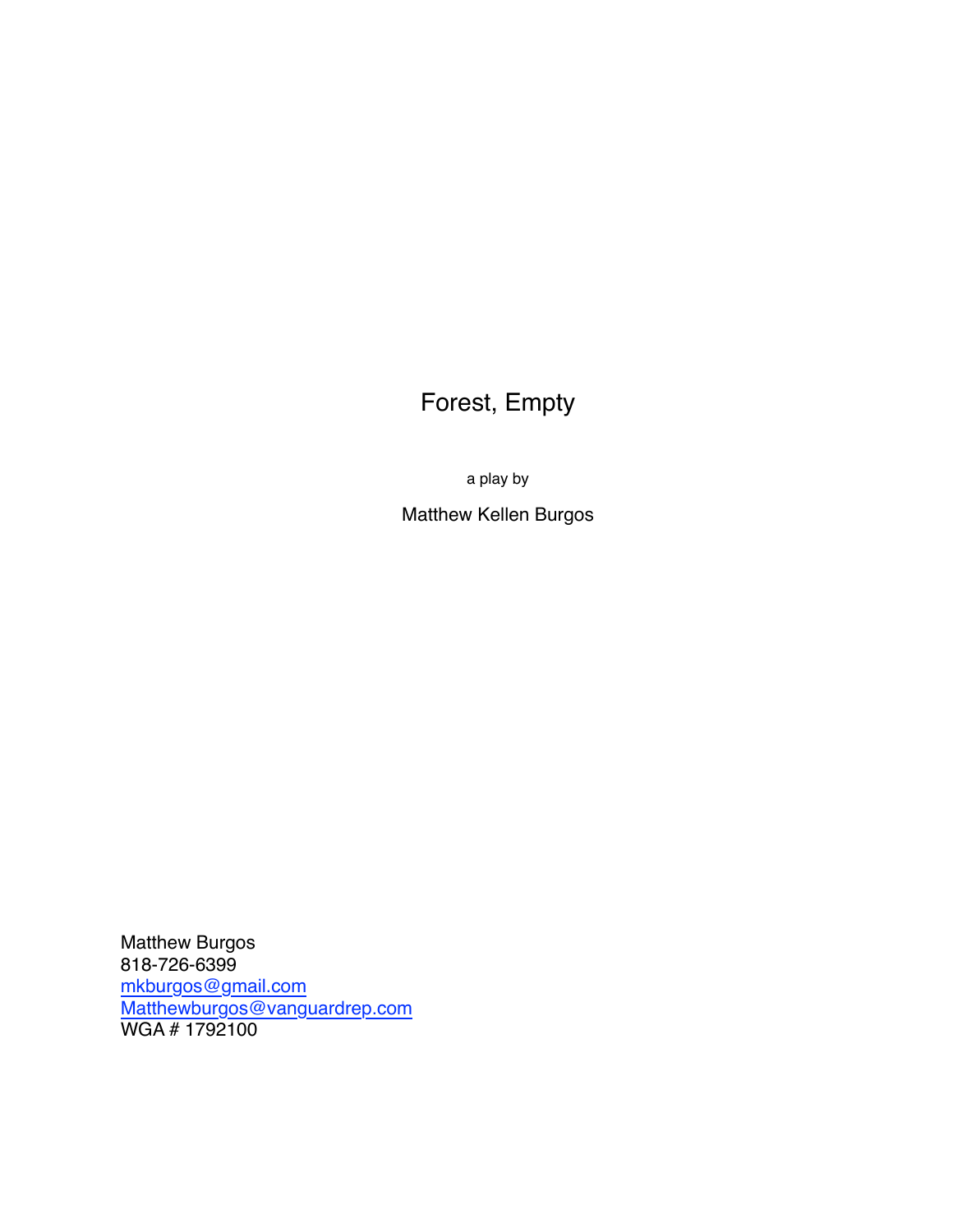# Forest, Empty

a play by

Matthew Kellen Burgos

Matthew Burgos
818-726-6399
mkburgos@gmail.com
Matthewburgos@vanguardrep.com
WGA # 1792100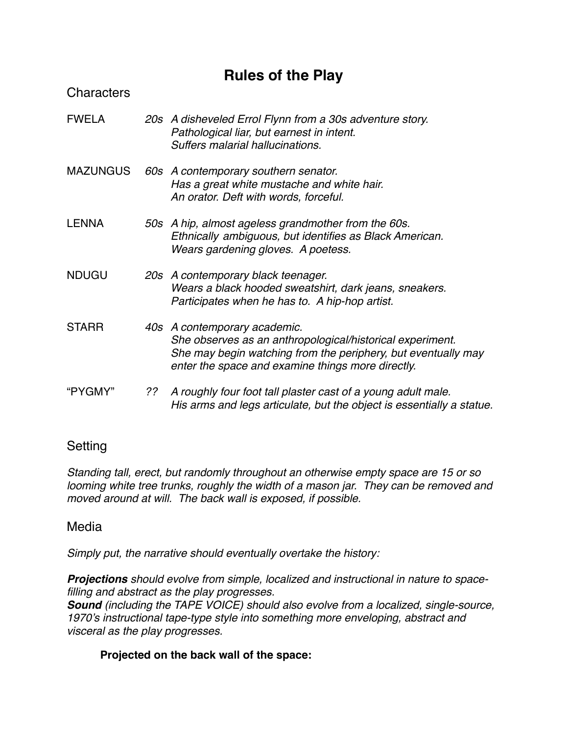# Rules of the Play

## Characters

| | | |
|---|---|---|
| FWELA | *20s* | *A disheveled Errol Flynn from a 30s adventure story. Pathological liar, but earnest in intent. Suffers malarial hallucinations.* |
| MAZUNGUS | *60s* | *A contemporary southern senator. Has a great white mustache and white hair. An orator. Deft with words, forceful.* |
| LENNA | *50s* | *A hip, almost ageless grandmother from the 60s. Ethnically ambiguous, but identifies as Black American. Wears gardening gloves. A poetess.* |
| NDUGU | *20s* | *A contemporary black teenager. Wears a black hooded sweatshirt, dark jeans, sneakers. Participates when he has to. A hip-hop artist.* |
| STARR | *40s* | *A contemporary academic. She observes as an anthropological/historical experiment. She may begin watching from the periphery, but eventually may enter the space and examine things more directly.* |
| "PYGMY" | *??* | *A roughly four foot tall plaster cast of a young adult male. His arms and legs articulate, but the object is essentially a statue.* |

## Setting

*Standing tall, erect, but randomly throughout an otherwise empty space are 15 or so looming white tree trunks, roughly the width of a mason jar. They can be removed and moved around at will. The back wall is exposed, if possible.*

## Media

*Simply put, the narrative should eventually overtake the history:*

***Projections** should evolve from simple, localized and instructional in nature to space-filling and abstract as the play progresses.*
***Sound** (including the TAPE VOICE) should also evolve from a localized, single-source, 1970's instructional tape-type style into something more enveloping, abstract and visceral as the play progresses.*

**Projected on the back wall of the space:**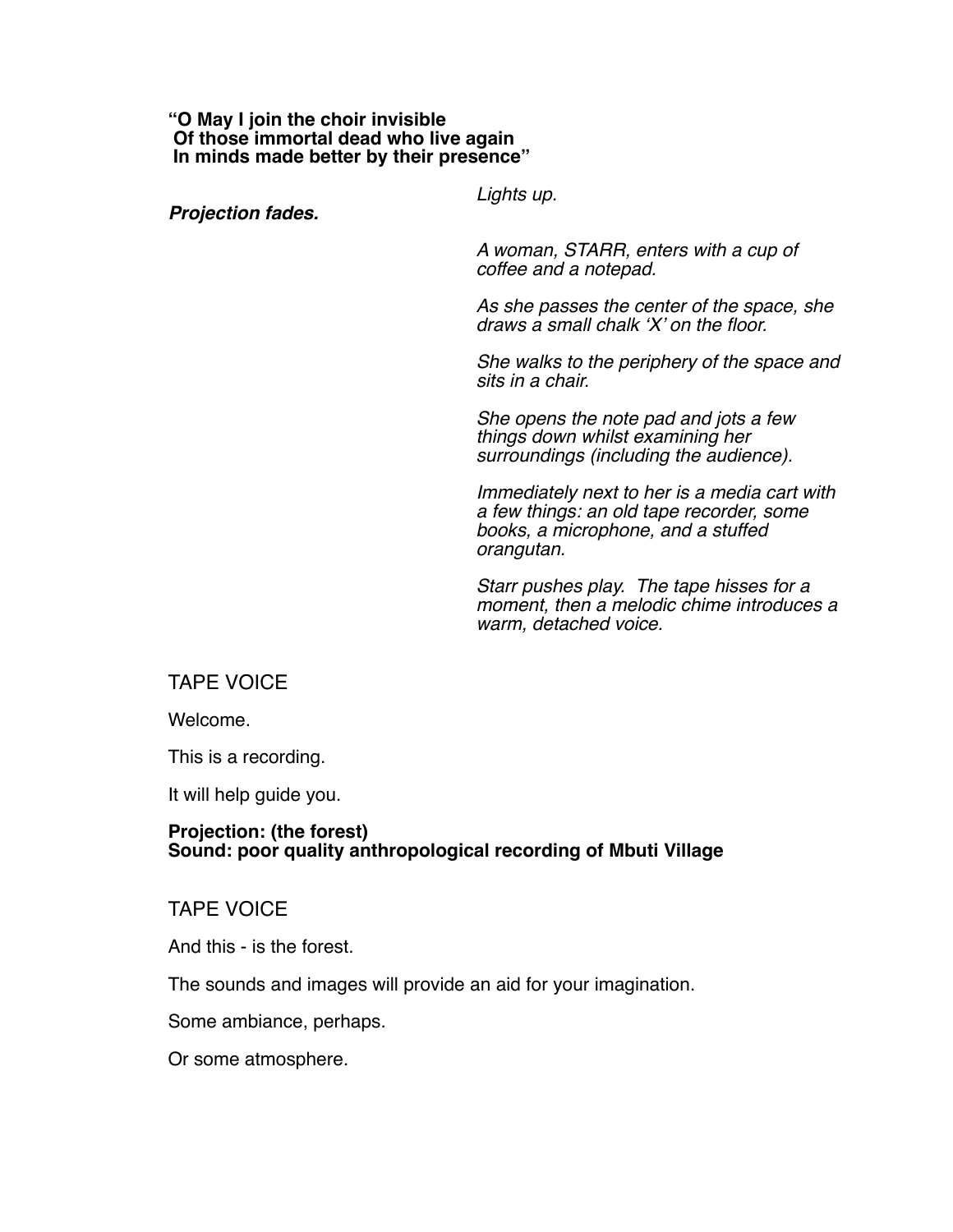**"O May I join the choir invisible**
**Of those immortal dead who live again**
**In minds made better by their presence"**

***Projection fades.***

*Lights up.*

*A woman, STARR, enters with a cup of coffee and a notepad.*

*As she passes the center of the space, she draws a small chalk 'X' on the floor.*

*She walks to the periphery of the space and sits in a chair.*

*She opens the note pad and jots a few things down whilst examining her surroundings (including the audience).*

*Immediately next to her is a media cart with a few things: an old tape recorder, some books, a microphone, and a stuffed orangutan.*

*Starr pushes play. The tape hisses for a moment, then a melodic chime introduces a warm, detached voice.*

TAPE VOICE

Welcome.

This is a recording.

It will help guide you.

**Projection: (the forest)**
**Sound: poor quality anthropological recording of Mbuti Village**

TAPE VOICE

And this - is the forest.

The sounds and images will provide an aid for your imagination.

Some ambiance, perhaps.

Or some atmosphere.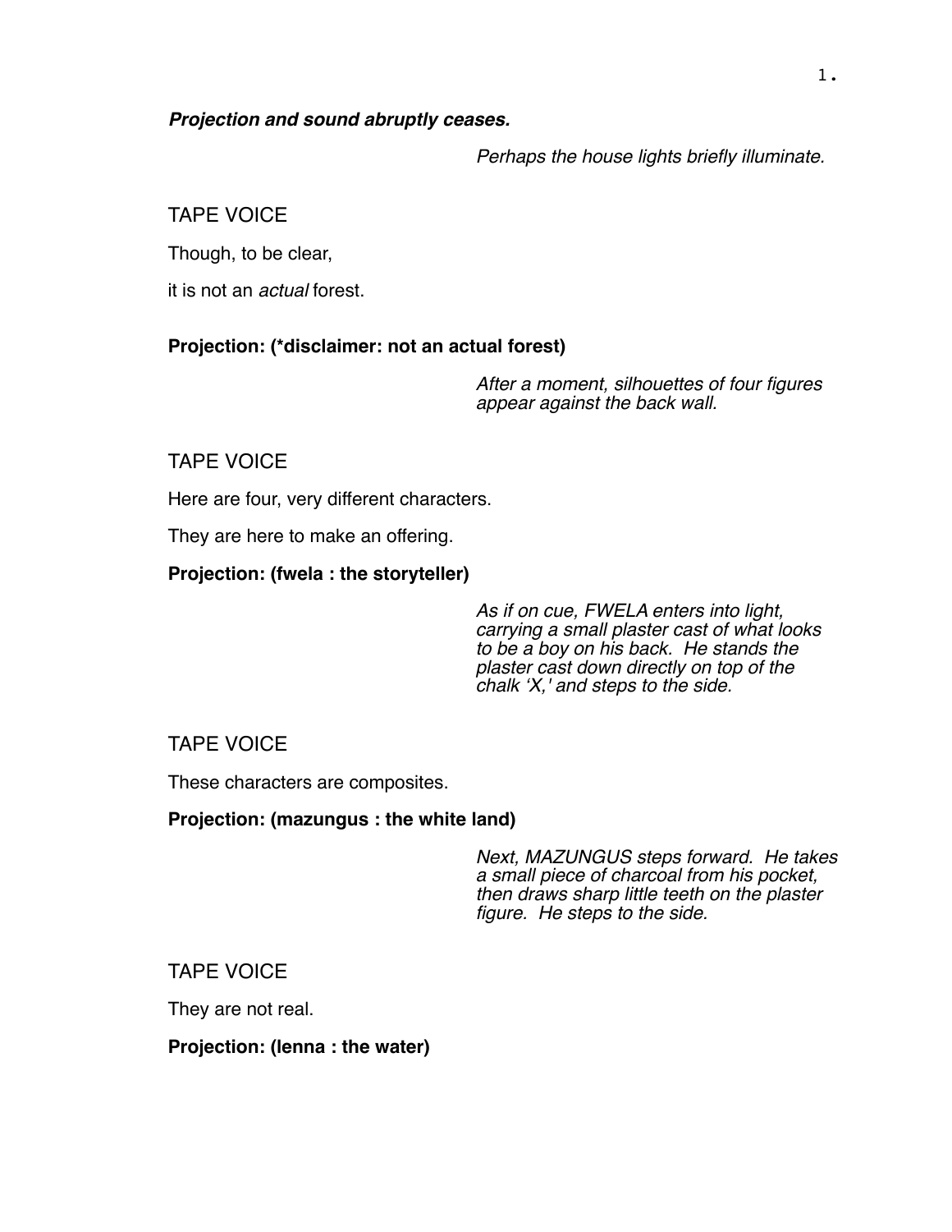***Projection and sound abruptly ceases.***

*Perhaps the house lights briefly illuminate.*

TAPE VOICE

Though, to be clear,

it is not an *actual* forest.

**Projection: (*disclaimer: not an actual forest)**

*After a moment, silhouettes of four figures appear against the back wall.*

TAPE VOICE

Here are four, very different characters.

They are here to make an offering.

**Projection: (fwela : the storyteller)**

*As if on cue, FWELA enters into light, carrying a small plaster cast of what looks to be a boy on his back. He stands the plaster cast down directly on top of the chalk 'X,' and steps to the side.*

TAPE VOICE

These characters are composites.

**Projection: (mazungus : the white land)**

*Next, MAZUNGUS steps forward. He takes a small piece of charcoal from his pocket, then draws sharp little teeth on the plaster figure. He steps to the side.*

TAPE VOICE

They are not real.

**Projection: (lenna : the water)**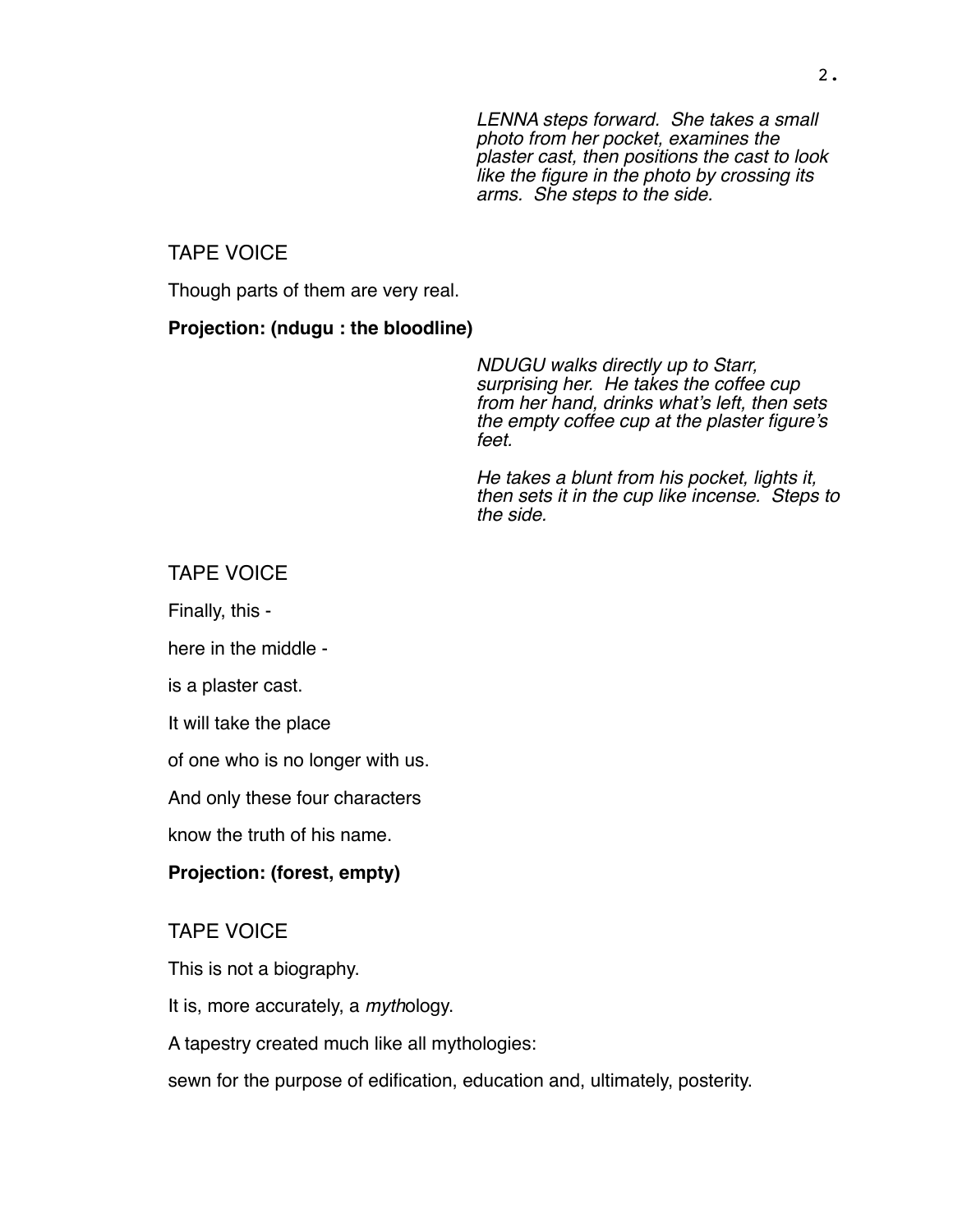*LENNA steps forward. She takes a small photo from her pocket, examines the plaster cast, then positions the cast to look like the figure in the photo by crossing its arms. She steps to the side.*

TAPE VOICE

Though parts of them are very real.

**Projection: (ndugu : the bloodline)**

*NDUGU walks directly up to Starr, surprising her. He takes the coffee cup from her hand, drinks what's left, then sets the empty coffee cup at the plaster figure's feet.*

*He takes a blunt from his pocket, lights it, then sets it in the cup like incense. Steps to the side.*

TAPE VOICE

Finally, this -

here in the middle -

is a plaster cast.

It will take the place

of one who is no longer with us.

And only these four characters

know the truth of his name.

**Projection: (forest, empty)**

TAPE VOICE

This is not a biography.

It is, more accurately, a *myth*ology.

A tapestry created much like all mythologies:

sewn for the purpose of edification, education and, ultimately, posterity.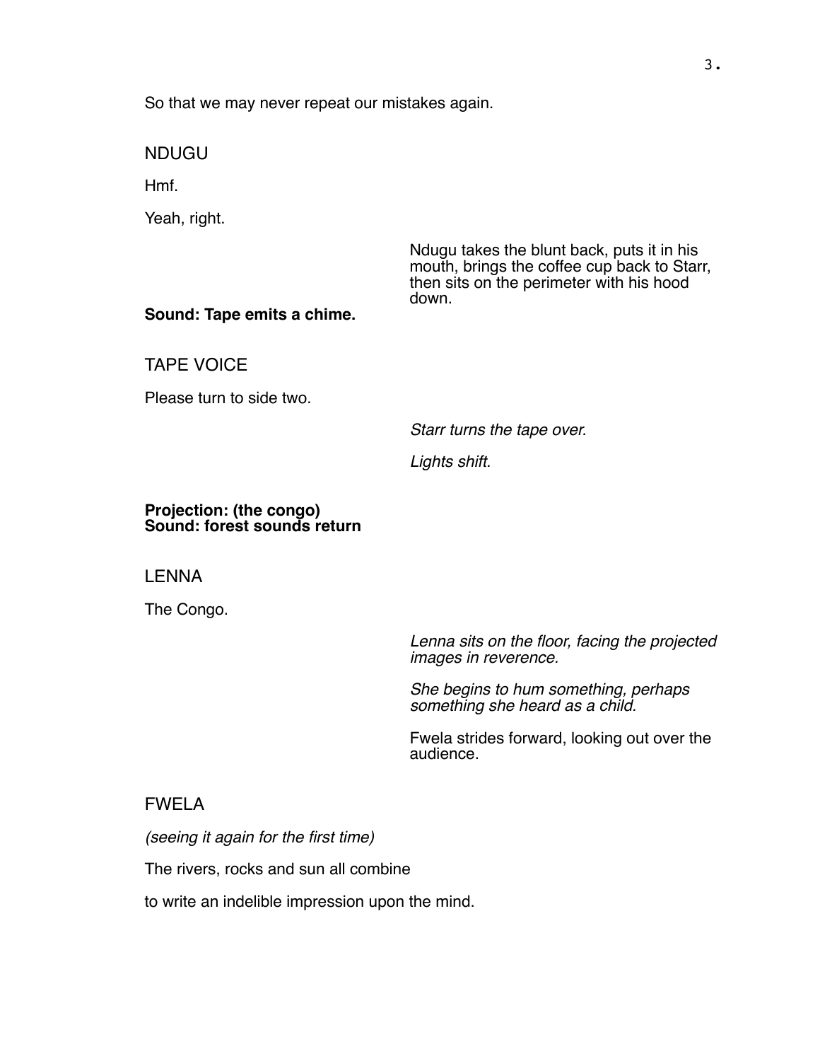So that we may never repeat our mistakes again.

NDUGU

Hmf.

Yeah, right.

Ndugu takes the blunt back, puts it in his mouth, brings the coffee cup back to Starr, then sits on the perimeter with his hood down.

**Sound: Tape emits a chime.**

TAPE VOICE

Please turn to side two.

*Starr turns the tape over.*

*Lights shift.*

**Projection: (the congo)**
**Sound: forest sounds return**

LENNA

The Congo.

*Lenna sits on the floor, facing the projected images in reverence.*

*She begins to hum something, perhaps something she heard as a child.*

Fwela strides forward, looking out over the audience.

FWELA

*(seeing it again for the first time)*

The rivers, rocks and sun all combine

to write an indelible impression upon the mind.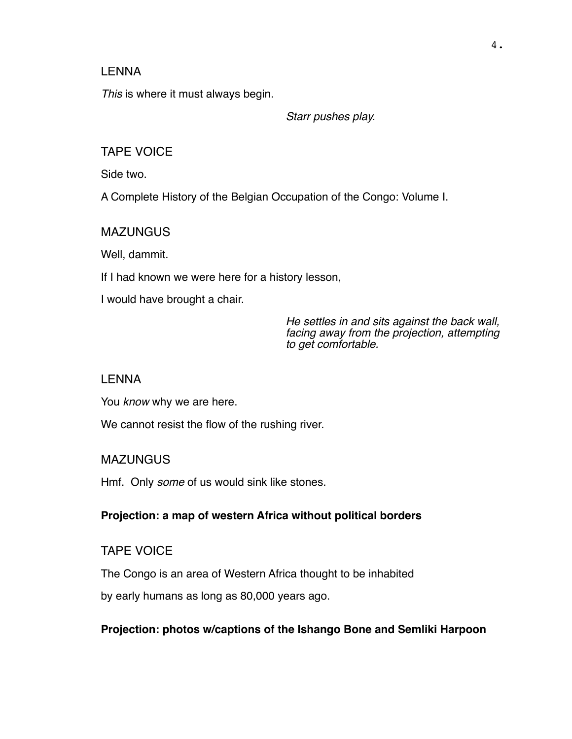LENNA

*This* is where it must always begin.

*Starr pushes play.*

TAPE VOICE

Side two.

A Complete History of the Belgian Occupation of the Congo: Volume I.

MAZUNGUS

Well, dammit.

If I had known we were here for a history lesson,

I would have brought a chair.

*He settles in and sits against the back wall, facing away from the projection, attempting to get comfortable.*

LENNA

You *know* why we are here.

We cannot resist the flow of the rushing river.

MAZUNGUS

Hmf. Only *some* of us would sink like stones.

**Projection: a map of western Africa without political borders**

TAPE VOICE

The Congo is an area of Western Africa thought to be inhabited

by early humans as long as 80,000 years ago.

**Projection: photos w/captions of the Ishango Bone and Semliki Harpoon**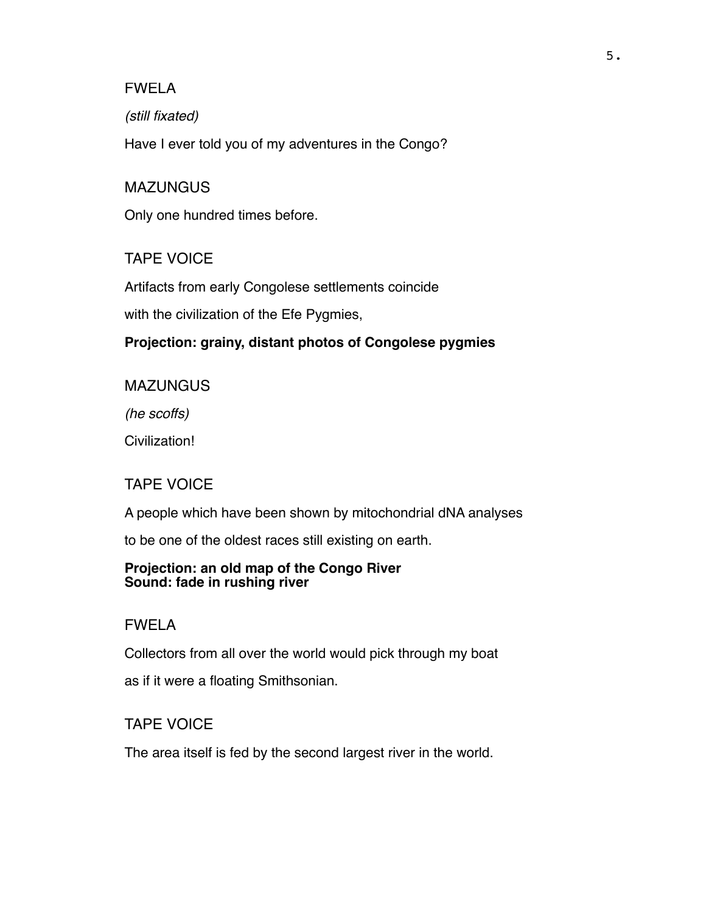FWELA

*(still fixated)*

Have I ever told you of my adventures in the Congo?

MAZUNGUS

Only one hundred times before.

TAPE VOICE

Artifacts from early Congolese settlements coincide

with the civilization of the Efe Pygmies,

**Projection: grainy, distant photos of Congolese pygmies**

MAZUNGUS

*(he scoffs)*

Civilization!

TAPE VOICE

A people which have been shown by mitochondrial dNA analyses

to be one of the oldest races still existing on earth.

**Projection: an old map of the Congo River**
**Sound: fade in rushing river**

FWELA

Collectors from all over the world would pick through my boat

as if it were a floating Smithsonian.

TAPE VOICE

The area itself is fed by the second largest river in the world.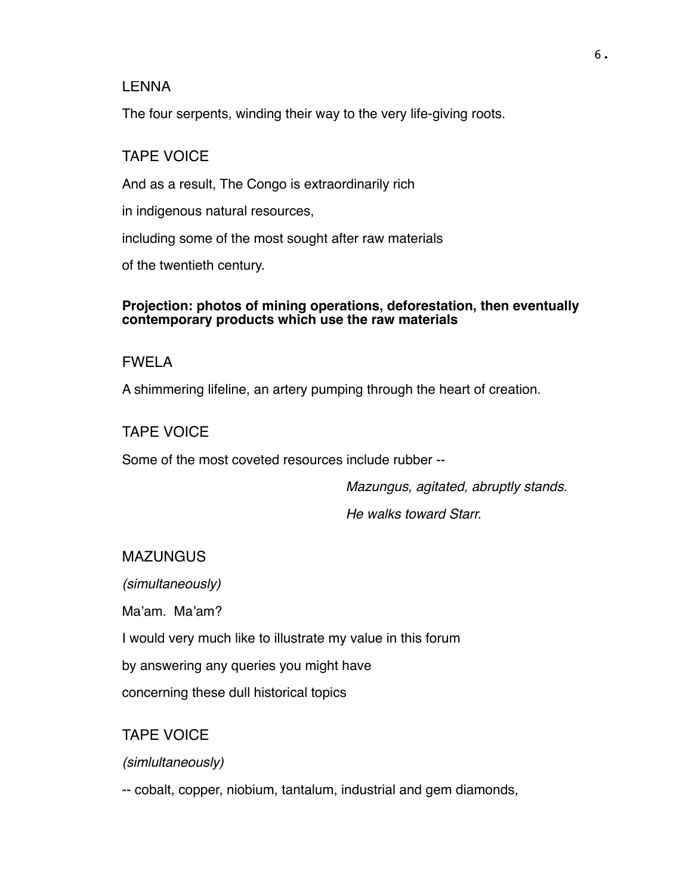LENNA

The four serpents, winding their way to the very life-giving roots.

TAPE VOICE

And as a result, The Congo is extraordinarily rich

in indigenous natural resources,

including some of the most sought after raw materials

of the twentieth century.

**Projection: photos of mining operations, deforestation, then eventually contemporary products which use the raw materials**

FWELA

A shimmering lifeline, an artery pumping through the heart of creation.

TAPE VOICE

Some of the most coveted resources include rubber --

*Mazungus, agitated, abruptly stands.*

*He walks toward Starr.*

MAZUNGUS

*(simultaneously)*

Ma'am. Ma'am?

I would very much like to illustrate my value in this forum

by answering any queries you might have

concerning these dull historical topics

TAPE VOICE

*(simlultaneously)*

-- cobalt, copper, niobium, tantalum, industrial and gem diamonds,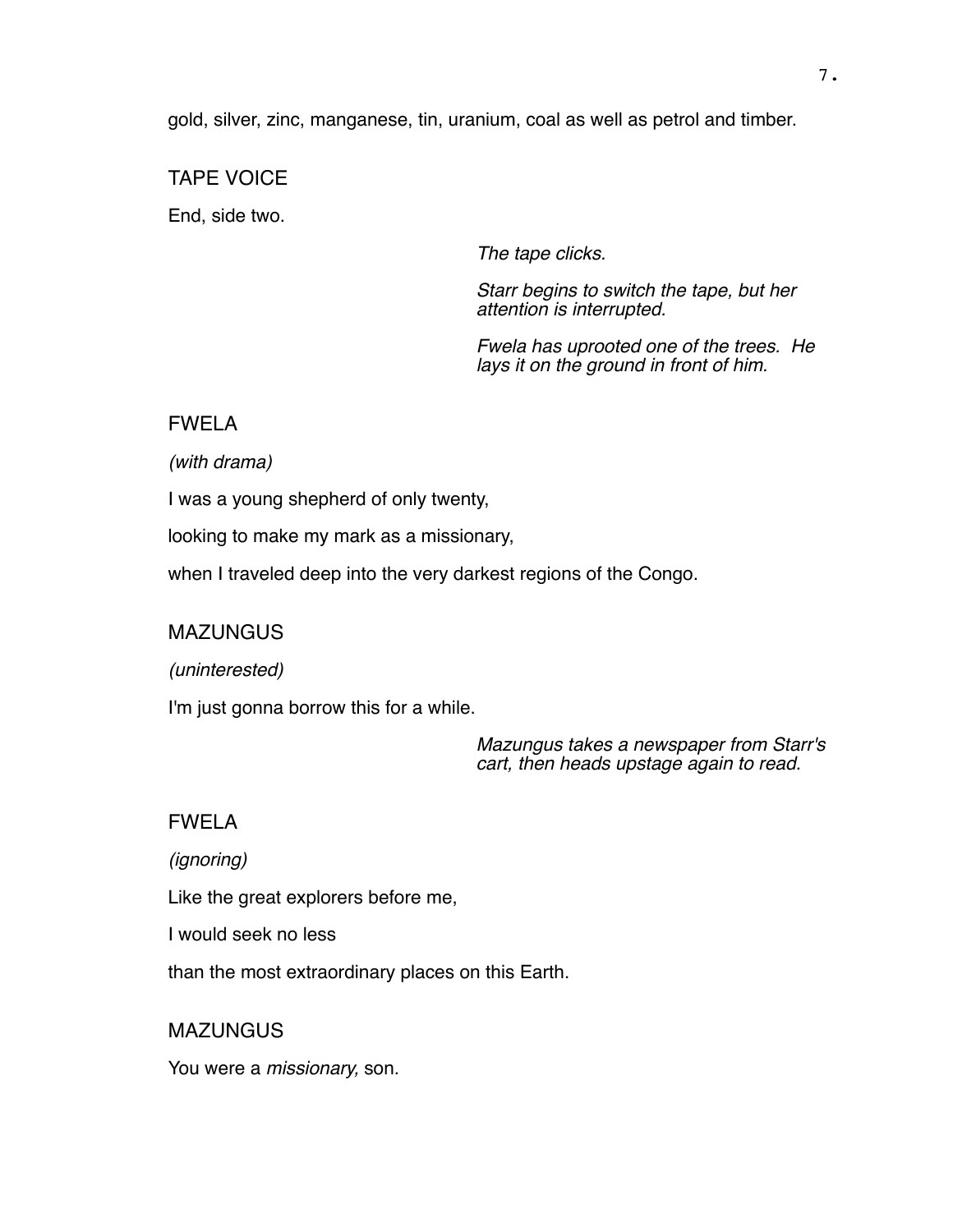gold, silver, zinc, manganese, tin, uranium, coal as well as petrol and timber.

TAPE VOICE

End, side two.

*The tape clicks.*

*Starr begins to switch the tape, but her attention is interrupted.*

*Fwela has uprooted one of the trees. He lays it on the ground in front of him.*

FWELA

*(with drama)*

I was a young shepherd of only twenty,

looking to make my mark as a missionary,

when I traveled deep into the very darkest regions of the Congo.

MAZUNGUS

*(uninterested)*

I'm just gonna borrow this for a while.

*Mazungus takes a newspaper from Starr's cart, then heads upstage again to read.*

FWELA

*(ignoring)*

Like the great explorers before me,

I would seek no less

than the most extraordinary places on this Earth.

MAZUNGUS

You were a *missionary,* son.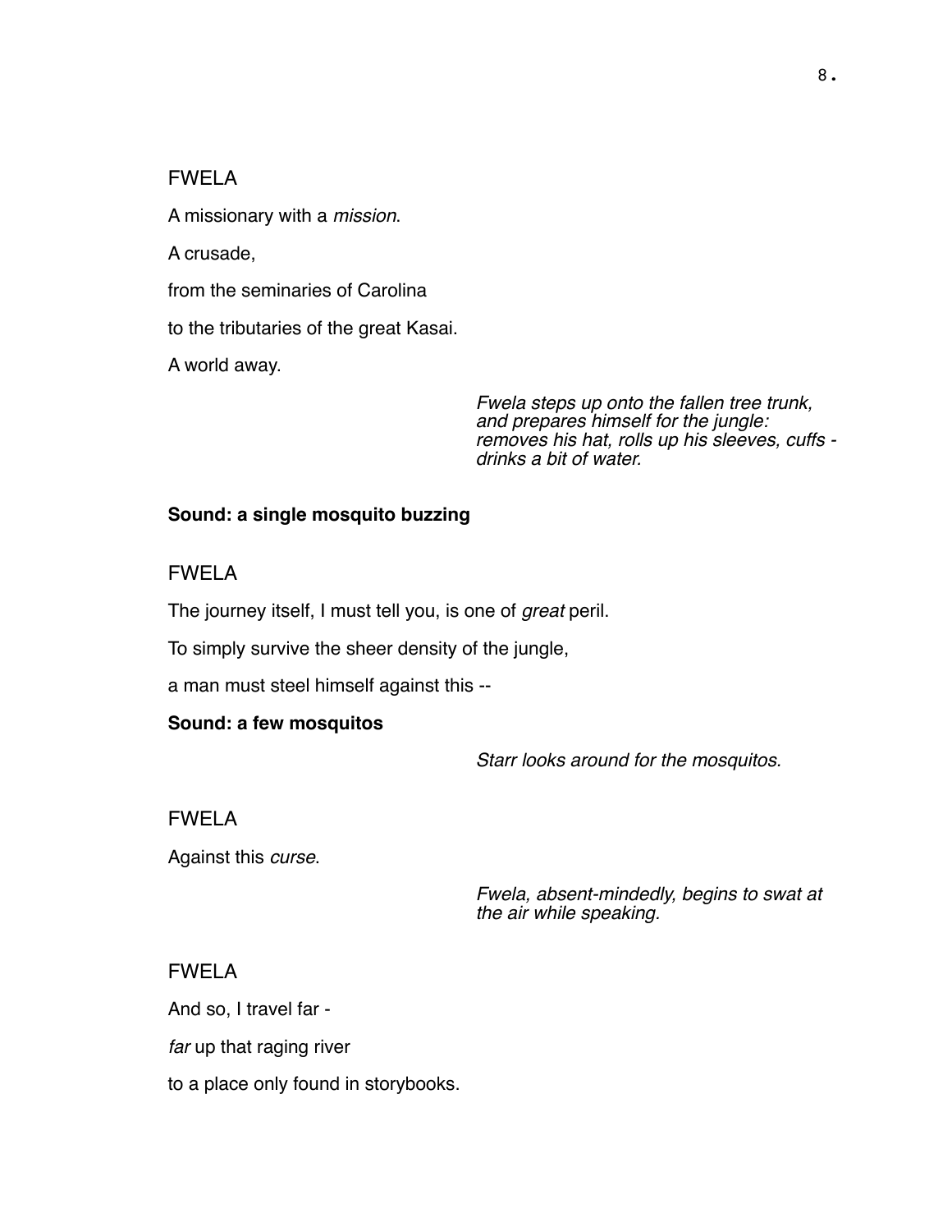FWELA

A missionary with a *mission*.

A crusade,

from the seminaries of Carolina

to the tributaries of the great Kasai.

A world away.

*Fwela steps up onto the fallen tree trunk, and prepares himself for the jungle: removes his hat, rolls up his sleeves, cuffs - drinks a bit of water.*

**Sound: a single mosquito buzzing**

FWELA

The journey itself, I must tell you, is one of *great* peril.

To simply survive the sheer density of the jungle,

a man must steel himself against this --

**Sound: a few mosquitos**

*Starr looks around for the mosquitos.*

FWELA

Against this *curse*.

*Fwela, absent-mindedly, begins to swat at the air while speaking.*

FWELA

And so, I travel far -

*far* up that raging river

to a place only found in storybooks.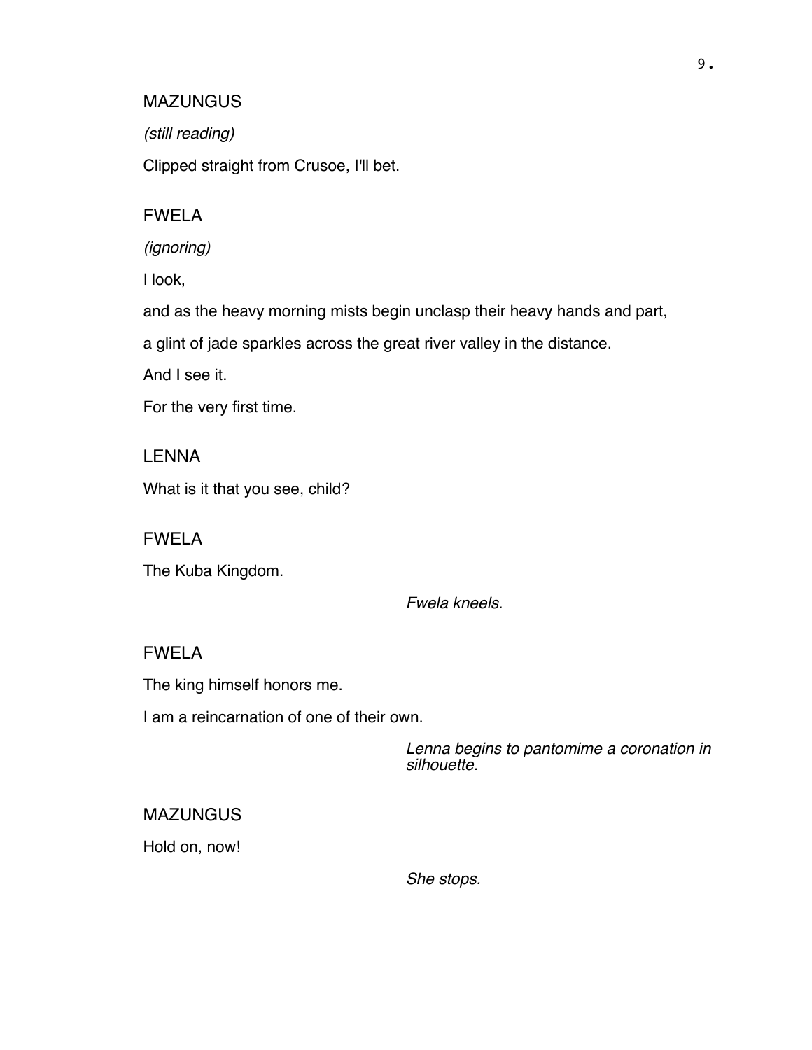MAZUNGUS

*(still reading)*

Clipped straight from Crusoe, I'll bet.

FWELA

*(ignoring)*

I look,

and as the heavy morning mists begin unclasp their heavy hands and part,

a glint of jade sparkles across the great river valley in the distance.

And I see it.

For the very first time.

LENNA

What is it that you see, child?

FWELA

The Kuba Kingdom.

*Fwela kneels.*

FWELA

The king himself honors me.

I am a reincarnation of one of their own.

*Lenna begins to pantomime a coronation in silhouette.*

MAZUNGUS

Hold on, now!

*She stops.*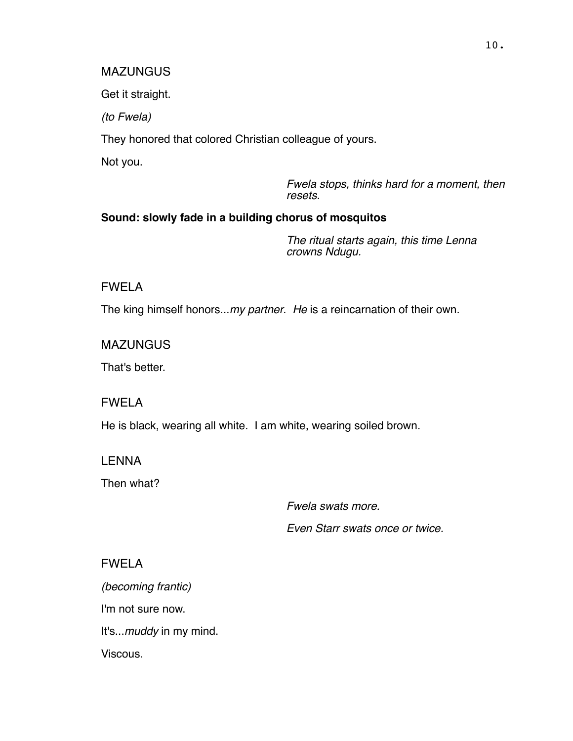MAZUNGUS

Get it straight.

*(to Fwela)*

They honored that colored Christian colleague of yours.

Not you.

*Fwela stops, thinks hard for a moment, then resets.*

**Sound: slowly fade in a building chorus of mosquitos**

*The ritual starts again, this time Lenna crowns Ndugu.*

FWELA

The king himself honors...*my partner*. *He* is a reincarnation of their own.

MAZUNGUS

That's better.

FWELA

He is black, wearing all white. I am white, wearing soiled brown.

LENNA

Then what?

*Fwela swats more.*

*Even Starr swats once or twice.*

FWELA

*(becoming frantic)*

I'm not sure now.

It's...*muddy* in my mind.

Viscous.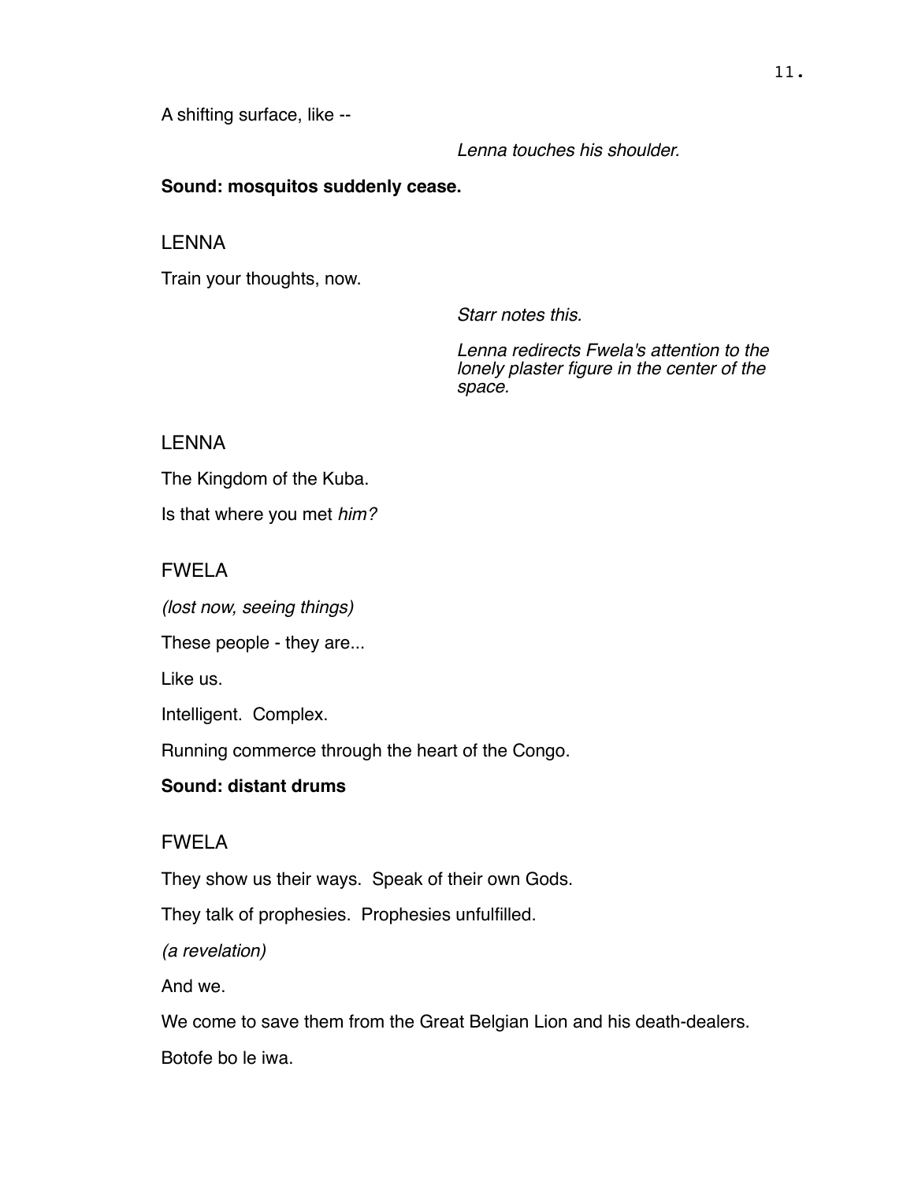A shifting surface, like --

*Lenna touches his shoulder.*

**Sound: mosquitos suddenly cease.**

LENNA

Train your thoughts, now.

*Starr notes this.*

*Lenna redirects Fwela's attention to the lonely plaster figure in the center of the space.*

LENNA

The Kingdom of the Kuba.

Is that where you met *him?*

FWELA

*(lost now, seeing things)*

These people - they are...

Like us.

Intelligent. Complex.

Running commerce through the heart of the Congo.

**Sound: distant drums**

FWELA

They show us their ways. Speak of their own Gods.

They talk of prophesies. Prophesies unfulfilled.

*(a revelation)*

And we.

We come to save them from the Great Belgian Lion and his death-dealers.

Botofe bo le iwa.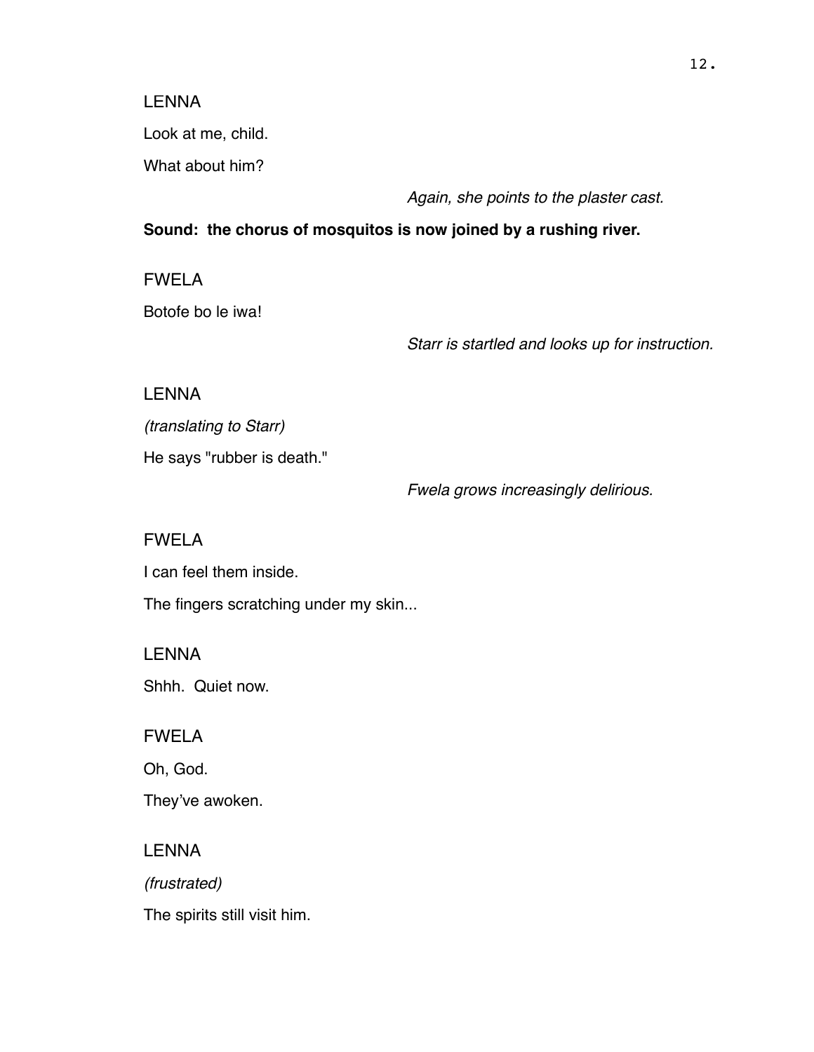LENNA

Look at me, child.

What about him?

*Again, she points to the plaster cast.*

**Sound: the chorus of mosquitos is now joined by a rushing river.**

FWELA

Botofe bo le iwa!

*Starr is startled and looks up for instruction.*

LENNA

*(translating to Starr)*

He says "rubber is death."

*Fwela grows increasingly delirious.*

FWELA

I can feel them inside.

The fingers scratching under my skin...

LENNA

Shhh. Quiet now.

FWELA

Oh, God.

They've awoken.

LENNA

*(frustrated)*

The spirits still visit him.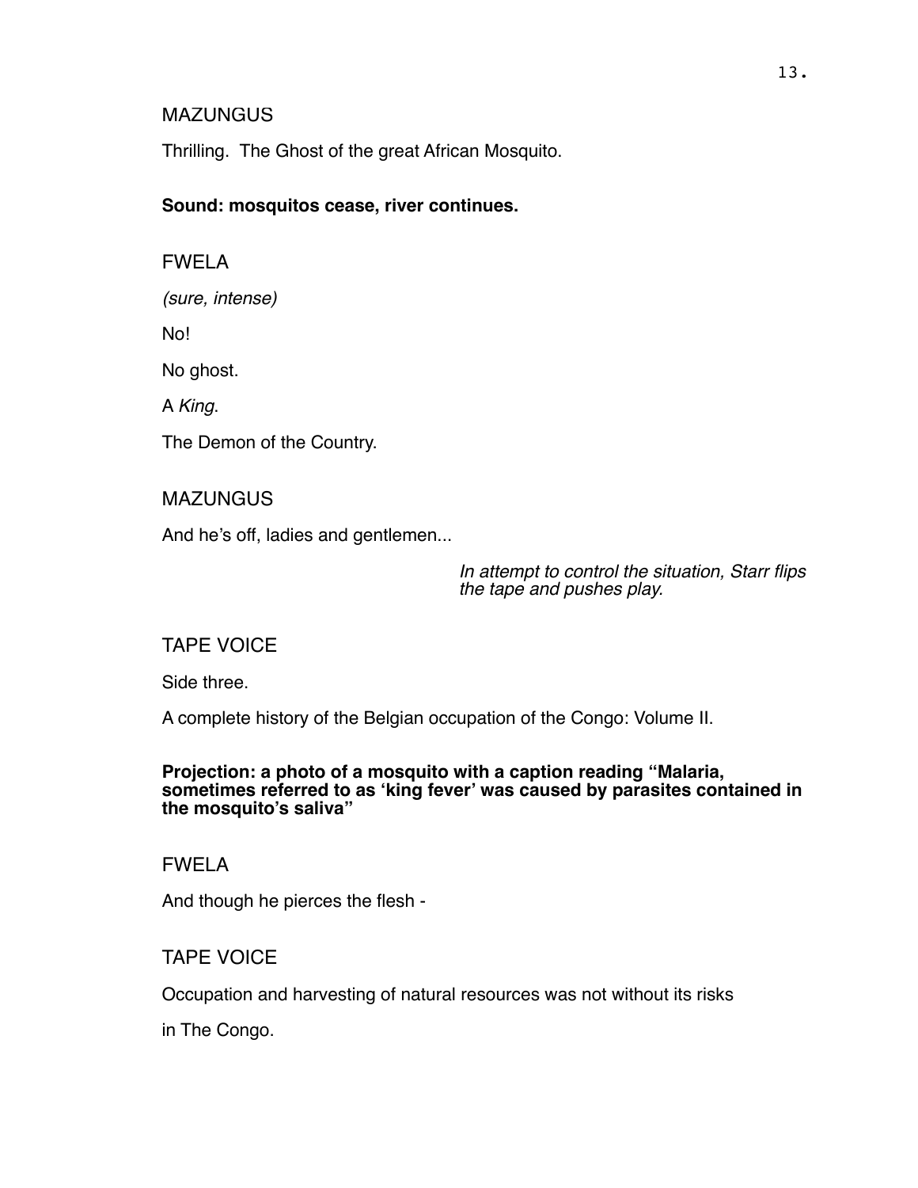MAZUNGUS

Thrilling.  The Ghost of the great African Mosquito.

**Sound: mosquitos cease, river continues.**

FWELA

*(sure, intense)*

No!

No ghost.

A *King*.

The Demon of the Country.

MAZUNGUS

And he's off, ladies and gentlemen...

*In attempt to control the situation, Starr flips the tape and pushes play.*

TAPE VOICE

Side three.

A complete history of the Belgian occupation of the Congo: Volume II.

**Projection: a photo of a mosquito with a caption reading "Malaria, sometimes referred to as 'king fever' was caused by parasites contained in the mosquito's saliva"**

FWELA

And though he pierces the flesh -

TAPE VOICE

Occupation and harvesting of natural resources was not without its risks

in The Congo.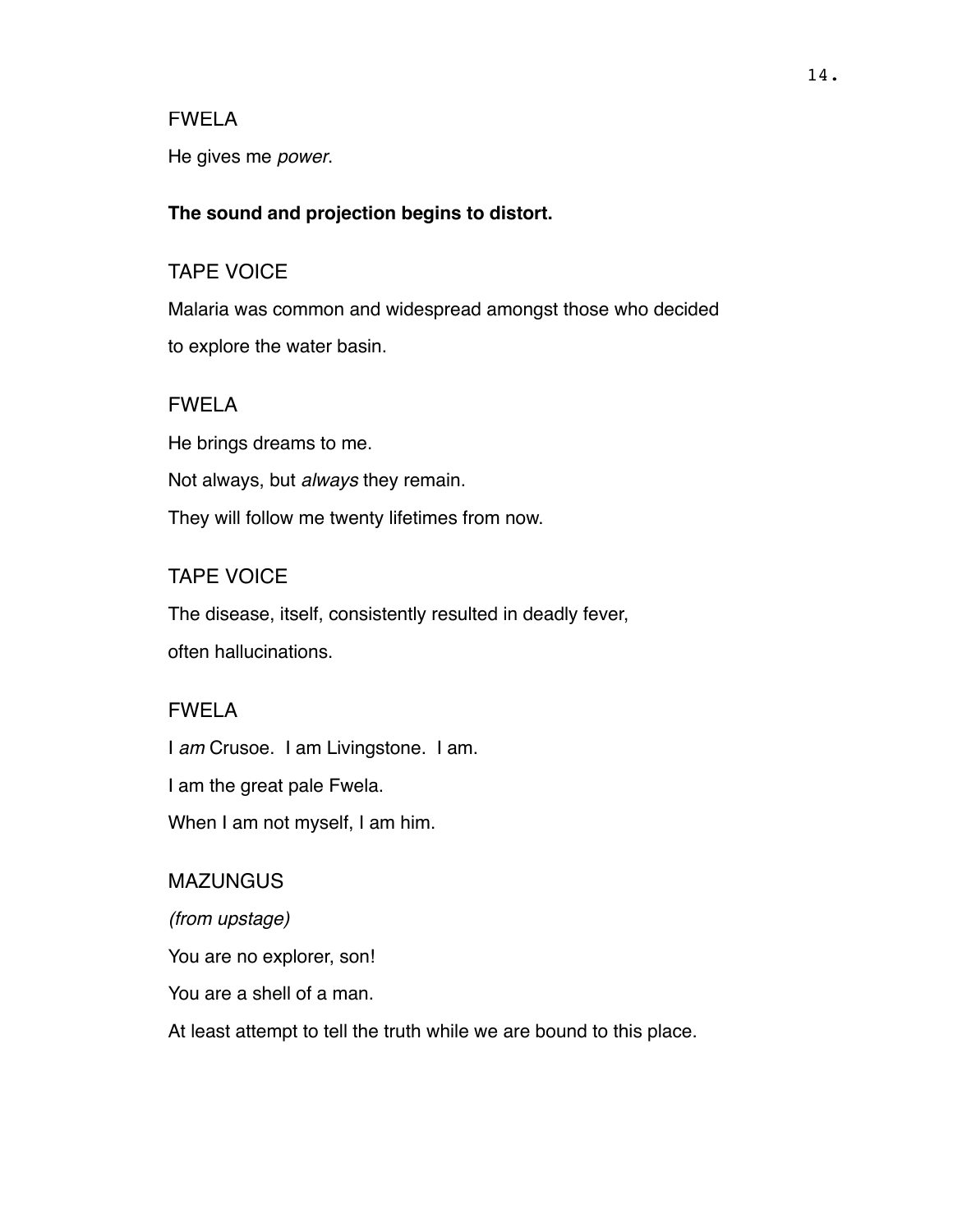FWELA

He gives me *power*.

**The sound and projection begins to distort.**

TAPE VOICE

Malaria was common and widespread amongst those who decided to explore the water basin.

FWELA

He brings dreams to me.

Not always, but *always* they remain.

They will follow me twenty lifetimes from now.

TAPE VOICE

The disease, itself, consistently resulted in deadly fever, often hallucinations.

FWELA

I *am* Crusoe. I am Livingstone. I am.

I am the great pale Fwela.

When I am not myself, I am him.

MAZUNGUS

*(from upstage)*

You are no explorer, son!

You are a shell of a man.

At least attempt to tell the truth while we are bound to this place.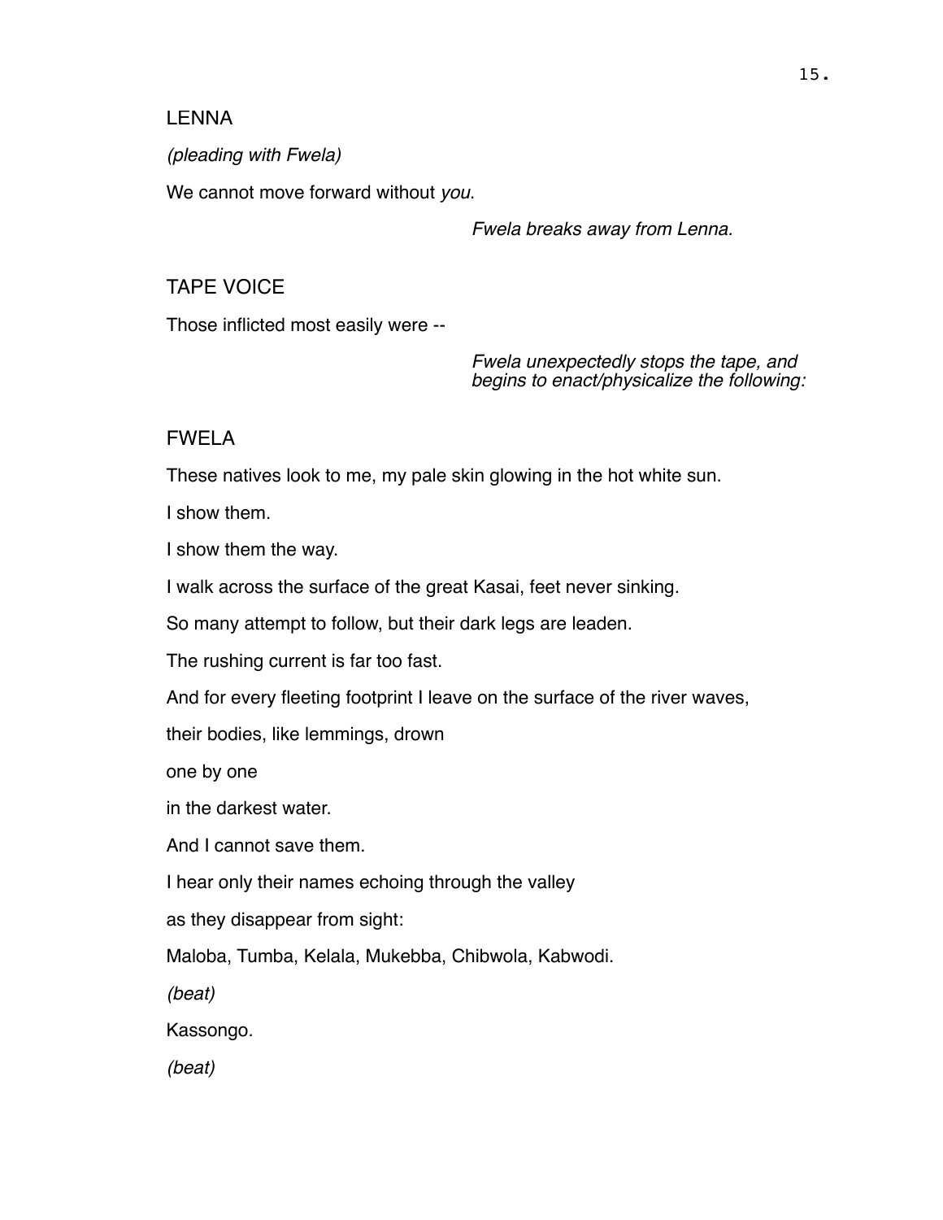LENNA

*(pleading with Fwela)*

We cannot move forward without *you*.

*Fwela breaks away from Lenna.*

TAPE VOICE

Those inflicted most easily were --

*Fwela unexpectedly stops the tape, and begins to enact/physicalize the following:*

FWELA

These natives look to me, my pale skin glowing in the hot white sun.

I show them.

I show them the way.

I walk across the surface of the great Kasai, feet never sinking.

So many attempt to follow, but their dark legs are leaden.

The rushing current is far too fast.

And for every fleeting footprint I leave on the surface of the river waves,

their bodies, like lemmings, drown

one by one

in the darkest water.

And I cannot save them.

I hear only their names echoing through the valley

as they disappear from sight:

Maloba, Tumba, Kelala, Mukebba, Chibwola, Kabwodi.

*(beat)*

Kassongo.

*(beat)*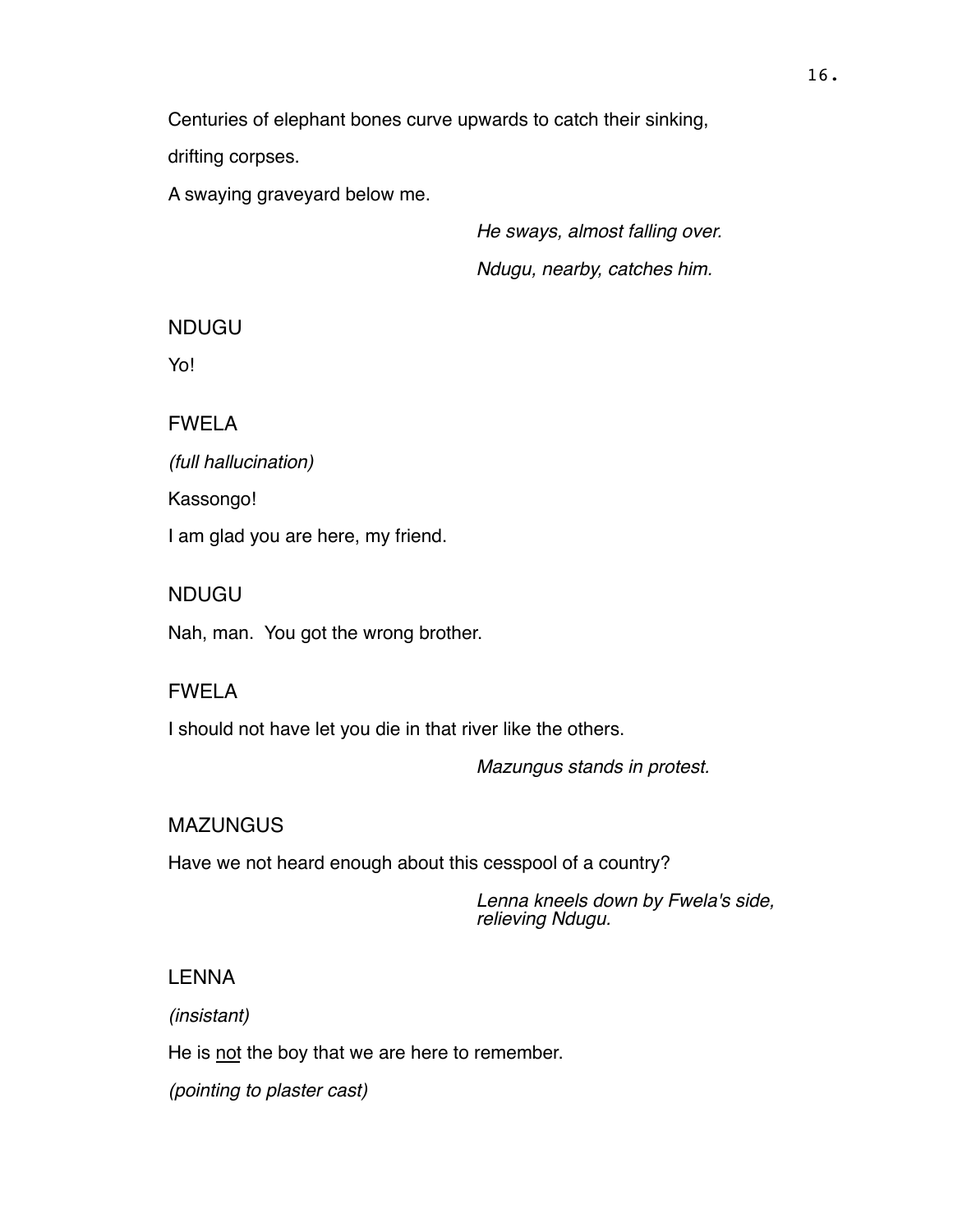Centuries of elephant bones curve upwards to catch their sinking,

drifting corpses.

A swaying graveyard below me.

*He sways, almost falling over.*

*Ndugu, nearby, catches him.*

NDUGU

Yo!

FWELA

*(full hallucination)*

Kassongo!

I am glad you are here, my friend.

NDUGU

Nah, man.  You got the wrong brother.

FWELA

I should not have let you die in that river like the others.

*Mazungus stands in protest.*

MAZUNGUS

Have we not heard enough about this cesspool of a country?

*Lenna kneels down by Fwela's side, relieving Ndugu.*

LENNA

*(insistent)*

He is <u>not</u> the boy that we are here to remember.

*(pointing to plaster cast)*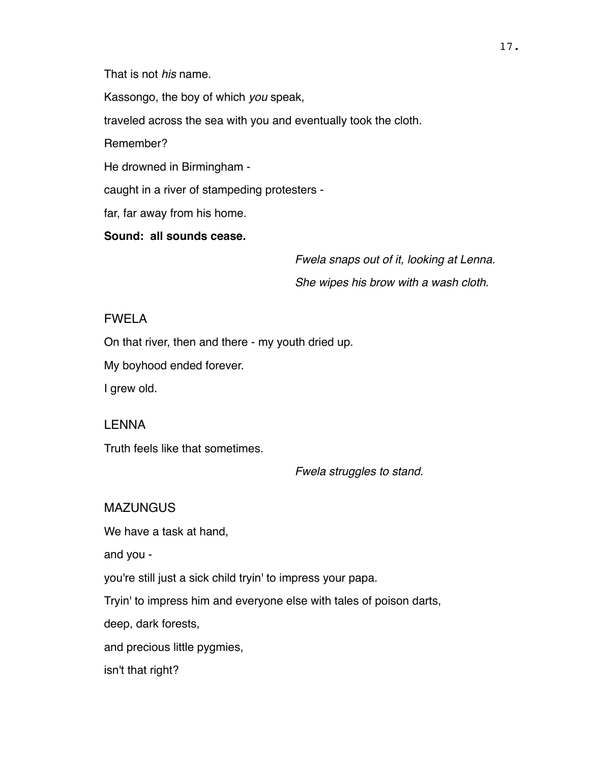That is not *his* name.

Kassongo, the boy of which *you* speak,

traveled across the sea with you and eventually took the cloth.

Remember?

He drowned in Birmingham -

caught in a river of stampeding protesters -

far, far away from his home.

**Sound: all sounds cease.**

*Fwela snaps out of it, looking at Lenna.*

*She wipes his brow with a wash cloth.*

FWELA

On that river, then and there - my youth dried up.

My boyhood ended forever.

I grew old.

LENNA

Truth feels like that sometimes.

*Fwela struggles to stand.*

MAZUNGUS

We have a task at hand,

and you -

you're still just a sick child tryin' to impress your papa.

Tryin' to impress him and everyone else with tales of poison darts,

deep, dark forests,

and precious little pygmies,

isn't that right?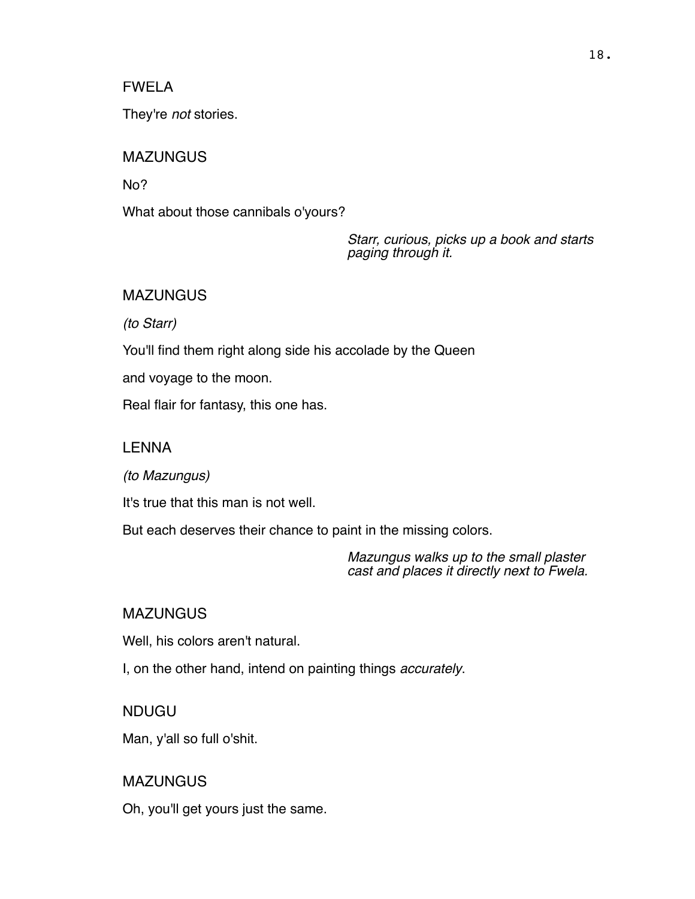FWELA

They're *not* stories.

MAZUNGUS

No?

What about those cannibals o'yours?

*Starr, curious, picks up a book and starts paging through it.*

MAZUNGUS

*(to Starr)*

You'll find them right along side his accolade by the Queen

and voyage to the moon.

Real flair for fantasy, this one has.

LENNA

*(to Mazungus)*

It's true that this man is not well.

But each deserves their chance to paint in the missing colors.

*Mazungus walks up to the small plaster cast and places it directly next to Fwela.*

MAZUNGUS

Well, his colors aren't natural.

I, on the other hand, intend on painting things *accurately*.

NDUGU

Man, y'all so full o'shit.

MAZUNGUS

Oh, you'll get yours just the same.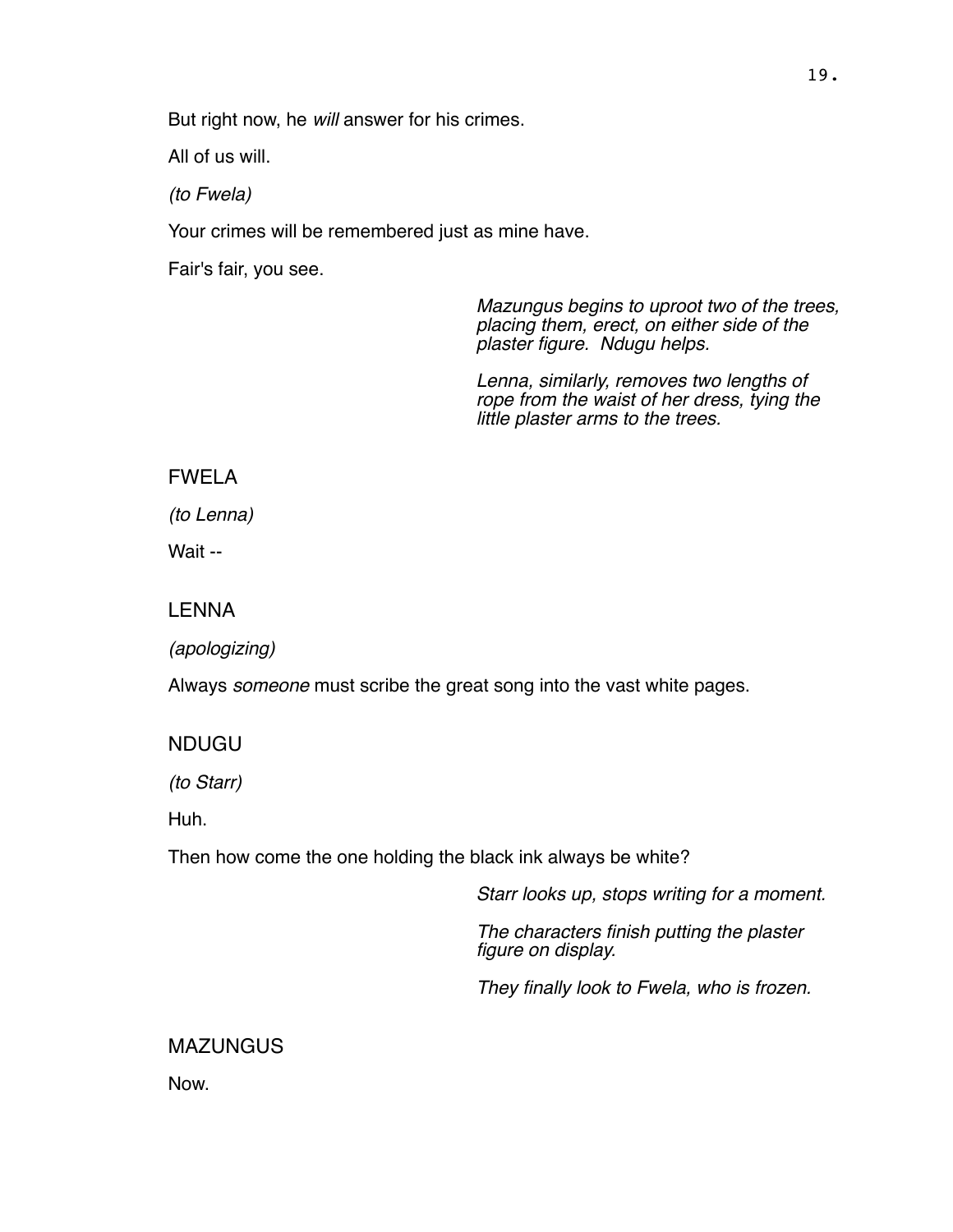But right now, he *will* answer for his crimes.

All of us will.

*(to Fwela)*

Your crimes will be remembered just as mine have.

Fair's fair, you see.

*Mazungus begins to uproot two of the trees, placing them, erect, on either side of the plaster figure. Ndugu helps.*

*Lenna, similarly, removes two lengths of rope from the waist of her dress, tying the little plaster arms to the trees.*

FWELA

*(to Lenna)*

Wait --

LENNA

*(apologizing)*

Always *someone* must scribe the great song into the vast white pages.

NDUGU

*(to Starr)*

Huh.

Then how come the one holding the black ink always be white?

*Starr looks up, stops writing for a moment.*

*The characters finish putting the plaster figure on display.*

*They finally look to Fwela, who is frozen.*

MAZUNGUS

Now.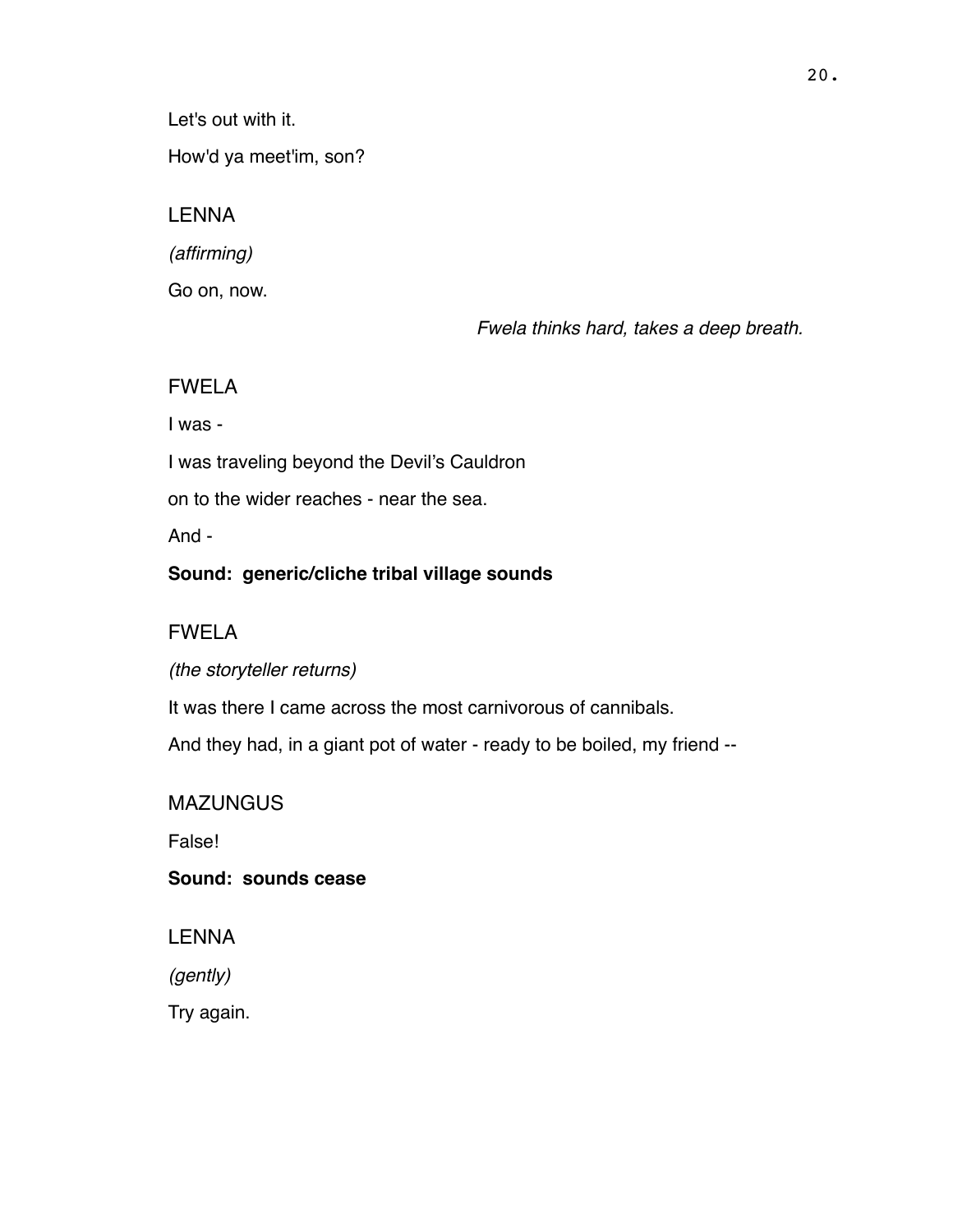Let's out with it.

How'd ya meet'im, son?

LENNA

*(affirming)*

Go on, now.

*Fwela thinks hard, takes a deep breath.*

FWELA

I was -

I was traveling beyond the Devil's Cauldron

on to the wider reaches - near the sea.

And -

**Sound: generic/cliche tribal village sounds**

FWELA

*(the storyteller returns)*

It was there I came across the most carnivorous of cannibals.

And they had, in a giant pot of water - ready to be boiled, my friend --

MAZUNGUS

False!

**Sound: sounds cease**

LENNA

*(gently)*

Try again.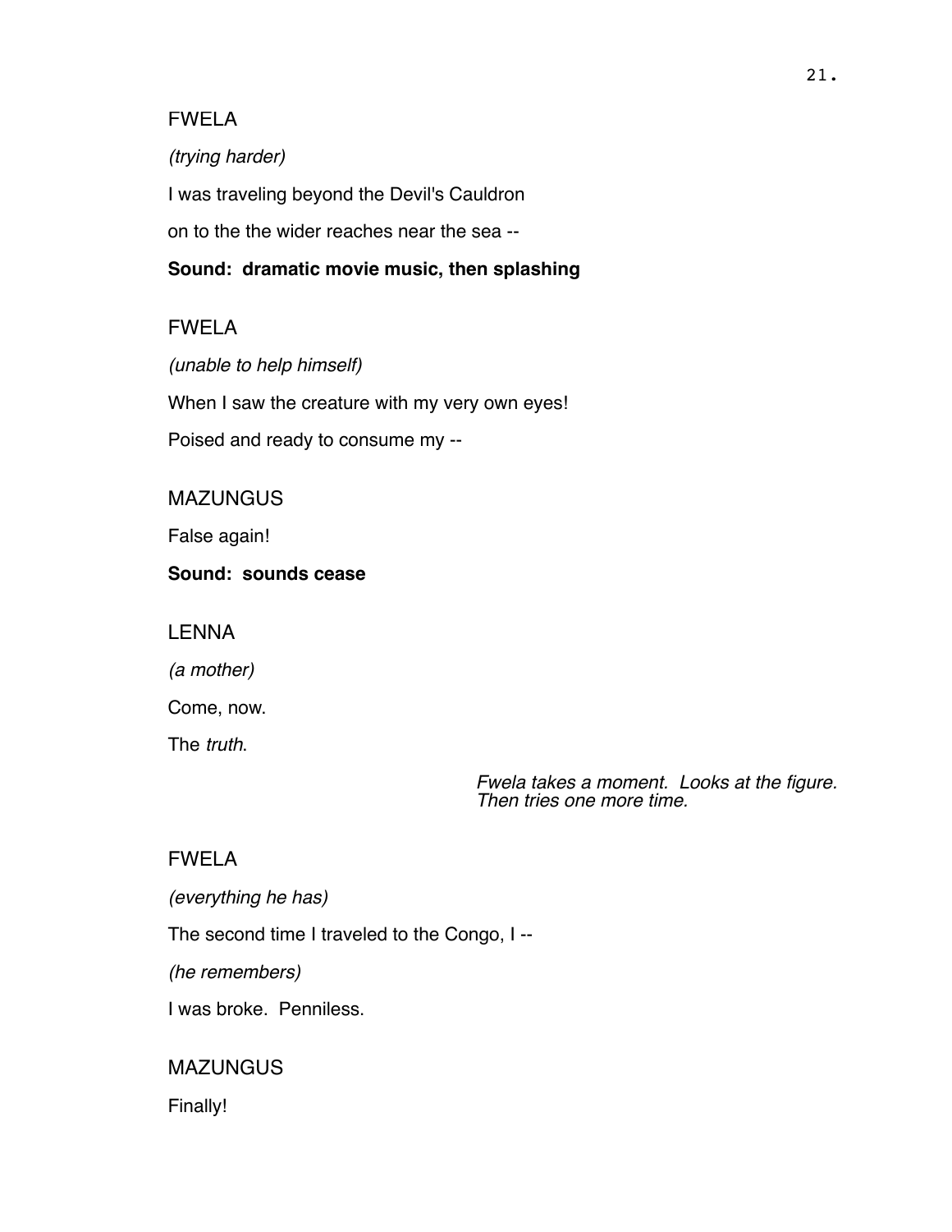FWELA

*(trying harder)*

I was traveling beyond the Devil's Cauldron

on to the the wider reaches near the sea --

**Sound: dramatic movie music, then splashing**

FWELA

*(unable to help himself)*

When I saw the creature with my very own eyes!

Poised and ready to consume my --

MAZUNGUS

False again!

**Sound: sounds cease**

LENNA

*(a mother)*

Come, now.

The *truth*.

*Fwela takes a moment. Looks at the figure. Then tries one more time.*

FWELA

*(everything he has)*

The second time I traveled to the Congo, I --

*(he remembers)*

I was broke. Penniless.

MAZUNGUS

Finally!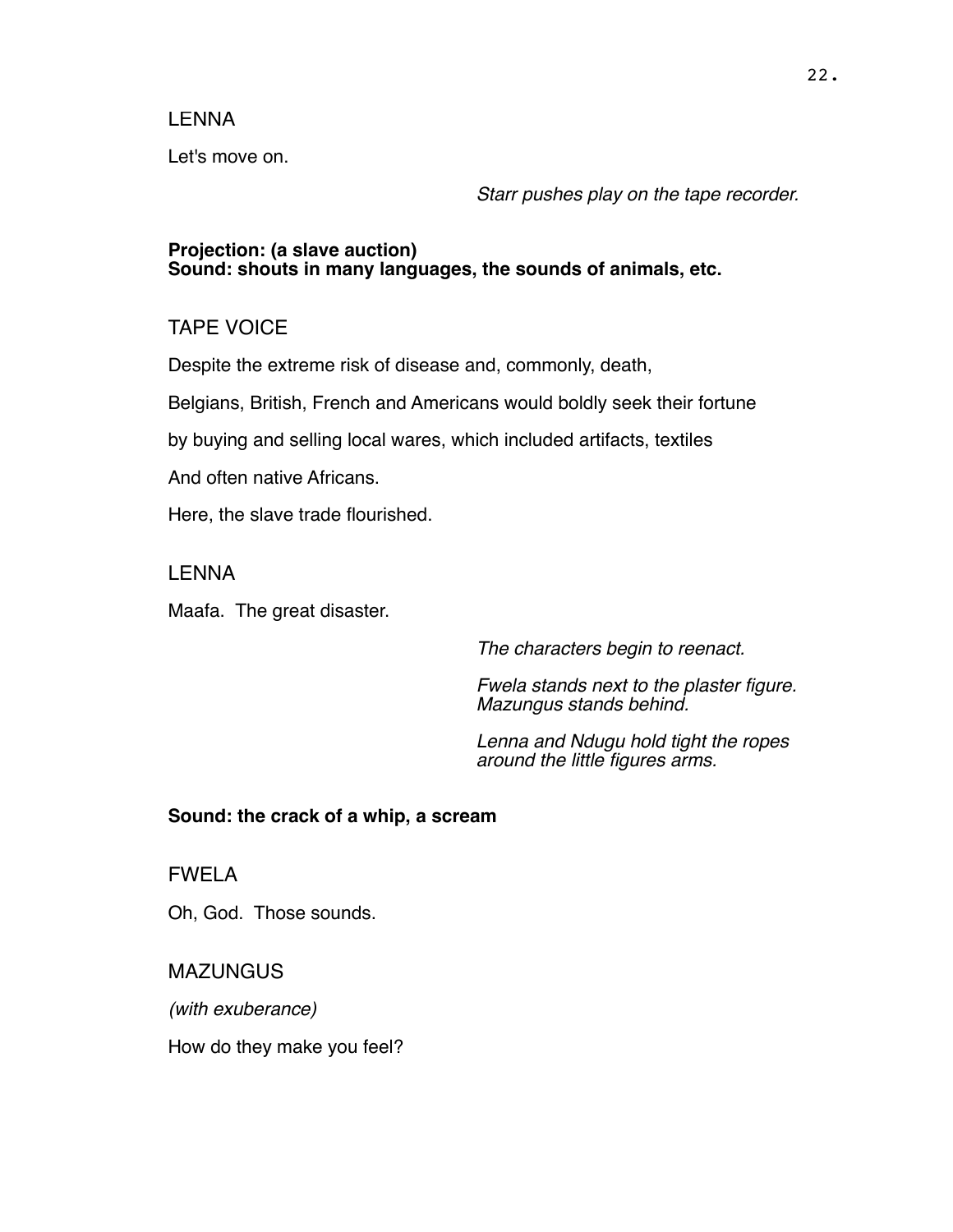LENNA

Let's move on.

*Starr pushes play on the tape recorder.*

**Projection: (a slave auction)**
**Sound: shouts in many languages, the sounds of animals, etc.**

TAPE VOICE

Despite the extreme risk of disease and, commonly, death,

Belgians, British, French and Americans would boldly seek their fortune

by buying and selling local wares, which included artifacts, textiles

And often native Africans.

Here, the slave trade flourished.

LENNA

Maafa. The great disaster.

*The characters begin to reenact.*

*Fwela stands next to the plaster figure. Mazungus stands behind.*

*Lenna and Ndugu hold tight the ropes around the little figures arms.*

**Sound: the crack of a whip, a scream**

FWELA

Oh, God. Those sounds.

MAZUNGUS

*(with exuberance)*

How do they make you feel?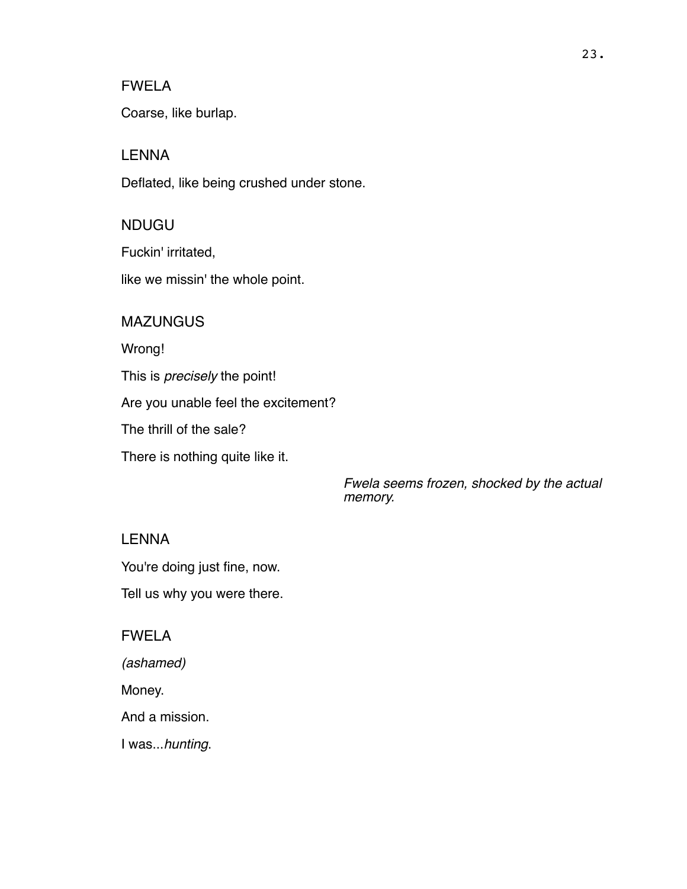FWELA

Coarse, like burlap.

LENNA

Deflated, like being crushed under stone.

NDUGU

Fuckin' irritated,

like we missin' the whole point.

MAZUNGUS

Wrong!

This is *precisely* the point!

Are you unable feel the excitement?

The thrill of the sale?

There is nothing quite like it.

*Fwela seems frozen, shocked by the actual memory.*

LENNA

You're doing just fine, now.

Tell us why you were there.

FWELA

*(ashamed)*

Money.

And a mission.

I was...*hunting*.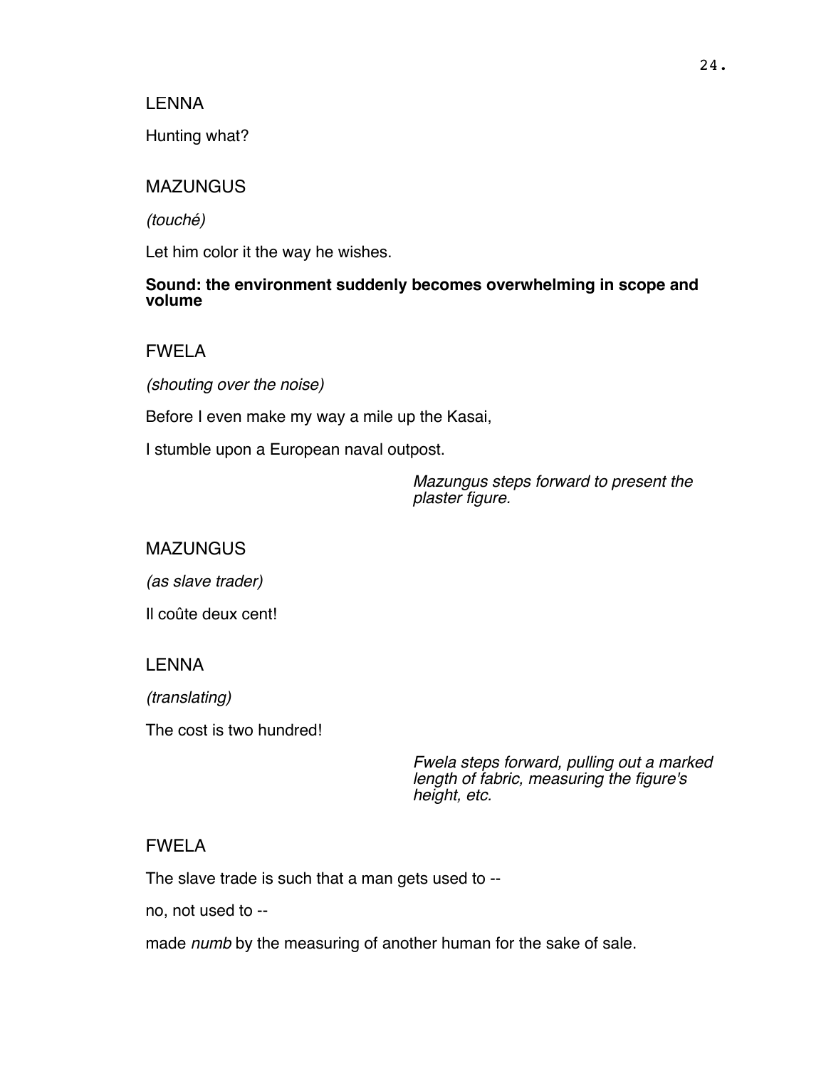LENNA

Hunting what?

MAZUNGUS

*(touché)*

Let him color it the way he wishes.

**Sound: the environment suddenly becomes overwhelming in scope and volume**

FWELA

*(shouting over the noise)*

Before I even make my way a mile up the Kasai,

I stumble upon a European naval outpost.

*Mazungus steps forward to present the plaster figure.*

MAZUNGUS

*(as slave trader)*

Il coûte deux cent!

LENNA

*(translating)*

The cost is two hundred!

*Fwela steps forward, pulling out a marked length of fabric, measuring the figure's height, etc.*

FWELA

The slave trade is such that a man gets used to --

no, not used to --

made *numb* by the measuring of another human for the sake of sale.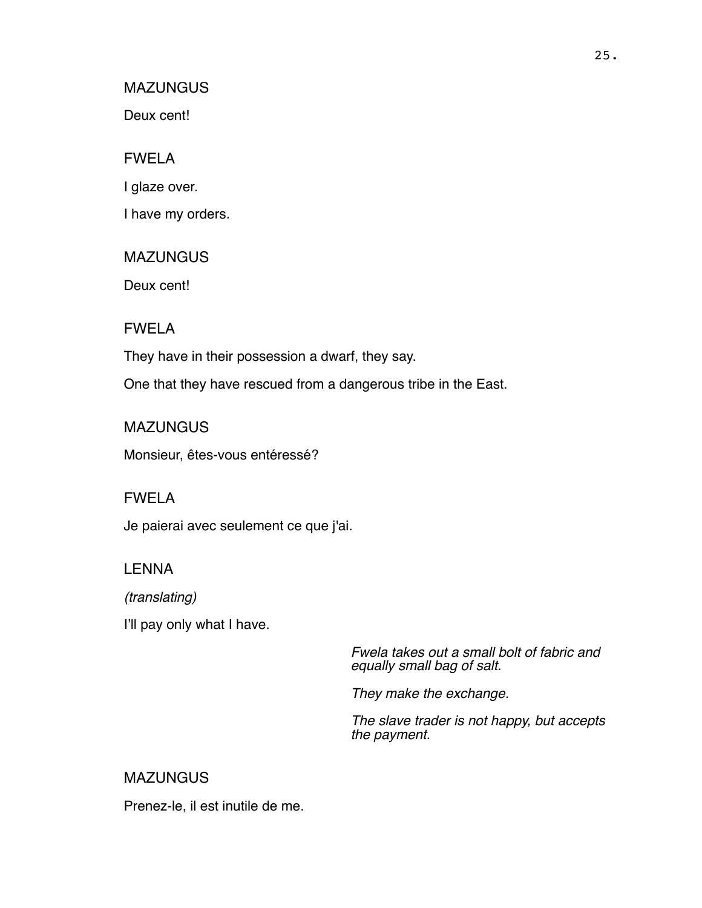MAZUNGUS

Deux cent!

FWELA

I glaze over.

I have my orders.

MAZUNGUS

Deux cent!

FWELA

They have in their possession a dwarf, they say.

One that they have rescued from a dangerous tribe in the East.

MAZUNGUS

Monsieur, êtes-vous entéressé?

FWELA

Je paierai avec seulement ce que j'ai.

LENNA

*(translating)*

I'll pay only what I have.

*Fwela takes out a small bolt of fabric and equally small bag of salt.*

*They make the exchange.*

*The slave trader is not happy, but accepts the payment.*

MAZUNGUS

Prenez-le, il est inutile de me.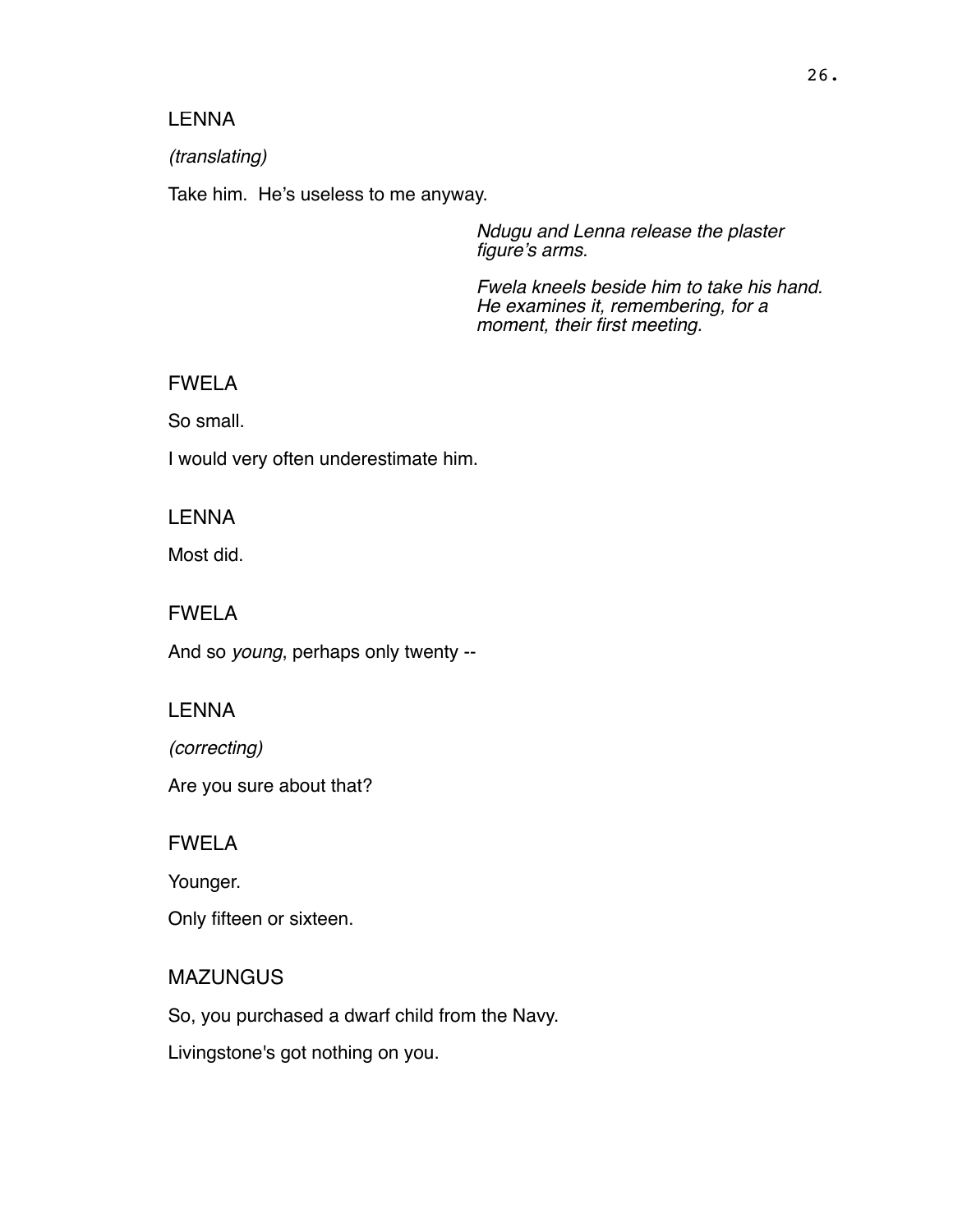LENNA

*(translating)*

Take him.  He's useless to me anyway.

*Ndugu and Lenna release the plaster figure's arms.*

*Fwela kneels beside him to take his hand. He examines it, remembering, for a moment, their first meeting.*

FWELA

So small.

I would very often underestimate him.

LENNA

Most did.

FWELA

And so *young*, perhaps only twenty --

LENNA

*(correcting)*

Are you sure about that?

FWELA

Younger.

Only fifteen or sixteen.

MAZUNGUS

So, you purchased a dwarf child from the Navy.

Livingstone's got nothing on you.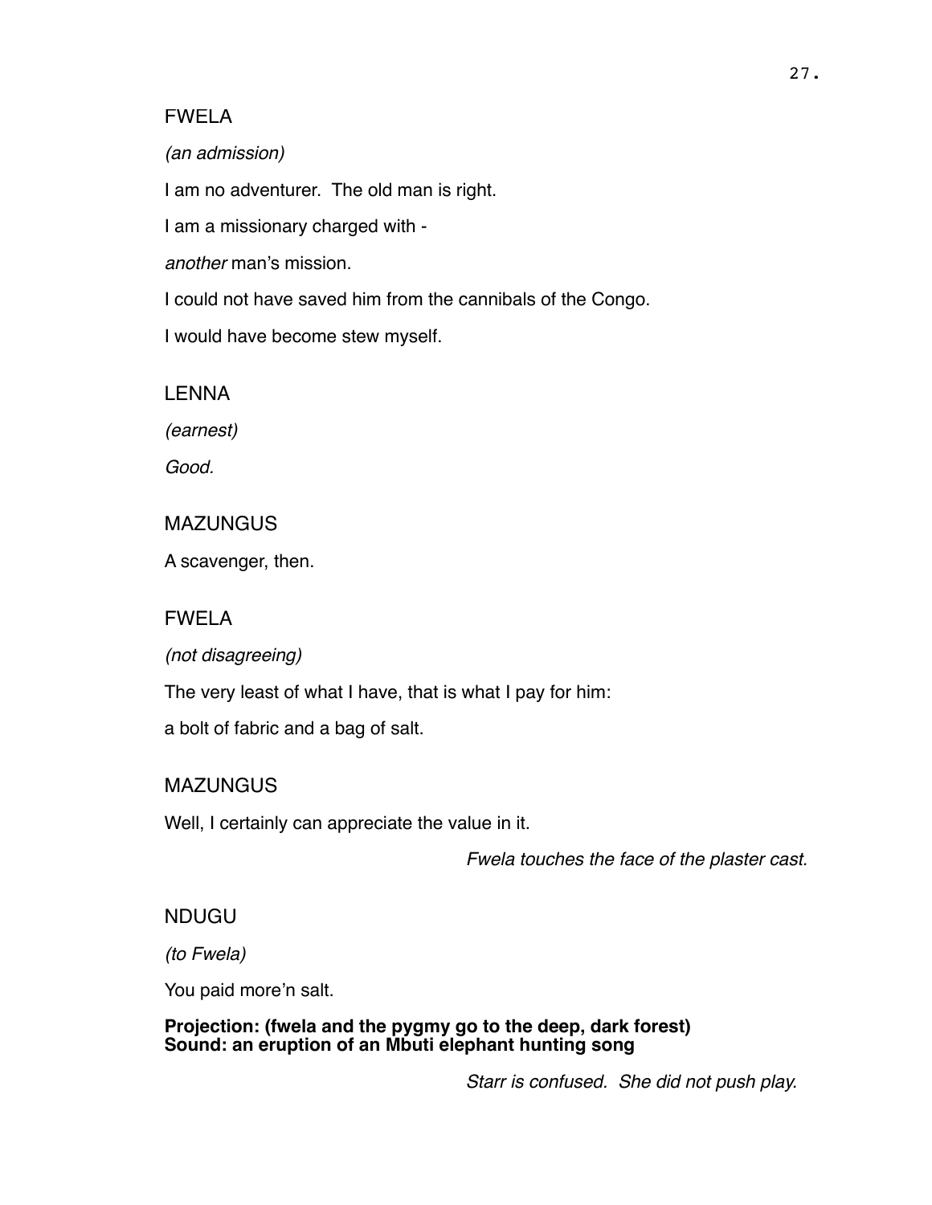FWELA

*(an admission)*

I am no adventurer.  The old man is right.

I am a missionary charged with -

*another* man's mission.

I could not have saved him from the cannibals of the Congo.

I would have become stew myself.

LENNA

*(earnest)*

*Good.*

MAZUNGUS

A scavenger, then.

FWELA

*(not disagreeing)*

The very least of what I have, that is what I pay for him:

a bolt of fabric and a bag of salt.

MAZUNGUS

Well, I certainly can appreciate the value in it.

*Fwela touches the face of the plaster cast.*

NDUGU

*(to Fwela)*

You paid more'n salt.

**Projection: (fwela and the pygmy go to the deep, dark forest)**
**Sound: an eruption of an Mbuti elephant hunting song**

*Starr is confused.  She did not push play.*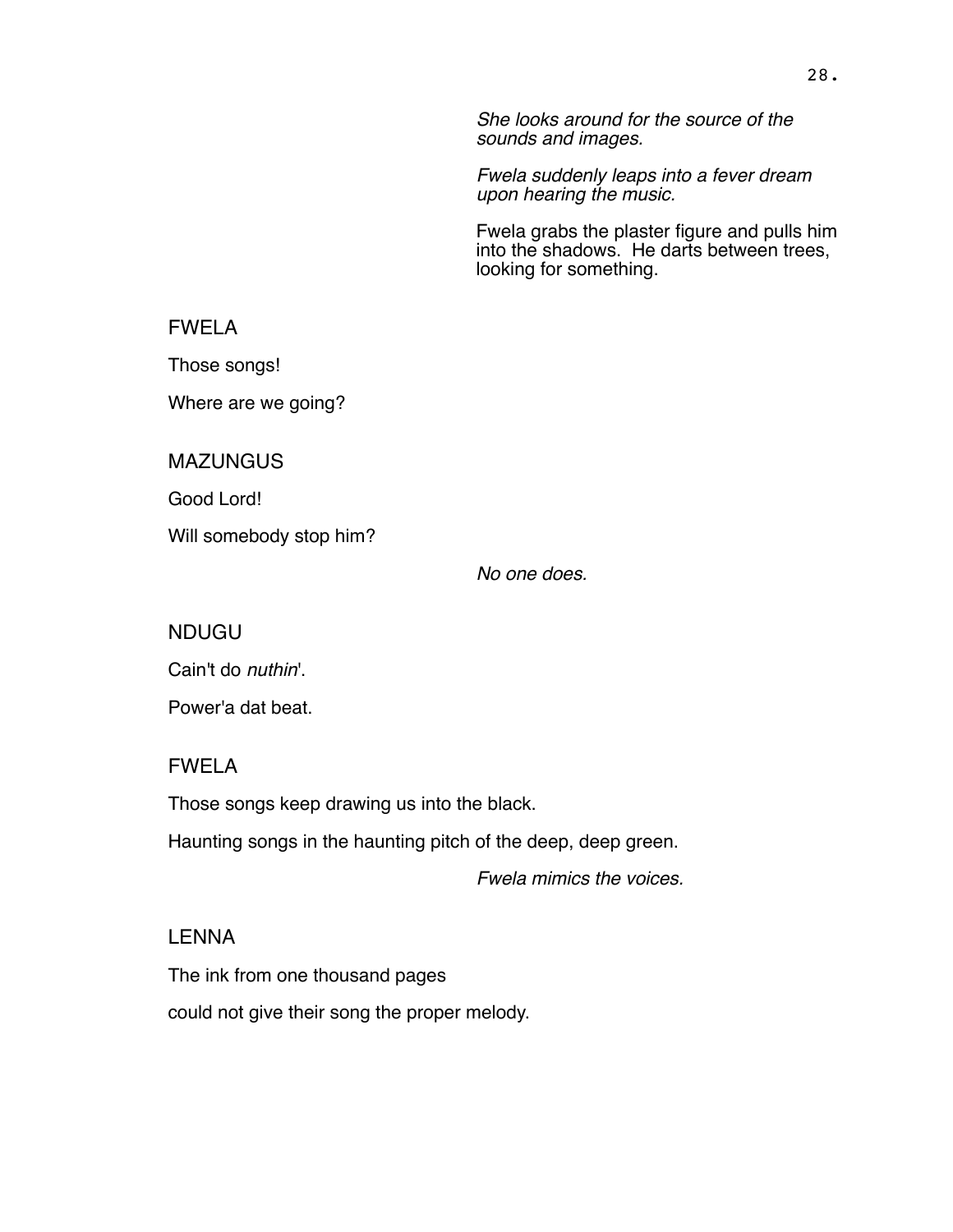*She looks around for the source of the sounds and images.*

*Fwela suddenly leaps into a fever dream upon hearing the music.*

Fwela grabs the plaster figure and pulls him into the shadows. He darts between trees, looking for something.

FWELA

Those songs!

Where are we going?

MAZUNGUS

Good Lord!

Will somebody stop him?

*No one does.*

NDUGU

Cain't do *nuthin*'.

Power'a dat beat.

FWELA

Those songs keep drawing us into the black.

Haunting songs in the haunting pitch of the deep, deep green.

*Fwela mimics the voices.*

LENNA

The ink from one thousand pages

could not give their song the proper melody.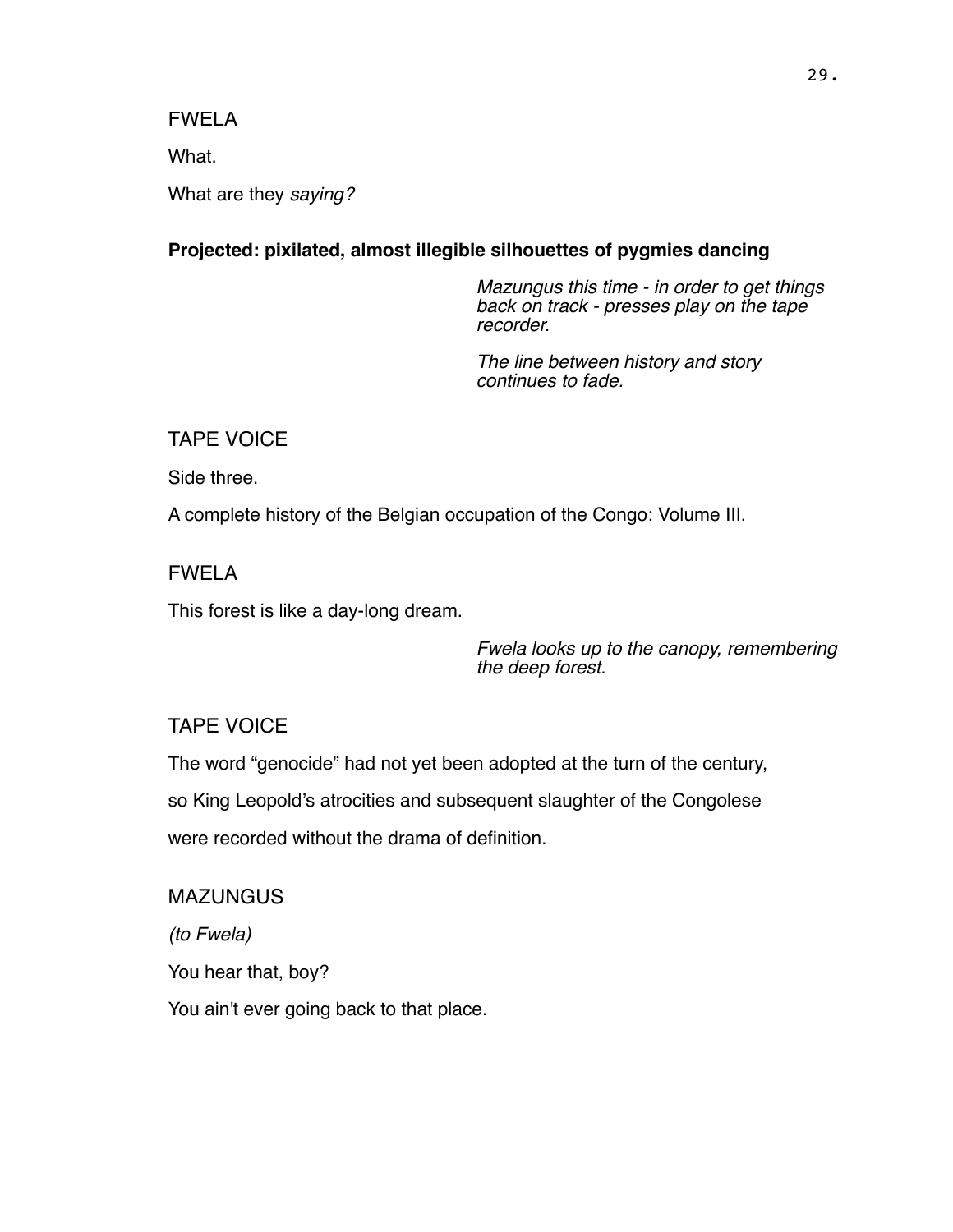FWELA

What.

What are they *saying?*

**Projected: pixilated, almost illegible silhouettes of pygmies dancing**

*Mazungus this time - in order to get things back on track - presses play on the tape recorder.*

*The line between history and story continues to fade.*

TAPE VOICE

Side three.

A complete history of the Belgian occupation of the Congo: Volume III.

FWELA

This forest is like a day-long dream.

*Fwela looks up to the canopy, remembering the deep forest.*

TAPE VOICE

The word “genocide” had not yet been adopted at the turn of the century,

so King Leopold’s atrocities and subsequent slaughter of the Congolese

were recorded without the drama of definition.

MAZUNGUS

*(to Fwela)*

You hear that, boy?

You ain't ever going back to that place.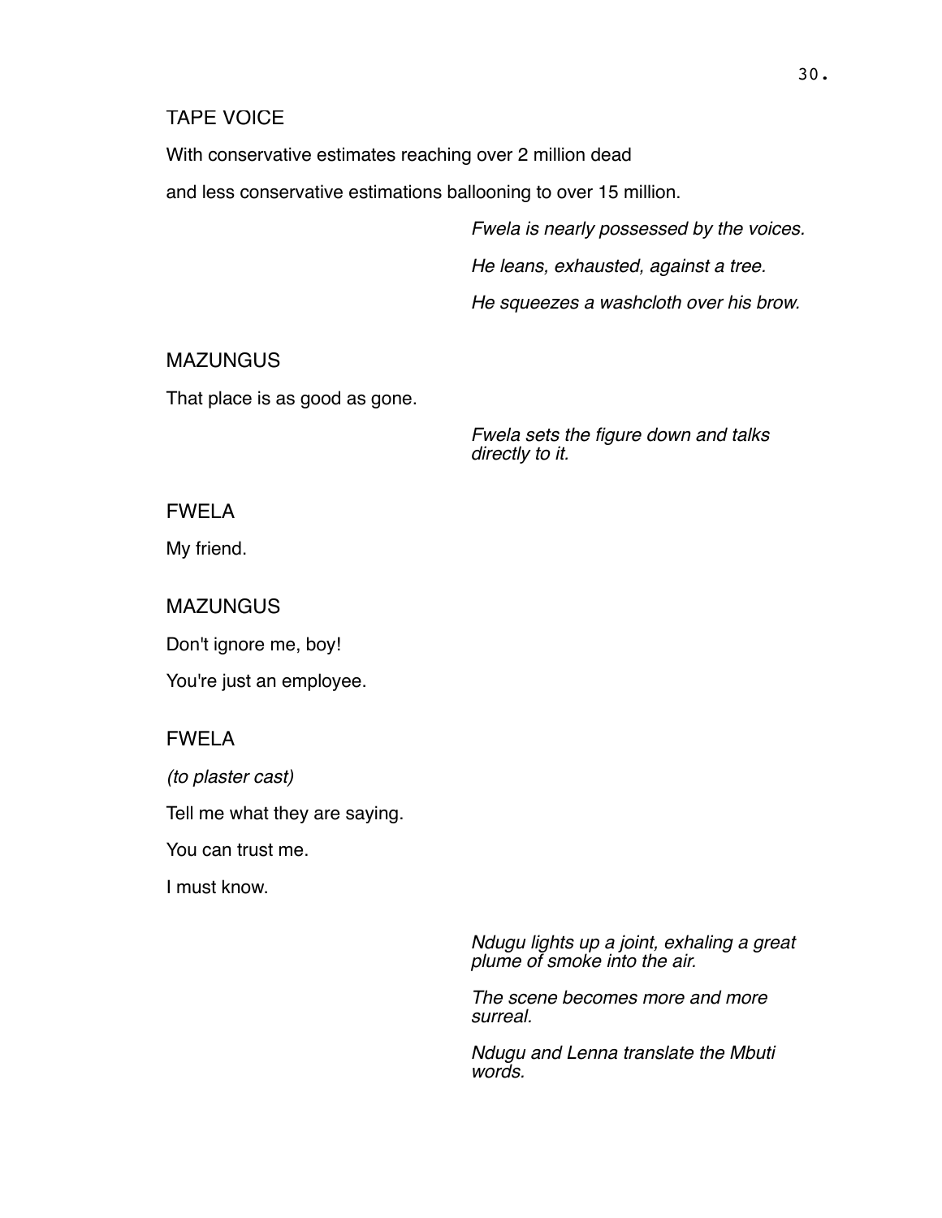TAPE VOICE

With conservative estimates reaching over 2 million dead

and less conservative estimations ballooning to over 15 million.

*Fwela is nearly possessed by the voices.*

*He leans, exhausted, against a tree.*

*He squeezes a washcloth over his brow.*

MAZUNGUS

That place is as good as gone.

*Fwela sets the figure down and talks directly to it.*

FWELA

My friend.

MAZUNGUS

Don't ignore me, boy!

You're just an employee.

FWELA

*(to plaster cast)*

Tell me what they are saying.

You can trust me.

I must know.

*Ndugu lights up a joint, exhaling a great plume of smoke into the air.*

*The scene becomes more and more surreal.*

*Ndugu and Lenna translate the Mbuti words.*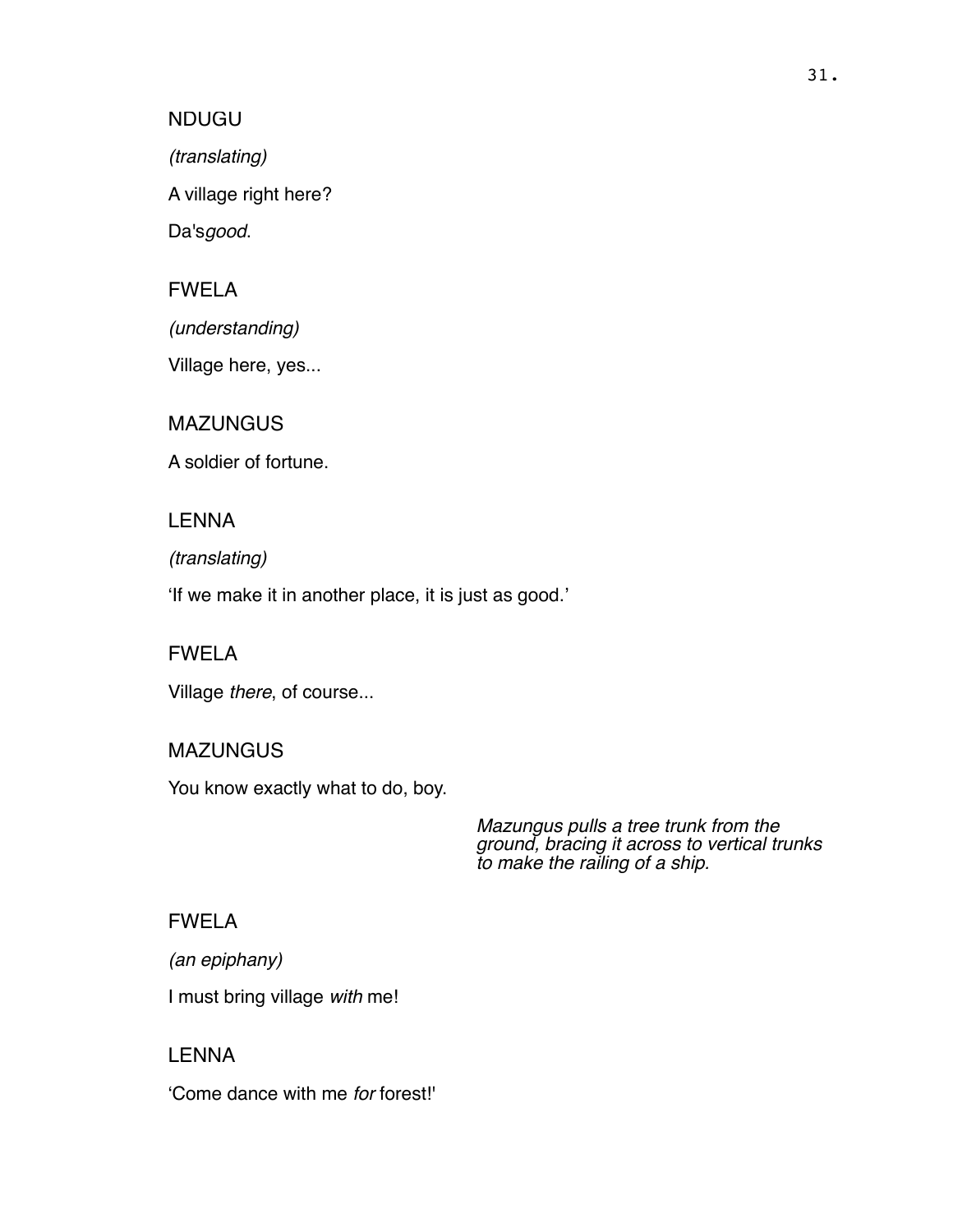NDUGU

*(translating)*

A village right here?

Da's*good*.

FWELA

*(understanding)*

Village here, yes...

MAZUNGUS

A soldier of fortune.

LENNA

*(translating)*

'If we make it in another place, it is just as good.'

FWELA

Village *there*, of course...

MAZUNGUS

You know exactly what to do, boy.

*Mazungus pulls a tree trunk from the ground, bracing it across to vertical trunks to make the railing of a ship.*

FWELA

*(an epiphany)*

I must bring village *with* me!

LENNA

'Come dance with me *for* forest!'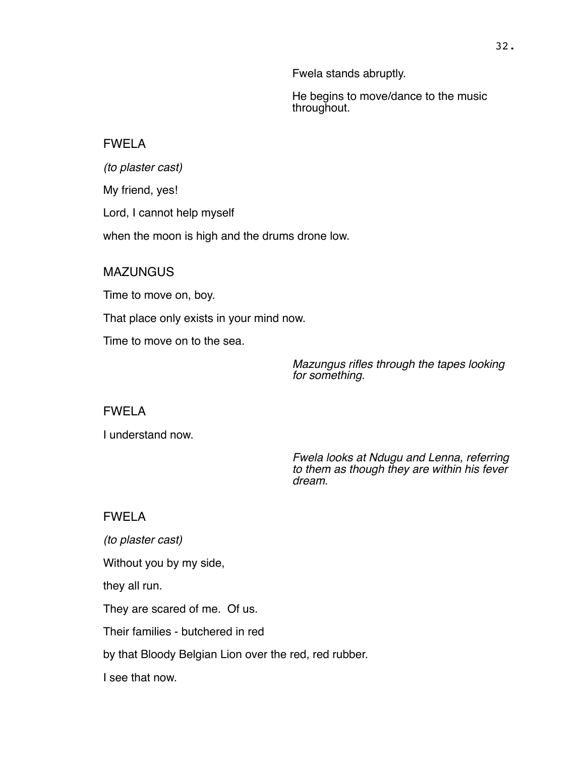Fwela stands abruptly.

He begins to move/dance to the music throughout.

FWELA

*(to plaster cast)*

My friend, yes!

Lord, I cannot help myself

when the moon is high and the drums drone low.

MAZUNGUS

Time to move on, boy.

That place only exists in your mind now.

Time to move on to the sea.

*Mazungus rifles through the tapes looking for something.*

FWELA

I understand now.

*Fwela looks at Ndugu and Lenna, referring to them as though they are within his fever dream.*

FWELA

*(to plaster cast)*

Without you by my side,

they all run.

They are scared of me. Of us.

Their families - butchered in red

by that Bloody Belgian Lion over the red, red rubber.

I see that now.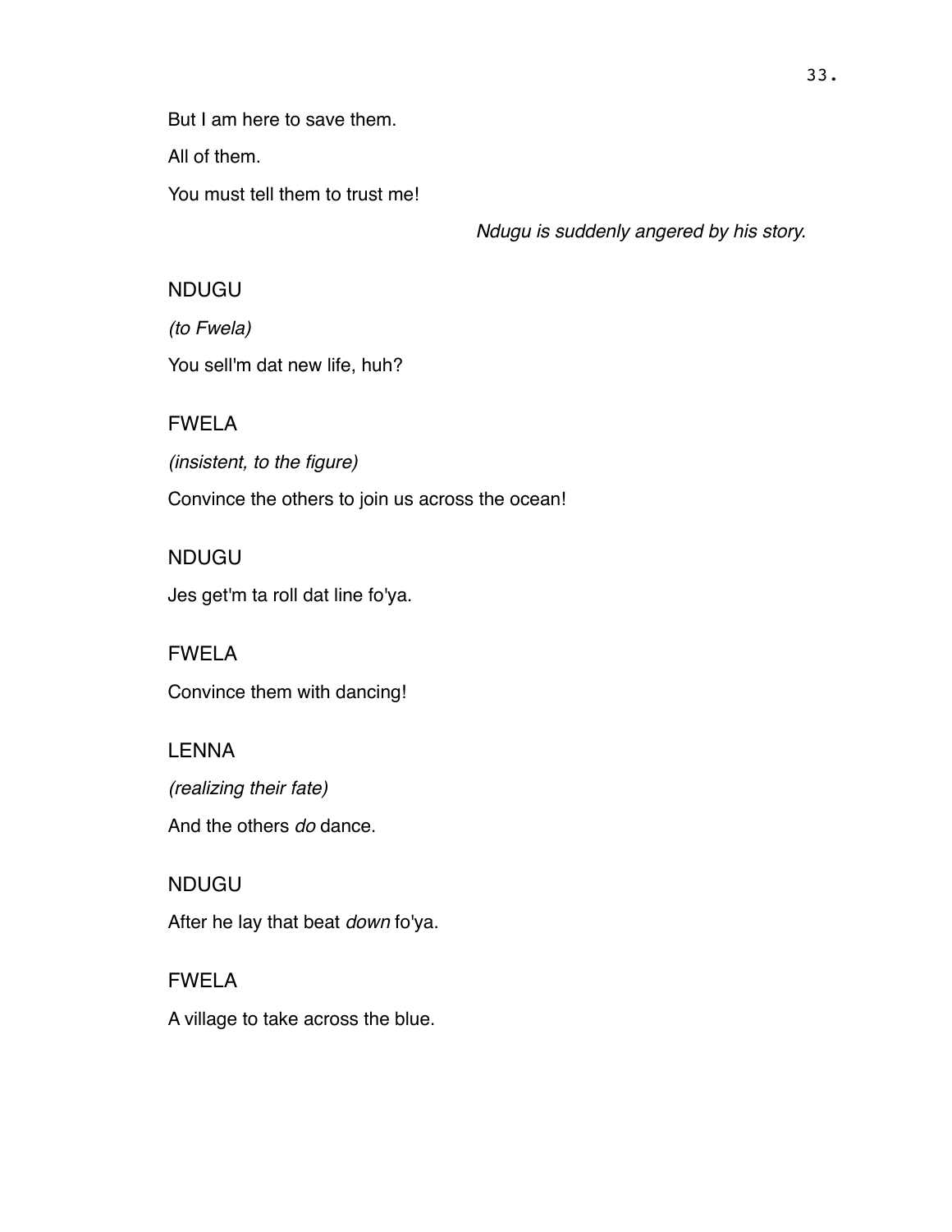But I am here to save them.

All of them.

You must tell them to trust me!

*Ndugu is suddenly angered by his story.*

NDUGU

*(to Fwela)*

You sell'm dat new life, huh?

FWELA

*(insistent, to the figure)*

Convince the others to join us across the ocean!

NDUGU

Jes get'm ta roll dat line fo'ya.

FWELA

Convince them with dancing!

LENNA

*(realizing their fate)*

And the others *do* dance.

NDUGU

After he lay that beat *down* fo'ya.

FWELA

A village to take across the blue.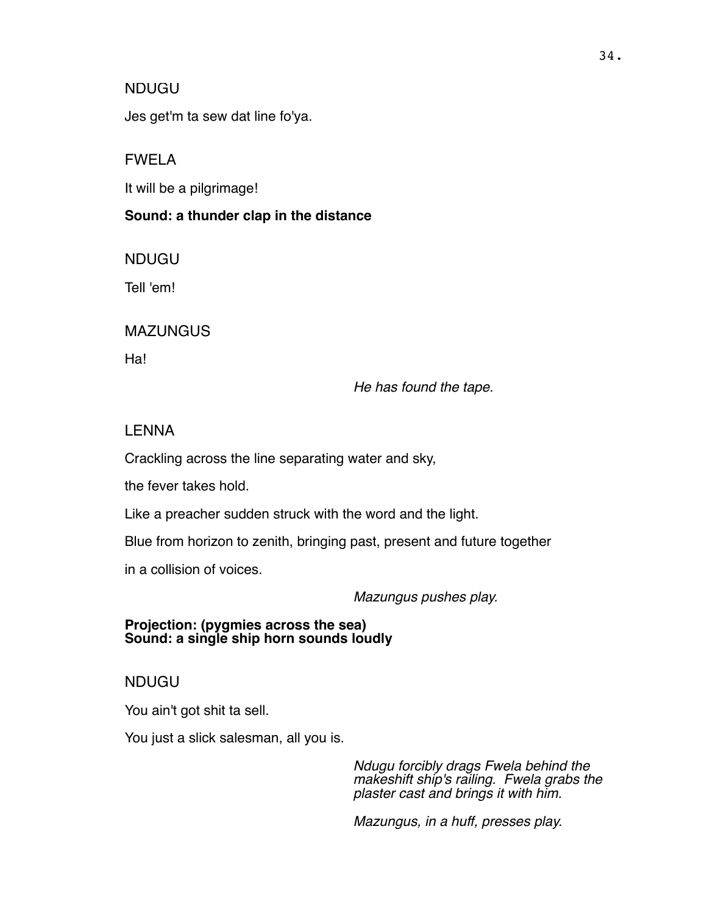NDUGU

Jes get'm ta sew dat line fo'ya.

FWELA

It will be a pilgrimage!

**Sound: a thunder clap in the distance**

NDUGU

Tell 'em!

MAZUNGUS

Ha!

*He has found the tape.*

LENNA

Crackling across the line separating water and sky,

the fever takes hold.

Like a preacher sudden struck with the word and the light.

Blue from horizon to zenith, bringing past, present and future together

in a collision of voices.

*Mazungus pushes play.*

**Projection: (pygmies across the sea)**
**Sound: a single ship horn sounds loudly**

NDUGU

You ain't got shit ta sell.

You just a slick salesman, all you is.

*Ndugu forcibly drags Fwela behind the makeshift ship's railing. Fwela grabs the plaster cast and brings it with him.*

*Mazungus, in a huff, presses play.*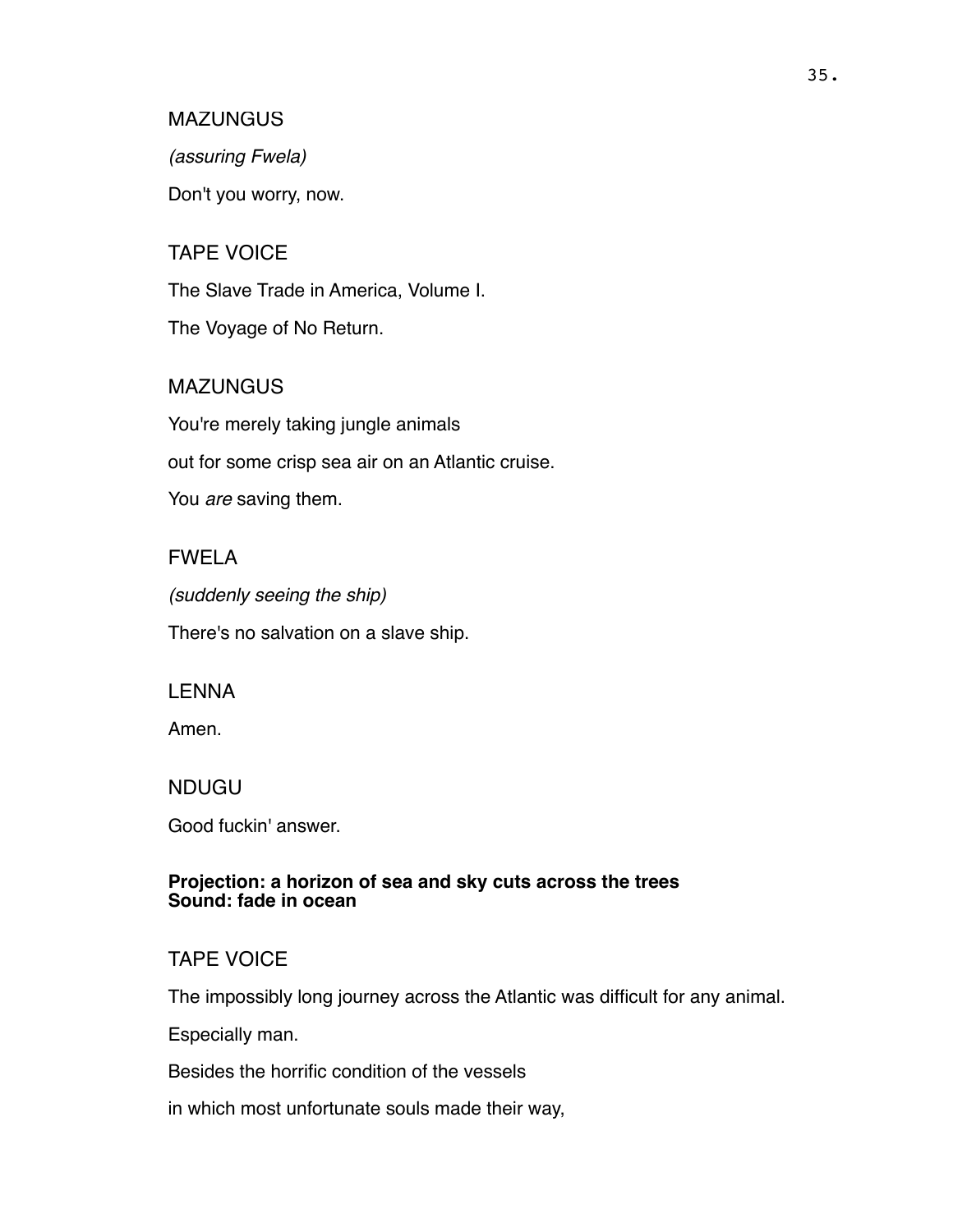MAZUNGUS

*(assuring Fwela)*

Don't you worry, now.

TAPE VOICE

The Slave Trade in America, Volume I.

The Voyage of No Return.

MAZUNGUS

You're merely taking jungle animals

out for some crisp sea air on an Atlantic cruise.

You *are* saving them.

FWELA

*(suddenly seeing the ship)*

There's no salvation on a slave ship.

LENNA

Amen.

NDUGU

Good fuckin' answer.

**Projection: a horizon of sea and sky cuts across the trees**
**Sound: fade in ocean**

TAPE VOICE

The impossibly long journey across the Atlantic was difficult for any animal.

Especially man.

Besides the horrific condition of the vessels

in which most unfortunate souls made their way,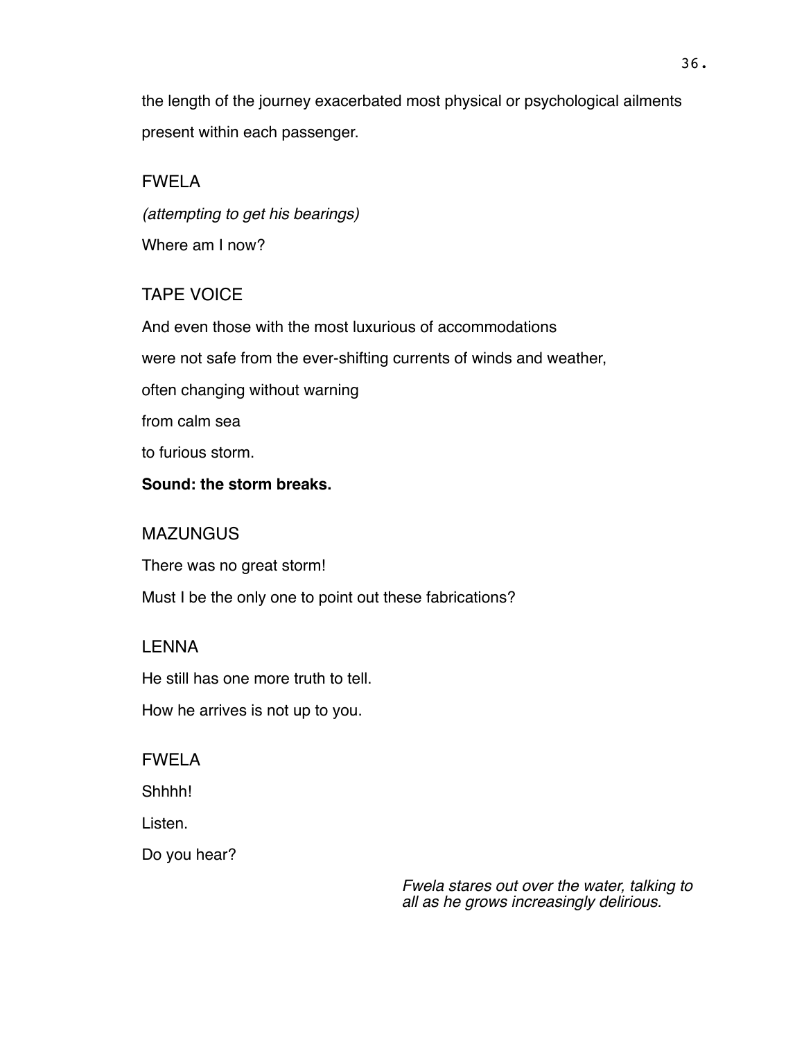the length of the journey exacerbated most physical or psychological ailments present within each passenger.

FWELA

*(attempting to get his bearings)*

Where am I now?

TAPE VOICE

And even those with the most luxurious of accommodations

were not safe from the ever-shifting currents of winds and weather,

often changing without warning

from calm sea

to furious storm.

**Sound: the storm breaks.**

MAZUNGUS

There was no great storm!

Must I be the only one to point out these fabrications?

LENNA

He still has one more truth to tell.

How he arrives is not up to you.

FWELA

Shhhh!

Listen.

Do you hear?

*Fwela stares out over the water, talking to all as he grows increasingly delirious.*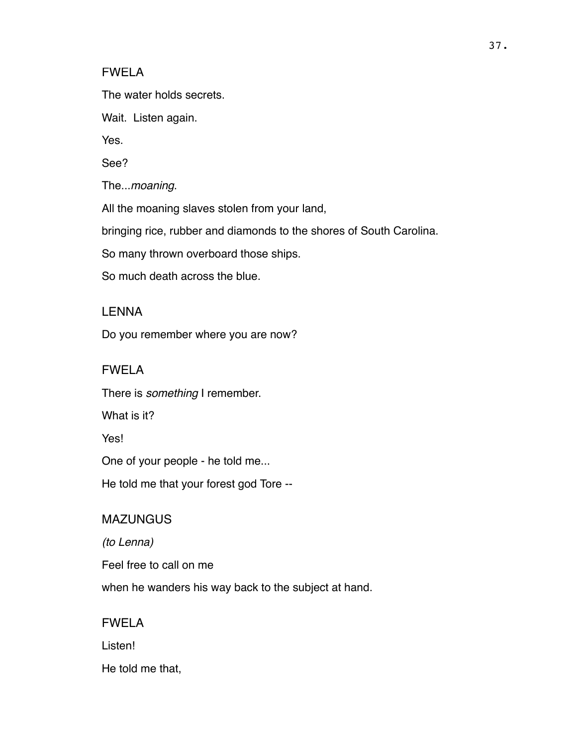FWELA

The water holds secrets.

Wait.  Listen again.

Yes.

See?

The...*moaning*.

All the moaning slaves stolen from your land,

bringing rice, rubber and diamonds to the shores of South Carolina.

So many thrown overboard those ships.

So much death across the blue.

LENNA

Do you remember where you are now?

FWELA

There is *something* I remember.

What is it?

Yes!

One of your people - he told me...

He told me that your forest god Tore --

MAZUNGUS

*(to Lenna)*

Feel free to call on me

when he wanders his way back to the subject at hand.

FWELA

Listen!

He told me that,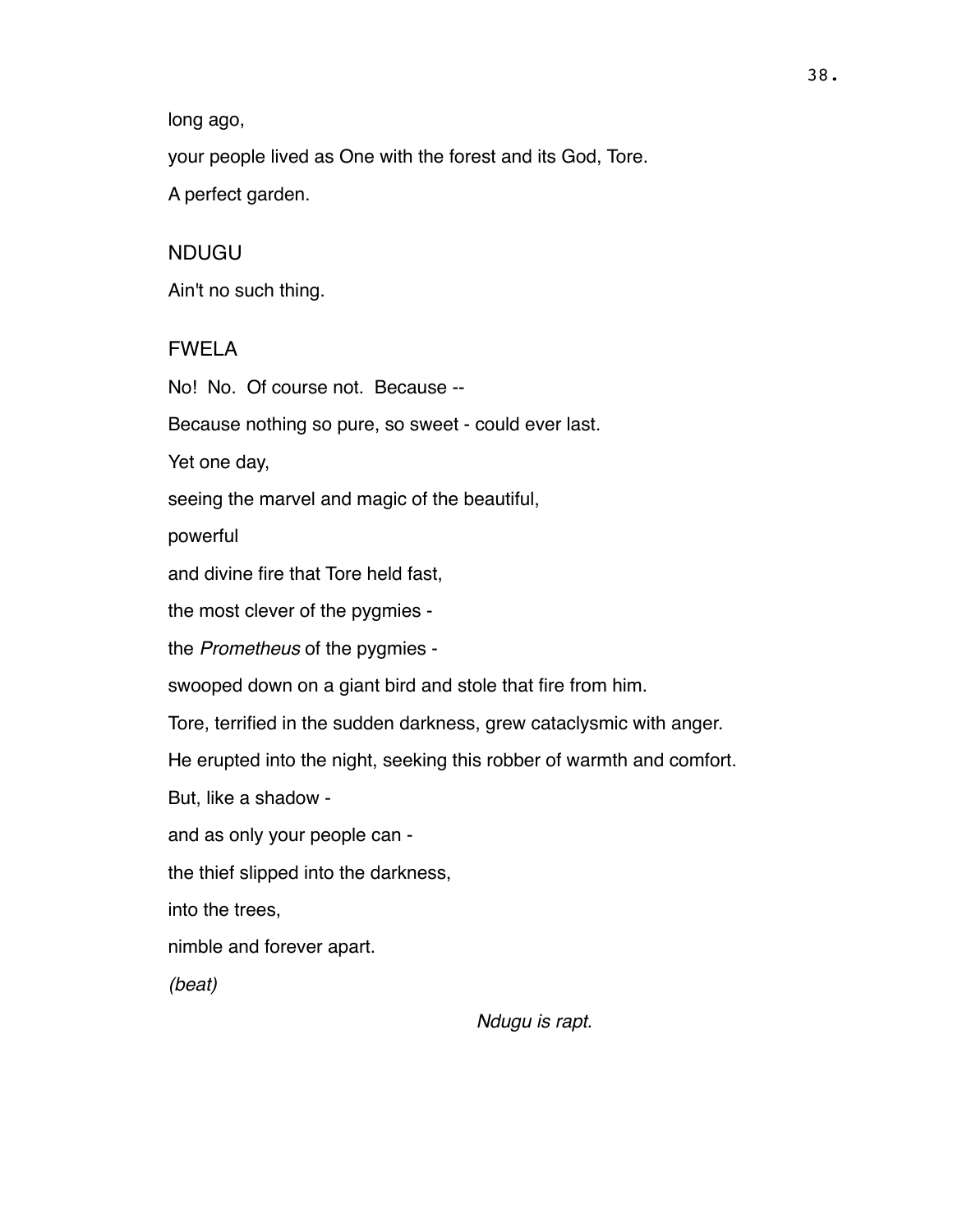long ago,

your people lived as One with the forest and its God, Tore.

A perfect garden.

NDUGU

Ain't no such thing.

FWELA

No!  No.  Of course not.  Because --

Because nothing so pure, so sweet - could ever last.

Yet one day,

seeing the marvel and magic of the beautiful,

powerful

and divine fire that Tore held fast,

the most clever of the pygmies -

the *Prometheus* of the pygmies -

swooped down on a giant bird and stole that fire from him.

Tore, terrified in the sudden darkness, grew cataclysmic with anger.

He erupted into the night, seeking this robber of warmth and comfort.

But, like a shadow -

and as only your people can -

the thief slipped into the darkness,

into the trees,

nimble and forever apart.

*(beat)*

*Ndugu is rapt.*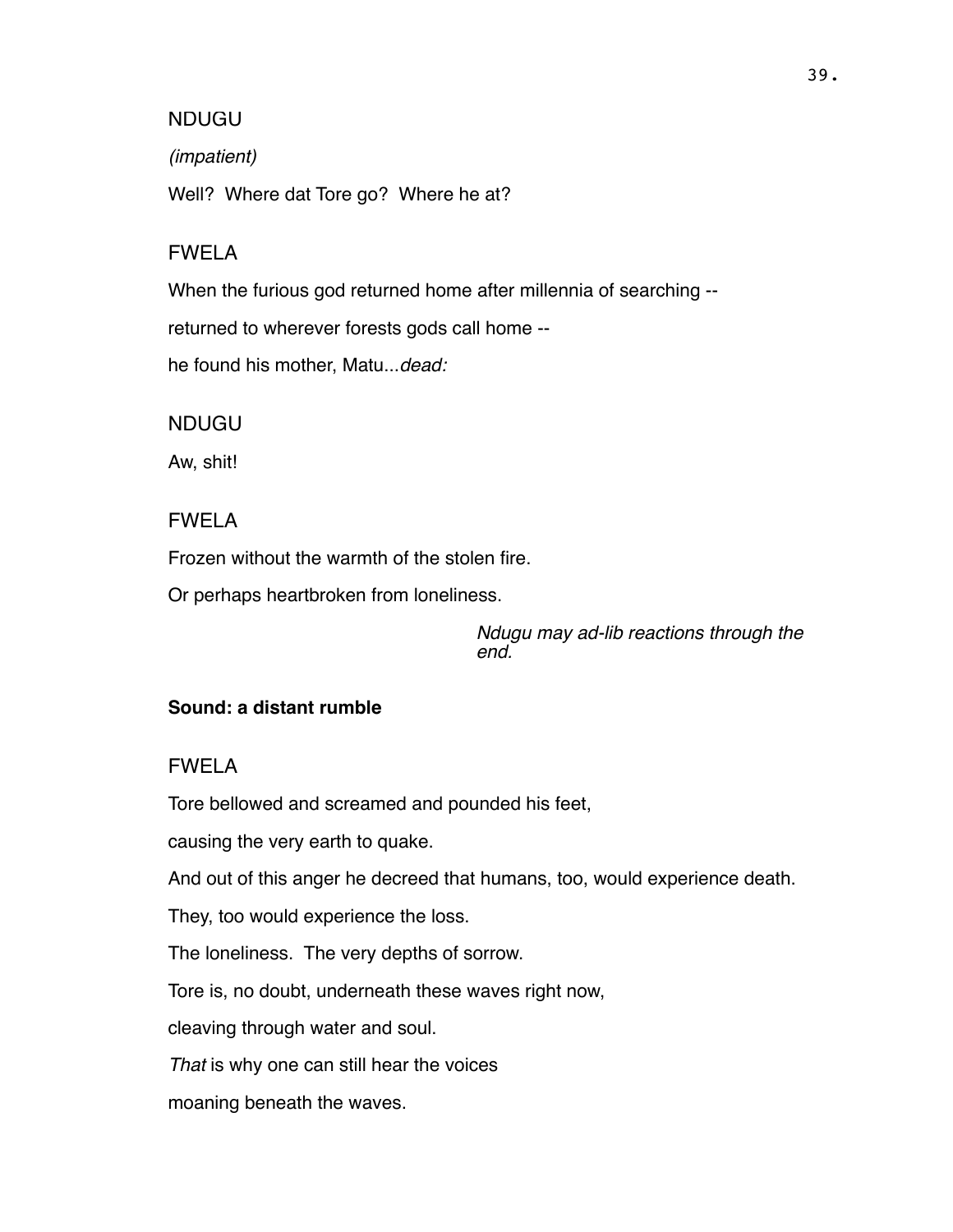NDUGU

*(impatient)*

Well? Where dat Tore go? Where he at?

FWELA

When the furious god returned home after millennia of searching --

returned to wherever forests gods call home --

he found his mother, Matu...*dead:*

NDUGU

Aw, shit!

FWELA

Frozen without the warmth of the stolen fire.

Or perhaps heartbroken from loneliness.

*Ndugu may ad-lib reactions through the end.*

**Sound: a distant rumble**

FWELA

Tore bellowed and screamed and pounded his feet,

causing the very earth to quake.

And out of this anger he decreed that humans, too, would experience death.

They, too would experience the loss.

The loneliness. The very depths of sorrow.

Tore is, no doubt, underneath these waves right now,

cleaving through water and soul.

*That* is why one can still hear the voices

moaning beneath the waves.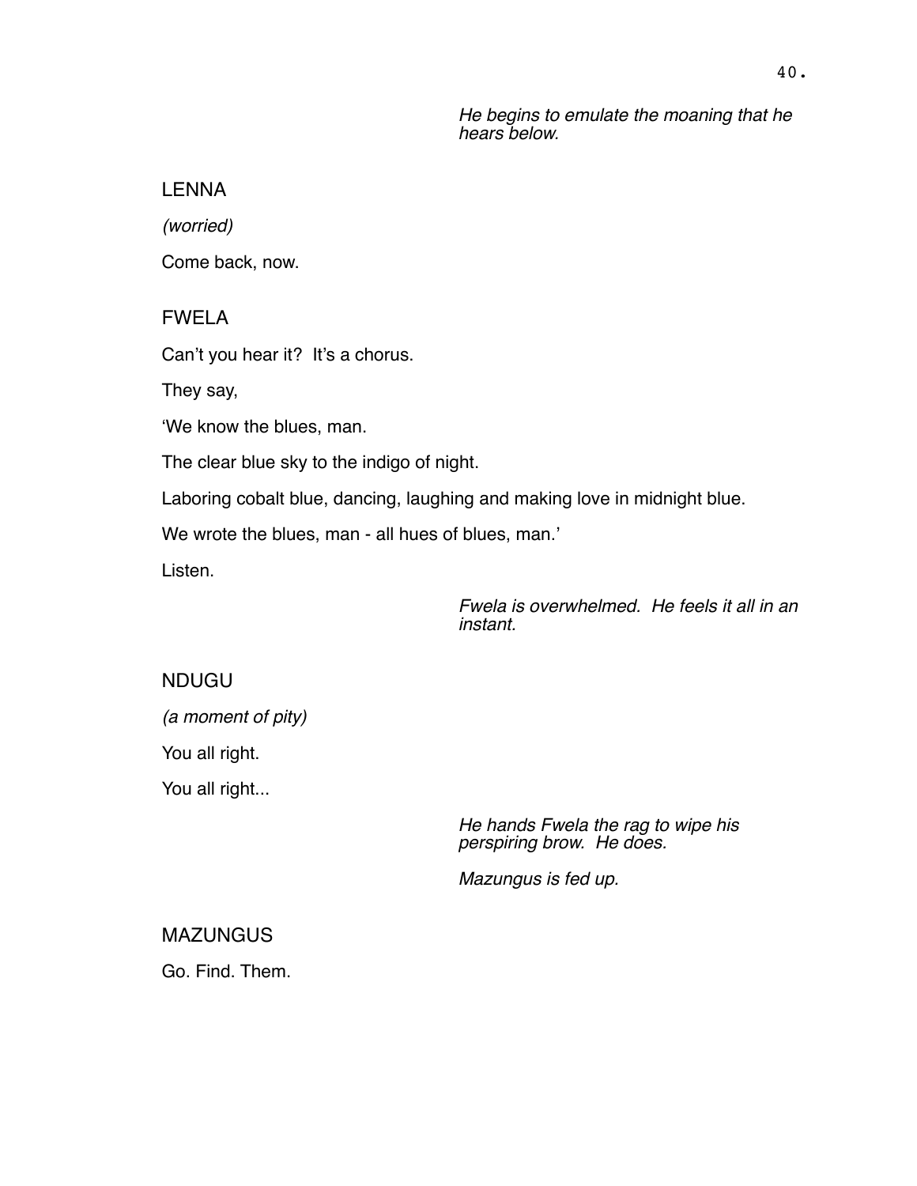*He begins to emulate the moaning that he hears below.*

LENNA

*(worried)*

Come back, now.

FWELA

Can't you hear it? It's a chorus.

They say,

'We know the blues, man.

The clear blue sky to the indigo of night.

Laboring cobalt blue, dancing, laughing and making love in midnight blue.

We wrote the blues, man - all hues of blues, man.'

Listen.

*Fwela is overwhelmed. He feels it all in an instant.*

NDUGU

*(a moment of pity)*

You all right.

You all right...

*He hands Fwela the rag to wipe his perspiring brow. He does.*

*Mazungus is fed up.*

MAZUNGUS

Go. Find. Them.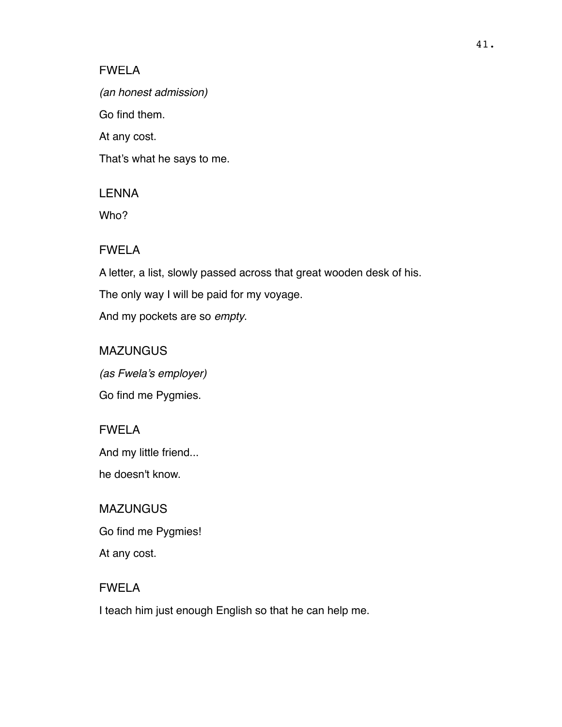FWELA

*(an honest admission)*

Go find them.

At any cost.

That's what he says to me.

LENNA

Who?

FWELA

A letter, a list, slowly passed across that great wooden desk of his.

The only way I will be paid for my voyage.

And my pockets are so *empty*.

MAZUNGUS

*(as Fwela's employer)*

Go find me Pygmies.

FWELA

And my little friend...

he doesn't know.

MAZUNGUS

Go find me Pygmies!

At any cost.

FWELA

I teach him just enough English so that he can help me.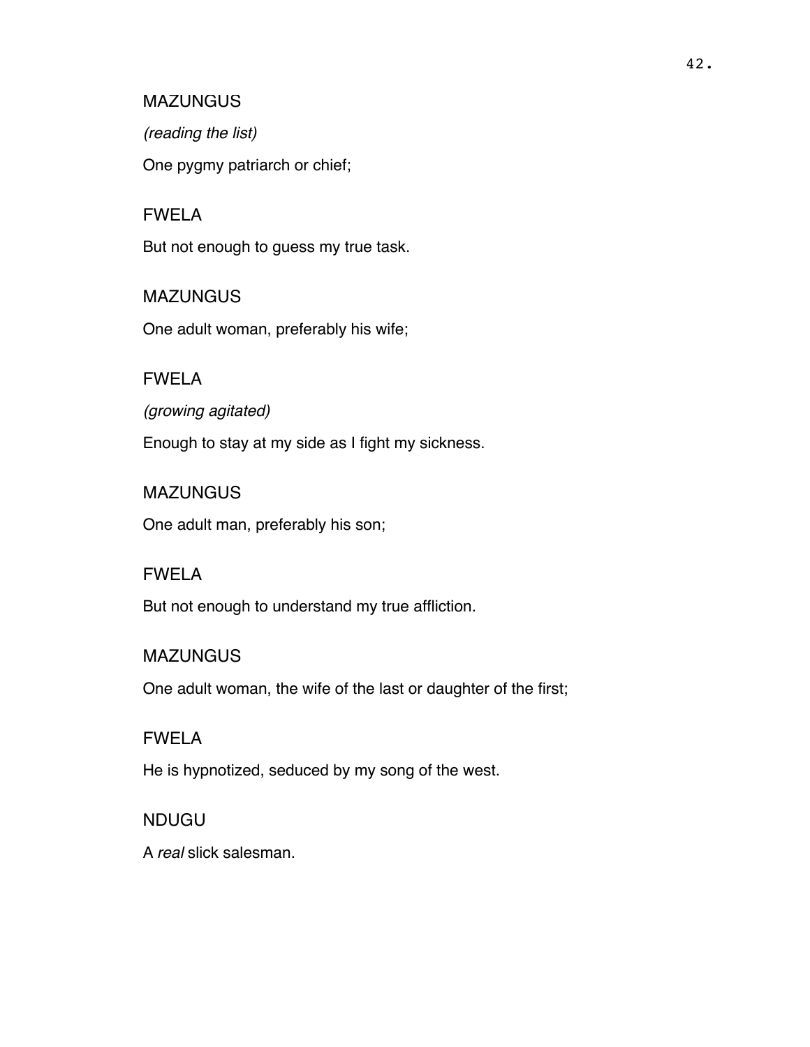MAZUNGUS

*(reading the list)*

One pygmy patriarch or chief;

FWELA

But not enough to guess my true task.

MAZUNGUS

One adult woman, preferably his wife;

FWELA

*(growing agitated)*

Enough to stay at my side as I fight my sickness.

MAZUNGUS

One adult man, preferably his son;

FWELA

But not enough to understand my true affliction.

MAZUNGUS

One adult woman, the wife of the last or daughter of the first;

FWELA

He is hypnotized, seduced by my song of the west.

NDUGU

A *real* slick salesman.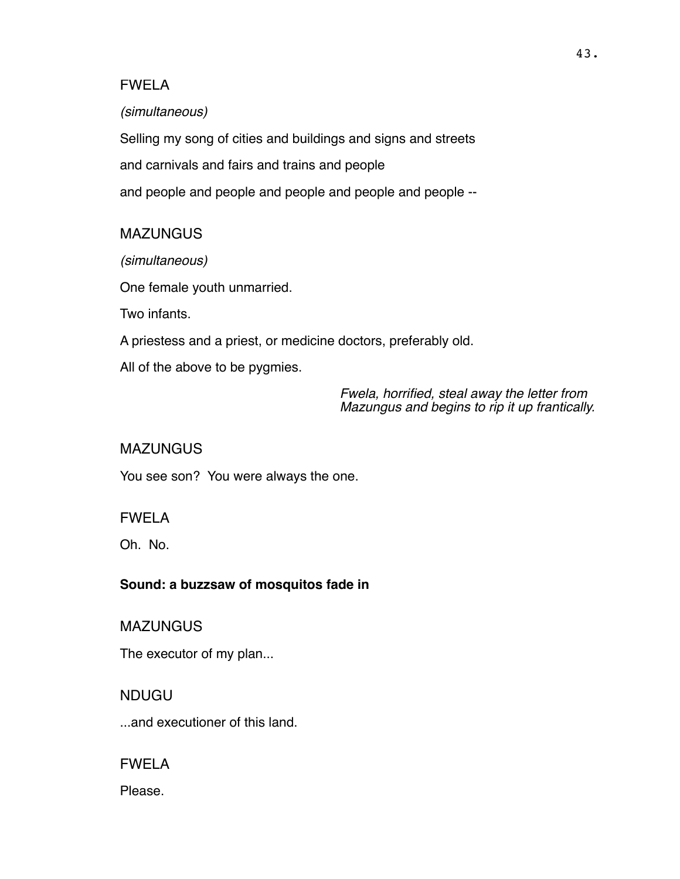FWELA

*(simultaneous)*

Selling my song of cities and buildings and signs and streets

and carnivals and fairs and trains and people

and people and people and people and people and people --

MAZUNGUS

*(simultaneous)*

One female youth unmarried.

Two infants.

A priestess and a priest, or medicine doctors, preferably old.

All of the above to be pygmies.

*Fwela, horrified, steal away the letter from Mazungus and begins to rip it up frantically.*

MAZUNGUS

You see son?  You were always the one.

FWELA

Oh.  No.

**Sound: a buzzsaw of mosquitos fade in**

MAZUNGUS

The executor of my plan...

NDUGU

...and executioner of this land.

FWELA

Please.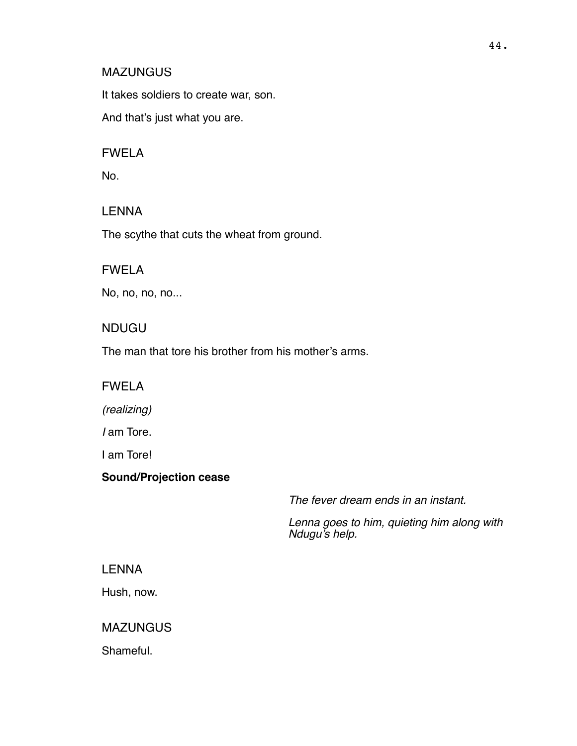MAZUNGUS

It takes soldiers to create war, son.

And that's just what you are.

FWELA

No.

LENNA

The scythe that cuts the wheat from ground.

FWELA

No, no, no, no...

NDUGU

The man that tore his brother from his mother's arms.

FWELA

*(realizing)*

*I* am Tore.

I am Tore!

**Sound/Projection cease**

*The fever dream ends in an instant.*

*Lenna goes to him, quieting him along with Ndugu's help.*

LENNA

Hush, now.

MAZUNGUS

Shameful.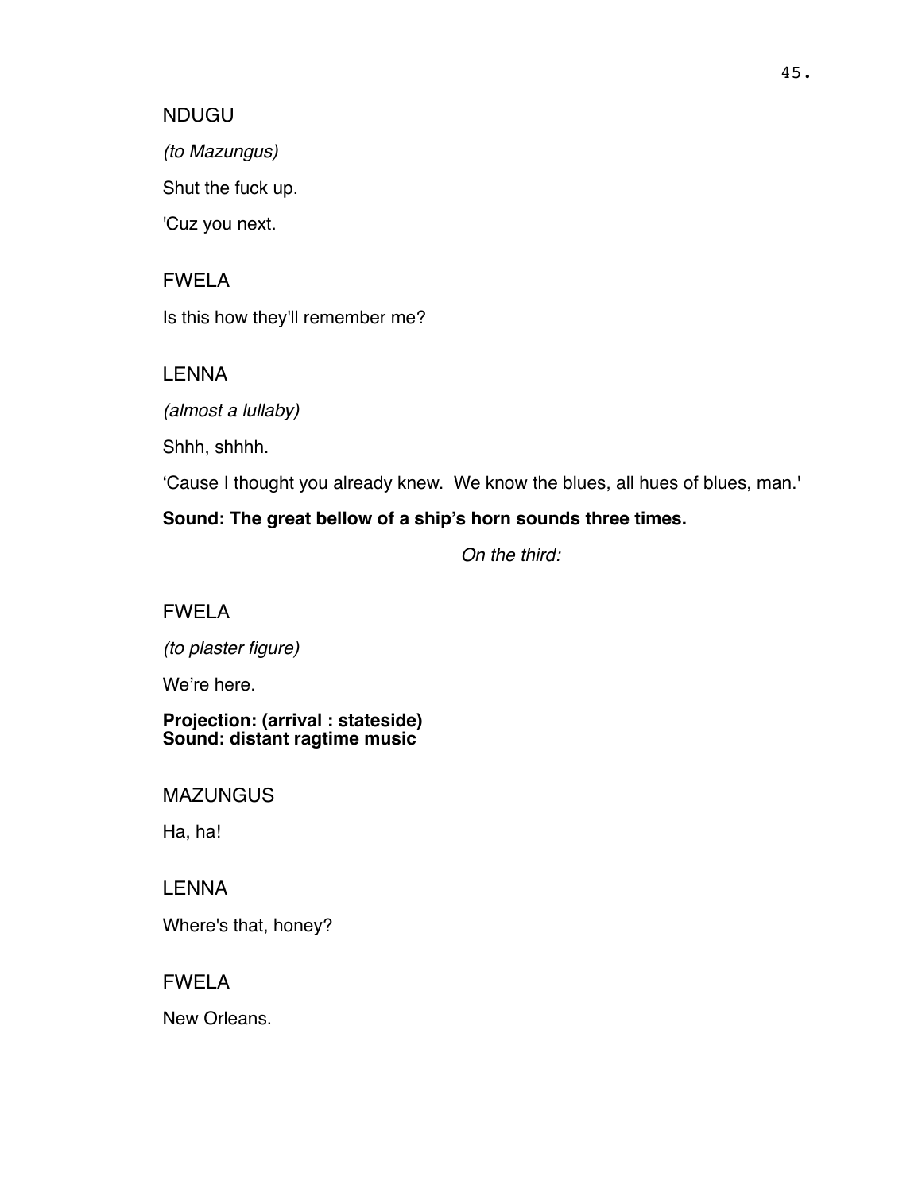NDUGU

*(to Mazungus)*

Shut the fuck up.

'Cuz you next.

FWELA

Is this how they'll remember me?

LENNA

*(almost a lullaby)*

Shhh, shhhh.

'Cause I thought you already knew.  We know the blues, all hues of blues, man.'

**Sound: The great bellow of a ship's horn sounds three times.**

*On the third:*

FWELA

*(to plaster figure)*

We're here.

**Projection: (arrival : stateside)**
**Sound: distant ragtime music**

MAZUNGUS

Ha, ha!

LENNA

Where's that, honey?

FWELA

New Orleans.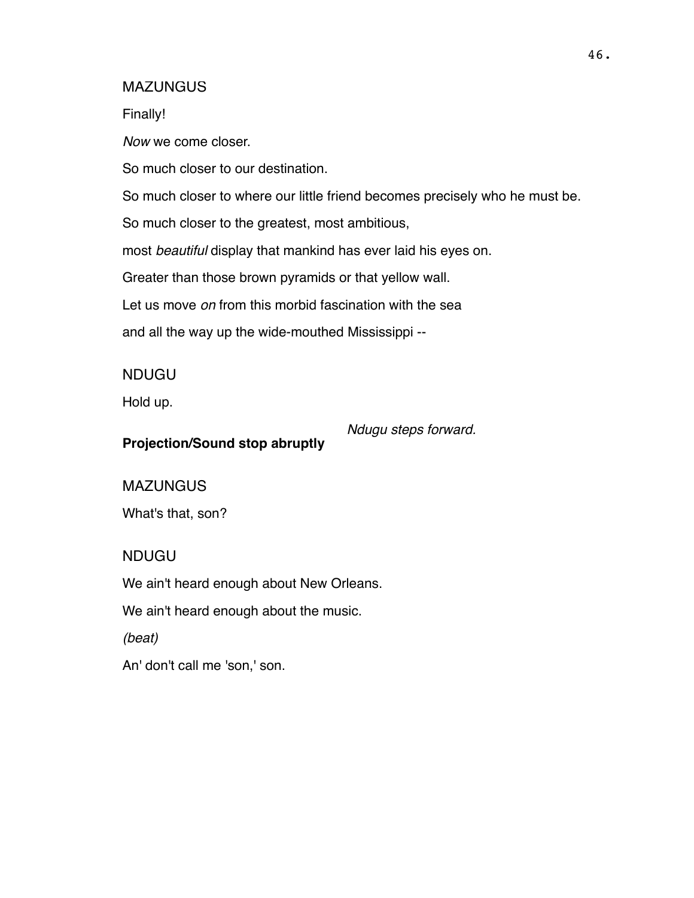MAZUNGUS

Finally!

*Now* we come closer.

So much closer to our destination.

So much closer to where our little friend becomes precisely who he must be.

So much closer to the greatest, most ambitious,

most *beautiful* display that mankind has ever laid his eyes on.

Greater than those brown pyramids or that yellow wall.

Let us move *on* from this morbid fascination with the sea

and all the way up the wide-mouthed Mississippi --

NDUGU

Hold up.

*Ndugu steps forward.*

**Projection/Sound stop abruptly**

MAZUNGUS

What's that, son?

NDUGU

We ain't heard enough about New Orleans.

We ain't heard enough about the music.

*(beat)*

An' don't call me 'son,' son.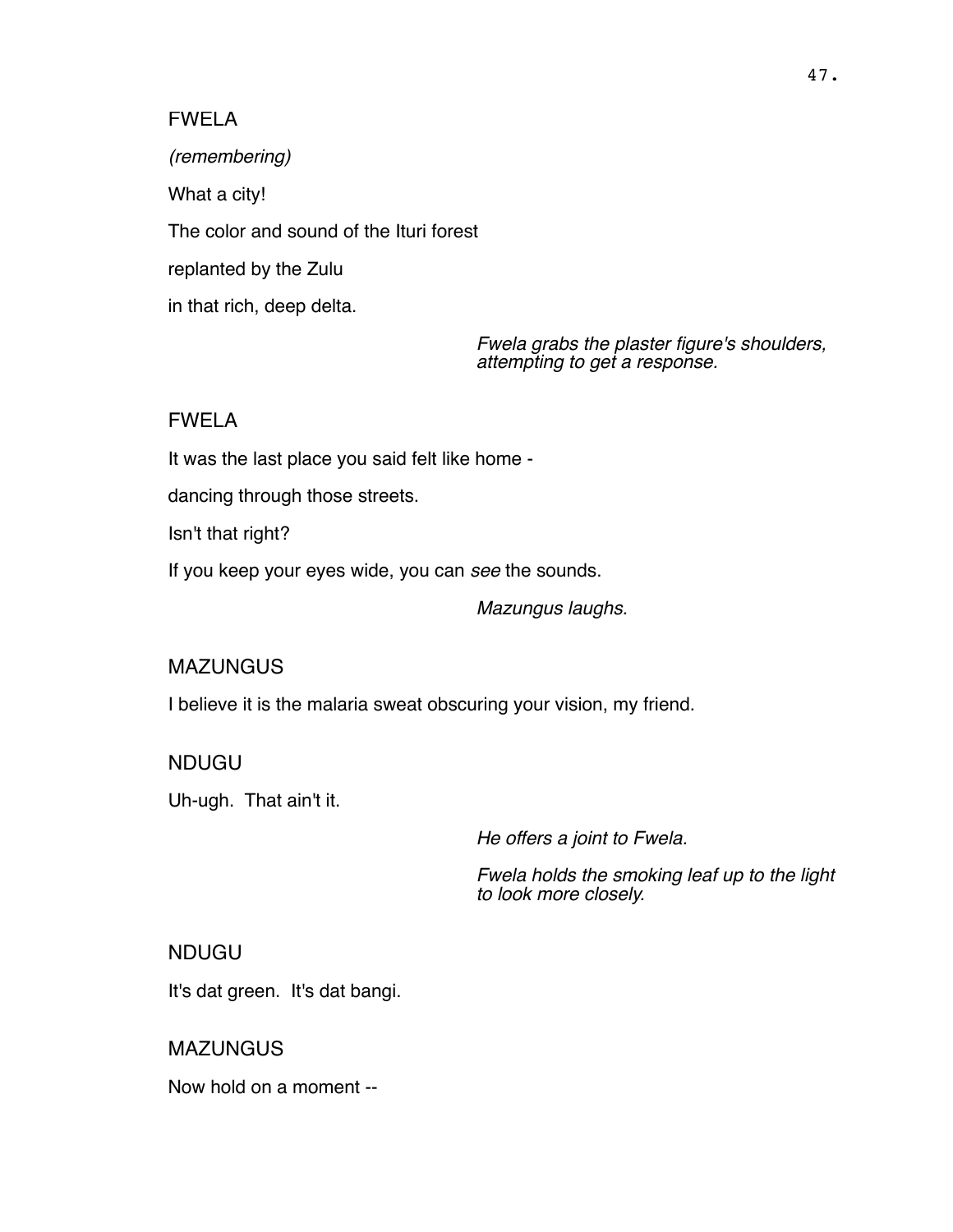FWELA

*(remembering)*

What a city!

The color and sound of the Ituri forest

replanted by the Zulu

in that rich, deep delta.

*Fwela grabs the plaster figure's shoulders, attempting to get a response.*

FWELA

It was the last place you said felt like home -

dancing through those streets.

Isn't that right?

If you keep your eyes wide, you can *see* the sounds.

*Mazungus laughs.*

MAZUNGUS

I believe it is the malaria sweat obscuring your vision, my friend.

NDUGU

Uh-ugh. That ain't it.

*He offers a joint to Fwela.*

*Fwela holds the smoking leaf up to the light to look more closely.*

NDUGU

It's dat green. It's dat bangi.

MAZUNGUS

Now hold on a moment --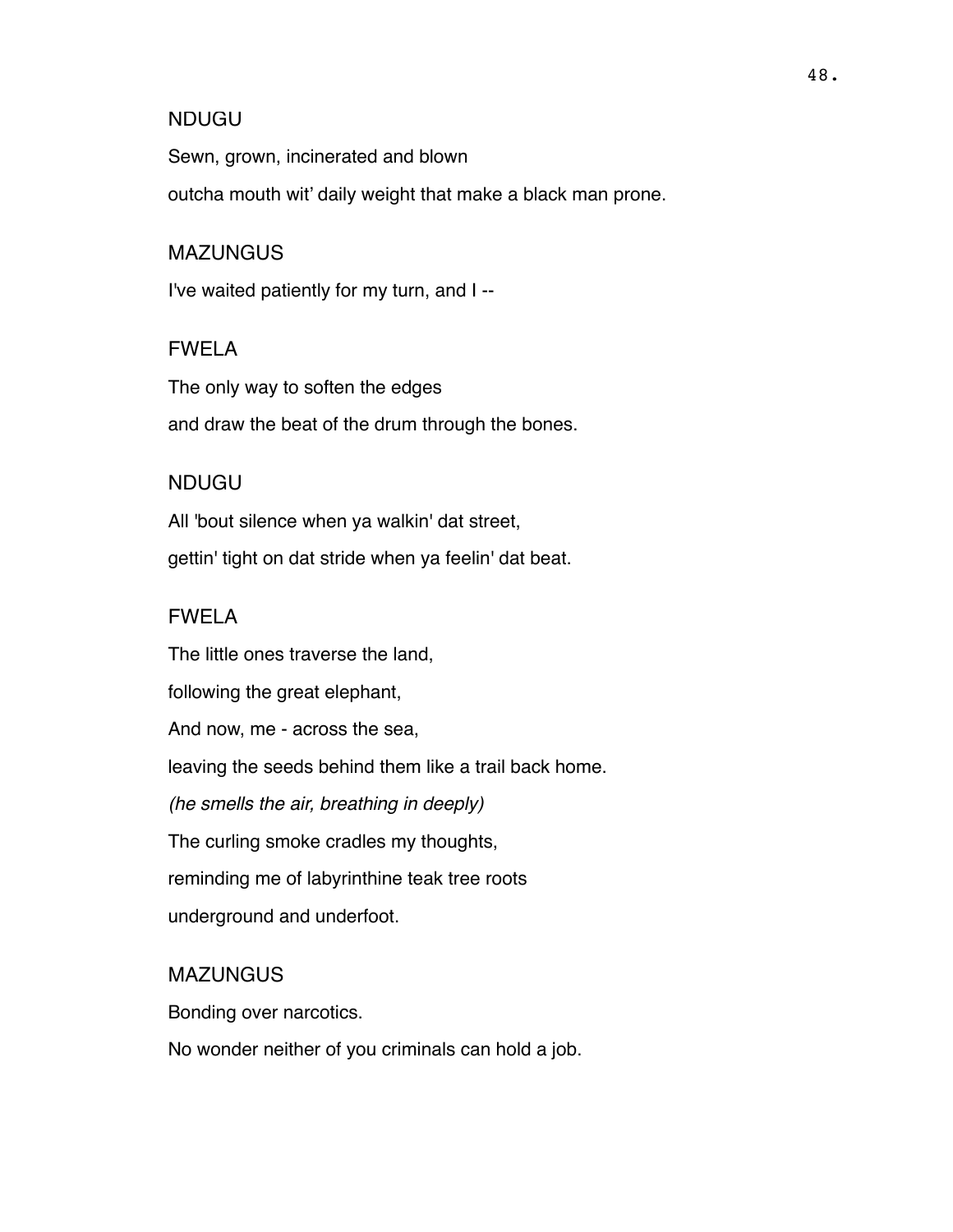NDUGU

Sewn, grown, incinerated and blown

outcha mouth wit' daily weight that make a black man prone.

MAZUNGUS

I've waited patiently for my turn, and I --

FWELA

The only way to soften the edges

and draw the beat of the drum through the bones.

NDUGU

All 'bout silence when ya walkin' dat street,

gettin' tight on dat stride when ya feelin' dat beat.

FWELA

The little ones traverse the land,

following the great elephant,

And now, me - across the sea,

leaving the seeds behind them like a trail back home.

*(he smells the air, breathing in deeply)*

The curling smoke cradles my thoughts,

reminding me of labyrinthine teak tree roots

underground and underfoot.

MAZUNGUS

Bonding over narcotics.

No wonder neither of you criminals can hold a job.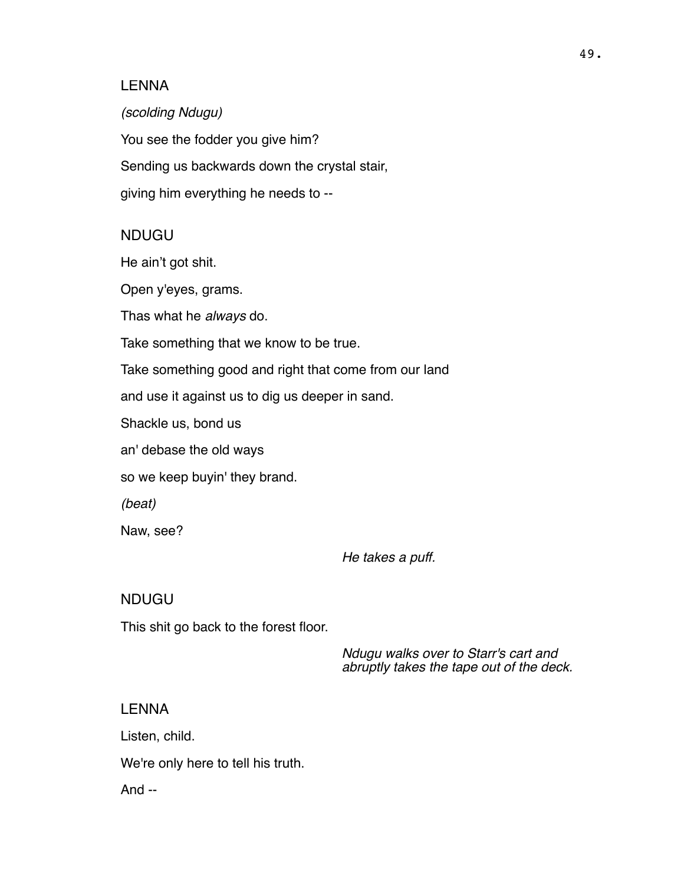LENNA

*(scolding Ndugu)*

You see the fodder you give him?

Sending us backwards down the crystal stair,

giving him everything he needs to --

NDUGU

He ain't got shit.

Open y'eyes, grams.

Thas what he *always* do.

Take something that we know to be true.

Take something good and right that come from our land

and use it against us to dig us deeper in sand.

Shackle us, bond us

an' debase the old ways

so we keep buyin' they brand.

*(beat)*

Naw, see?

*He takes a puff.*

NDUGU

This shit go back to the forest floor.

*Ndugu walks over to Starr's cart and abruptly takes the tape out of the deck.*

LENNA

Listen, child.

We're only here to tell his truth.

And --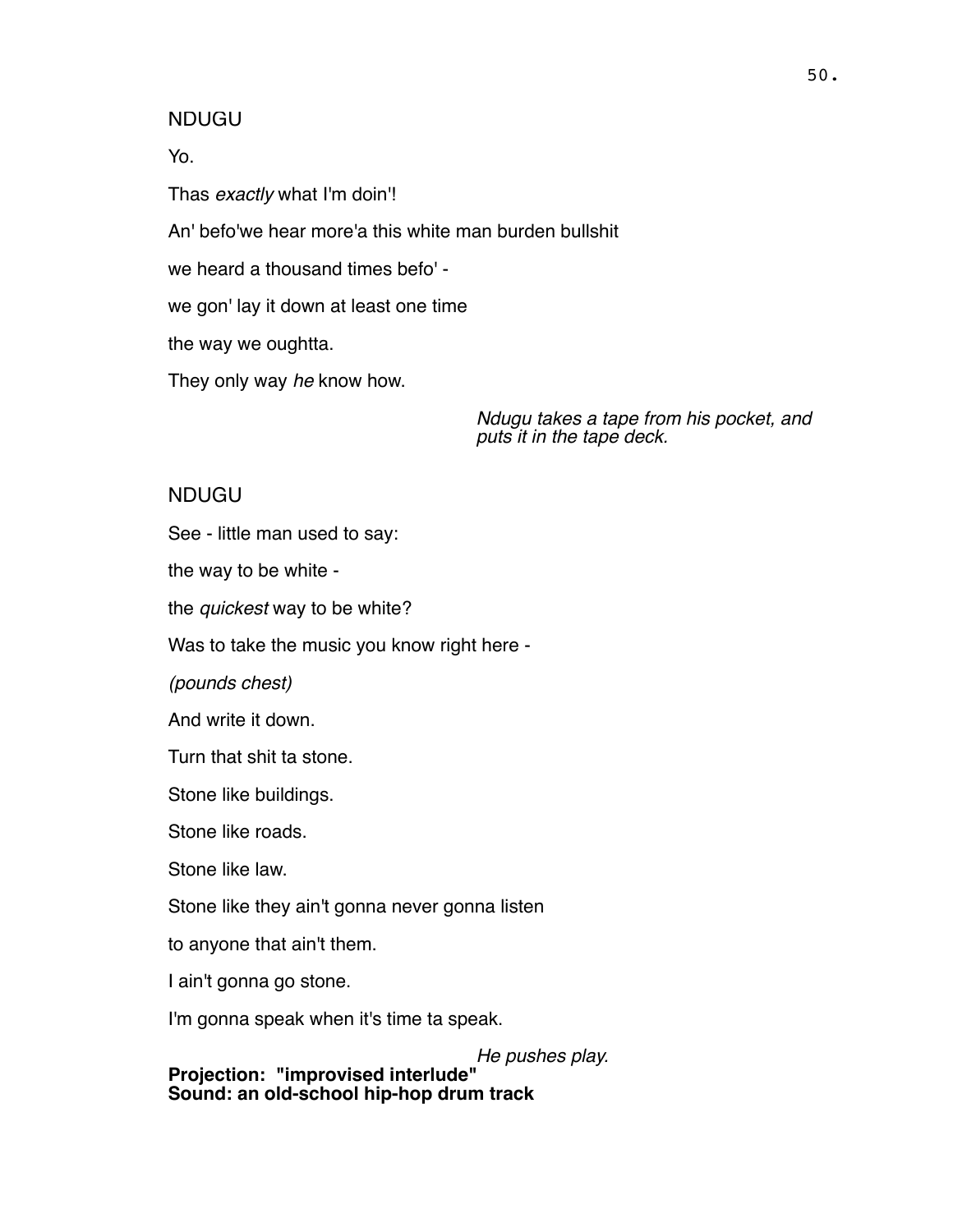NDUGU

Yo.

Thas *exactly* what I'm doin'!

An' befo'we hear more'a this white man burden bullshit

we heard a thousand times befo' -

we gon' lay it down at least one time

the way we oughtta.

They only way *he* know how.

*Ndugu takes a tape from his pocket, and puts it in the tape deck.*

NDUGU

See - little man used to say:

the way to be white -

the *quickest* way to be white?

Was to take the music you know right here -

*(pounds chest)*

And write it down.

Turn that shit ta stone.

Stone like buildings.

Stone like roads.

Stone like law.

Stone like they ain't gonna never gonna listen

to anyone that ain't them.

I ain't gonna go stone.

I'm gonna speak when it's time ta speak.

*He pushes play.*

**Projection: "improvised interlude"**
**Sound: an old-school hip-hop drum track**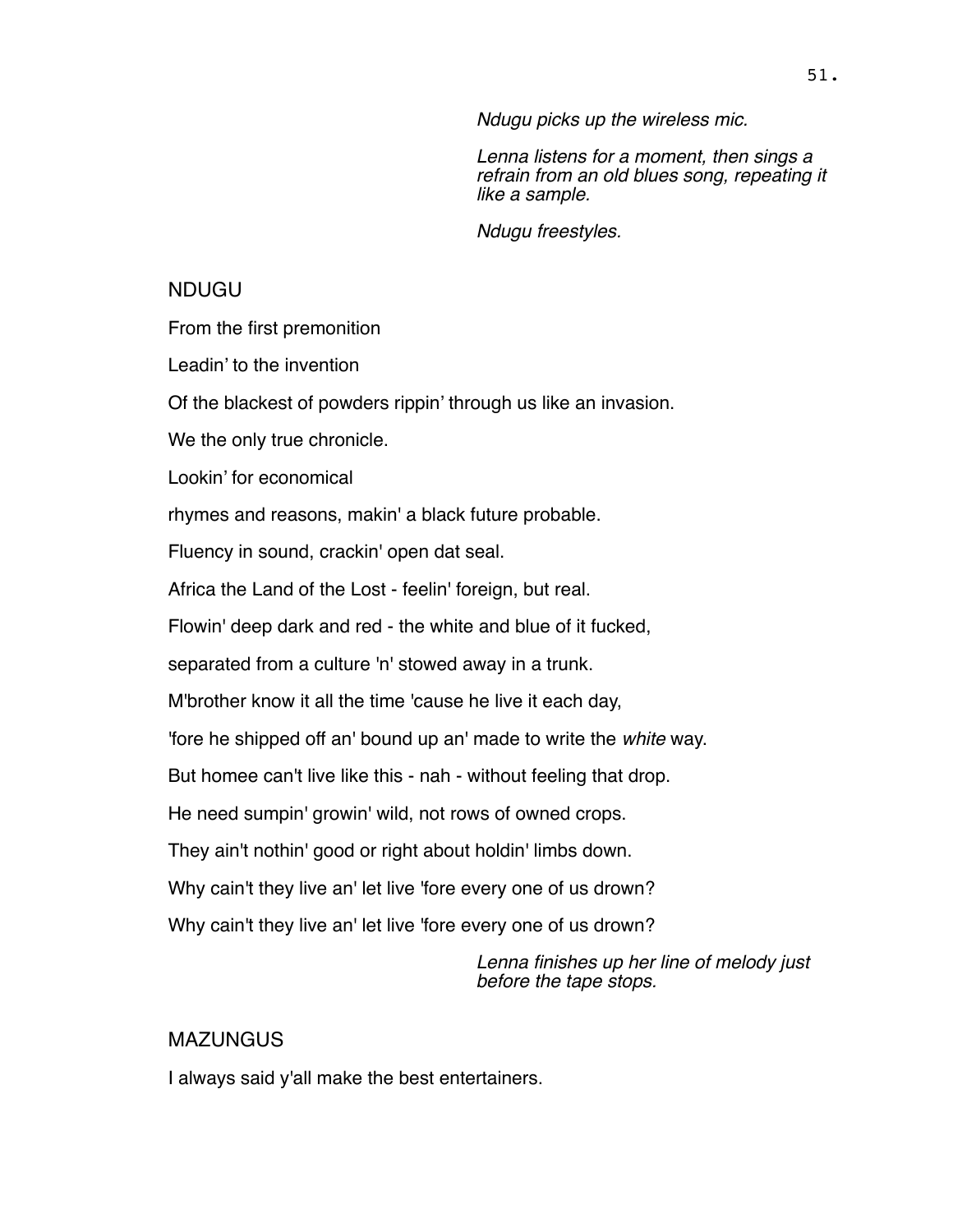*Ndugu picks up the wireless mic.*

*Lenna listens for a moment, then sings a refrain from an old blues song, repeating it like a sample.*

*Ndugu freestyles.*

NDUGU

From the first premonition

Leadin' to the invention

Of the blackest of powders rippin' through us like an invasion.

We the only true chronicle.

Lookin' for economical

rhymes and reasons, makin' a black future probable.

Fluency in sound, crackin' open dat seal.

Africa the Land of the Lost - feelin' foreign, but real.

Flowin' deep dark and red - the white and blue of it fucked,

separated from a culture 'n' stowed away in a trunk.

M'brother know it all the time 'cause he live it each day,

'fore he shipped off an' bound up an' made to write the *white* way.

But homee can't live like this - nah - without feeling that drop.

He need sumpin' growin' wild, not rows of owned crops.

They ain't nothin' good or right about holdin' limbs down.

Why cain't they live an' let live 'fore every one of us drown?

Why cain't they live an' let live 'fore every one of us drown?

*Lenna finishes up her line of melody just before the tape stops.*

MAZUNGUS

I always said y'all make the best entertainers.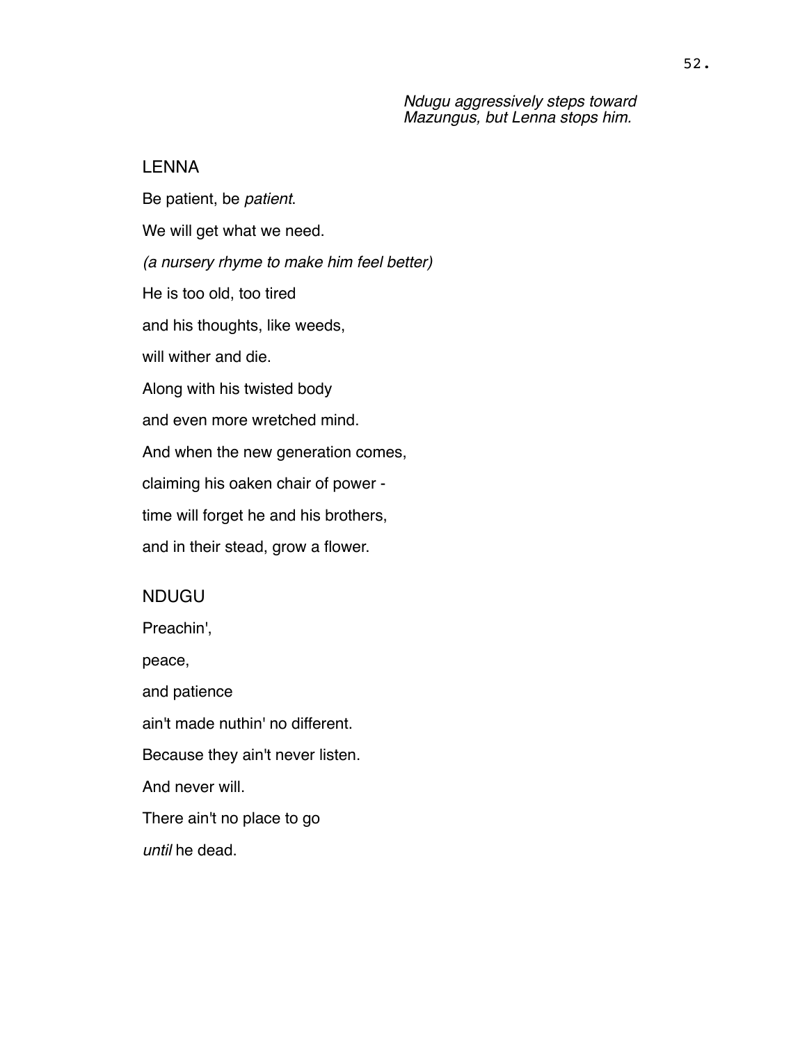*Ndugu aggressively steps toward Mazungus, but Lenna stops him.*

LENNA

Be patient, be *patient*.

We will get what we need.

*(a nursery rhyme to make him feel better)*

He is too old, too tired

and his thoughts, like weeds,

will wither and die.

Along with his twisted body

and even more wretched mind.

And when the new generation comes,

claiming his oaken chair of power -

time will forget he and his brothers,

and in their stead, grow a flower.

NDUGU

Preachin',

peace,

and patience

ain't made nuthin' no different.

Because they ain't never listen.

And never will.

There ain't no place to go

*until* he dead.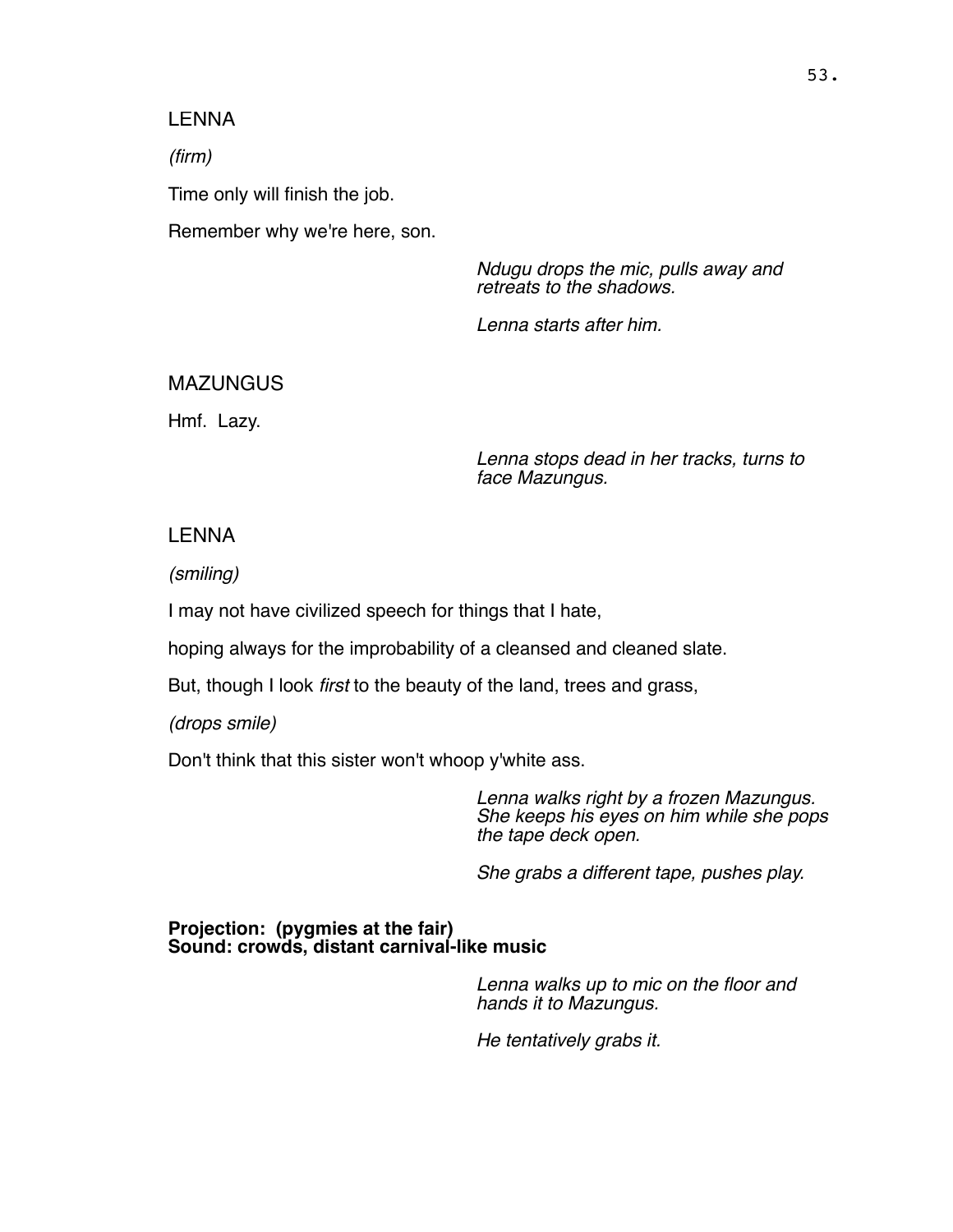LENNA

*(firm)*

Time only will finish the job.

Remember why we're here, son.

*Ndugu drops the mic, pulls away and retreats to the shadows.*

*Lenna starts after him.*

MAZUNGUS

Hmf. Lazy.

*Lenna stops dead in her tracks, turns to face Mazungus.*

LENNA

*(smiling)*

I may not have civilized speech for things that I hate,

hoping always for the improbability of a cleansed and cleaned slate.

But, though I look *first* to the beauty of the land, trees and grass,

*(drops smile)*

Don't think that this sister won't whoop y'white ass.

*Lenna walks right by a frozen Mazungus. She keeps his eyes on him while she pops the tape deck open.*

*She grabs a different tape, pushes play.*

**Projection: (pygmies at the fair)**
**Sound: crowds, distant carnival-like music**

*Lenna walks up to mic on the floor and hands it to Mazungus.*

*He tentatively grabs it.*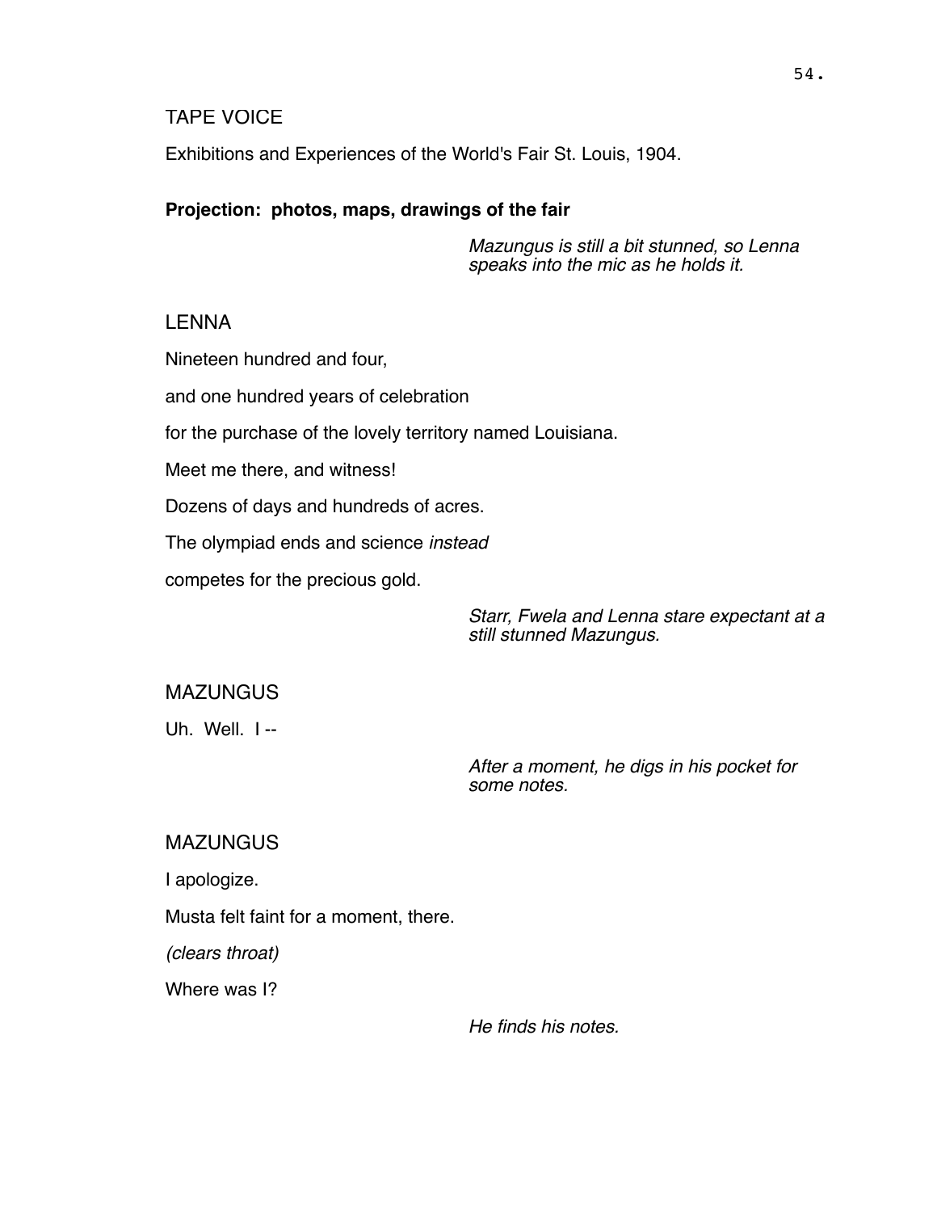TAPE VOICE

Exhibitions and Experiences of the World's Fair St. Louis, 1904.

**Projection: photos, maps, drawings of the fair**

*Mazungus is still a bit stunned, so Lenna speaks into the mic as he holds it.*

LENNA

Nineteen hundred and four,

and one hundred years of celebration

for the purchase of the lovely territory named Louisiana.

Meet me there, and witness!

Dozens of days and hundreds of acres.

The olympiad ends and science *instead*

competes for the precious gold.

*Starr, Fwela and Lenna stare expectant at a still stunned Mazungus.*

MAZUNGUS

Uh. Well. I --

*After a moment, he digs in his pocket for some notes.*

MAZUNGUS

I apologize.

Musta felt faint for a moment, there.

*(clears throat)*

Where was I?

*He finds his notes.*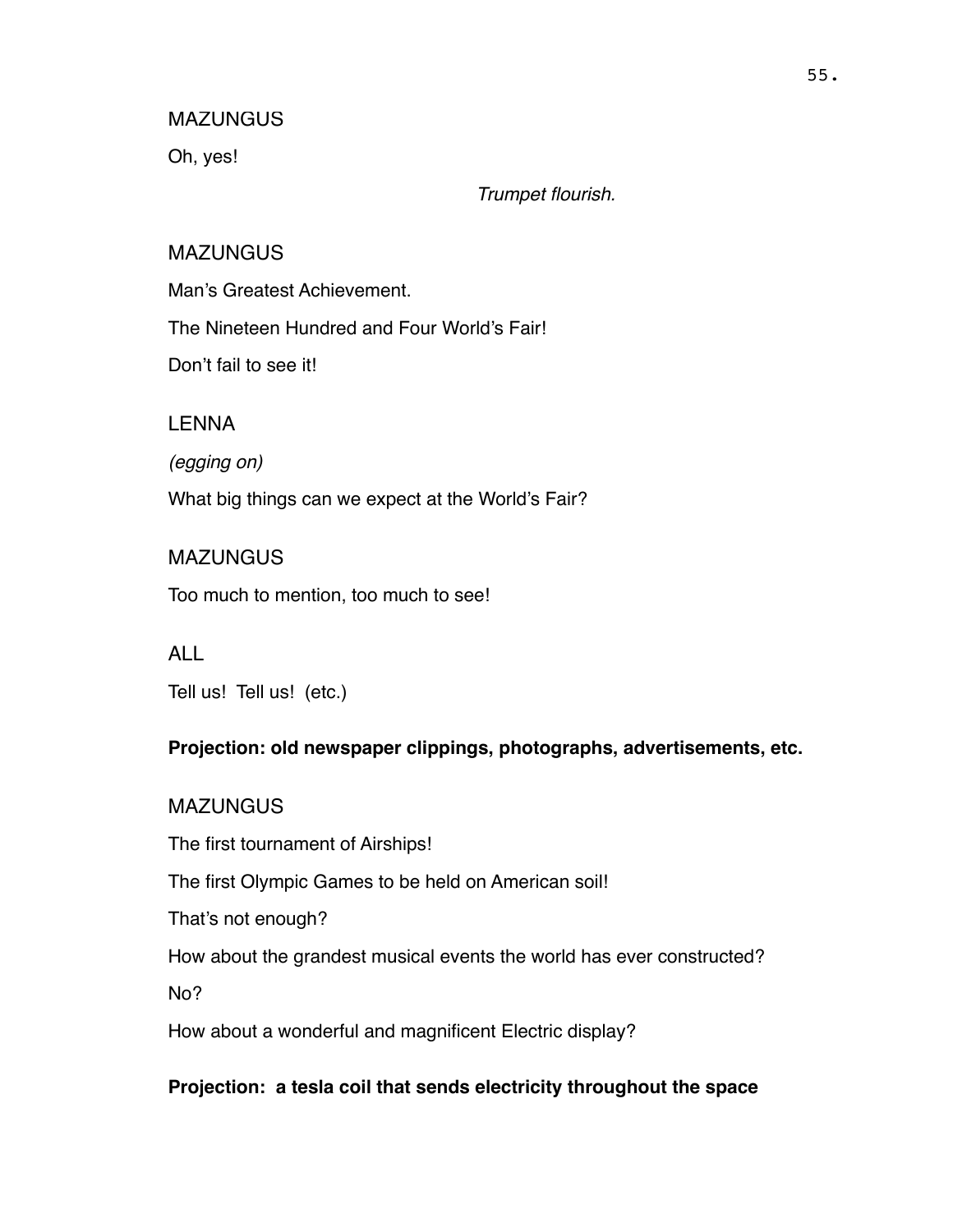MAZUNGUS

Oh, yes!

*Trumpet flourish.*

MAZUNGUS

Man's Greatest Achievement.

The Nineteen Hundred and Four World's Fair!

Don't fail to see it!

LENNA

*(egging on)*

What big things can we expect at the World's Fair?

MAZUNGUS

Too much to mention, too much to see!

ALL

Tell us! Tell us! (etc.)

**Projection: old newspaper clippings, photographs, advertisements, etc.**

MAZUNGUS

The first tournament of Airships!

The first Olympic Games to be held on American soil!

That's not enough?

How about the grandest musical events the world has ever constructed?

No?

How about a wonderful and magnificent Electric display?

**Projection: a tesla coil that sends electricity throughout the space**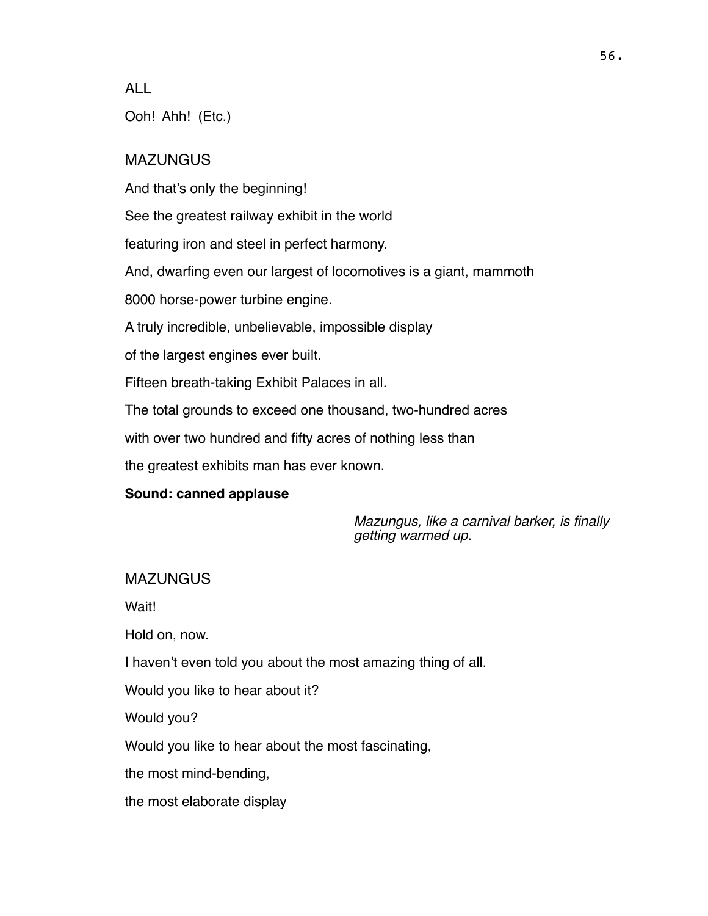ALL

Ooh!  Ahh!  (Etc.)

MAZUNGUS

And that's only the beginning!

See the greatest railway exhibit in the world

featuring iron and steel in perfect harmony.

And, dwarfing even our largest of locomotives is a giant, mammoth

8000 horse-power turbine engine.

A truly incredible, unbelievable, impossible display

of the largest engines ever built.

Fifteen breath-taking Exhibit Palaces in all.

The total grounds to exceed one thousand, two-hundred acres

with over two hundred and fifty acres of nothing less than

the greatest exhibits man has ever known.

**Sound: canned applause**

*Mazungus, like a carnival barker, is finally getting warmed up.*

MAZUNGUS

Wait!

Hold on, now.

I haven't even told you about the most amazing thing of all.

Would you like to hear about it?

Would you?

Would you like to hear about the most fascinating,

the most mind-bending,

the most elaborate display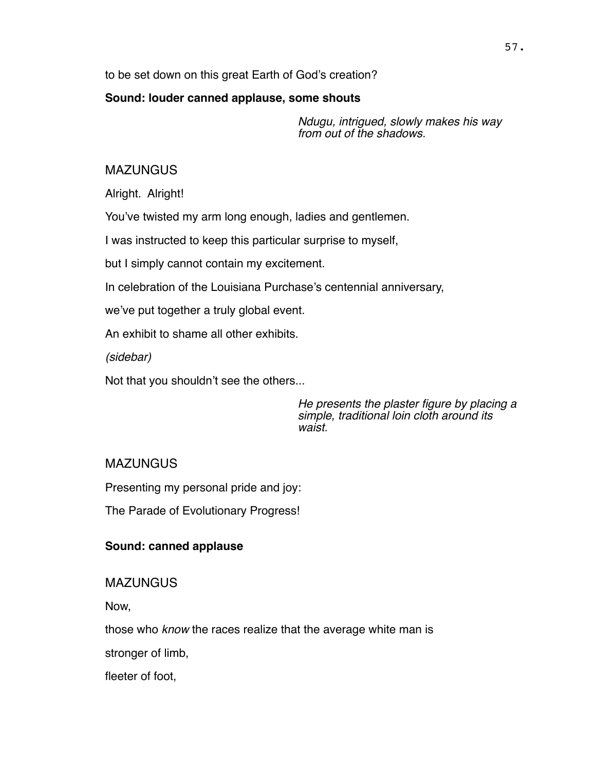to be set down on this great Earth of God's creation?

**Sound: louder canned applause, some shouts**

*Ndugu, intrigued, slowly makes his way from out of the shadows.*

MAZUNGUS

Alright. Alright!

You've twisted my arm long enough, ladies and gentlemen.

I was instructed to keep this particular surprise to myself,

but I simply cannot contain my excitement.

In celebration of the Louisiana Purchase's centennial anniversary,

we've put together a truly global event.

An exhibit to shame all other exhibits.

*(sidebar)*

Not that you shouldn't see the others...

*He presents the plaster figure by placing a simple, traditional loin cloth around its waist.*

MAZUNGUS

Presenting my personal pride and joy:

The Parade of Evolutionary Progress!

**Sound: canned applause**

MAZUNGUS

Now,

those who *know* the races realize that the average white man is

stronger of limb,

fleeter of foot,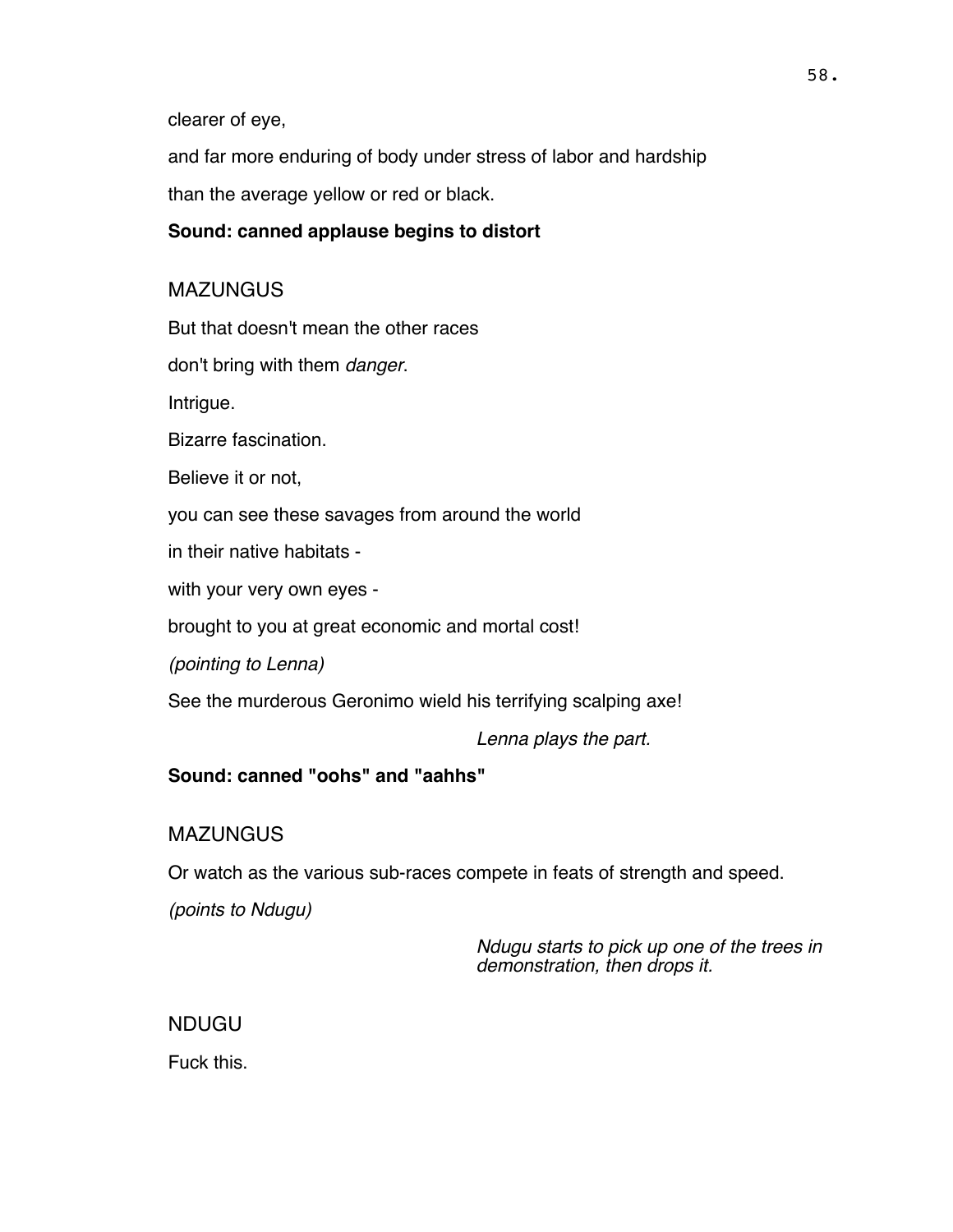clearer of eye,

and far more enduring of body under stress of labor and hardship

than the average yellow or red or black.

**Sound: canned applause begins to distort**

MAZUNGUS

But that doesn't mean the other races

don't bring with them *danger*.

Intrigue.

Bizarre fascination.

Believe it or not,

you can see these savages from around the world

in their native habitats -

with your very own eyes -

brought to you at great economic and mortal cost!

*(pointing to Lenna)*

See the murderous Geronimo wield his terrifying scalping axe!

*Lenna plays the part.*

**Sound: canned "oohs" and "aahhs"**

MAZUNGUS

Or watch as the various sub-races compete in feats of strength and speed.

*(points to Ndugu)*

*Ndugu starts to pick up one of the trees in demonstration, then drops it.*

NDUGU

Fuck this.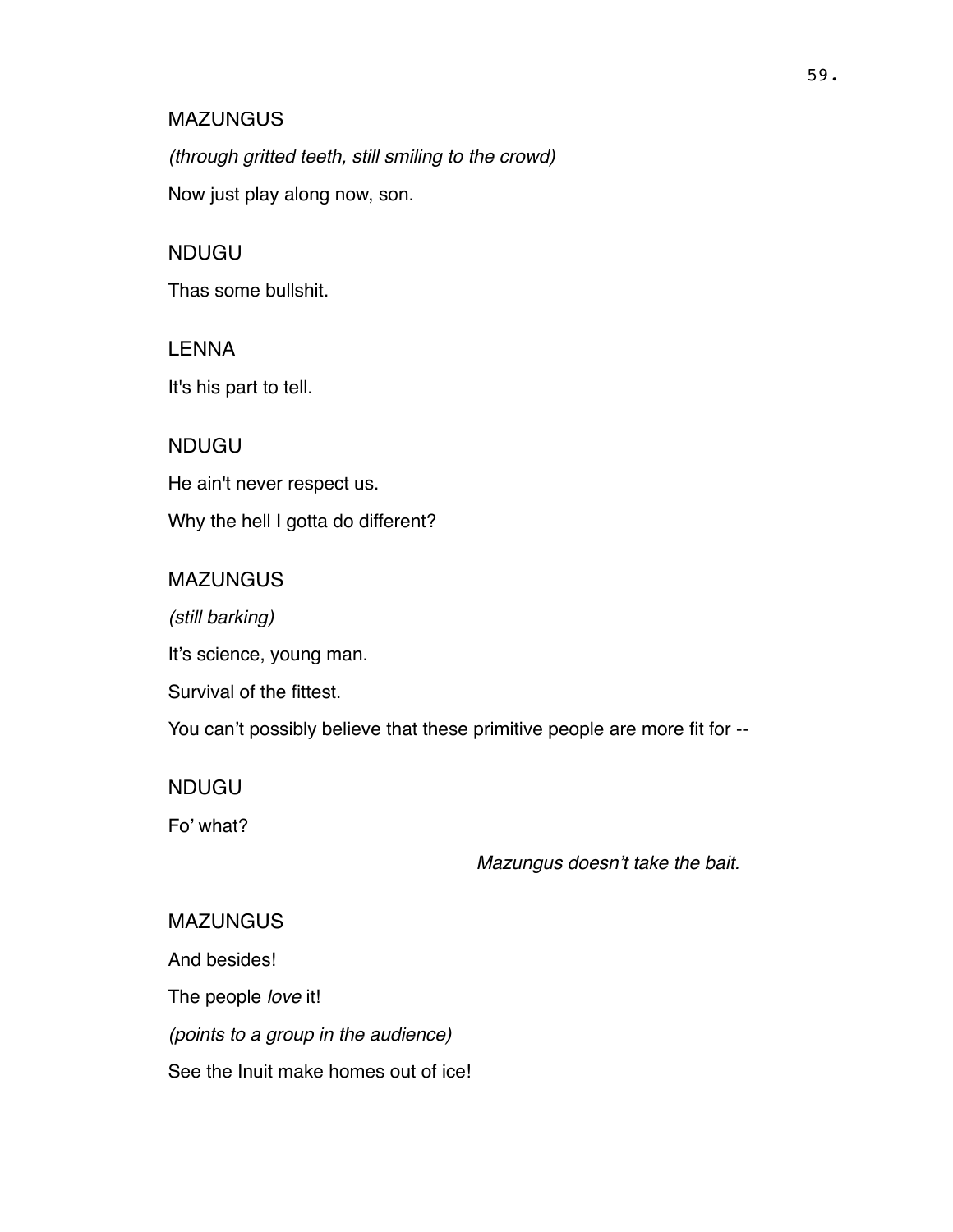MAZUNGUS

*(through gritted teeth, still smiling to the crowd)*

Now just play along now, son.

NDUGU

Thas some bullshit.

LENNA

It's his part to tell.

NDUGU

He ain't never respect us.

Why the hell I gotta do different?

MAZUNGUS

*(still barking)*

It’s science, young man.

Survival of the fittest.

You can’t possibly believe that these primitive people are more fit for --

NDUGU

Fo’ what?

*Mazungus doesn’t take the bait.*

MAZUNGUS

And besides!

The people *love* it!

*(points to a group in the audience)*

See the Inuit make homes out of ice!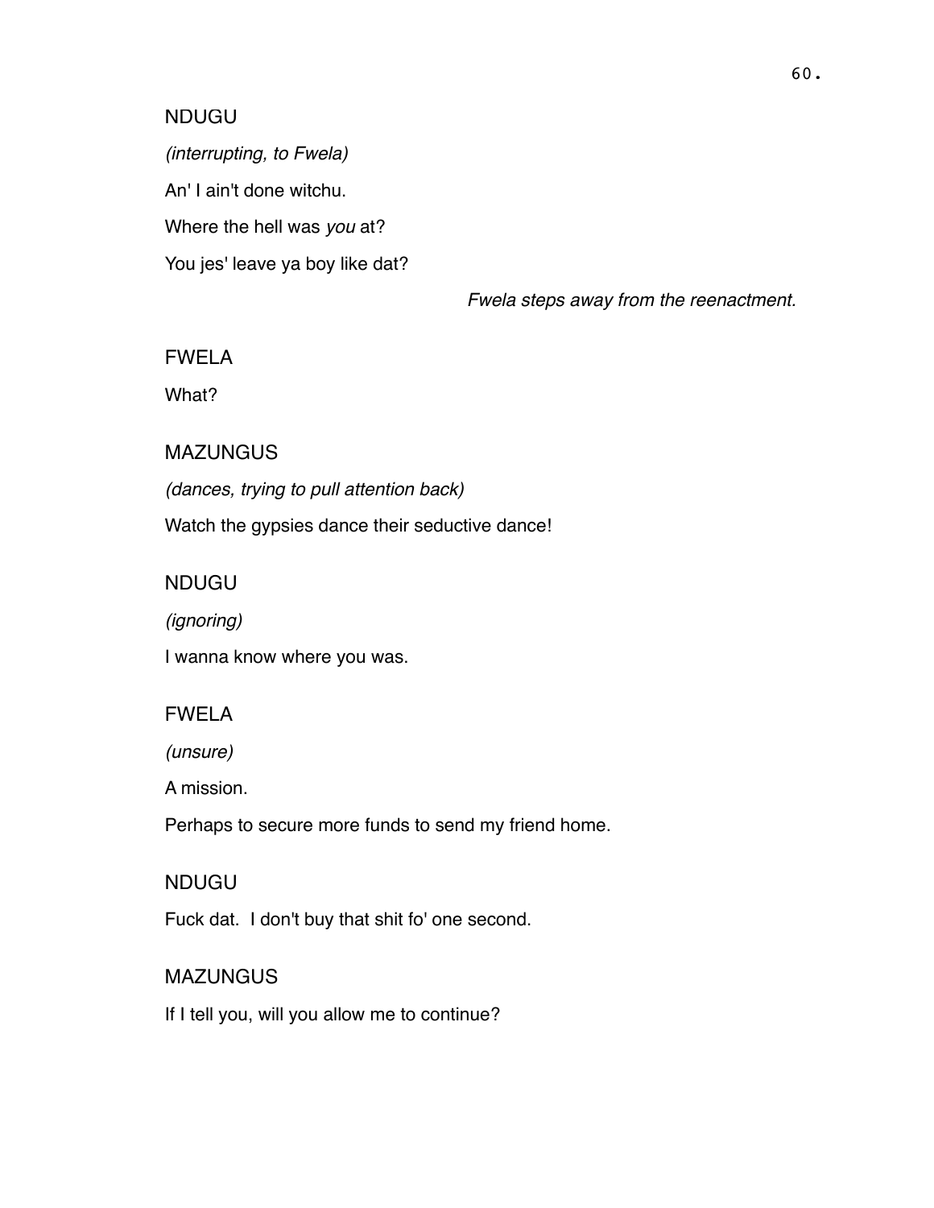NDUGU

*(interrupting, to Fwela)*

An' I ain't done witchu.

Where the hell was *you* at?

You jes' leave ya boy like dat?

*Fwela steps away from the reenactment.*

FWELA

What?

MAZUNGUS

*(dances, trying to pull attention back)*

Watch the gypsies dance their seductive dance!

NDUGU

*(ignoring)*

I wanna know where you was.

FWELA

*(unsure)*

A mission.

Perhaps to secure more funds to send my friend home.

NDUGU

Fuck dat.  I don't buy that shit fo' one second.

MAZUNGUS

If I tell you, will you allow me to continue?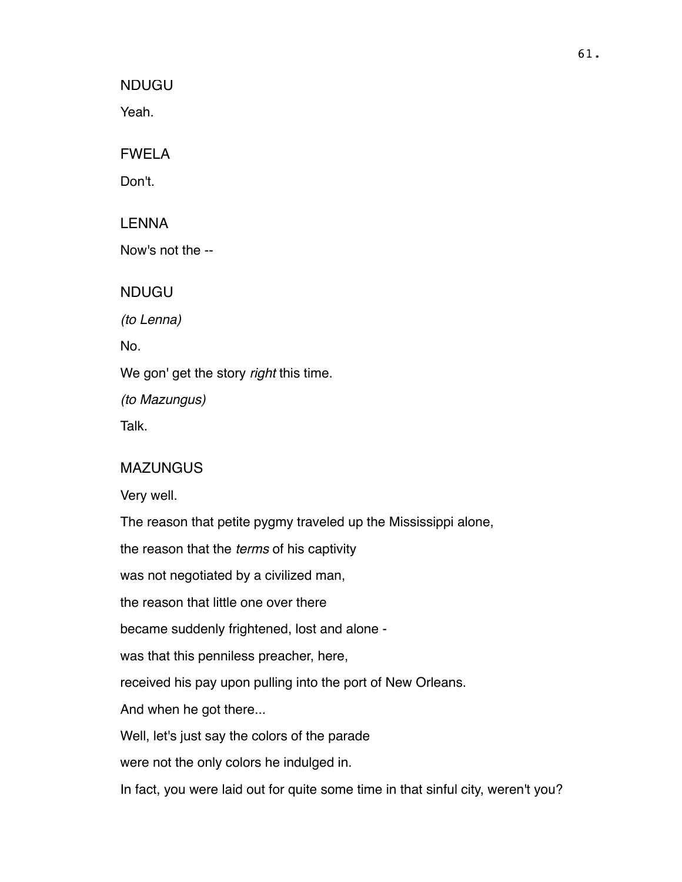NDUGU

Yeah.

FWELA

Don't.

LENNA

Now's not the --

NDUGU

*(to Lenna)*

No.

We gon' get the story *right* this time.

*(to Mazungus)*

Talk.

MAZUNGUS

Very well.

The reason that petite pygmy traveled up the Mississippi alone,

the reason that the *terms* of his captivity

was not negotiated by a civilized man,

the reason that little one over there

became suddenly frightened, lost and alone -

was that this penniless preacher, here,

received his pay upon pulling into the port of New Orleans.

And when he got there...

Well, let's just say the colors of the parade

were not the only colors he indulged in.

In fact, you were laid out for quite some time in that sinful city, weren't you?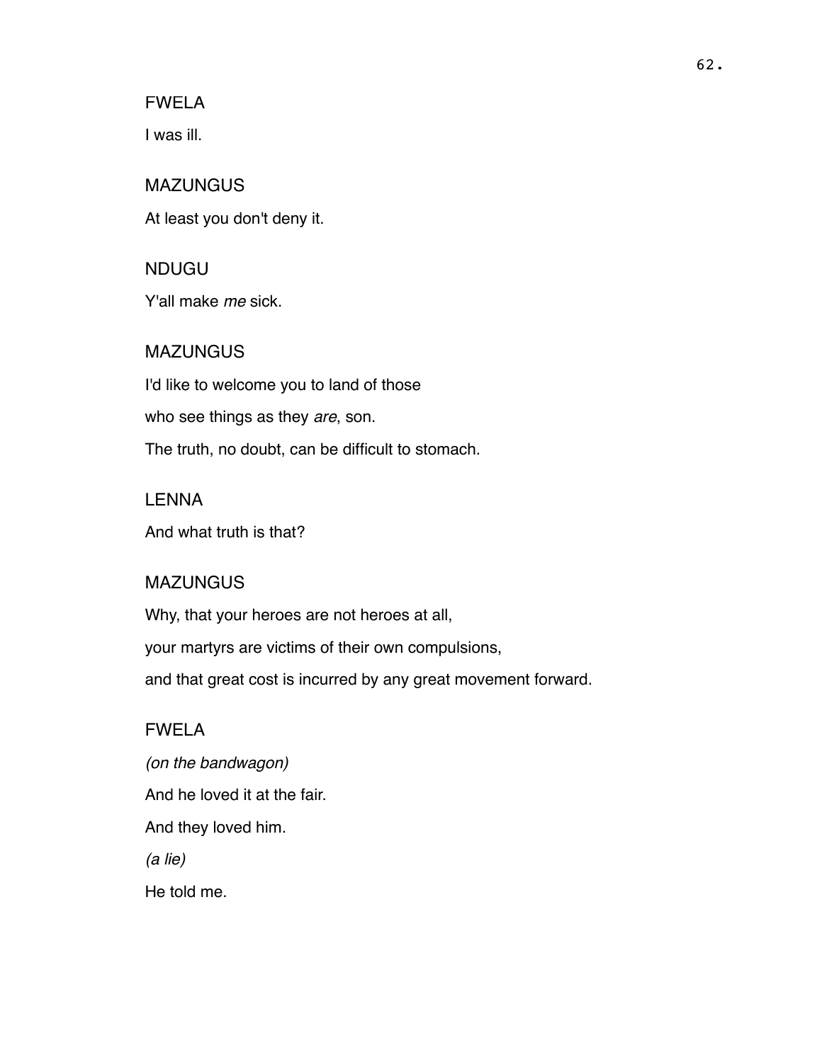FWELA

I was ill.

MAZUNGUS

At least you don't deny it.

NDUGU

Y'all make *me* sick.

MAZUNGUS

I'd like to welcome you to land of those

who see things as they *are*, son.

The truth, no doubt, can be difficult to stomach.

LENNA

And what truth is that?

MAZUNGUS

Why, that your heroes are not heroes at all,

your martyrs are victims of their own compulsions,

and that great cost is incurred by any great movement forward.

FWELA

*(on the bandwagon)*

And he loved it at the fair.

And they loved him.

*(a lie)*

He told me.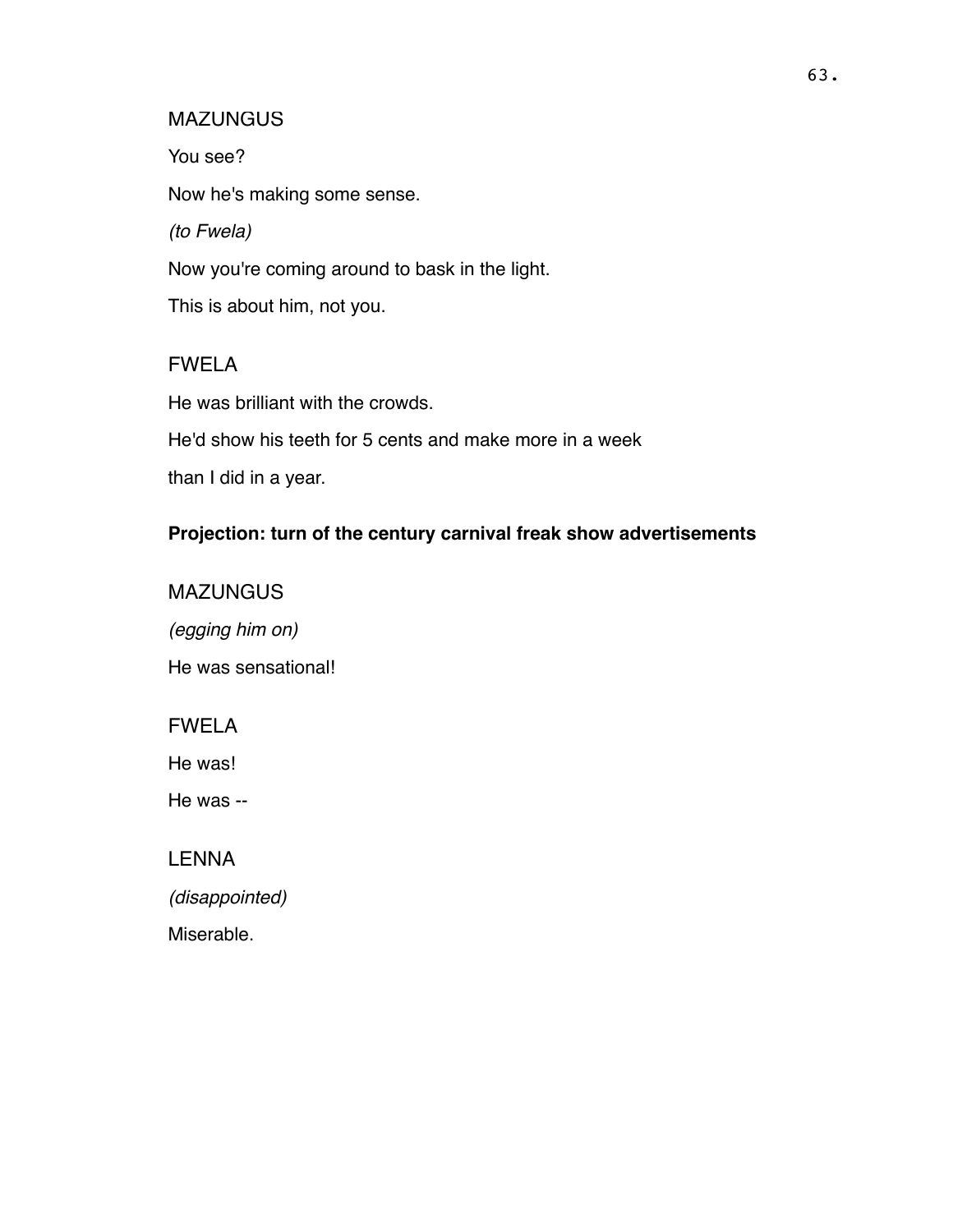MAZUNGUS

You see?

Now he's making some sense.

*(to Fwela)*

Now you're coming around to bask in the light.

This is about him, not you.

FWELA

He was brilliant with the crowds.

He'd show his teeth for 5 cents and make more in a week

than I did in a year.

**Projection: turn of the century carnival freak show advertisements**

MAZUNGUS

*(egging him on)*

He was sensational!

FWELA

He was!

He was --

LENNA

*(disappointed)*

Miserable.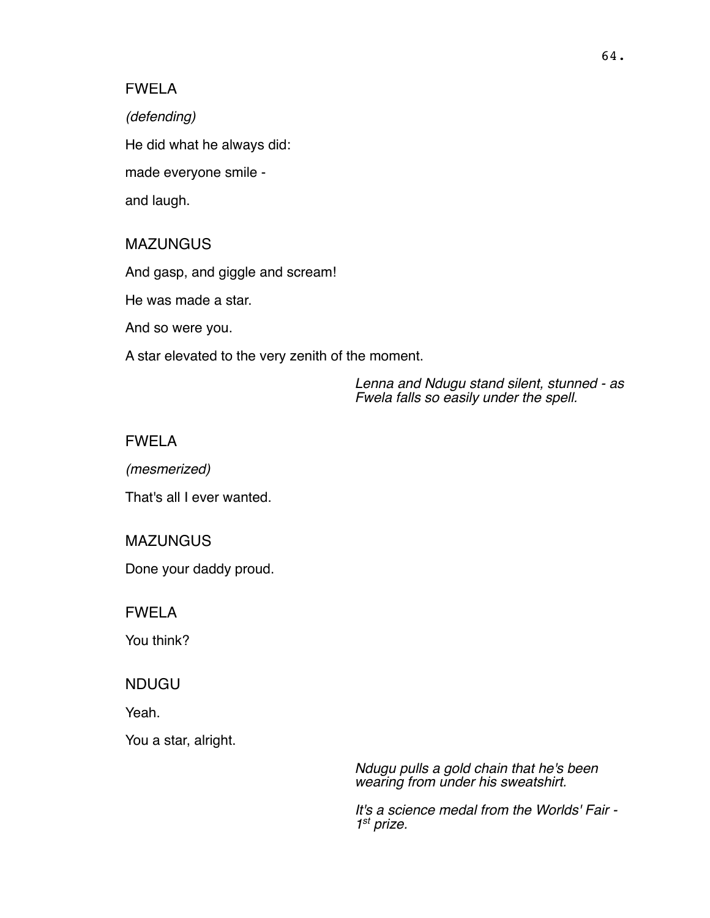FWELA

*(defending)*

He did what he always did:

made everyone smile -

and laugh.

MAZUNGUS

And gasp, and giggle and scream!

He was made a star.

And so were you.

A star elevated to the very zenith of the moment.

*Lenna and Ndugu stand silent, stunned - as Fwela falls so easily under the spell.*

FWELA

*(mesmerized)*

That's all I ever wanted.

MAZUNGUS

Done your daddy proud.

FWELA

You think?

NDUGU

Yeah.

You a star, alright.

*Ndugu pulls a gold chain that he's been wearing from under his sweatshirt.*

*It's a science medal from the Worlds' Fair - 1st prize.*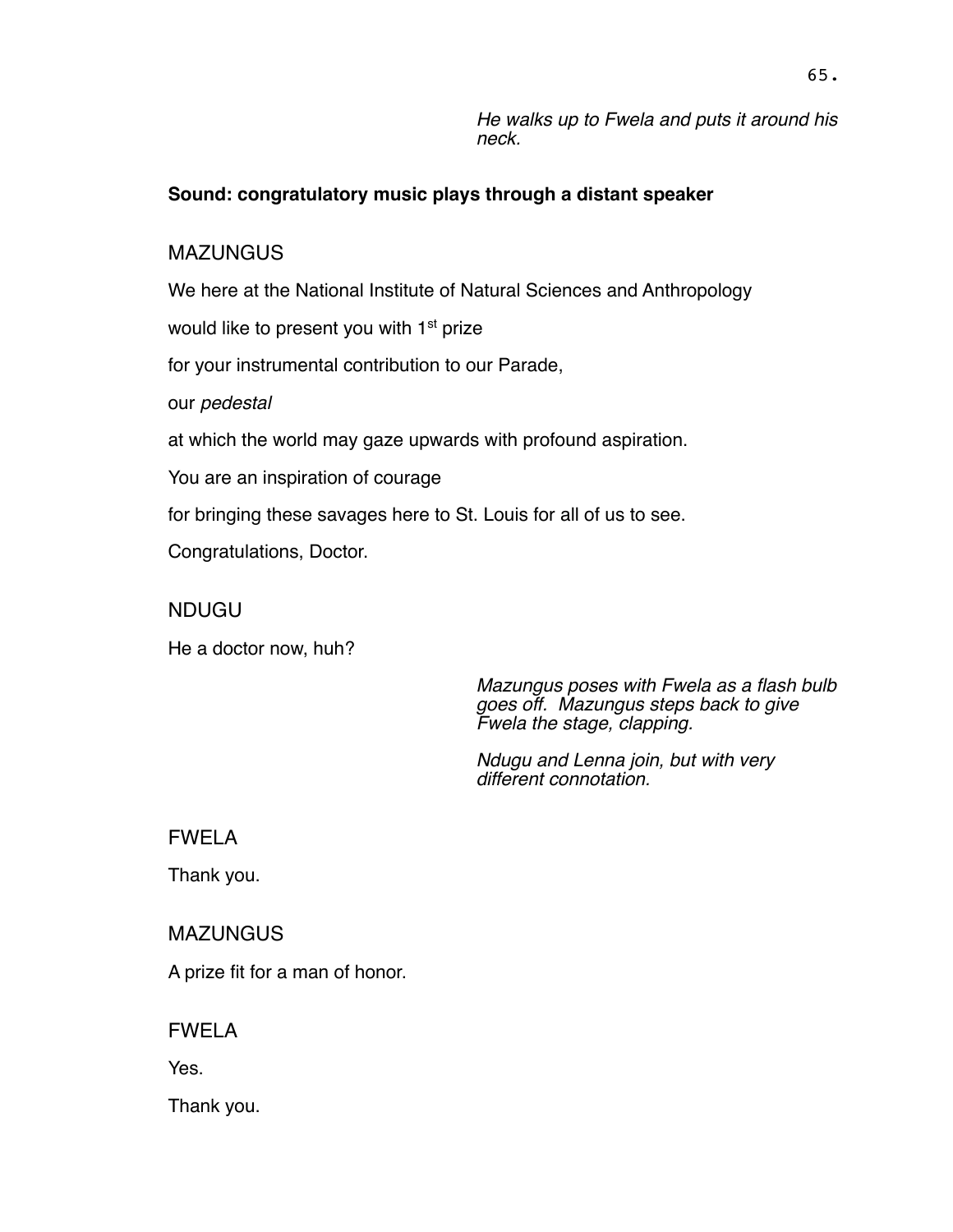*He walks up to Fwela and puts it around his neck.*

**Sound: congratulatory music plays through a distant speaker**

MAZUNGUS

We here at the National Institute of Natural Sciences and Anthropology

would like to present you with 1st prize

for your instrumental contribution to our Parade,

our *pedestal*

at which the world may gaze upwards with profound aspiration.

You are an inspiration of courage

for bringing these savages here to St. Louis for all of us to see.

Congratulations, Doctor.

NDUGU

He a doctor now, huh?

*Mazungus poses with Fwela as a flash bulb goes off. Mazungus steps back to give Fwela the stage, clapping.*

*Ndugu and Lenna join, but with very different connotation.*

FWELA

Thank you.

MAZUNGUS

A prize fit for a man of honor.

FWELA

Yes.

Thank you.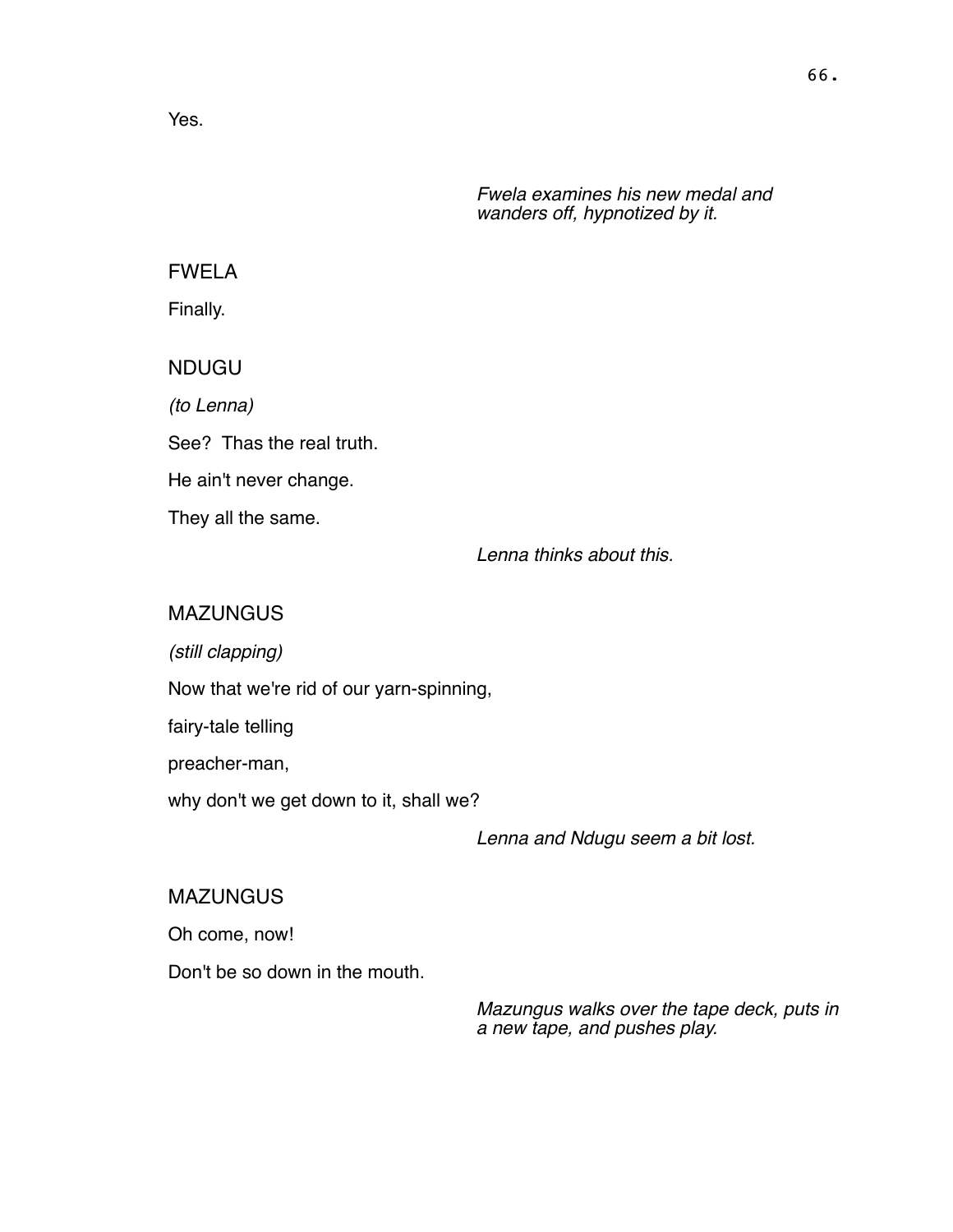Yes.

*Fwela examines his new medal and wanders off, hypnotized by it.*

FWELA

Finally.

NDUGU

*(to Lenna)*

See?  Thas the real truth.

He ain't never change.

They all the same.

*Lenna thinks about this.*

MAZUNGUS

*(still clapping)*

Now that we're rid of our yarn-spinning,

fairy-tale telling

preacher-man,

why don't we get down to it, shall we?

*Lenna and Ndugu seem a bit lost.*

MAZUNGUS

Oh come, now!

Don't be so down in the mouth.

*Mazungus walks over the tape deck, puts in a new tape, and pushes play.*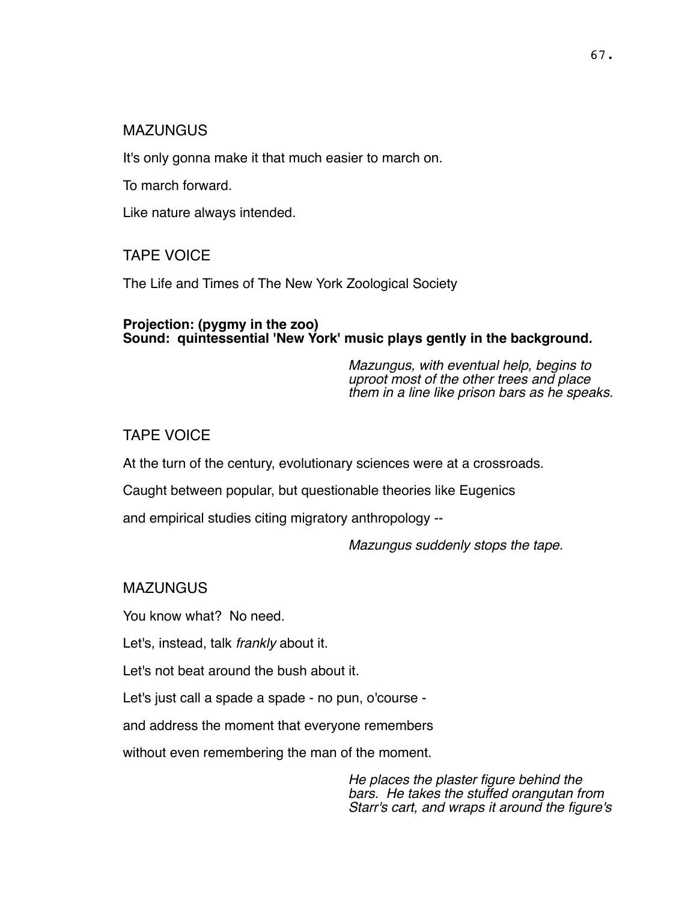MAZUNGUS

It's only gonna make it that much easier to march on.

To march forward.

Like nature always intended.

TAPE VOICE

The Life and Times of The New York Zoological Society

**Projection: (pygmy in the zoo)**
**Sound: quintessential 'New York' music plays gently in the background.**

*Mazungus, with eventual help, begins to uproot most of the other trees and place them in a line like prison bars as he speaks.*

TAPE VOICE

At the turn of the century, evolutionary sciences were at a crossroads.

Caught between popular, but questionable theories like Eugenics

and empirical studies citing migratory anthropology --

*Mazungus suddenly stops the tape.*

MAZUNGUS

You know what? No need.

Let's, instead, talk *frankly* about it.

Let's not beat around the bush about it.

Let's just call a spade a spade - no pun, o'course -

and address the moment that everyone remembers

without even remembering the man of the moment.

*He places the plaster figure behind the bars. He takes the stuffed orangutan from Starr's cart, and wraps it around the figure's*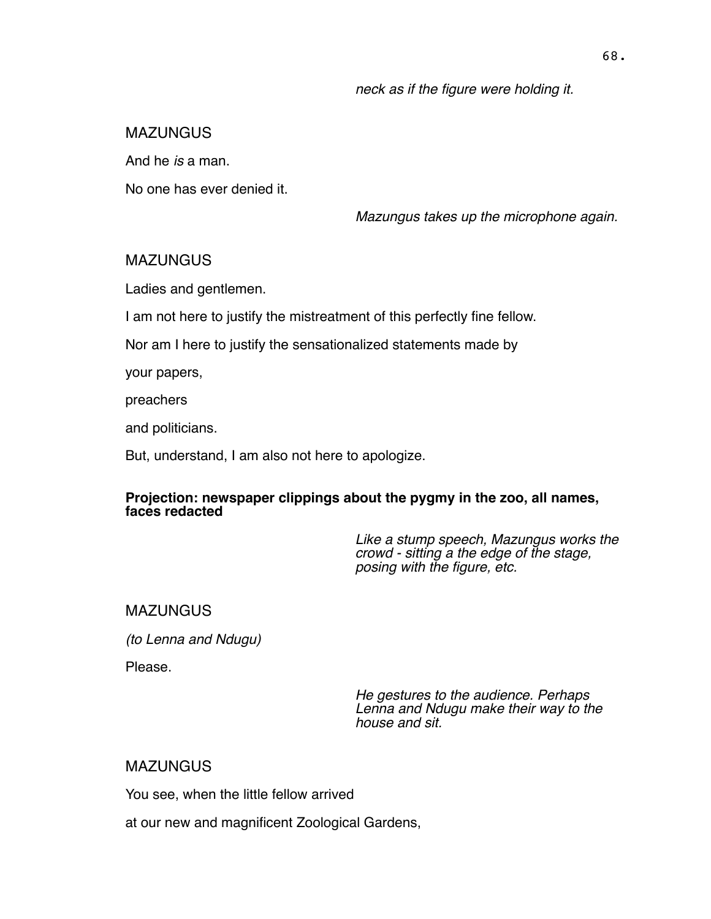*neck as if the figure were holding it.*

MAZUNGUS

And he *is* a man.

No one has ever denied it.

*Mazungus takes up the microphone again.*

MAZUNGUS

Ladies and gentlemen.

I am not here to justify the mistreatment of this perfectly fine fellow.

Nor am I here to justify the sensationalized statements made by

your papers,

preachers

and politicians.

But, understand, I am also not here to apologize.

**Projection: newspaper clippings about the pygmy in the zoo, all names, faces redacted**

*Like a stump speech, Mazungus works the crowd - sitting a the edge of the stage, posing with the figure, etc.*

MAZUNGUS

*(to Lenna and Ndugu)*

Please.

*He gestures to the audience. Perhaps Lenna and Ndugu make their way to the house and sit.*

MAZUNGUS

You see, when the little fellow arrived

at our new and magnificent Zoological Gardens,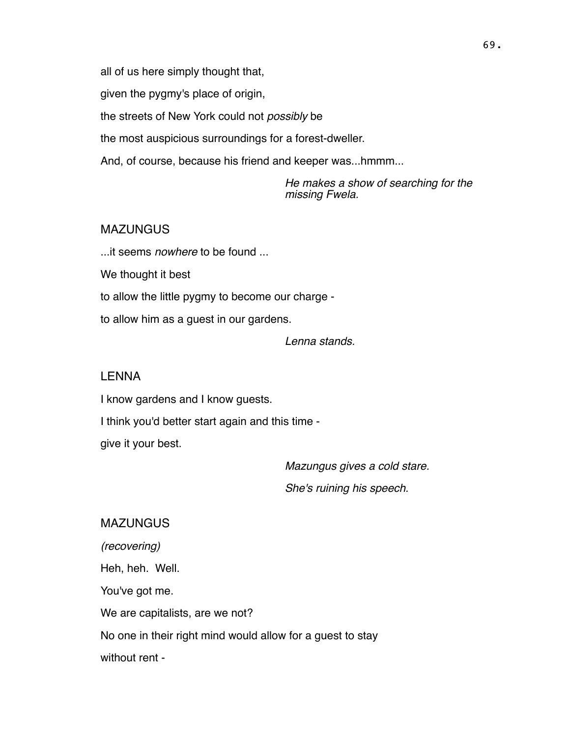all of us here simply thought that,

given the pygmy's place of origin,

the streets of New York could not *possibly* be

the most auspicious surroundings for a forest-dweller.

And, of course, because his friend and keeper was...hmmm...

*He makes a show of searching for the missing Fwela.*

MAZUNGUS

...it seems *nowhere* to be found ...

We thought it best

to allow the little pygmy to become our charge -

to allow him as a guest in our gardens.

*Lenna stands.*

LENNA

I know gardens and I know guests.

I think you'd better start again and this time -

give it your best.

*Mazungus gives a cold stare.*

*She's ruining his speech.*

MAZUNGUS

*(recovering)*

Heh, heh. Well.

You've got me.

We are capitalists, are we not?

No one in their right mind would allow for a guest to stay

without rent -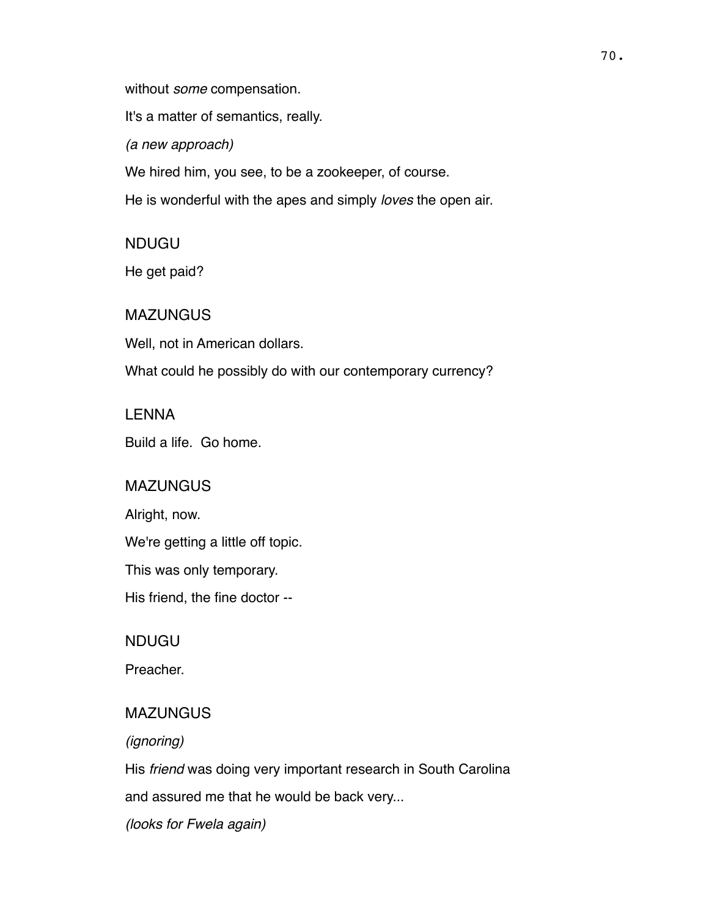without *some* compensation.

It's a matter of semantics, really.

*(a new approach)*

We hired him, you see, to be a zookeeper, of course.

He is wonderful with the apes and simply *loves* the open air.

NDUGU

He get paid?

MAZUNGUS

Well, not in American dollars.

What could he possibly do with our contemporary currency?

LENNA

Build a life.  Go home.

MAZUNGUS

Alright, now.

We're getting a little off topic.

This was only temporary.

His friend, the fine doctor --

NDUGU

Preacher.

MAZUNGUS

*(ignoring)*

His *friend* was doing very important research in South Carolina

and assured me that he would be back very...

*(looks for Fwela again)*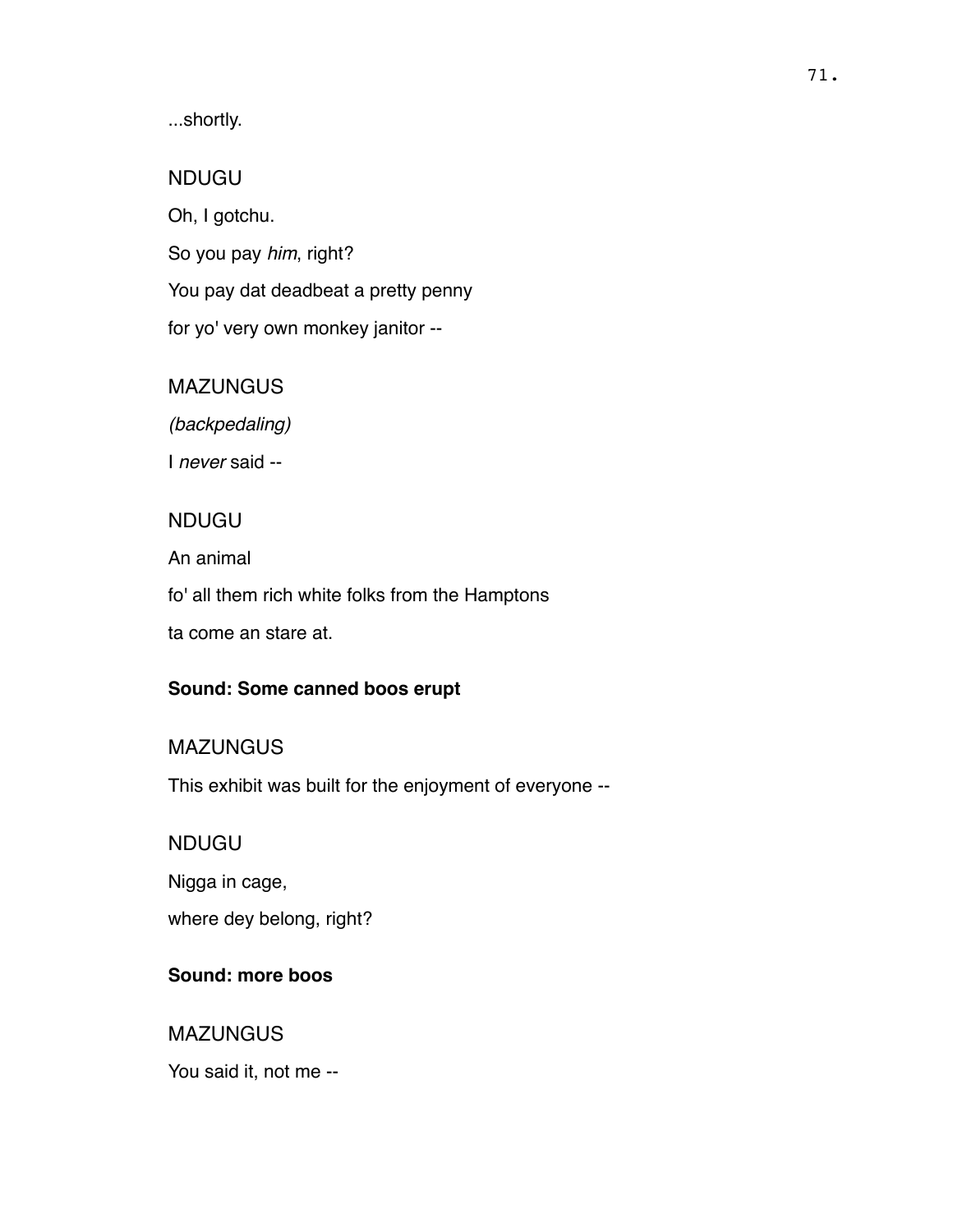...shortly.

NDUGU

Oh, I gotchu.

So you pay *him*, right?

You pay dat deadbeat a pretty penny

for yo' very own monkey janitor --

MAZUNGUS

*(backpedaling)*

I *never* said --

NDUGU

An animal

fo' all them rich white folks from the Hamptons

ta come an stare at.

**Sound: Some canned boos erupt**

MAZUNGUS

This exhibit was built for the enjoyment of everyone --

NDUGU

Nigga in cage,

where dey belong, right?

**Sound: more boos**

MAZUNGUS

You said it, not me --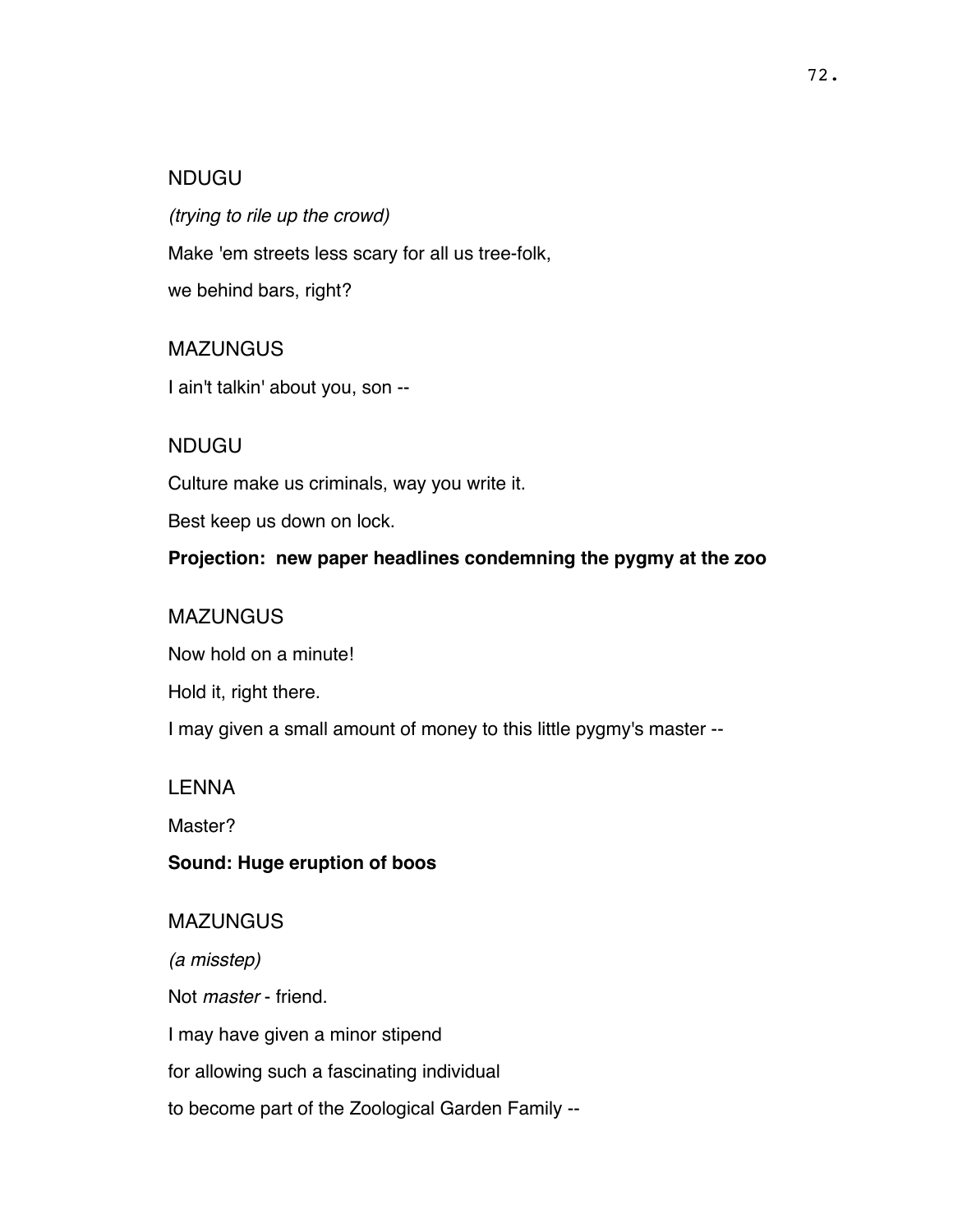NDUGU

*(trying to rile up the crowd)*

Make 'em streets less scary for all us tree-folk,

we behind bars, right?

MAZUNGUS

I ain't talkin' about you, son --

NDUGU

Culture make us criminals, way you write it.

Best keep us down on lock.

**Projection: new paper headlines condemning the pygmy at the zoo**

MAZUNGUS

Now hold on a minute!

Hold it, right there.

I may given a small amount of money to this little pygmy's master --

LENNA

Master?

**Sound: Huge eruption of boos**

MAZUNGUS

*(a misstep)*

Not *master* - friend.

I may have given a minor stipend

for allowing such a fascinating individual

to become part of the Zoological Garden Family --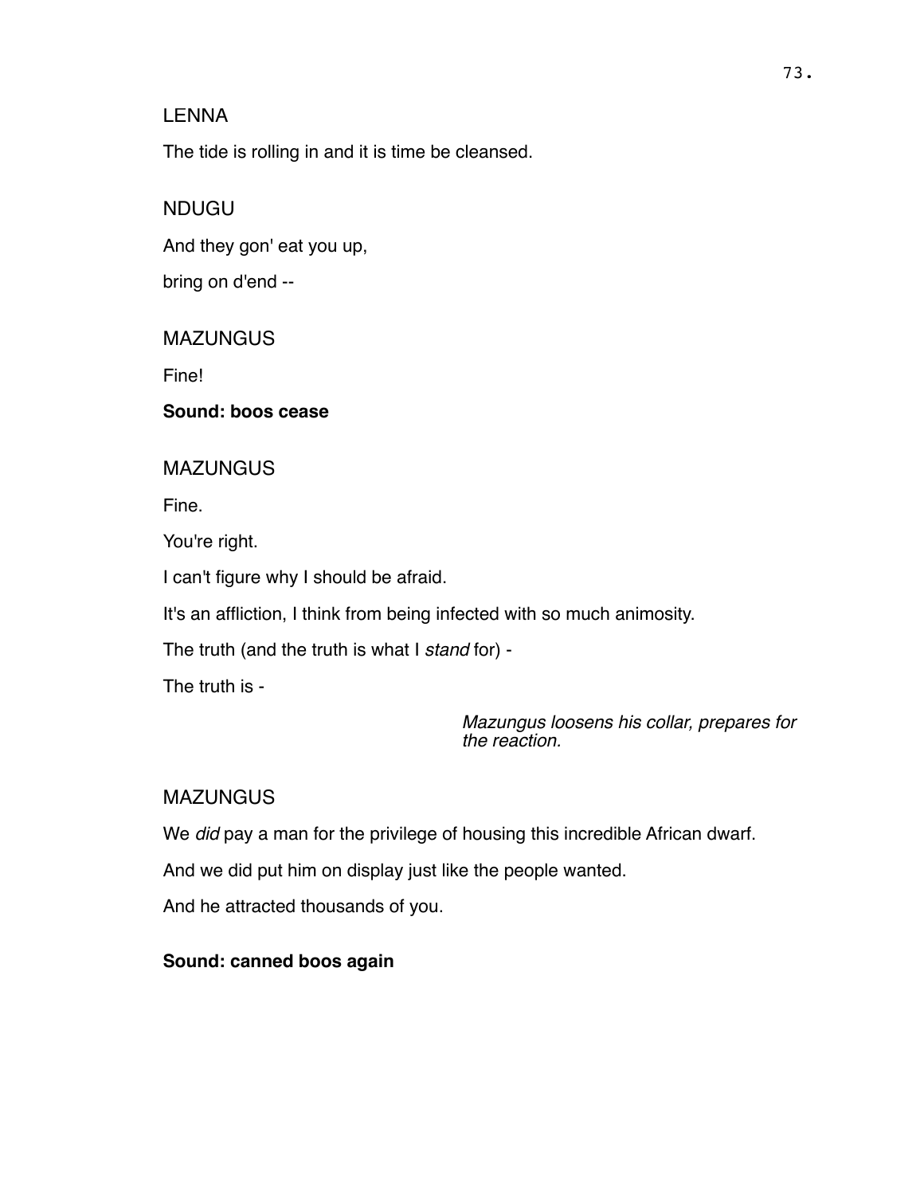LENNA

The tide is rolling in and it is time be cleansed.

NDUGU

And they gon' eat you up,

bring on d'end --

MAZUNGUS

Fine!

**Sound: boos cease**

MAZUNGUS

Fine.

You're right.

I can't figure why I should be afraid.

It's an affliction, I think from being infected with so much animosity.

The truth (and the truth is what I *stand* for) -

The truth is -

*Mazungus loosens his collar, prepares for the reaction.*

MAZUNGUS

We *did* pay a man for the privilege of housing this incredible African dwarf.

And we did put him on display just like the people wanted.

And he attracted thousands of you.

**Sound: canned boos again**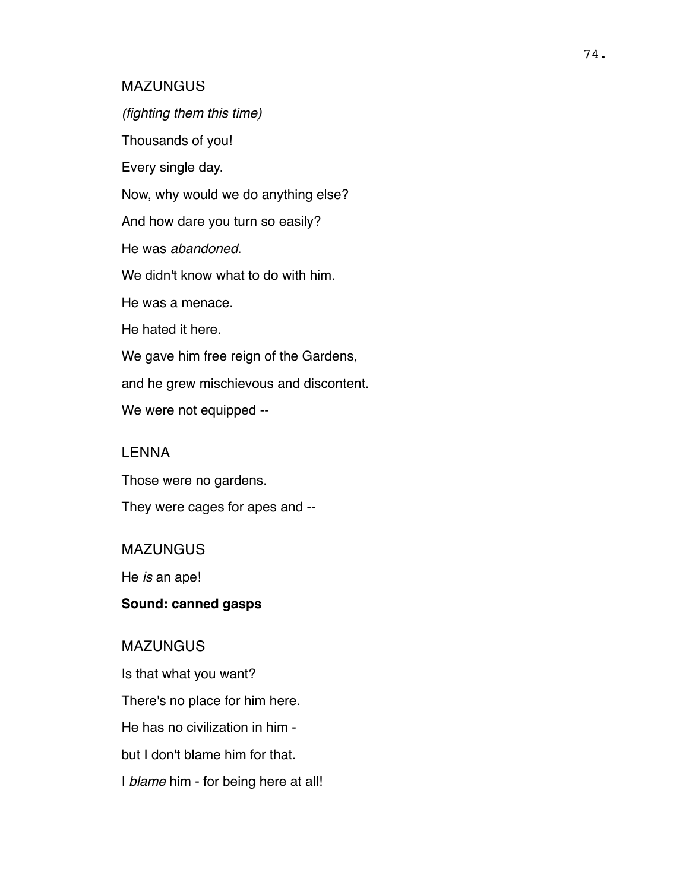MAZUNGUS

*(fighting them this time)*

Thousands of you!

Every single day.

Now, why would we do anything else?

And how dare you turn so easily?

He was *abandoned*.

We didn't know what to do with him.

He was a menace.

He hated it here.

We gave him free reign of the Gardens,

and he grew mischievous and discontent.

We were not equipped --

LENNA

Those were no gardens.

They were cages for apes and --

MAZUNGUS

He *is* an ape!

**Sound: canned gasps**

MAZUNGUS

Is that what you want?

There's no place for him here.

He has no civilization in him -

but I don't blame him for that.

I *blame* him - for being here at all!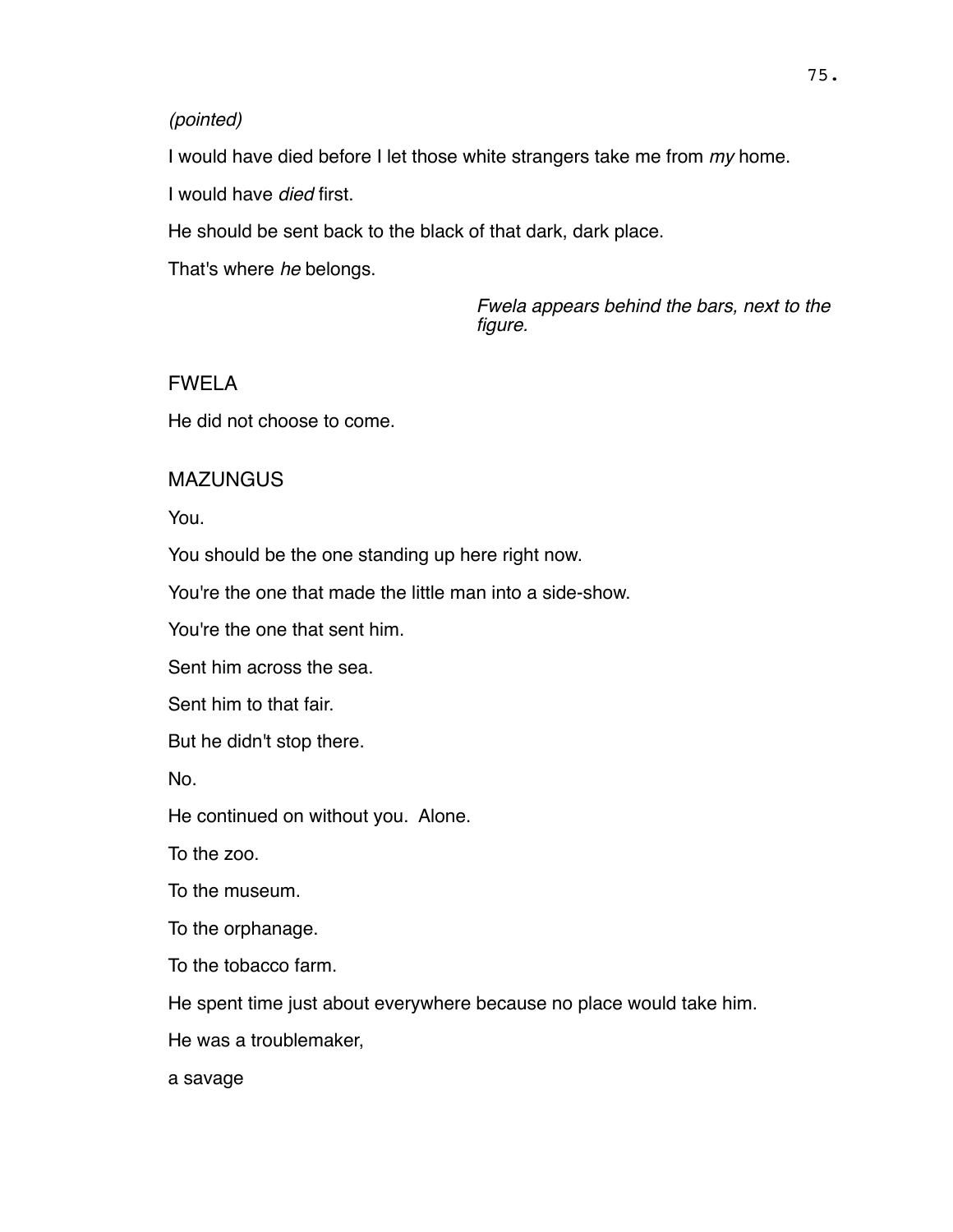*(pointed)*

I would have died before I let those white strangers take me from *my* home.

I would have *died* first.

He should be sent back to the black of that dark, dark place.

That's where *he* belongs.

*Fwela appears behind the bars, next to the figure.*

FWELA

He did not choose to come.

MAZUNGUS

You.

You should be the one standing up here right now.

You're the one that made the little man into a side-show.

You're the one that sent him.

Sent him across the sea.

Sent him to that fair.

But he didn't stop there.

No.

He continued on without you.  Alone.

To the zoo.

To the museum.

To the orphanage.

To the tobacco farm.

He spent time just about everywhere because no place would take him.

He was a troublemaker,

a savage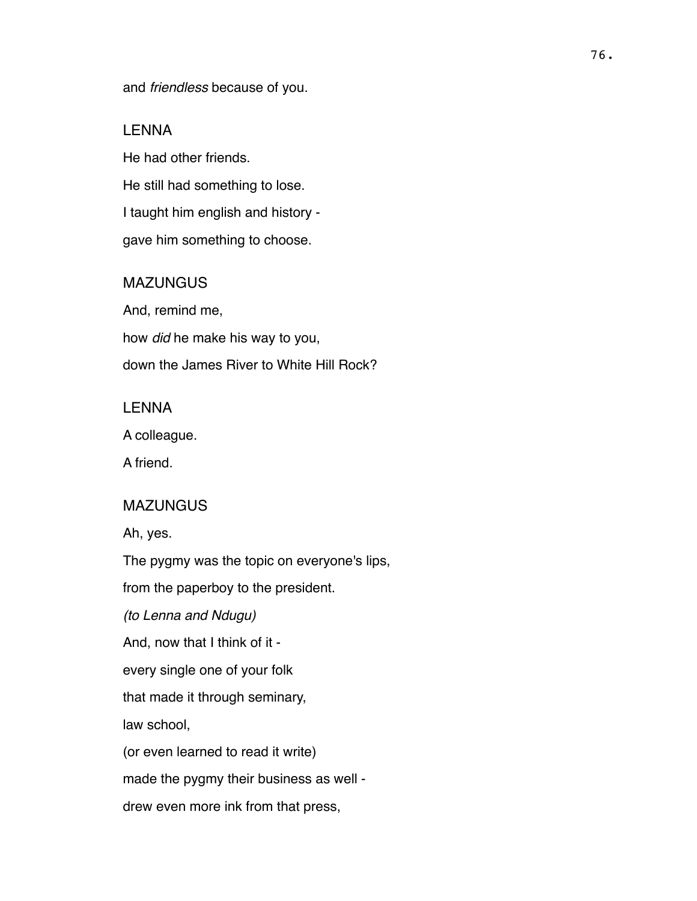and *friendless* because of you.

LENNA

He had other friends.

He still had something to lose.

I taught him english and history -

gave him something to choose.

MAZUNGUS

And, remind me,

how *did* he make his way to you,

down the James River to White Hill Rock?

LENNA

A colleague.

A friend.

MAZUNGUS

Ah, yes.

The pygmy was the topic on everyone's lips,

from the paperboy to the president.

*(to Lenna and Ndugu)*

And, now that I think of it -

every single one of your folk

that made it through seminary,

law school,

(or even learned to read it write)

made the pygmy their business as well -

drew even more ink from that press,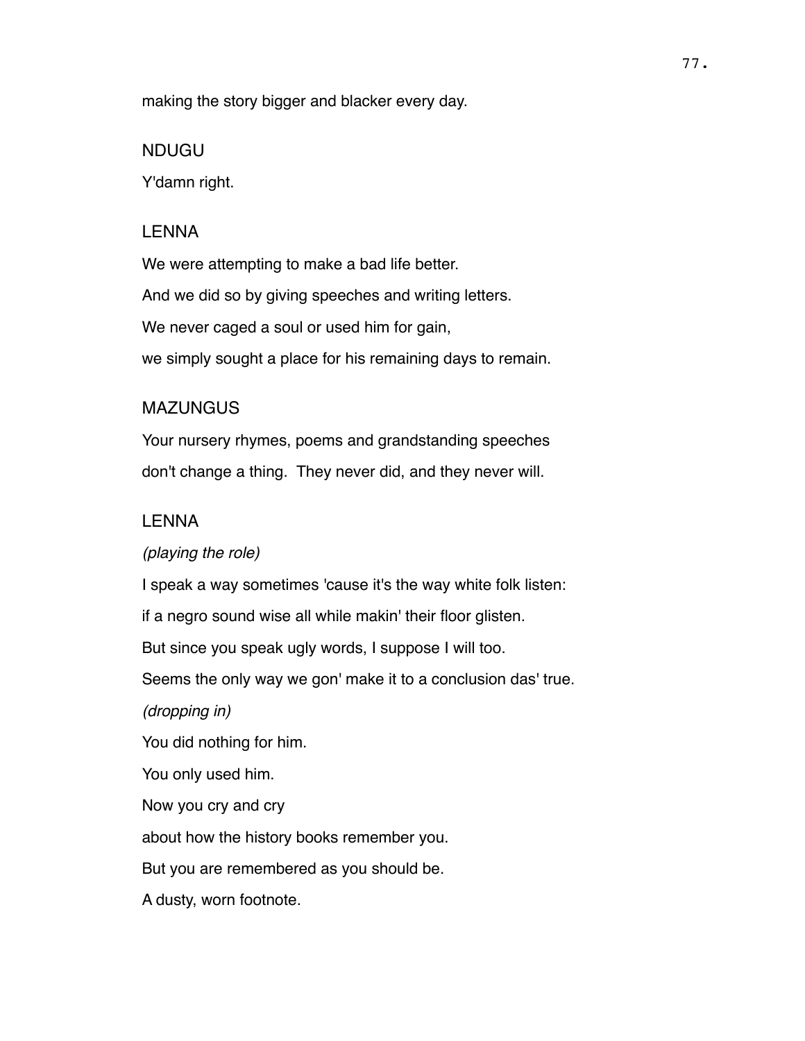making the story bigger and blacker every day.

NDUGU

Y'damn right.

LENNA

We were attempting to make a bad life better.

And we did so by giving speeches and writing letters.

We never caged a soul or used him for gain,

we simply sought a place for his remaining days to remain.

MAZUNGUS

Your nursery rhymes, poems and grandstanding speeches

don't change a thing.  They never did, and they never will.

LENNA

*(playing the role)*

I speak a way sometimes 'cause it's the way white folk listen:

if a negro sound wise all while makin' their floor glisten.

But since you speak ugly words, I suppose I will too.

Seems the only way we gon' make it to a conclusion das' true.

*(dropping in)*

You did nothing for him.

You only used him.

Now you cry and cry

about how the history books remember you.

But you are remembered as you should be.

A dusty, worn footnote.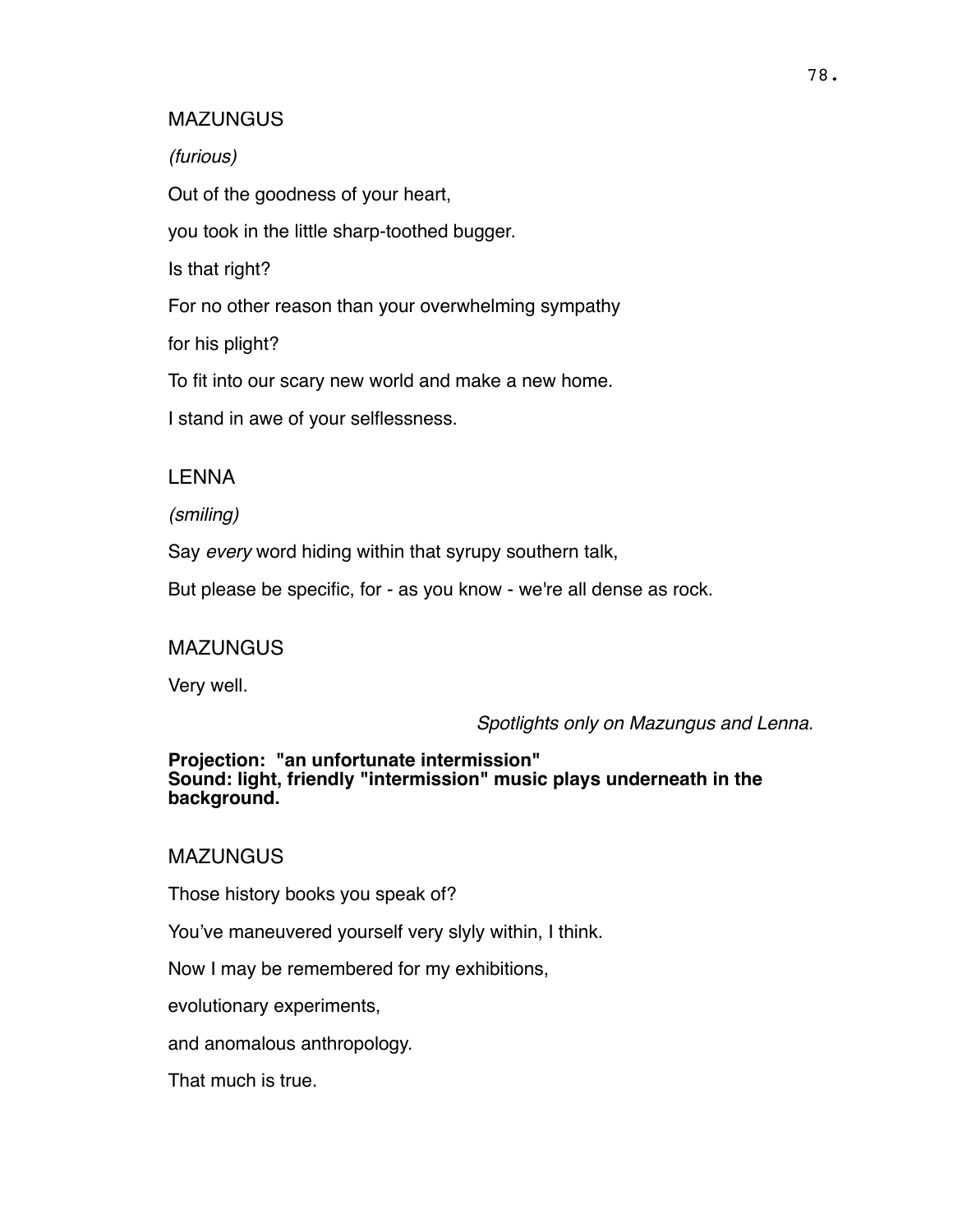MAZUNGUS

*(furious)*

Out of the goodness of your heart,

you took in the little sharp-toothed bugger.

Is that right?

For no other reason than your overwhelming sympathy

for his plight?

To fit into our scary new world and make a new home.

I stand in awe of your selflessness.

LENNA

*(smiling)*

Say *every* word hiding within that syrupy southern talk,

But please be specific, for - as you know - we're all dense as rock.

MAZUNGUS

Very well.

*Spotlights only on Mazungus and Lenna.*

**Projection: "an unfortunate intermission"**
**Sound: light, friendly "intermission" music plays underneath in the background.**

MAZUNGUS

Those history books you speak of?

You've maneuvered yourself very slyly within, I think.

Now I may be remembered for my exhibitions,

evolutionary experiments,

and anomalous anthropology.

That much is true.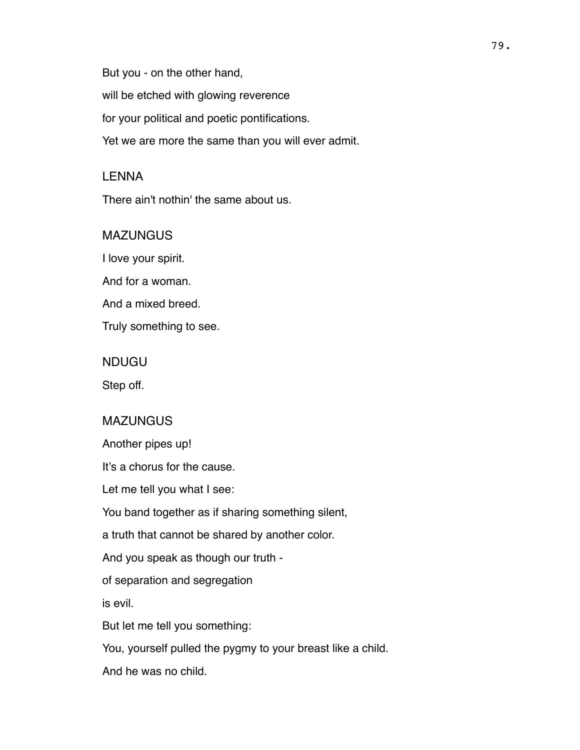But you - on the other hand,

will be etched with glowing reverence

for your political and poetic pontifications.

Yet we are more the same than you will ever admit.

LENNA

There ain't nothin' the same about us.

MAZUNGUS

I love your spirit.

And for a woman.

And a mixed breed.

Truly something to see.

NDUGU

Step off.

MAZUNGUS

Another pipes up!

It's a chorus for the cause.

Let me tell you what I see:

You band together as if sharing something silent,

a truth that cannot be shared by another color.

And you speak as though our truth -

of separation and segregation

is evil.

But let me tell you something:

You, yourself pulled the pygmy to your breast like a child.

And he was no child.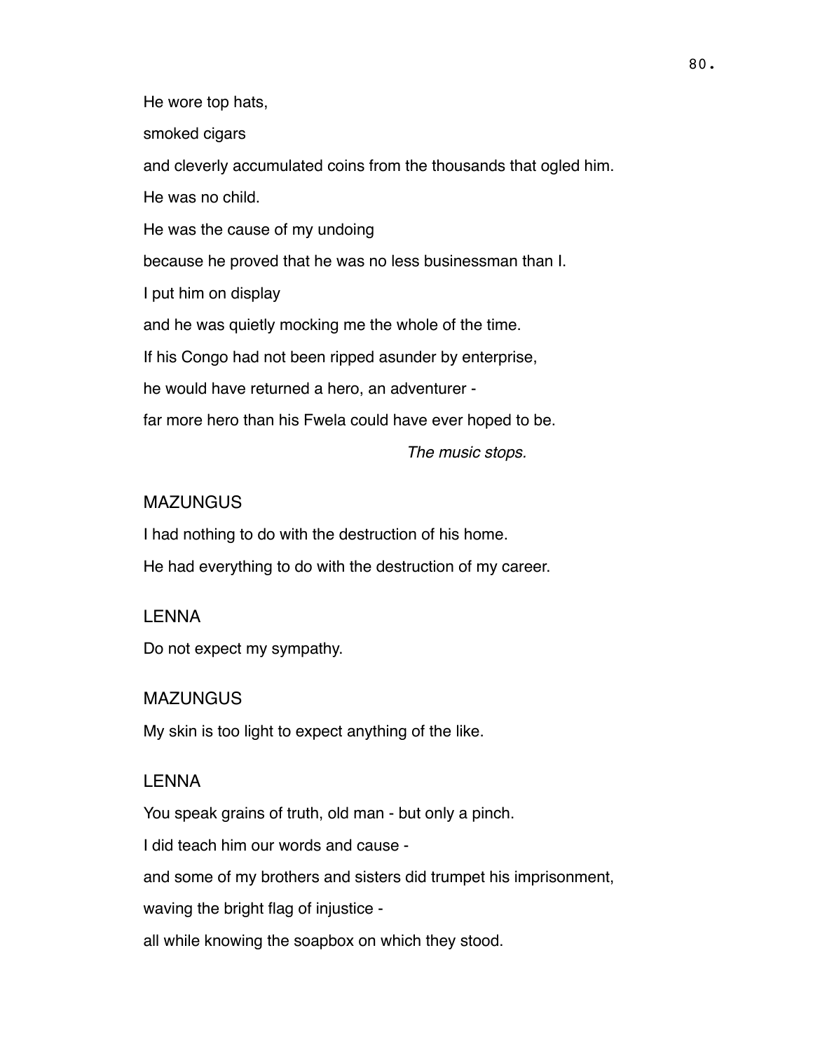He wore top hats,

smoked cigars

and cleverly accumulated coins from the thousands that ogled him.

He was no child.

He was the cause of my undoing

because he proved that he was no less businessman than I.

I put him on display

and he was quietly mocking me the whole of the time.

If his Congo had not been ripped asunder by enterprise,

he would have returned a hero, an adventurer -

far more hero than his Fwela could have ever hoped to be.

*The music stops.*

MAZUNGUS

I had nothing to do with the destruction of his home.

He had everything to do with the destruction of my career.

LENNA

Do not expect my sympathy.

MAZUNGUS

My skin is too light to expect anything of the like.

LENNA

You speak grains of truth, old man - but only a pinch.

I did teach him our words and cause -

and some of my brothers and sisters did trumpet his imprisonment,

waving the bright flag of injustice -

all while knowing the soapbox on which they stood.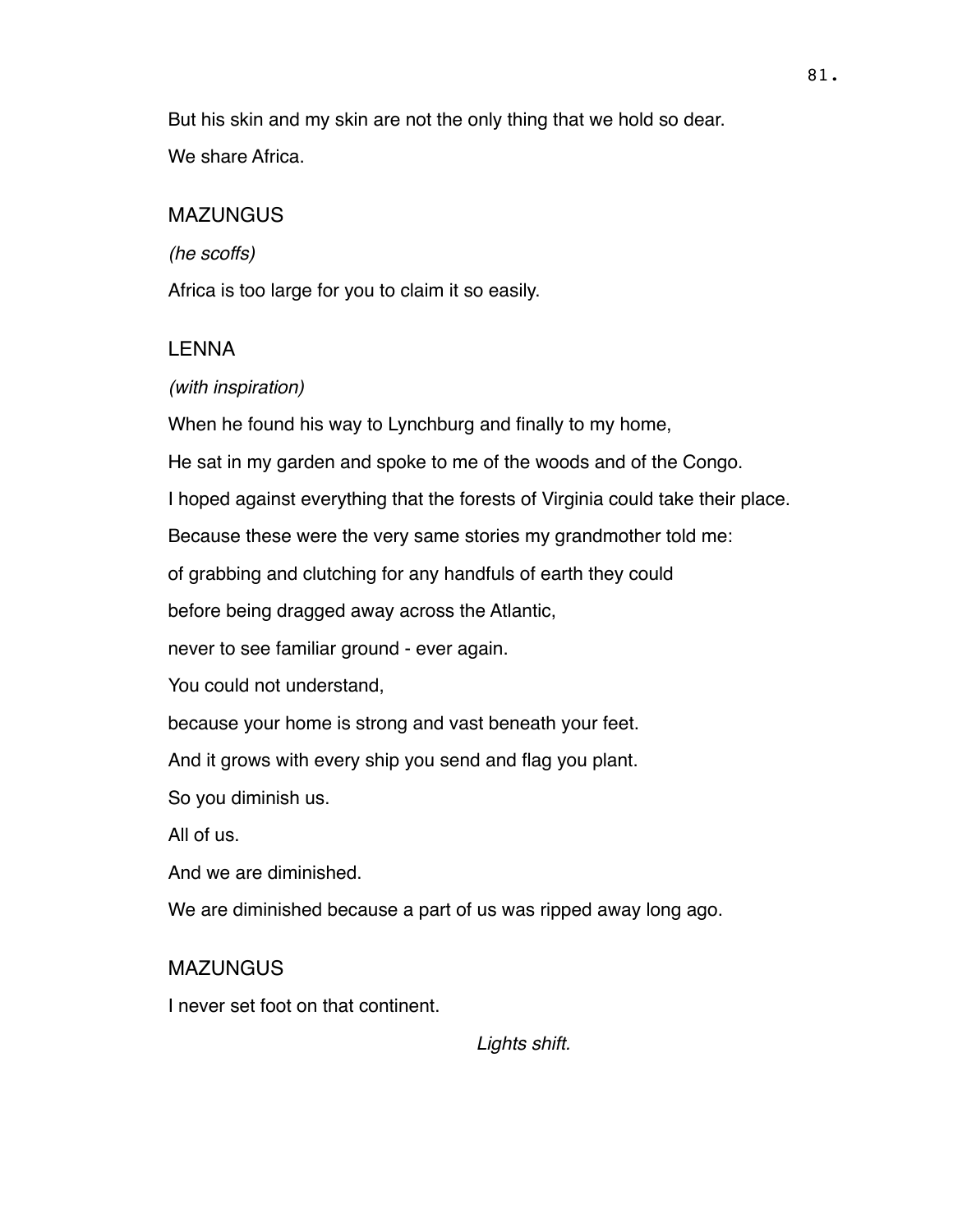But his skin and my skin are not the only thing that we hold so dear.

We share Africa.

MAZUNGUS

*(he scoffs)*

Africa is too large for you to claim it so easily.

LENNA

*(with inspiration)*

When he found his way to Lynchburg and finally to my home,

He sat in my garden and spoke to me of the woods and of the Congo.

I hoped against everything that the forests of Virginia could take their place.

Because these were the very same stories my grandmother told me:

of grabbing and clutching for any handfuls of earth they could

before being dragged away across the Atlantic,

never to see familiar ground - ever again.

You could not understand,

because your home is strong and vast beneath your feet.

And it grows with every ship you send and flag you plant.

So you diminish us.

All of us.

And we are diminished.

We are diminished because a part of us was ripped away long ago.

MAZUNGUS

I never set foot on that continent.

*Lights shift.*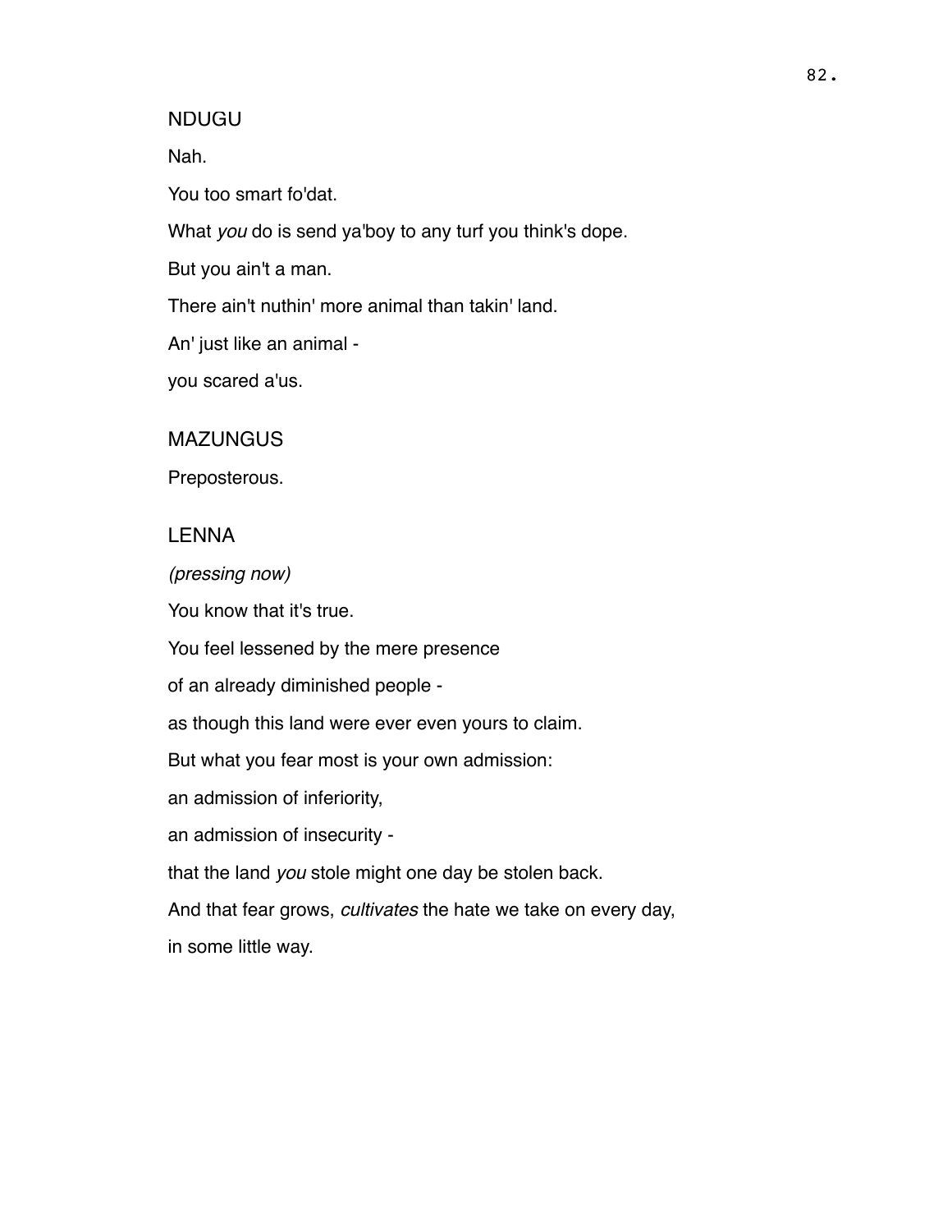NDUGU

Nah.

You too smart fo'dat.

What *you* do is send ya'boy to any turf you think's dope.

But you ain't a man.

There ain't nuthin' more animal than takin' land.

An' just like an animal -

you scared a'us.

MAZUNGUS

Preposterous.

LENNA

*(pressing now)*

You know that it's true.

You feel lessened by the mere presence

of an already diminished people -

as though this land were ever even yours to claim.

But what you fear most is your own admission:

an admission of inferiority,

an admission of insecurity -

that the land *you* stole might one day be stolen back.

And that fear grows, *cultivates* the hate we take on every day,

in some little way.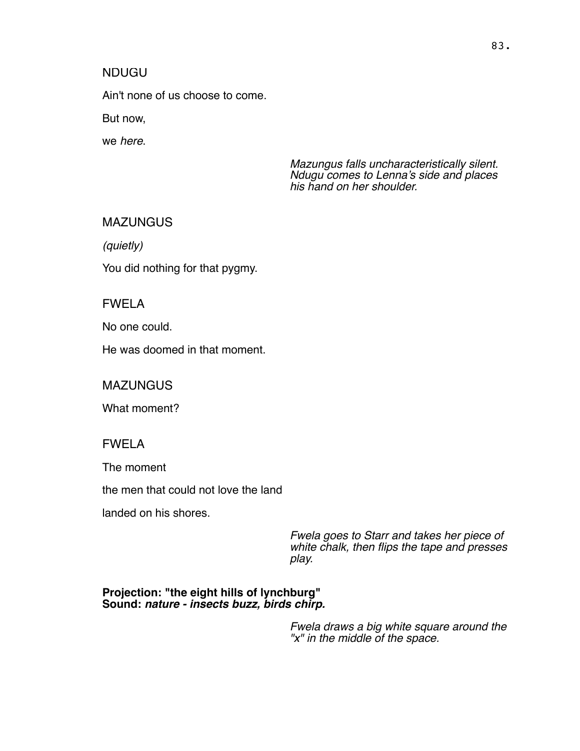NDUGU

Ain't none of us choose to come.

But now,

we *here*.

*Mazungus falls uncharacteristically silent. Ndugu comes to Lenna's side and places his hand on her shoulder.*

MAZUNGUS

*(quietly)*

You did nothing for that pygmy.

FWELA

No one could.

He was doomed in that moment.

MAZUNGUS

What moment?

FWELA

The moment

the men that could not love the land

landed on his shores.

*Fwela goes to Starr and takes her piece of white chalk, then flips the tape and presses play.*

**Projection: "the eight hills of lynchburg"**
**Sound: *nature - insects buzz, birds chirp.***

*Fwela draws a big white square around the "x" in the middle of the space.*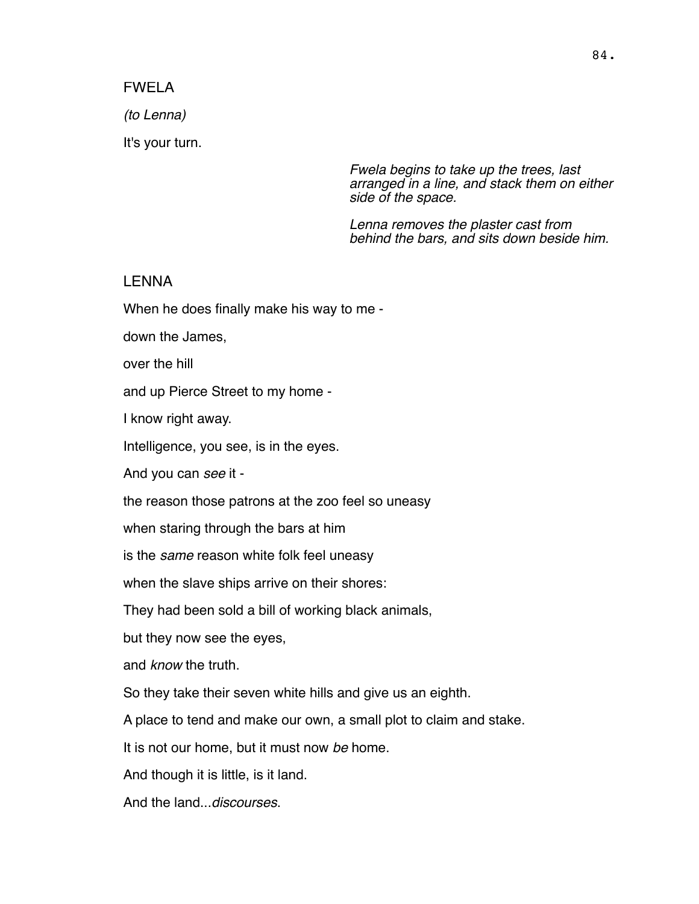FWELA

*(to Lenna)*

It's your turn.

*Fwela begins to take up the trees, last arranged in a line, and stack them on either side of the space.*

*Lenna removes the plaster cast from behind the bars, and sits down beside him.*

LENNA

When he does finally make his way to me -

down the James,

over the hill

and up Pierce Street to my home -

I know right away.

Intelligence, you see, is in the eyes.

And you can *see* it -

the reason those patrons at the zoo feel so uneasy

when staring through the bars at him

is the *same* reason white folk feel uneasy

when the slave ships arrive on their shores:

They had been sold a bill of working black animals,

but they now see the eyes,

and *know* the truth.

So they take their seven white hills and give us an eighth.

A place to tend and make our own, a small plot to claim and stake.

It is not our home, but it must now *be* home.

And though it is little, is it land.

And the land...*discourses*.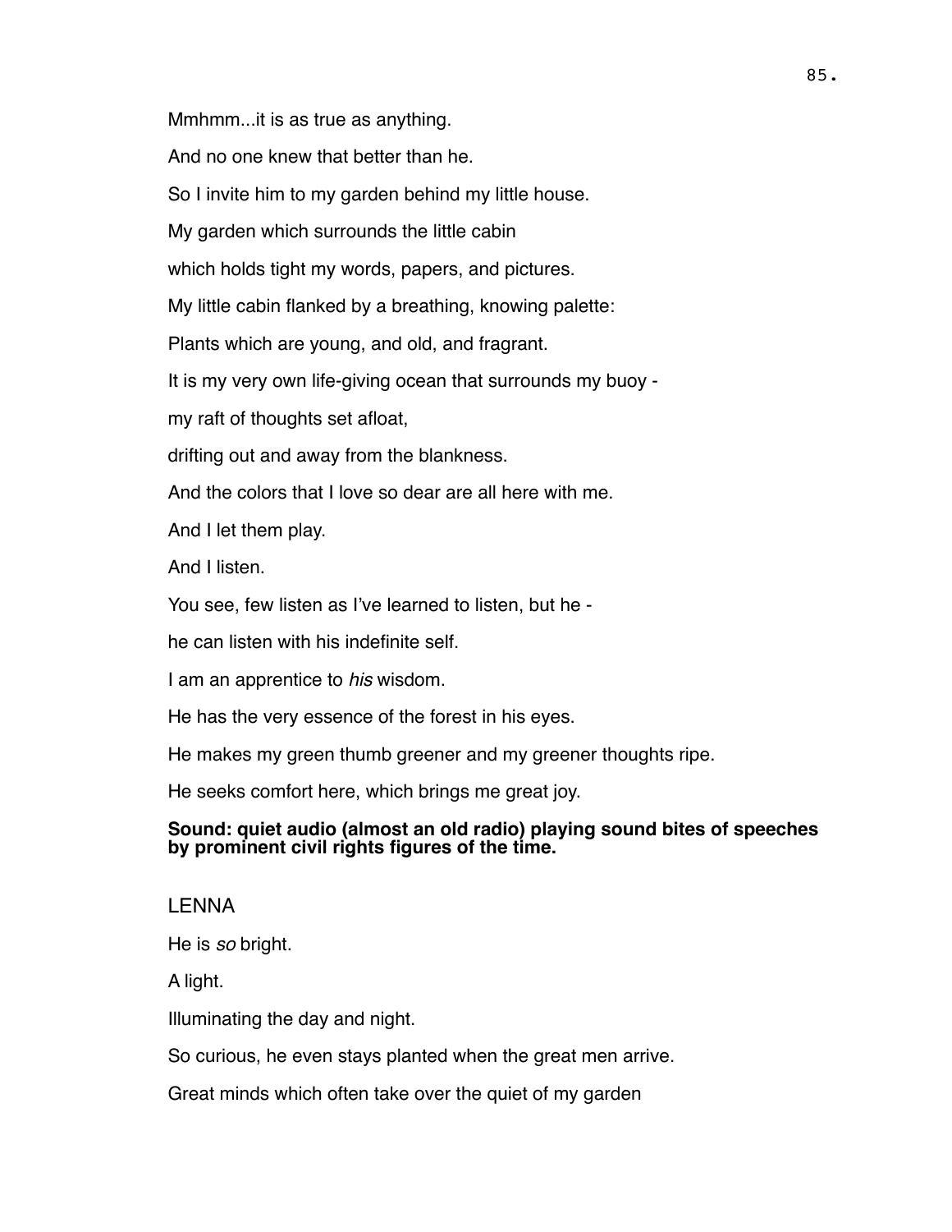Mmhmm...it is as true as anything.

And no one knew that better than he.

So I invite him to my garden behind my little house.

My garden which surrounds the little cabin

which holds tight my words, papers, and pictures.

My little cabin flanked by a breathing, knowing palette:

Plants which are young, and old, and fragrant.

It is my very own life-giving ocean that surrounds my buoy -

my raft of thoughts set afloat,

drifting out and away from the blankness.

And the colors that I love so dear are all here with me.

And I let them play.

And I listen.

You see, few listen as I've learned to listen, but he -

he can listen with his indefinite self.

I am an apprentice to *his* wisdom.

He has the very essence of the forest in his eyes.

He makes my green thumb greener and my greener thoughts ripe.

He seeks comfort here, which brings me great joy.

**Sound: quiet audio (almost an old radio) playing sound bites of speeches by prominent civil rights figures of the time.**

LENNA

He is *so* bright.

A light.

Illuminating the day and night.

So curious, he even stays planted when the great men arrive.

Great minds which often take over the quiet of my garden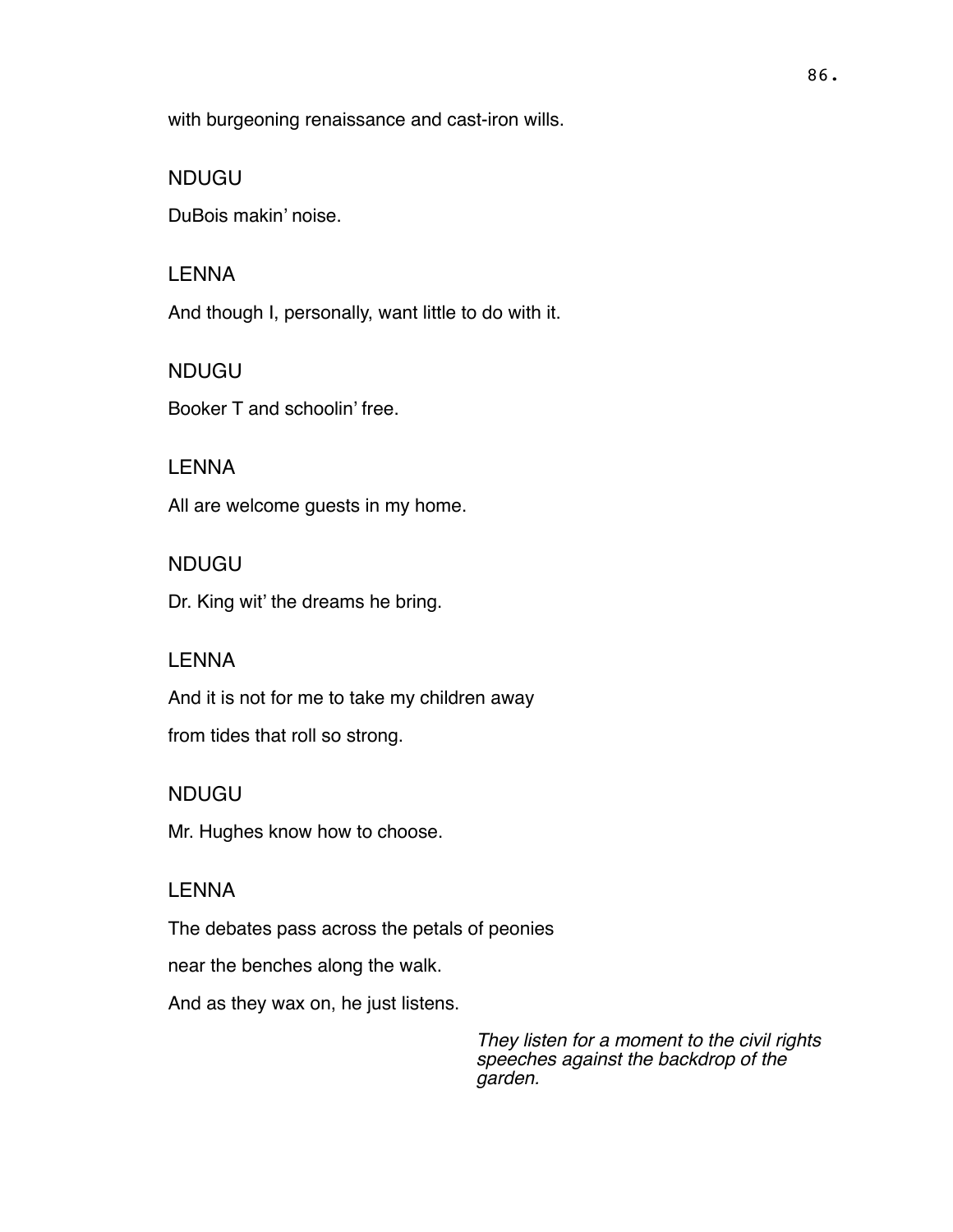with burgeoning renaissance and cast-iron wills.

NDUGU

DuBois makin' noise.

LENNA

And though I, personally, want little to do with it.

NDUGU

Booker T and schoolin' free.

LENNA

All are welcome guests in my home.

NDUGU

Dr. King wit' the dreams he bring.

LENNA

And it is not for me to take my children away

from tides that roll so strong.

NDUGU

Mr. Hughes know how to choose.

LENNA

The debates pass across the petals of peonies

near the benches along the walk.

And as they wax on, he just listens.

*They listen for a moment to the civil rights speeches against the backdrop of the garden.*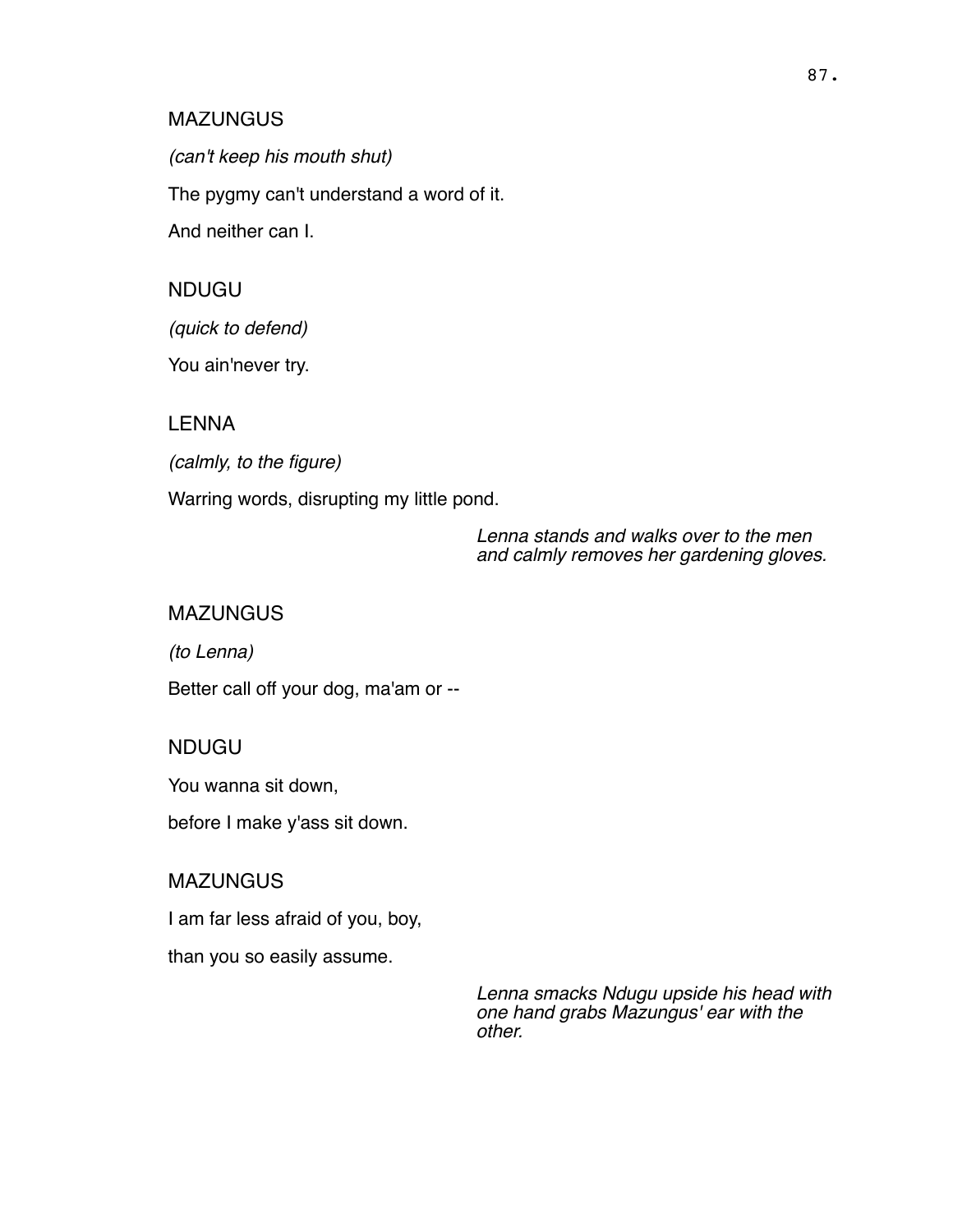MAZUNGUS

*(can't keep his mouth shut)*

The pygmy can't understand a word of it.

And neither can I.

NDUGU

*(quick to defend)*

You ain'never try.

LENNA

*(calmly, to the figure)*

Warring words, disrupting my little pond.

*Lenna stands and walks over to the men and calmly removes her gardening gloves.*

MAZUNGUS

*(to Lenna)*

Better call off your dog, ma'am or --

NDUGU

You wanna sit down,

before I make y'ass sit down.

MAZUNGUS

I am far less afraid of you, boy,

than you so easily assume.

*Lenna smacks Ndugu upside his head with one hand grabs Mazungus' ear with the other.*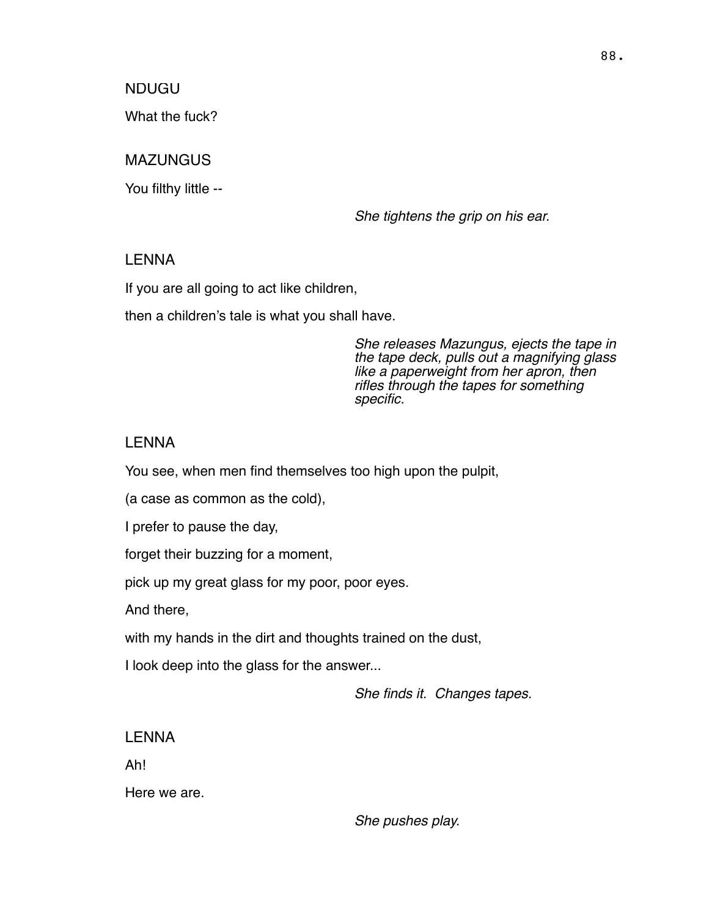NDUGU

What the fuck?

MAZUNGUS

You filthy little --

*She tightens the grip on his ear.*

LENNA

If you are all going to act like children,

then a children's tale is what you shall have.

*She releases Mazungus, ejects the tape in the tape deck, pulls out a magnifying glass like a paperweight from her apron, then rifles through the tapes for something specific.*

LENNA

You see, when men find themselves too high upon the pulpit,

(a case as common as the cold),

I prefer to pause the day,

forget their buzzing for a moment,

pick up my great glass for my poor, poor eyes.

And there,

with my hands in the dirt and thoughts trained on the dust,

I look deep into the glass for the answer...

*She finds it. Changes tapes.*

LENNA

Ah!

Here we are.

*She pushes play.*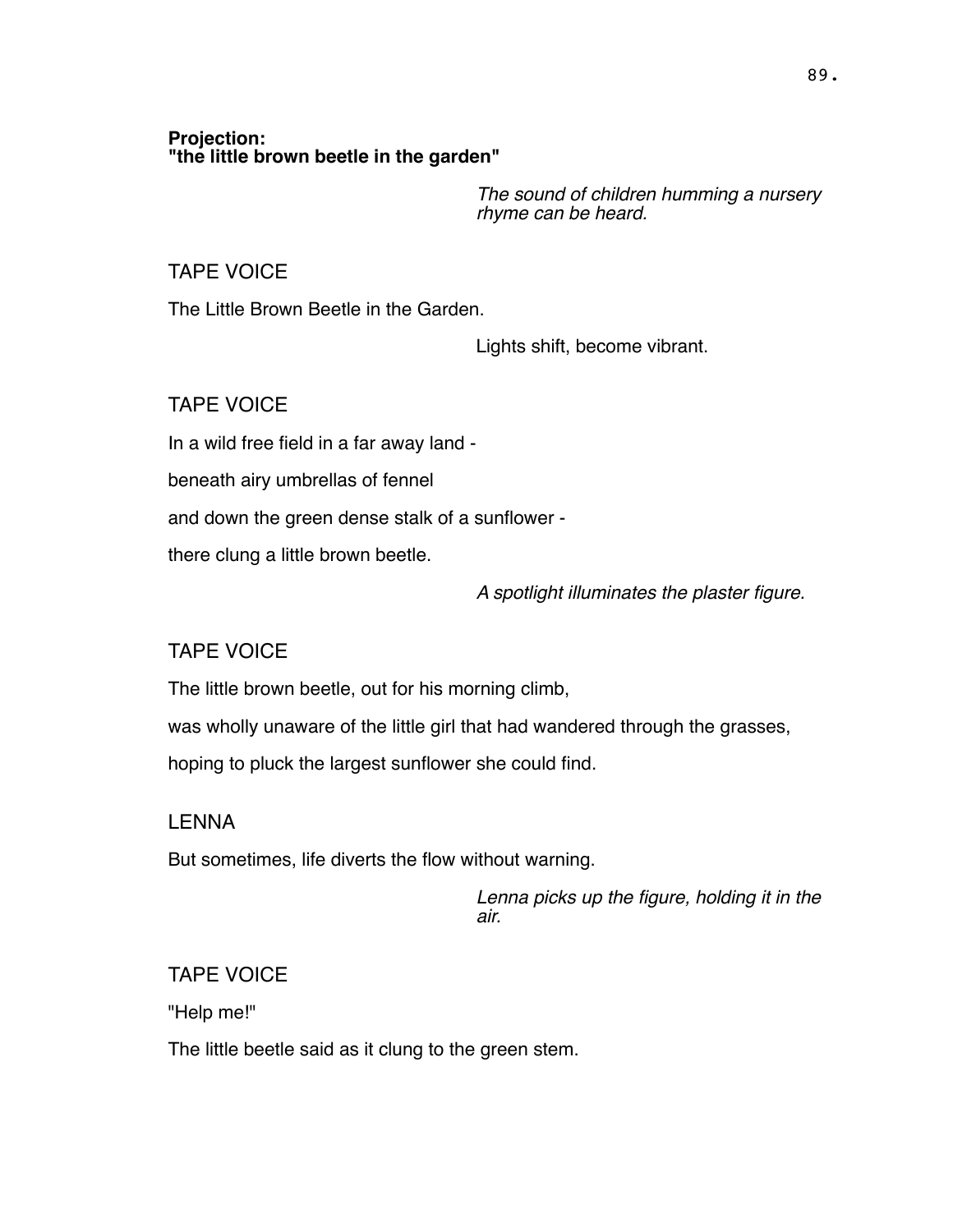**Projection:**
**"the little brown beetle in the garden"**

*The sound of children humming a nursery rhyme can be heard.*

TAPE VOICE

The Little Brown Beetle in the Garden.

Lights shift, become vibrant.

TAPE VOICE

In a wild free field in a far away land -

beneath airy umbrellas of fennel

and down the green dense stalk of a sunflower -

there clung a little brown beetle.

*A spotlight illuminates the plaster figure.*

TAPE VOICE

The little brown beetle, out for his morning climb,

was wholly unaware of the little girl that had wandered through the grasses,

hoping to pluck the largest sunflower she could find.

LENNA

But sometimes, life diverts the flow without warning.

*Lenna picks up the figure, holding it in the air.*

TAPE VOICE

"Help me!"

The little beetle said as it clung to the green stem.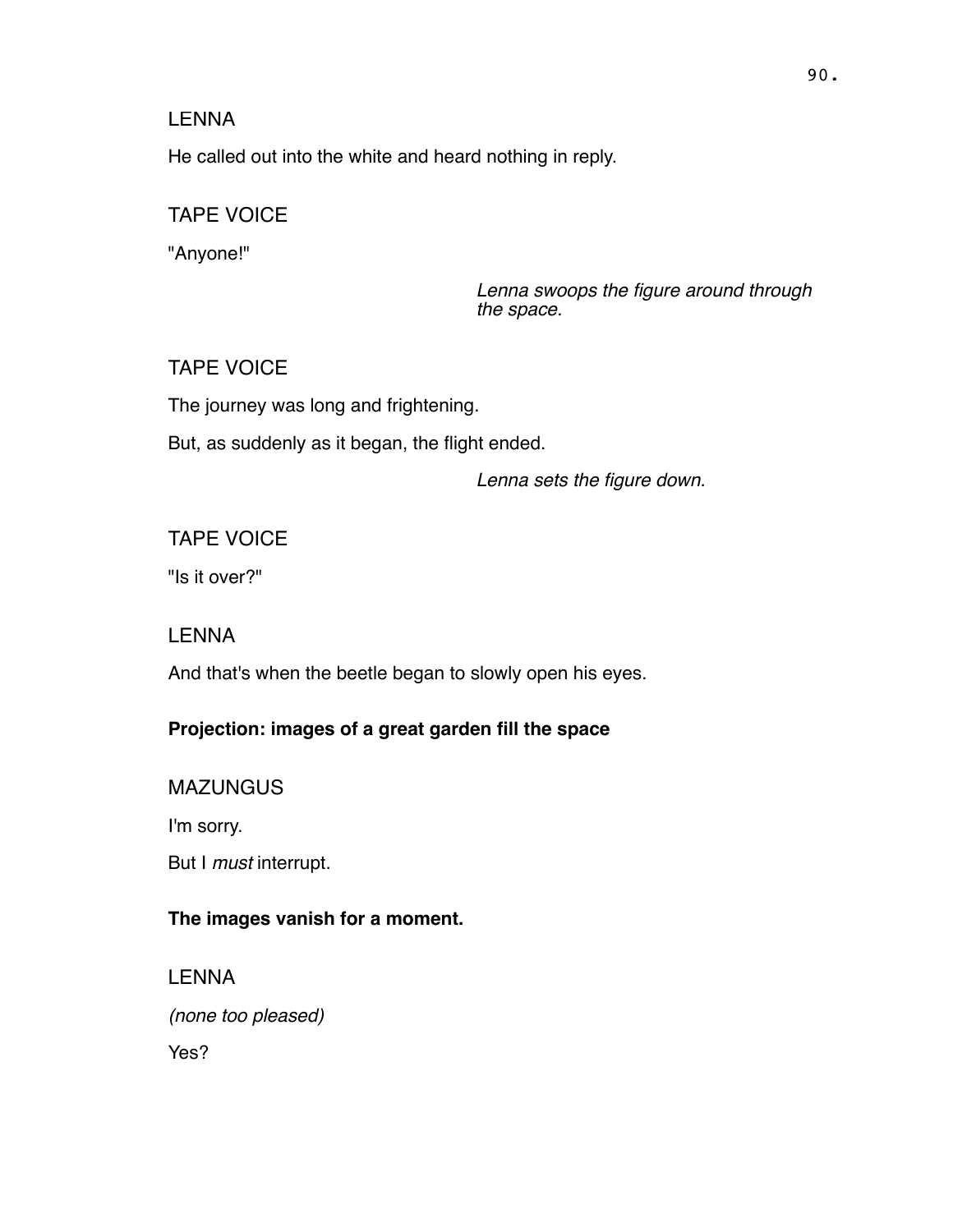LENNA

He called out into the white and heard nothing in reply.

TAPE VOICE

"Anyone!"

*Lenna swoops the figure around through the space.*

TAPE VOICE

The journey was long and frightening.

But, as suddenly as it began, the flight ended.

*Lenna sets the figure down.*

TAPE VOICE

"Is it over?"

LENNA

And that's when the beetle began to slowly open his eyes.

**Projection: images of a great garden fill the space**

MAZUNGUS

I'm sorry.

But I *must* interrupt.

**The images vanish for a moment.**

LENNA

*(none too pleased)*

Yes?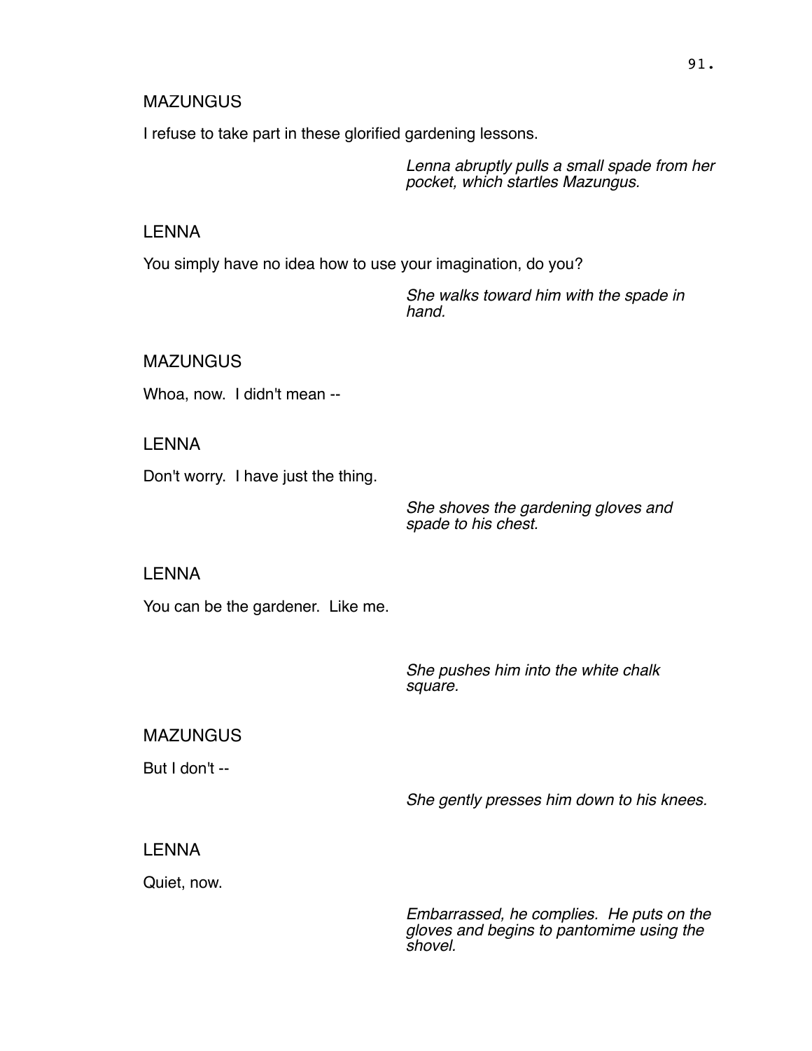MAZUNGUS

I refuse to take part in these glorified gardening lessons.

*Lenna abruptly pulls a small spade from her pocket, which startles Mazungus.*

LENNA

You simply have no idea how to use your imagination, do you?

*She walks toward him with the spade in hand.*

MAZUNGUS

Whoa, now. I didn't mean --

LENNA

Don't worry. I have just the thing.

*She shoves the gardening gloves and spade to his chest.*

LENNA

You can be the gardener. Like me.

*She pushes him into the white chalk square.*

MAZUNGUS

But I don't --

*She gently presses him down to his knees.*

LENNA

Quiet, now.

*Embarrassed, he complies. He puts on the gloves and begins to pantomime using the shovel.*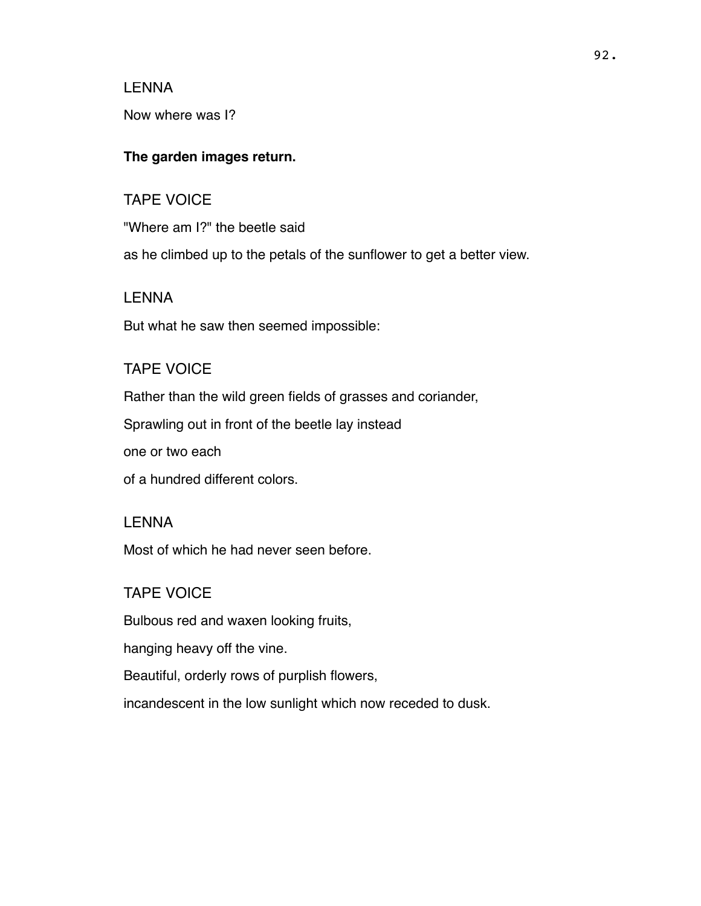LENNA

Now where was I?

**The garden images return.**

TAPE VOICE

"Where am I?" the beetle said

as he climbed up to the petals of the sunflower to get a better view.

LENNA

But what he saw then seemed impossible:

TAPE VOICE

Rather than the wild green fields of grasses and coriander,

Sprawling out in front of the beetle lay instead

one or two each

of a hundred different colors.

LENNA

Most of which he had never seen before.

TAPE VOICE

Bulbous red and waxen looking fruits,

hanging heavy off the vine.

Beautiful, orderly rows of purplish flowers,

incandescent in the low sunlight which now receded to dusk.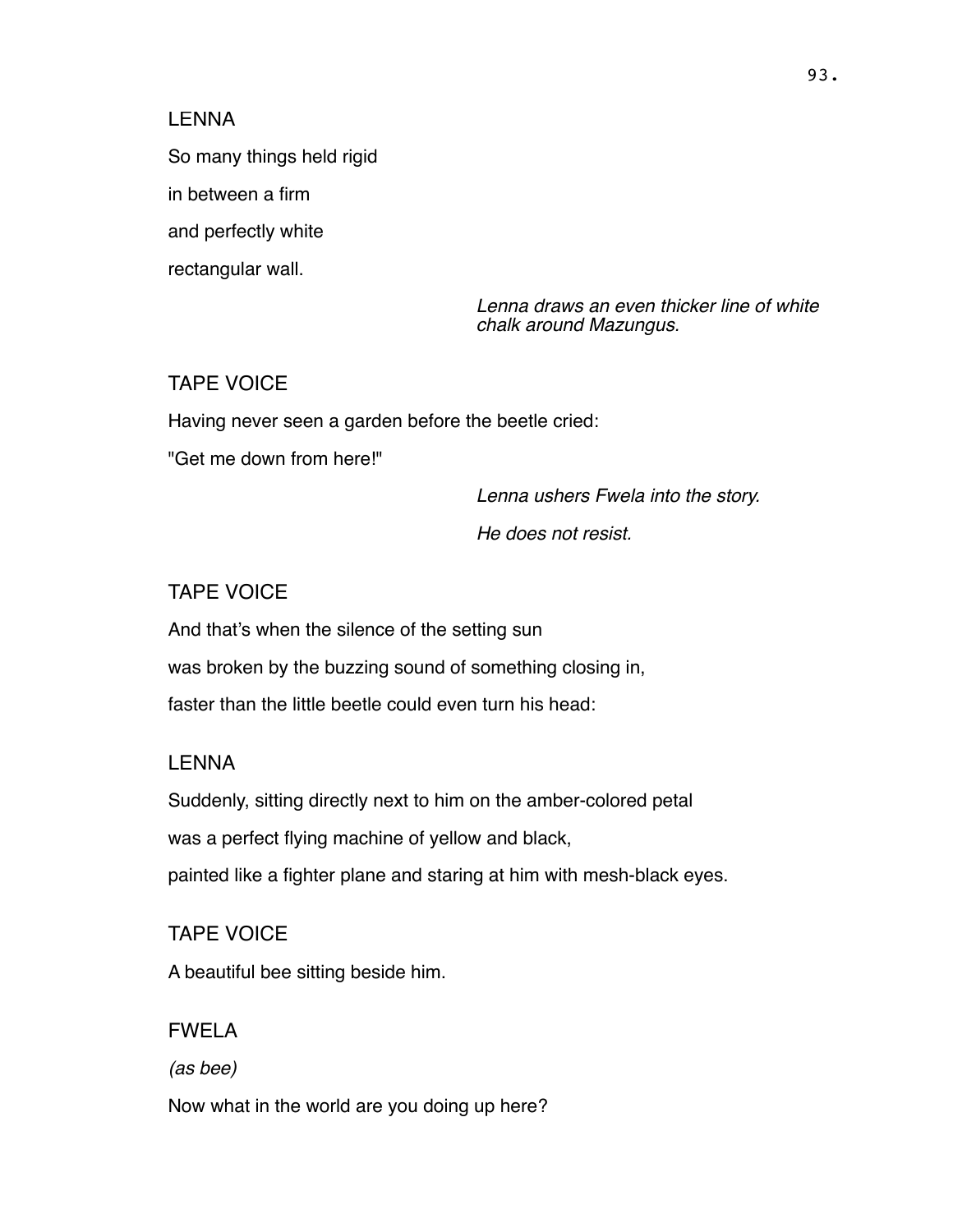LENNA

So many things held rigid

in between a firm

and perfectly white

rectangular wall.

*Lenna draws an even thicker line of white chalk around Mazungus.*

TAPE VOICE

Having never seen a garden before the beetle cried:

"Get me down from here!"

*Lenna ushers Fwela into the story.*

*He does not resist.*

TAPE VOICE

And that's when the silence of the setting sun

was broken by the buzzing sound of something closing in,

faster than the little beetle could even turn his head:

LENNA

Suddenly, sitting directly next to him on the amber-colored petal

was a perfect flying machine of yellow and black,

painted like a fighter plane and staring at him with mesh-black eyes.

TAPE VOICE

A beautiful bee sitting beside him.

FWELA

*(as bee)*

Now what in the world are you doing up here?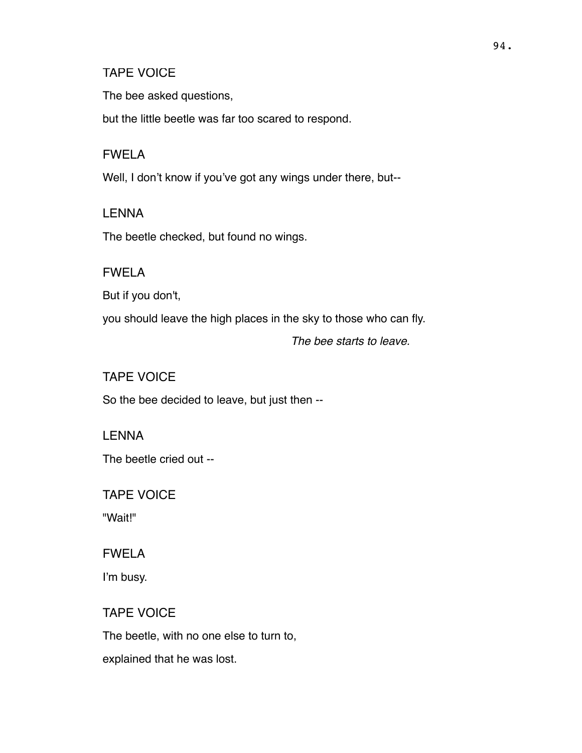TAPE VOICE

The bee asked questions,

but the little beetle was far too scared to respond.

FWELA

Well, I don't know if you've got any wings under there, but--

LENNA

The beetle checked, but found no wings.

FWELA

But if you don't,

you should leave the high places in the sky to those who can fly.

*The bee starts to leave.*

TAPE VOICE

So the bee decided to leave, but just then --

LENNA

The beetle cried out --

TAPE VOICE

"Wait!"

FWELA

I'm busy.

TAPE VOICE

The beetle, with no one else to turn to,

explained that he was lost.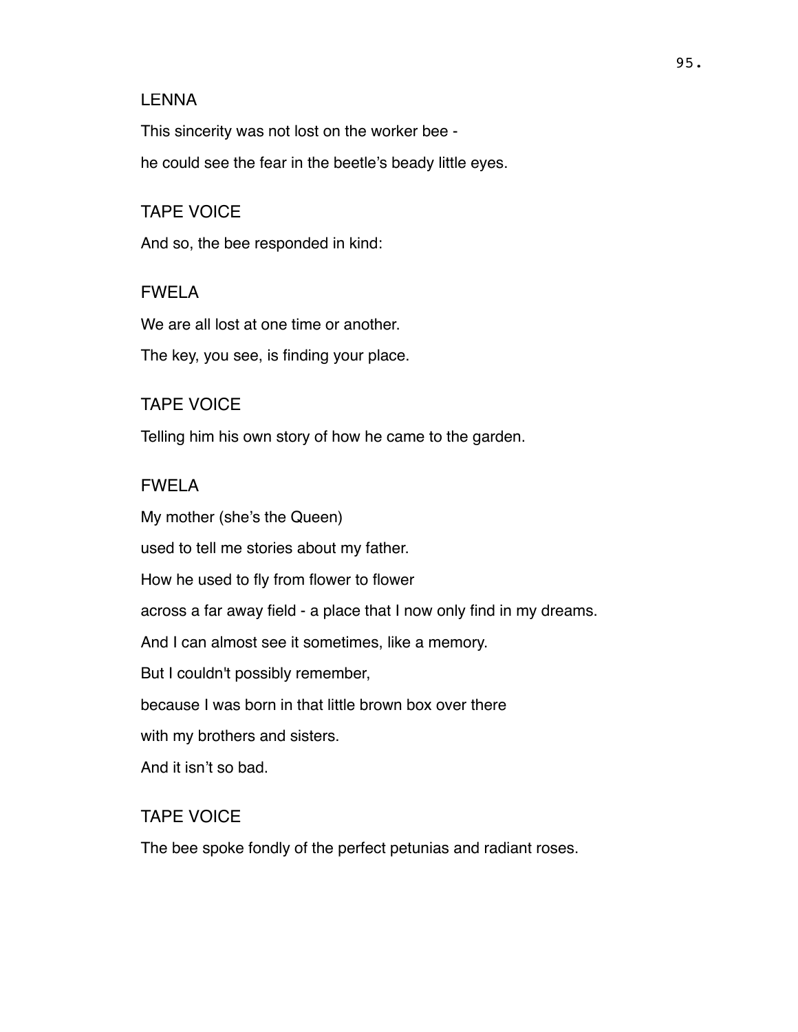LENNA

This sincerity was not lost on the worker bee -

he could see the fear in the beetle's beady little eyes.

TAPE VOICE

And so, the bee responded in kind:

FWELA

We are all lost at one time or another.

The key, you see, is finding your place.

TAPE VOICE

Telling him his own story of how he came to the garden.

FWELA

My mother (she's the Queen)

used to tell me stories about my father.

How he used to fly from flower to flower

across a far away field - a place that I now only find in my dreams.

And I can almost see it sometimes, like a memory.

But I couldn't possibly remember,

because I was born in that little brown box over there

with my brothers and sisters.

And it isn't so bad.

TAPE VOICE

The bee spoke fondly of the perfect petunias and radiant roses.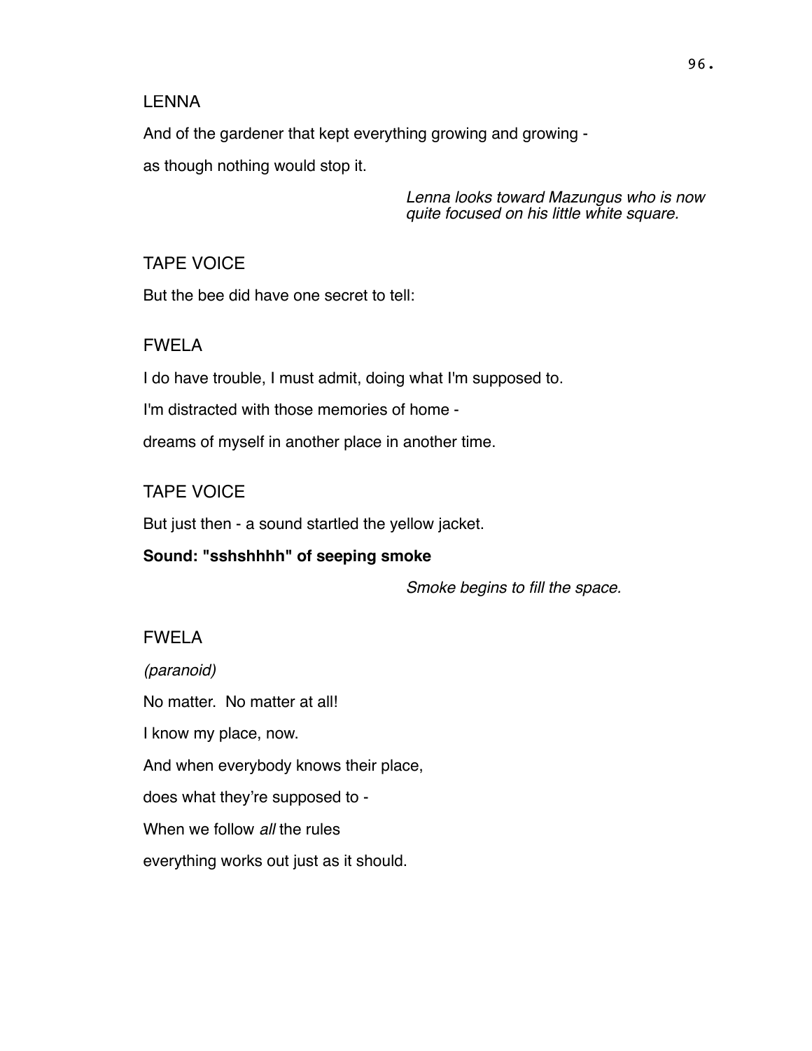LENNA

And of the gardener that kept everything growing and growing -

as though nothing would stop it.

*Lenna looks toward Mazungus who is now quite focused on his little white square.*

TAPE VOICE

But the bee did have one secret to tell:

FWELA

I do have trouble, I must admit, doing what I'm supposed to.

I'm distracted with those memories of home -

dreams of myself in another place in another time.

TAPE VOICE

But just then - a sound startled the yellow jacket.

**Sound: "sshshhhh" of seeping smoke**

*Smoke begins to fill the space.*

FWELA

*(paranoid)*

No matter.  No matter at all!

I know my place, now.

And when everybody knows their place,

does what they're supposed to -

When we follow *all* the rules

everything works out just as it should.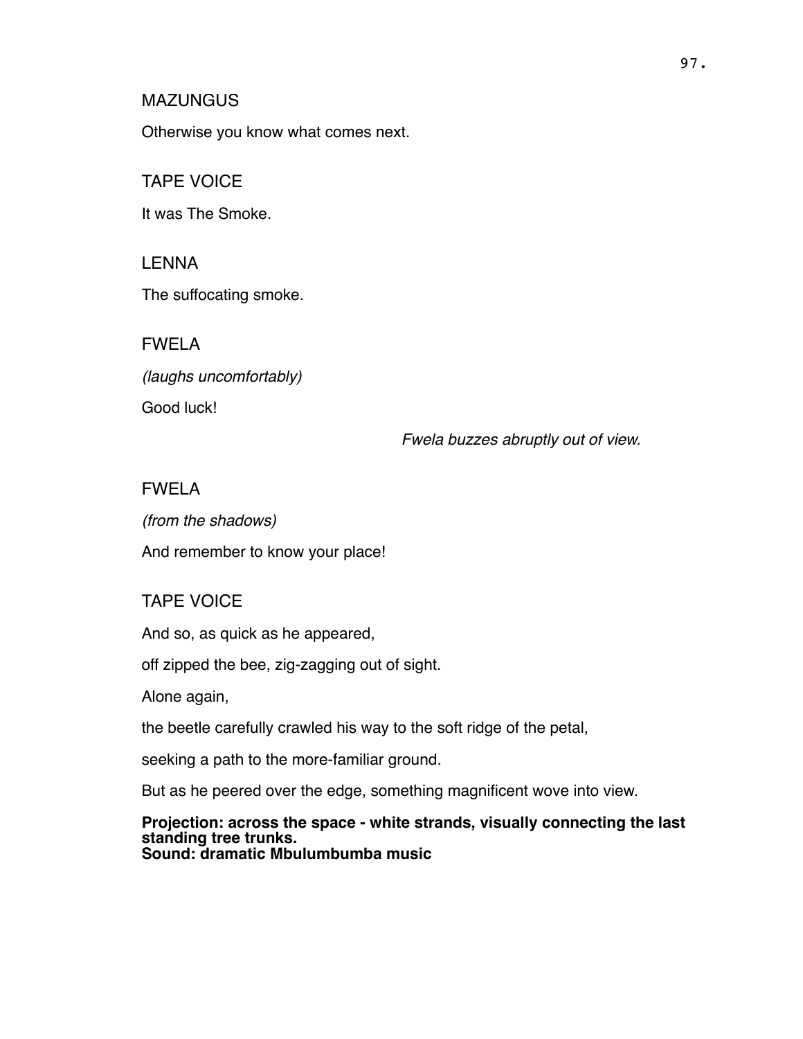MAZUNGUS

Otherwise you know what comes next.

TAPE VOICE

It was The Smoke.

LENNA

The suffocating smoke.

FWELA

*(laughs uncomfortably)*

Good luck!

*Fwela buzzes abruptly out of view.*

FWELA

*(from the shadows)*

And remember to know your place!

TAPE VOICE

And so, as quick as he appeared,

off zipped the bee, zig-zagging out of sight.

Alone again,

the beetle carefully crawled his way to the soft ridge of the petal,

seeking a path to the more-familiar ground.

But as he peered over the edge, something magnificent wove into view.

**Projection: across the space - white strands, visually connecting the last standing tree trunks.**
**Sound: dramatic Mbulumbumba music**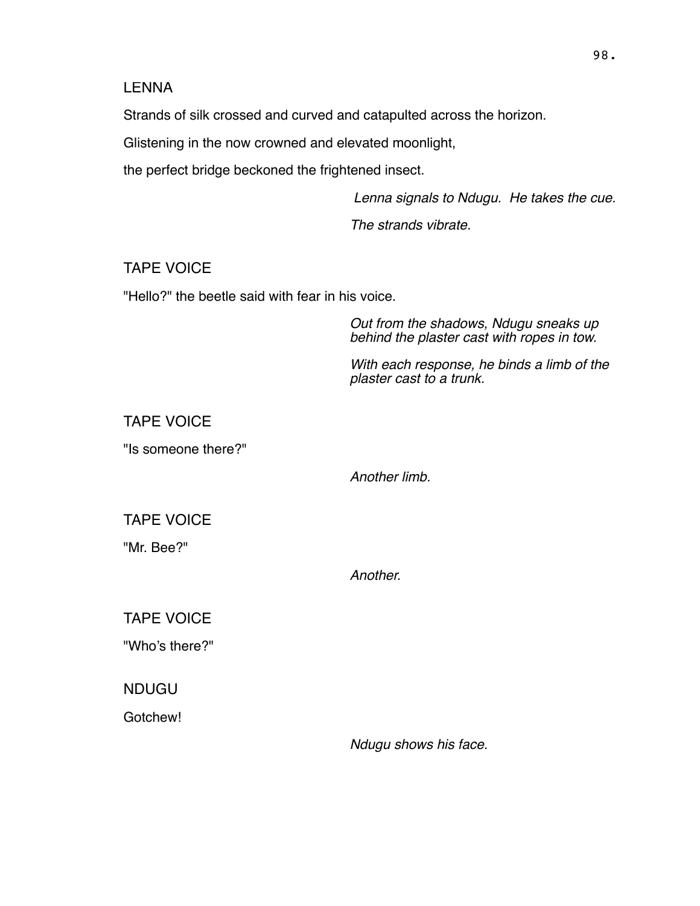LENNA

Strands of silk crossed and curved and catapulted across the horizon.

Glistening in the now crowned and elevated moonlight,

the perfect bridge beckoned the frightened insect.

*Lenna signals to Ndugu. He takes the cue.*

*The strands vibrate.*

TAPE VOICE

"Hello?" the beetle said with fear in his voice.

*Out from the shadows, Ndugu sneaks up behind the plaster cast with ropes in tow.*

*With each response, he binds a limb of the plaster cast to a trunk.*

TAPE VOICE

"Is someone there?"

*Another limb.*

TAPE VOICE

"Mr. Bee?"

*Another.*

TAPE VOICE

"Who's there?"

NDUGU

Gotchew!

*Ndugu shows his face.*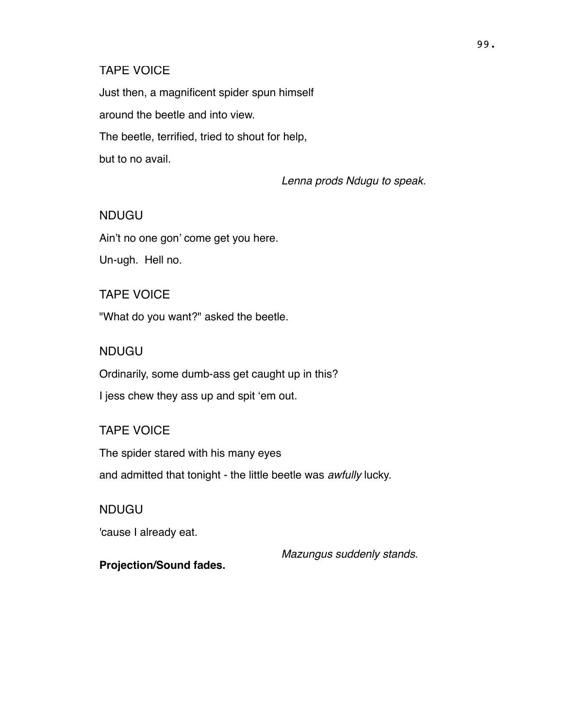TAPE VOICE

Just then, a magnificent spider spun himself

around the beetle and into view.

The beetle, terrified, tried to shout for help,

but to no avail.

*Lenna prods Ndugu to speak.*

NDUGU

Ain't no one gon' come get you here.

Un-ugh. Hell no.

TAPE VOICE

"What do you want?" asked the beetle.

NDUGU

Ordinarily, some dumb-ass get caught up in this?

I jess chew they ass up and spit 'em out.

TAPE VOICE

The spider stared with his many eyes

and admitted that tonight - the little beetle was *awfully* lucky.

NDUGU

'cause I already eat.

*Mazungus suddenly stands.*

**Projection/Sound fades.**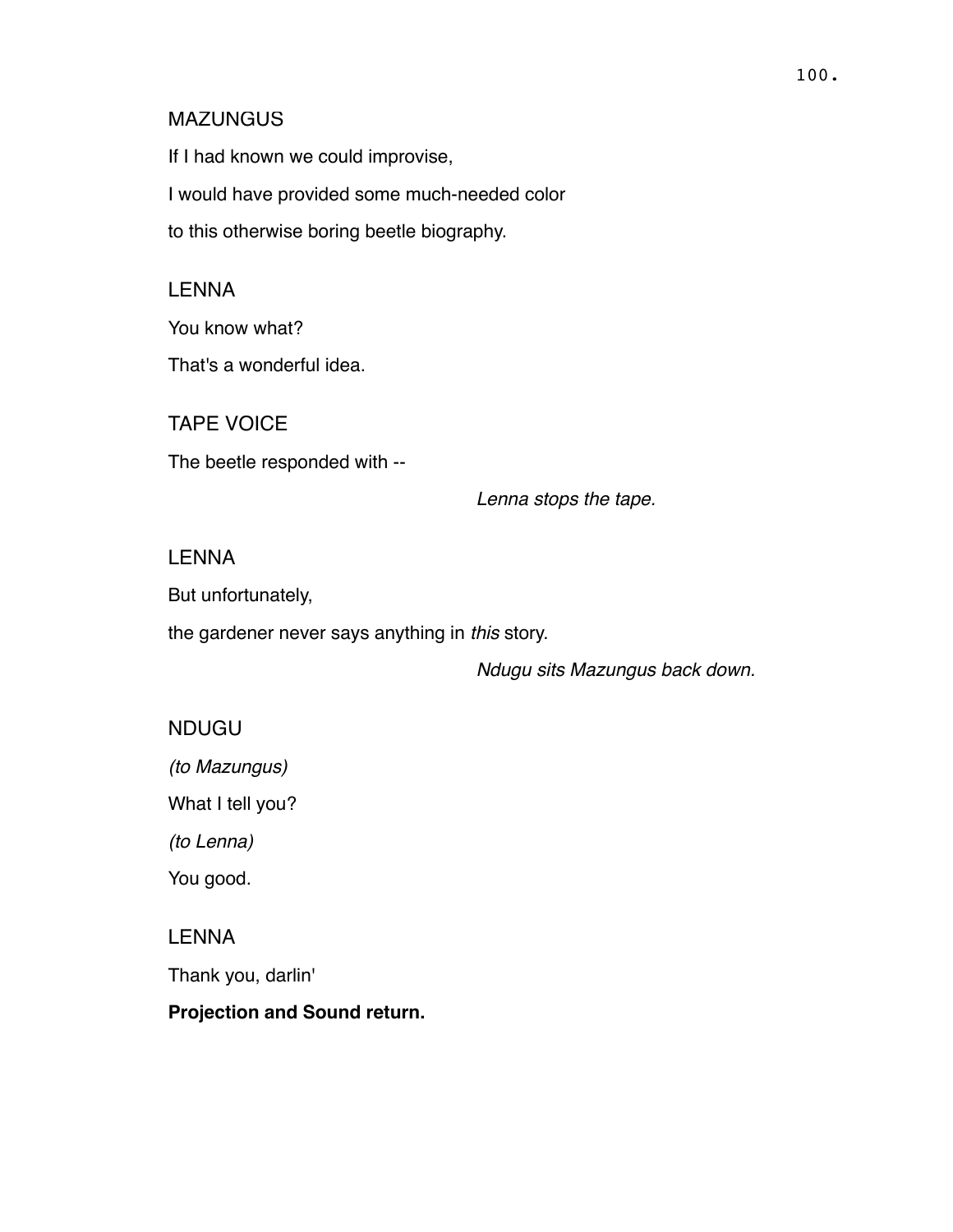MAZUNGUS

If I had known we could improvise,

I would have provided some much-needed color

to this otherwise boring beetle biography.

LENNA

You know what?

That's a wonderful idea.

TAPE VOICE

The beetle responded with --

*Lenna stops the tape.*

LENNA

But unfortunately,

the gardener never says anything in *this* story.

*Ndugu sits Mazungus back down.*

NDUGU

*(to Mazungus)*

What I tell you?

*(to Lenna)*

You good.

LENNA

Thank you, darlin'

**Projection and Sound return.**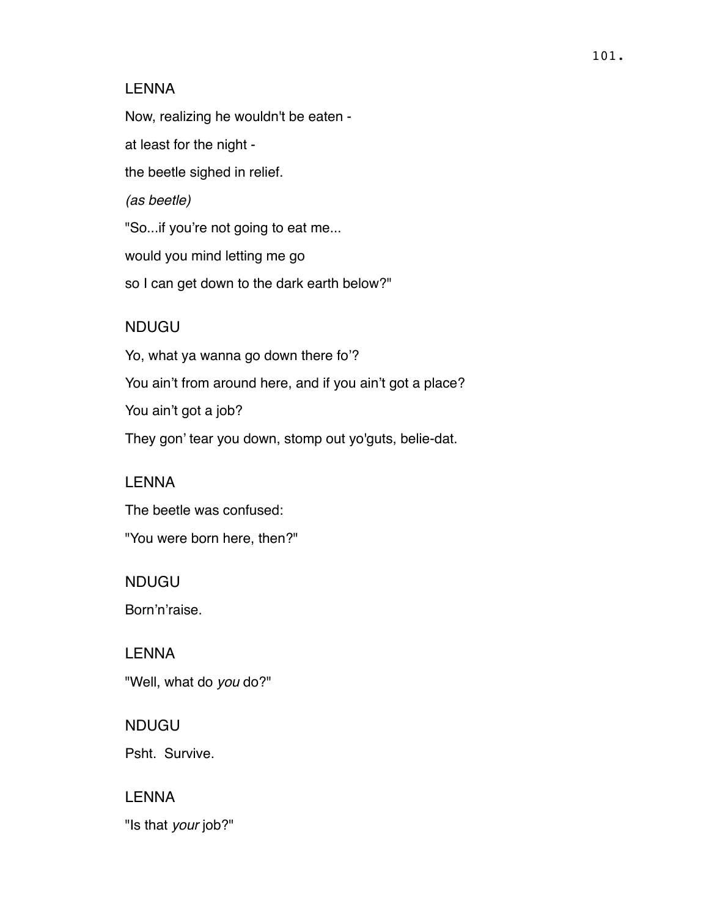LENNA

Now, realizing he wouldn't be eaten -

at least for the night -

the beetle sighed in relief.

*(as beetle)*

"So...if you're not going to eat me...

would you mind letting me go

so I can get down to the dark earth below?"

NDUGU

Yo, what ya wanna go down there fo'?

You ain't from around here, and if you ain't got a place?

You ain't got a job?

They gon' tear you down, stomp out yo'guts, belie-dat.

LENNA

The beetle was confused:

"You were born here, then?"

NDUGU

Born'n'raise.

LENNA

"Well, what do *you* do?"

NDUGU

Psht. Survive.

LENNA

"Is that *your* job?"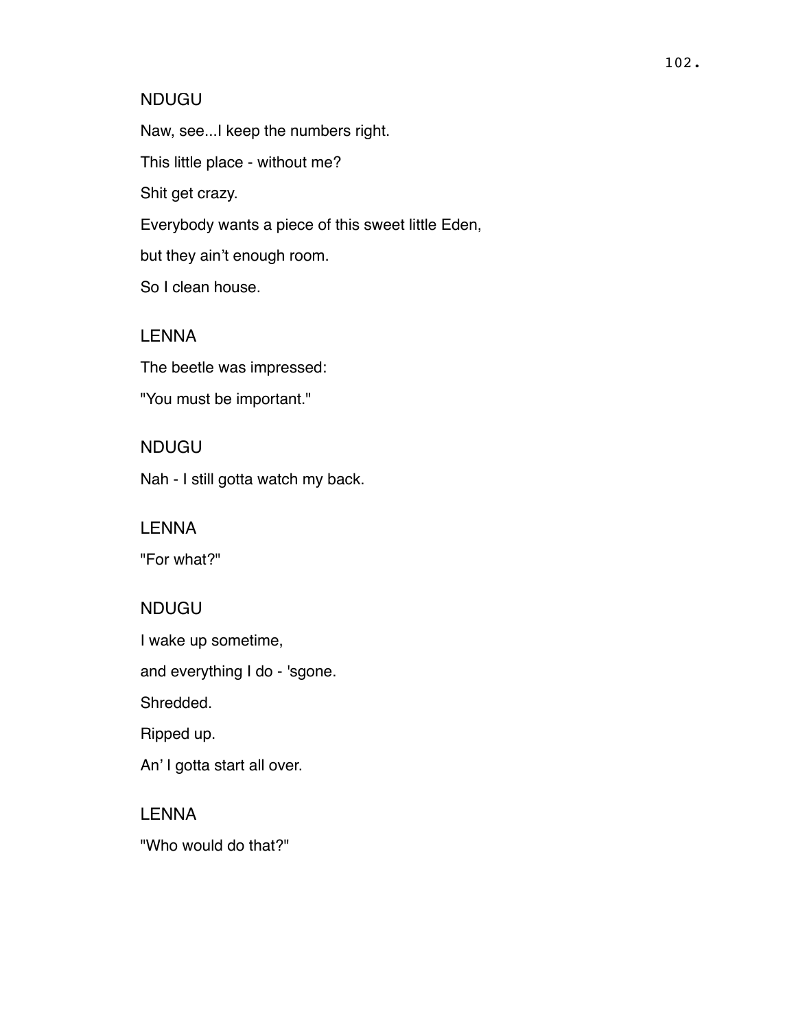NDUGU

Naw, see...I keep the numbers right.

This little place - without me?

Shit get crazy.

Everybody wants a piece of this sweet little Eden,

but they ain't enough room.

So I clean house.

LENNA

The beetle was impressed:

"You must be important."

NDUGU

Nah - I still gotta watch my back.

LENNA

"For what?"

NDUGU

I wake up sometime,

and everything I do - 'sgone.

Shredded.

Ripped up.

An' I gotta start all over.

LENNA

"Who would do that?"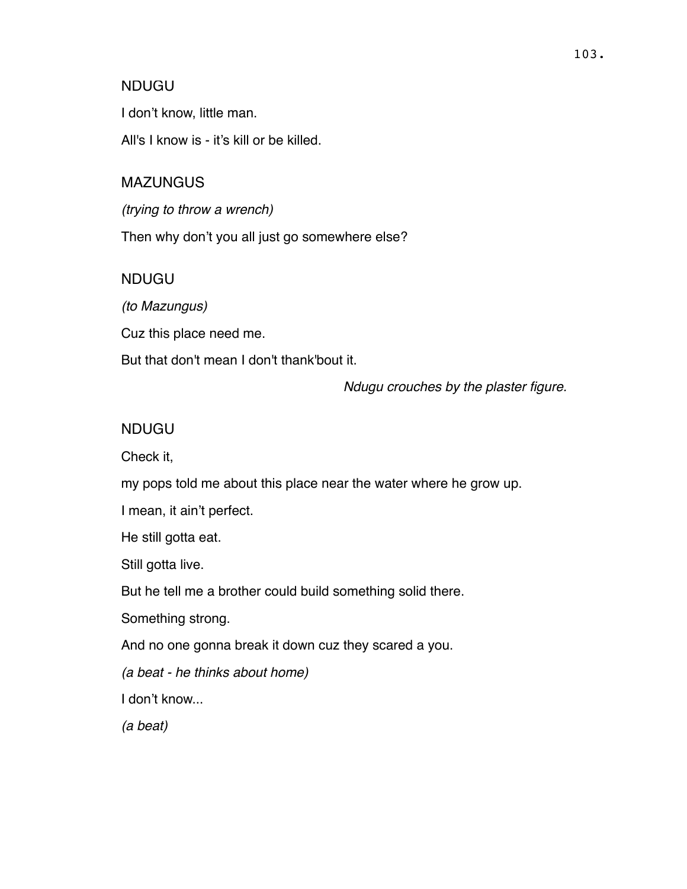NDUGU

I don't know, little man.

All's I know is - it's kill or be killed.

MAZUNGUS

*(trying to throw a wrench)*

Then why don't you all just go somewhere else?

NDUGU

*(to Mazungus)*

Cuz this place need me.

But that don't mean I don't thank'bout it.

*Ndugu crouches by the plaster figure.*

NDUGU

Check it,

my pops told me about this place near the water where he grow up.

I mean, it ain't perfect.

He still gotta eat.

Still gotta live.

But he tell me a brother could build something solid there.

Something strong.

And no one gonna break it down cuz they scared a you.

*(a beat - he thinks about home)*

I don't know...

*(a beat)*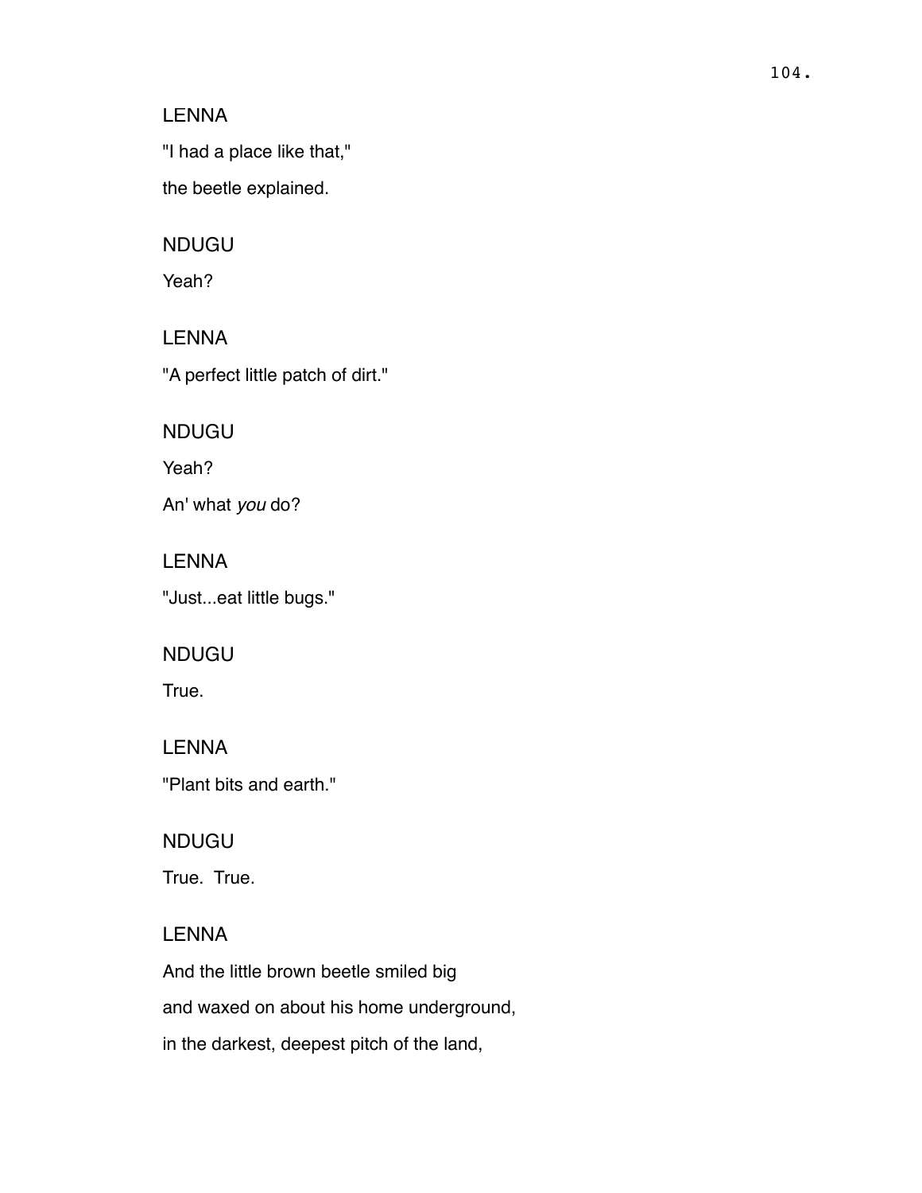LENNA

"I had a place like that,"

the beetle explained.

NDUGU

Yeah?

LENNA

"A perfect little patch of dirt."

NDUGU

Yeah?

An' what *you* do?

LENNA

"Just...eat little bugs."

NDUGU

True.

LENNA

"Plant bits and earth."

NDUGU

True.  True.

LENNA

And the little brown beetle smiled big

and waxed on about his home underground,

in the darkest, deepest pitch of the land,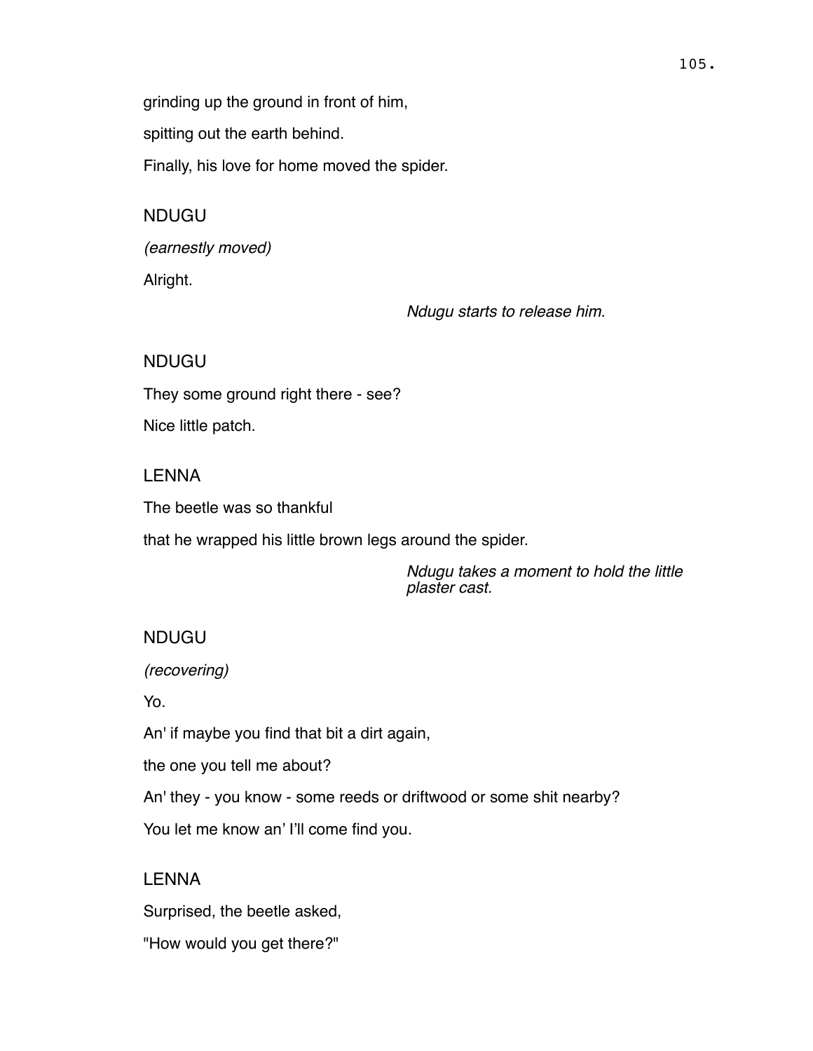grinding up the ground in front of him,

spitting out the earth behind.

Finally, his love for home moved the spider.

NDUGU

*(earnestly moved)*

Alright.

*Ndugu starts to release him.*

NDUGU

They some ground right there - see?

Nice little patch.

LENNA

The beetle was so thankful

that he wrapped his little brown legs around the spider.

*Ndugu takes a moment to hold the little plaster cast.*

NDUGU

*(recovering)*

Yo.

An' if maybe you find that bit a dirt again,

the one you tell me about?

An' they - you know - some reeds or driftwood or some shit nearby?

You let me know an' I'll come find you.

LENNA

Surprised, the beetle asked,

"How would you get there?"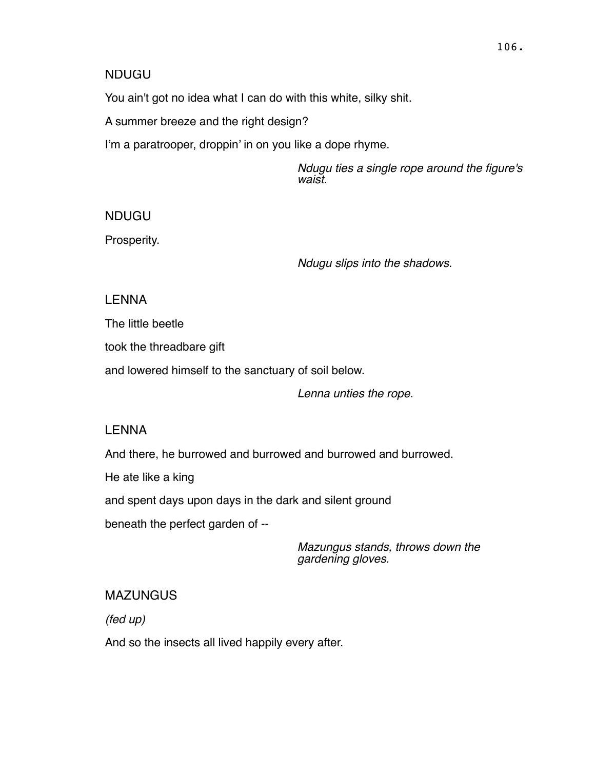NDUGU

You ain't got no idea what I can do with this white, silky shit.

A summer breeze and the right design?

I'm a paratrooper, droppin' in on you like a dope rhyme.

*Ndugu ties a single rope around the figure's waist.*

NDUGU

Prosperity.

*Ndugu slips into the shadows.*

LENNA

The little beetle

took the threadbare gift

and lowered himself to the sanctuary of soil below.

*Lenna unties the rope.*

LENNA

And there, he burrowed and burrowed and burrowed and burrowed.

He ate like a king

and spent days upon days in the dark and silent ground

beneath the perfect garden of --

*Mazungus stands, throws down the gardening gloves.*

MAZUNGUS

*(fed up)*

And so the insects all lived happily every after.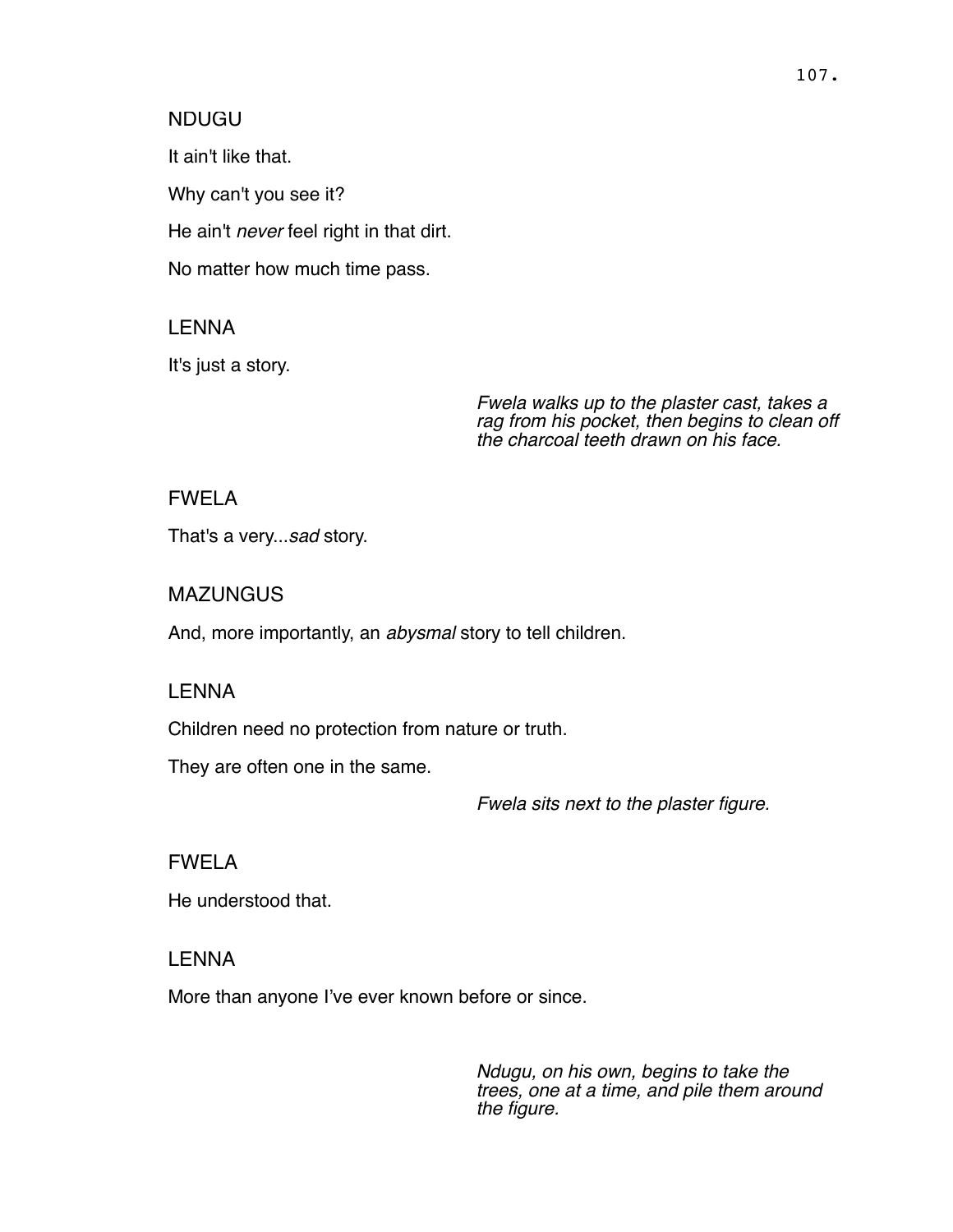NDUGU

It ain't like that.

Why can't you see it?

He ain't *never* feel right in that dirt.

No matter how much time pass.

LENNA

It's just a story.

*Fwela walks up to the plaster cast, takes a rag from his pocket, then begins to clean off the charcoal teeth drawn on his face.*

FWELA

That's a very...*sad* story.

MAZUNGUS

And, more importantly, an *abysmal* story to tell children.

LENNA

Children need no protection from nature or truth.

They are often one in the same.

*Fwela sits next to the plaster figure.*

FWELA

He understood that.

LENNA

More than anyone I've ever known before or since.

*Ndugu, on his own, begins to take the trees, one at a time, and pile them around the figure.*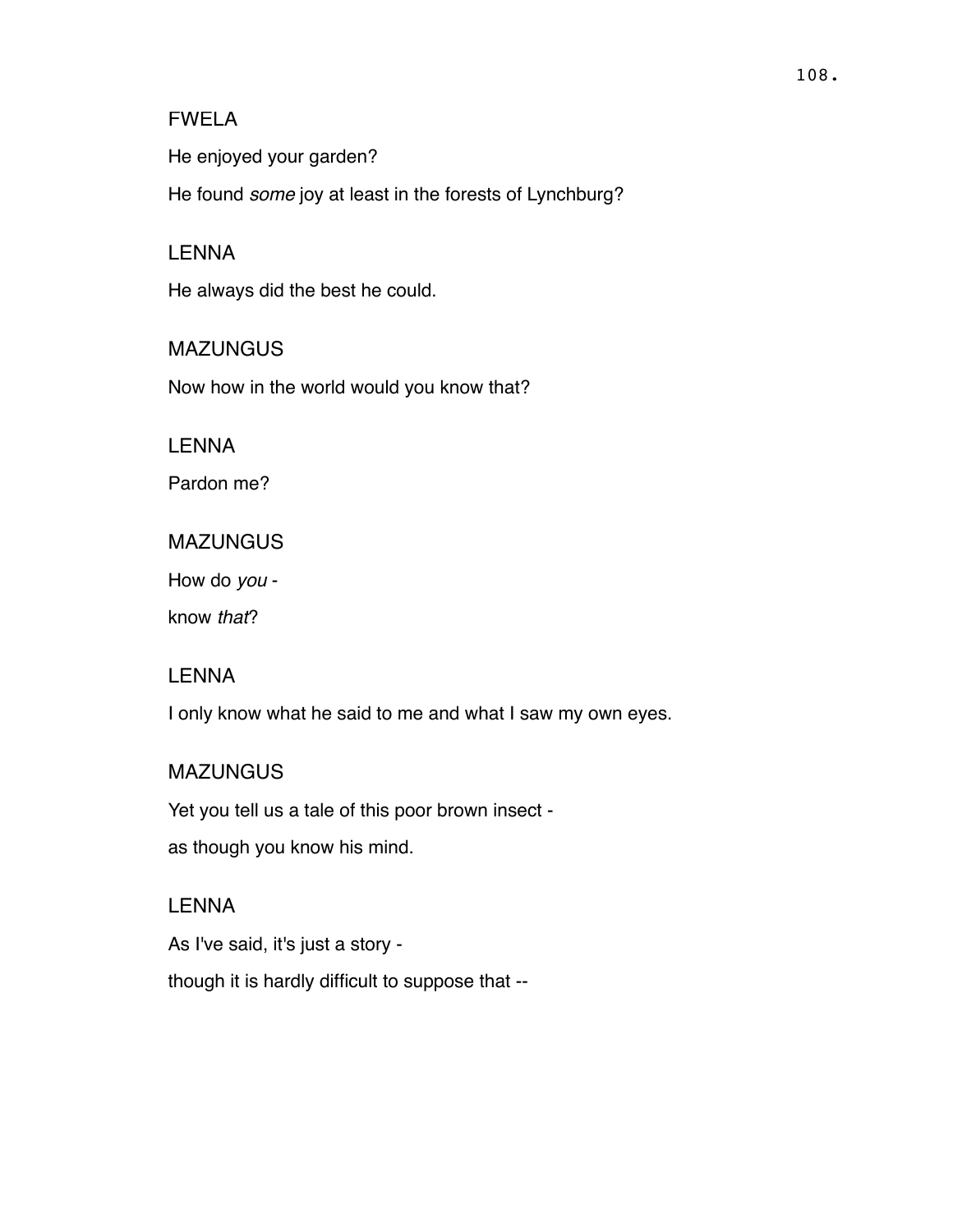FWELA

He enjoyed your garden?

He found *some* joy at least in the forests of Lynchburg?

LENNA

He always did the best he could.

MAZUNGUS

Now how in the world would you know that?

LENNA

Pardon me?

MAZUNGUS

How do *you* -

know *that*?

LENNA

I only know what he said to me and what I saw my own eyes.

MAZUNGUS

Yet you tell us a tale of this poor brown insect -

as though you know his mind.

LENNA

As I've said, it's just a story -

though it is hardly difficult to suppose that --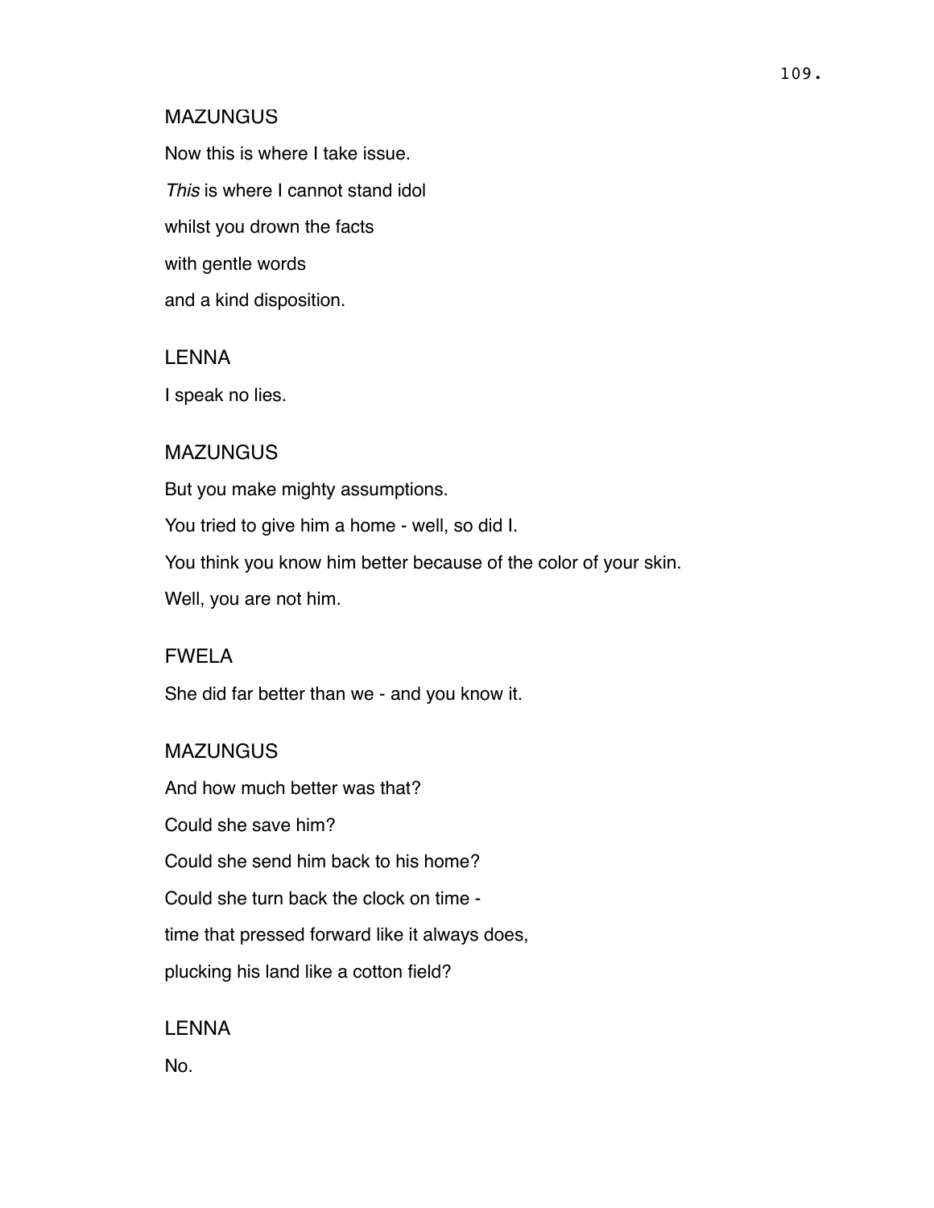MAZUNGUS

Now this is where I take issue.

*This* is where I cannot stand idol

whilst you drown the facts

with gentle words

and a kind disposition.

LENNA

I speak no lies.

MAZUNGUS

But you make mighty assumptions.

You tried to give him a home - well, so did I.

You think you know him better because of the color of your skin.

Well, you are not him.

FWELA

She did far better than we - and you know it.

MAZUNGUS

And how much better was that?

Could she save him?

Could she send him back to his home?

Could she turn back the clock on time -

time that pressed forward like it always does,

plucking his land like a cotton field?

LENNA

No.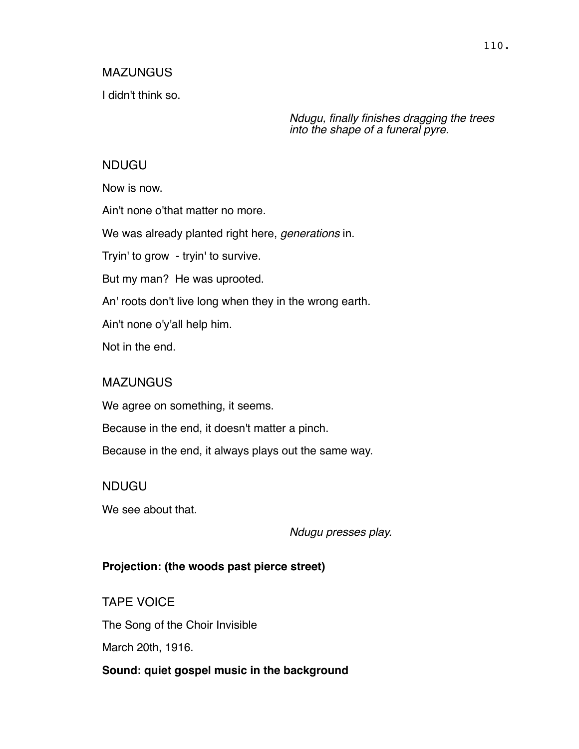MAZUNGUS

I didn't think so.

*Ndugu, finally finishes dragging the trees into the shape of a funeral pyre.*

NDUGU

Now is now.

Ain't none o'that matter no more.

We was already planted right here, *generations* in.

Tryin' to grow  - tryin' to survive.

But my man?  He was uprooted.

An' roots don't live long when they in the wrong earth.

Ain't none o'y'all help him.

Not in the end.

MAZUNGUS

We agree on something, it seems.

Because in the end, it doesn't matter a pinch.

Because in the end, it always plays out the same way.

NDUGU

We see about that.

*Ndugu presses play.*

**Projection: (the woods past pierce street)**

TAPE VOICE

The Song of the Choir Invisible

March 20th, 1916.

**Sound: quiet gospel music in the background**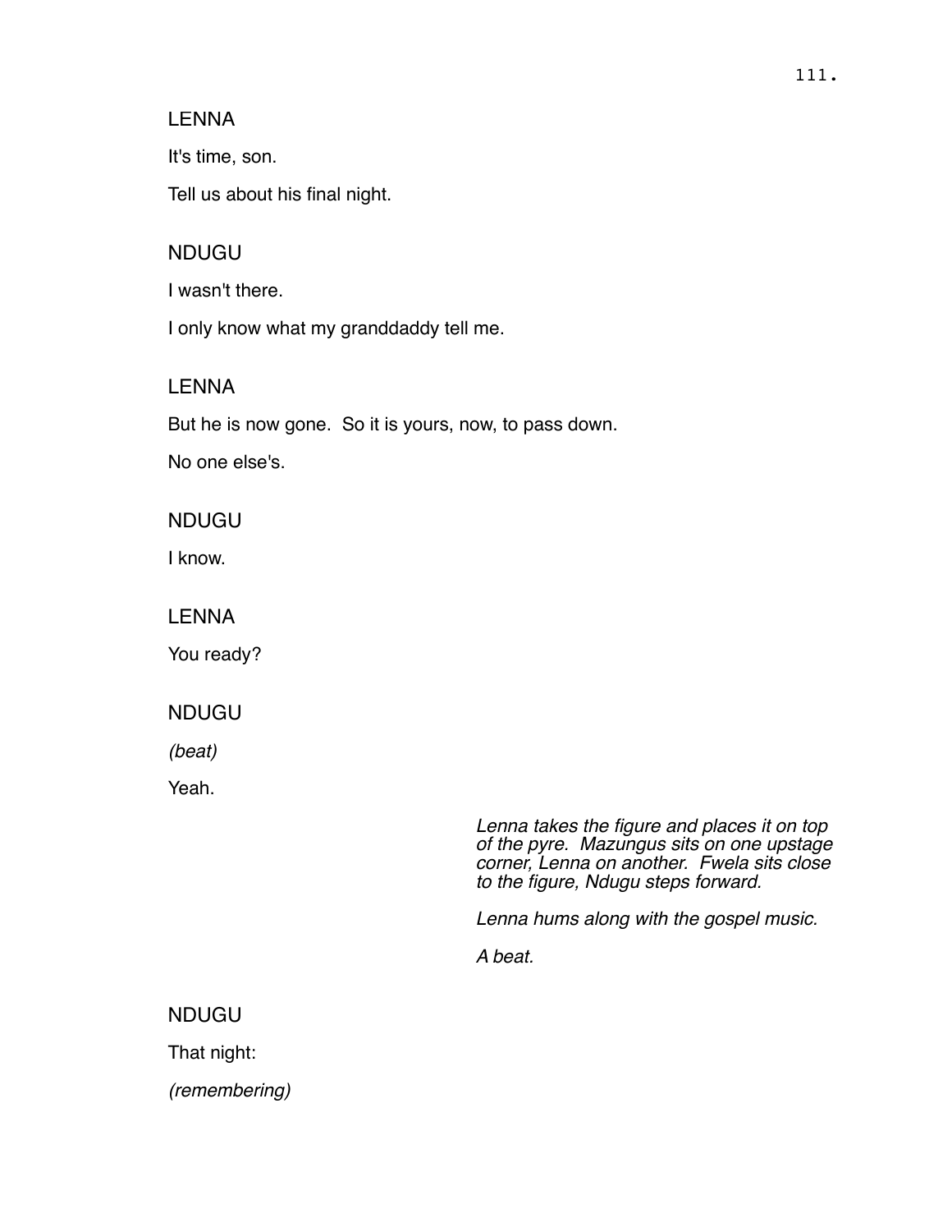LENNA

It's time, son.

Tell us about his final night.

NDUGU

I wasn't there.

I only know what my granddaddy tell me.

LENNA

But he is now gone.  So it is yours, now, to pass down.

No one else's.

NDUGU

I know.

LENNA

You ready?

NDUGU

*(beat)*

Yeah.

*Lenna takes the figure and places it on top of the pyre.  Mazungus sits on one upstage corner, Lenna on another.  Fwela sits close to the figure, Ndugu steps forward.*

*Lenna hums along with the gospel music.*

*A beat.*

NDUGU

That night:

*(remembering)*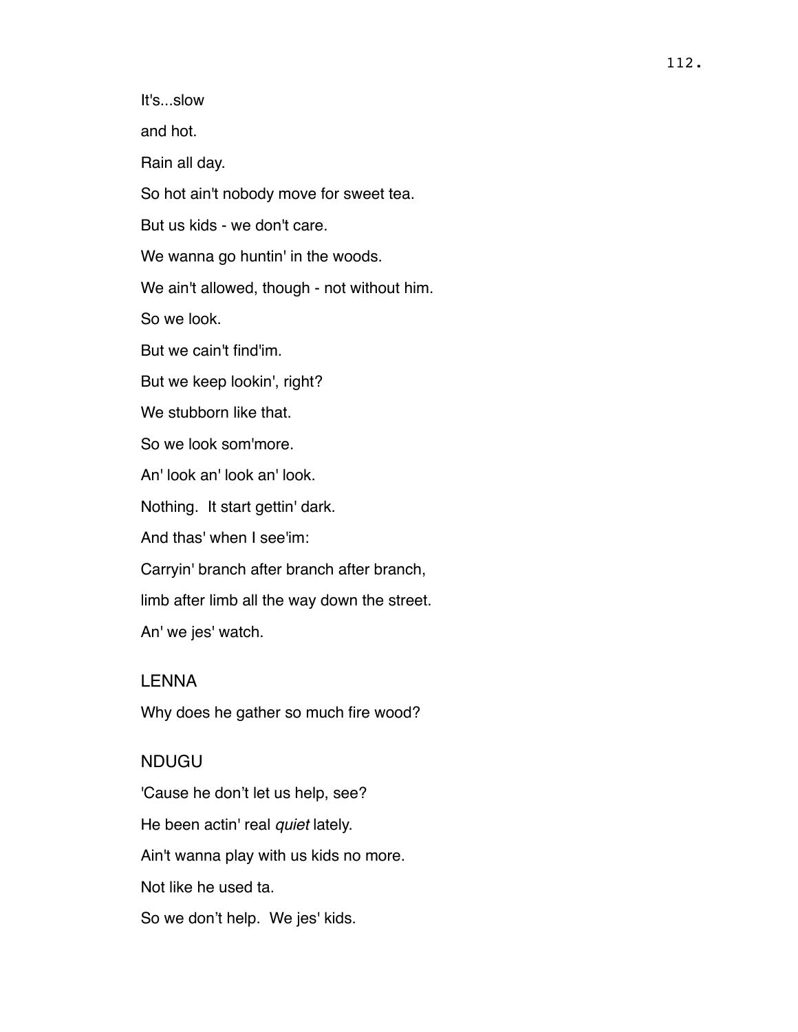It's...slow

and hot.

Rain all day.

So hot ain't nobody move for sweet tea.

But us kids - we don't care.

We wanna go huntin' in the woods.

We ain't allowed, though - not without him.

So we look.

But we cain't find'im.

But we keep lookin', right?

We stubborn like that.

So we look som'more.

An' look an' look an' look.

Nothing.  It start gettin' dark.

And thas' when I see'im:

Carryin' branch after branch after branch,

limb after limb all the way down the street.

An' we jes' watch.

LENNA

Why does he gather so much fire wood?

NDUGU

'Cause he don't let us help, see?

He been actin' real *quiet* lately.

Ain't wanna play with us kids no more.

Not like he used ta.

So we don't help.  We jes' kids.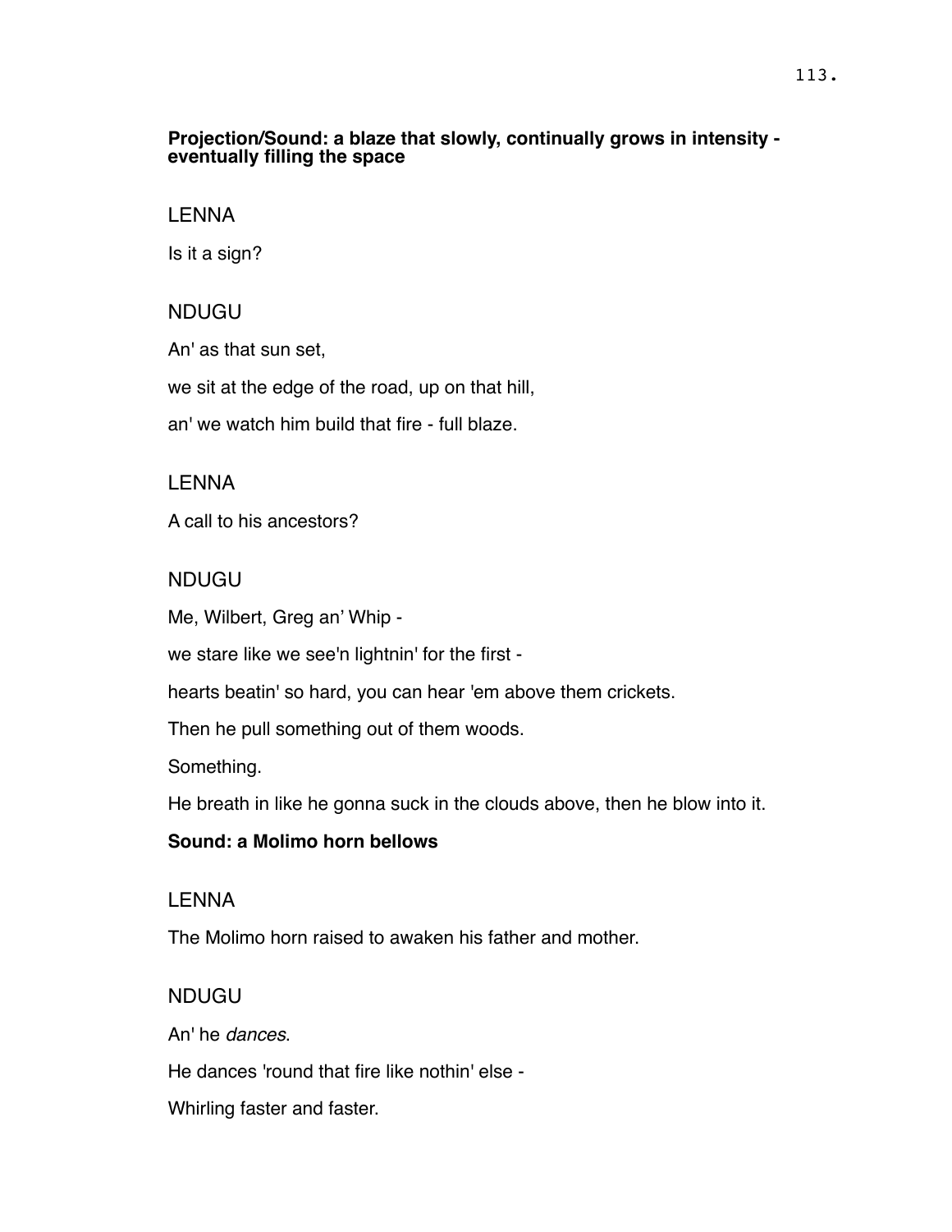**Projection/Sound: a blaze that slowly, continually grows in intensity - eventually filling the space**

LENNA

Is it a sign?

NDUGU

An' as that sun set,

we sit at the edge of the road, up on that hill,

an' we watch him build that fire - full blaze.

LENNA

A call to his ancestors?

NDUGU

Me, Wilbert, Greg an' Whip -

we stare like we see'n lightnin' for the first -

hearts beatin' so hard, you can hear 'em above them crickets.

Then he pull something out of them woods.

Something.

He breath in like he gonna suck in the clouds above, then he blow into it.

**Sound: a Molimo horn bellows**

LENNA

The Molimo horn raised to awaken his father and mother.

NDUGU

An' he *dances*.

He dances 'round that fire like nothin' else -

Whirling faster and faster.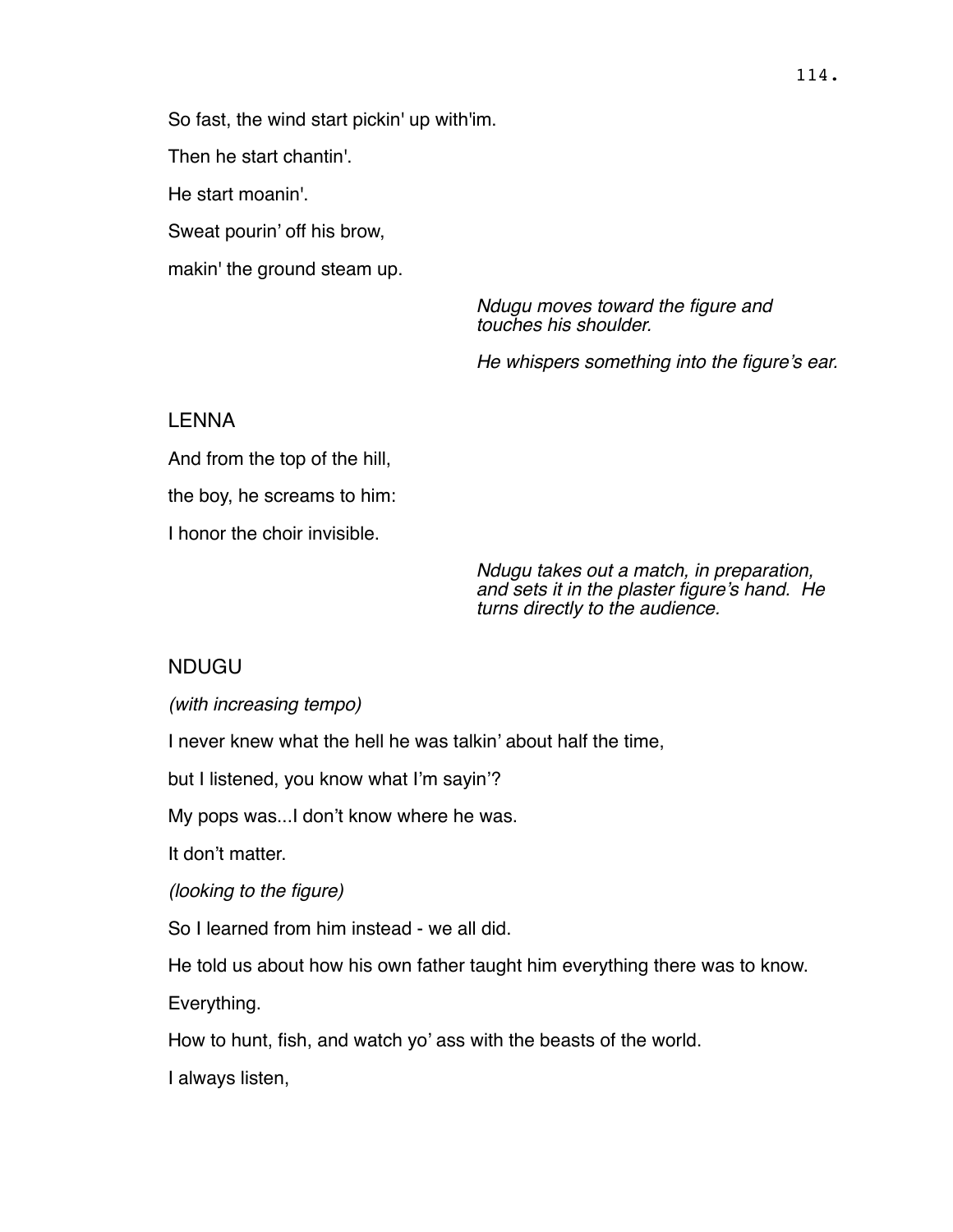So fast, the wind start pickin' up with'im.

Then he start chantin'.

He start moanin'.

Sweat pourin' off his brow,

makin' the ground steam up.

*Ndugu moves toward the figure and touches his shoulder.*

*He whispers something into the figure's ear.*

LENNA

And from the top of the hill,

the boy, he screams to him:

I honor the choir invisible.

*Ndugu takes out a match, in preparation, and sets it in the plaster figure's hand. He turns directly to the audience.*

NDUGU

*(with increasing tempo)*

I never knew what the hell he was talkin' about half the time,

but I listened, you know what I'm sayin'?

My pops was...I don't know where he was.

It don't matter.

*(looking to the figure)*

So I learned from him instead - we all did.

He told us about how his own father taught him everything there was to know.

Everything.

How to hunt, fish, and watch yo' ass with the beasts of the world.

I always listen,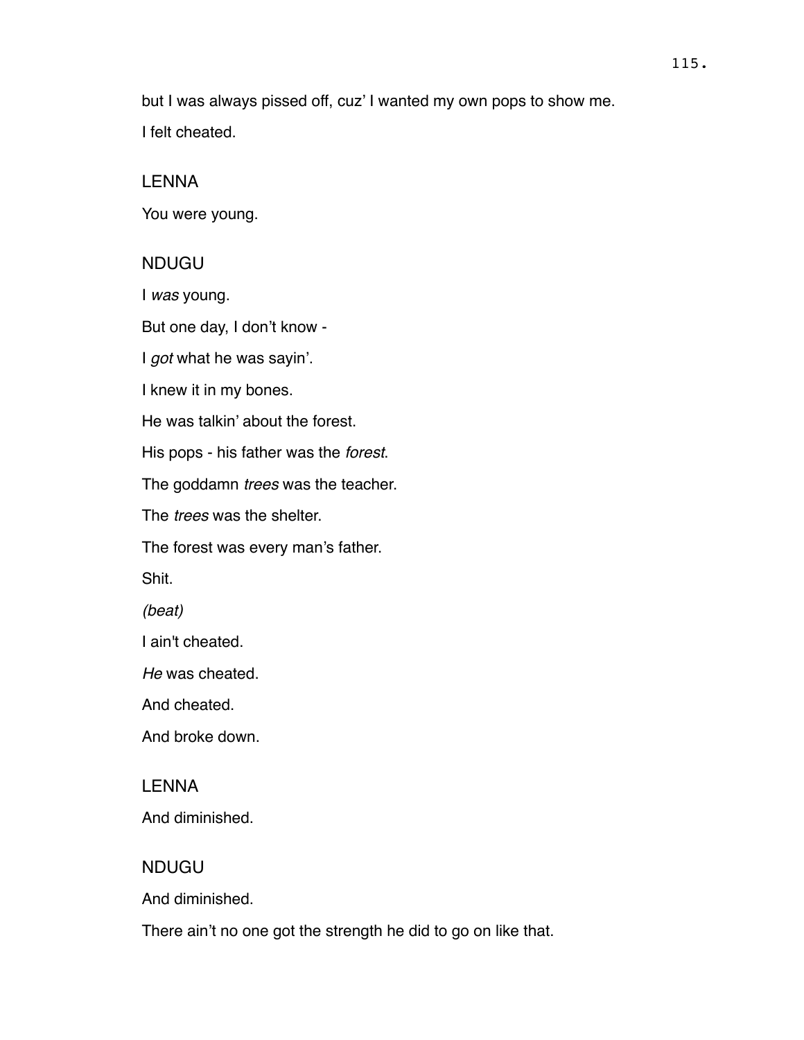but I was always pissed off, cuz' I wanted my own pops to show me.

I felt cheated.

LENNA

You were young.

NDUGU

I *was* young.

But one day, I don't know -

I *got* what he was sayin'.

I knew it in my bones.

He was talkin' about the forest.

His pops - his father was the *forest*.

The goddamn *trees* was the teacher.

The *trees* was the shelter.

The forest was every man's father.

Shit.

*(beat)*

I ain't cheated.

*He* was cheated.

And cheated.

And broke down.

LENNA

And diminished.

NDUGU

And diminished.

There ain't no one got the strength he did to go on like that.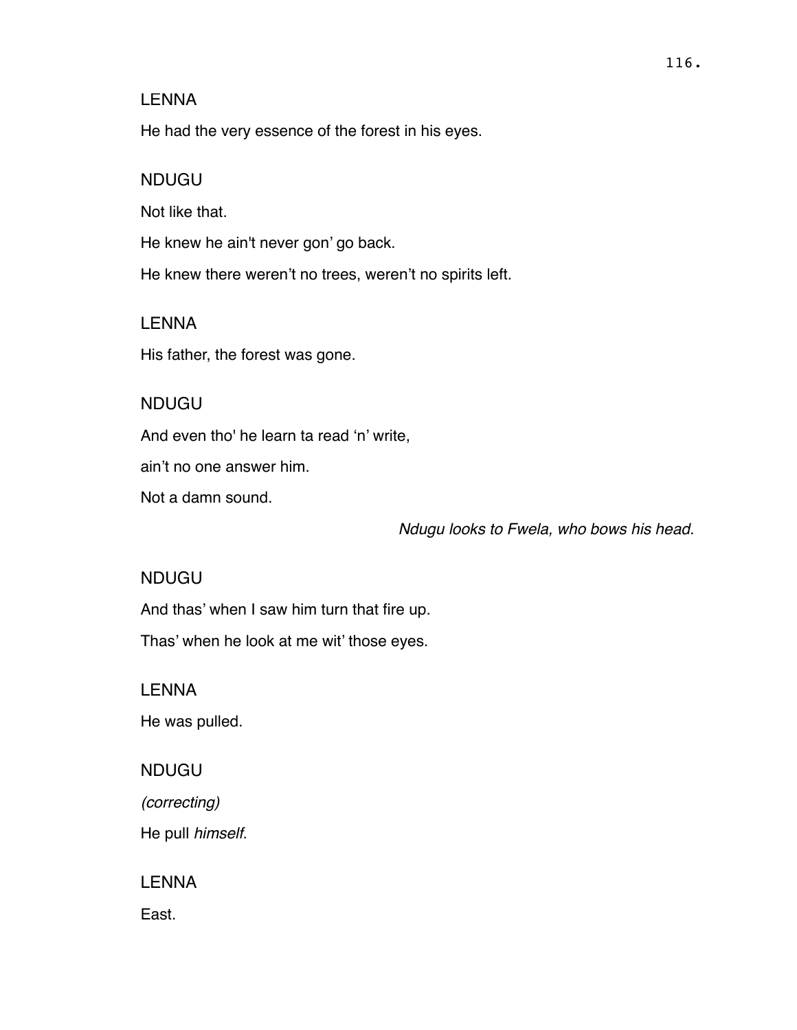LENNA

He had the very essence of the forest in his eyes.

NDUGU

Not like that.

He knew he ain't never gon' go back.

He knew there weren't no trees, weren't no spirits left.

LENNA

His father, the forest was gone.

NDUGU

And even tho' he learn ta read 'n' write,

ain't no one answer him.

Not a damn sound.

*Ndugu looks to Fwela, who bows his head.*

NDUGU

And thas' when I saw him turn that fire up.

Thas' when he look at me wit' those eyes.

LENNA

He was pulled.

NDUGU

*(correcting)*

He pull *himself*.

LENNA

East.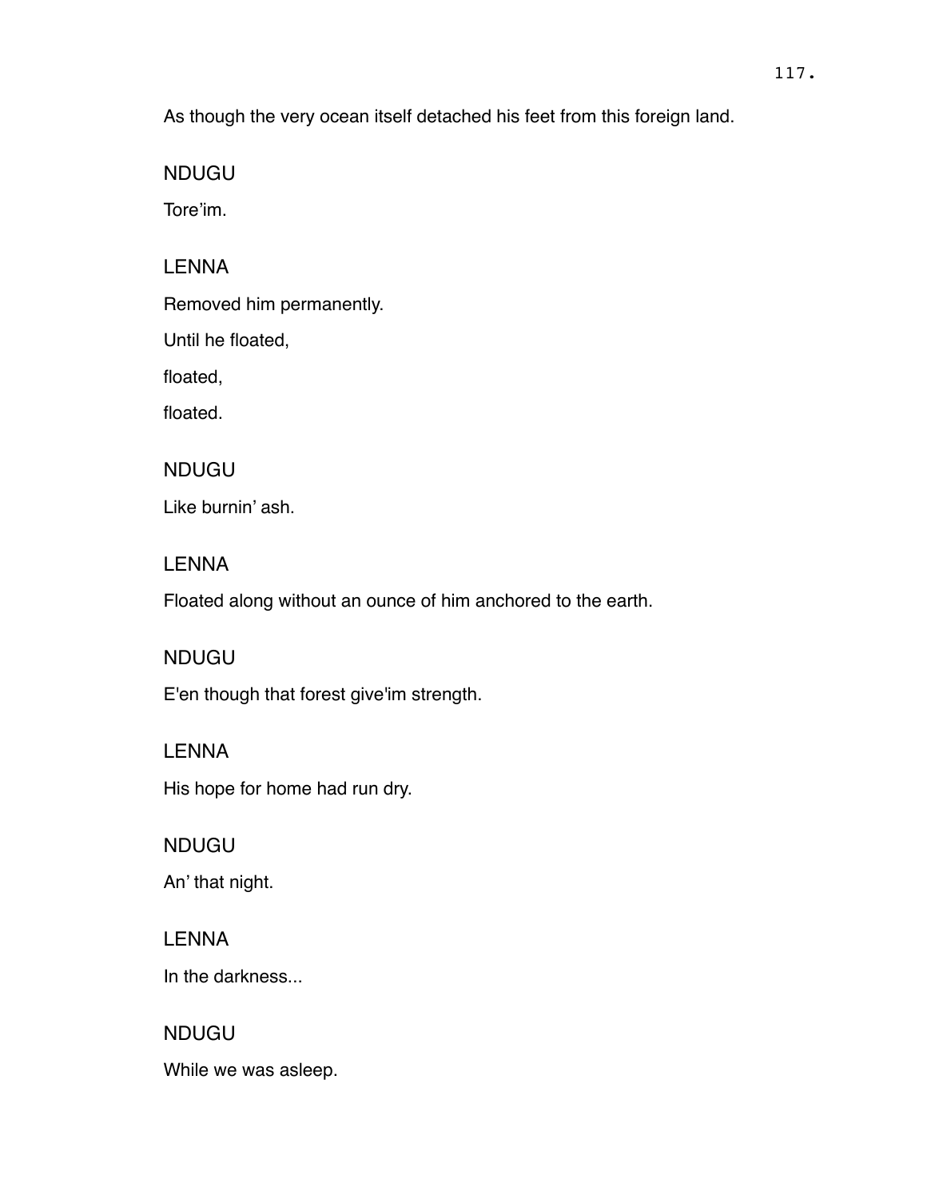As though the very ocean itself detached his feet from this foreign land.

NDUGU

Tore'im.

LENNA

Removed him permanently.

Until he floated,

floated,

floated.

NDUGU

Like burnin' ash.

LENNA

Floated along without an ounce of him anchored to the earth.

NDUGU

E'en though that forest give'im strength.

LENNA

His hope for home had run dry.

NDUGU

An' that night.

LENNA

In the darkness...

NDUGU

While we was asleep.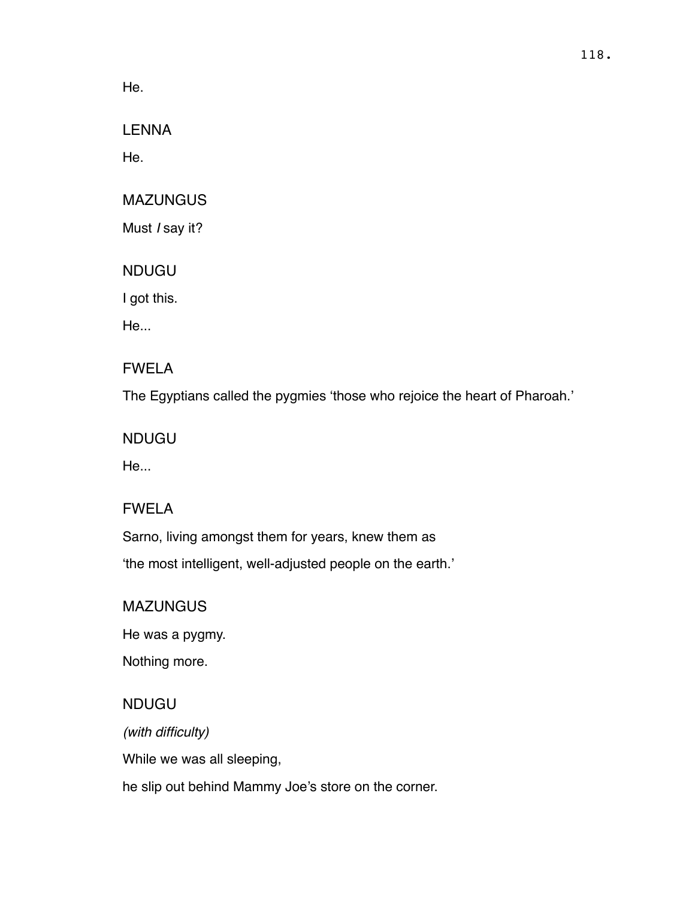He.

LENNA

He.

MAZUNGUS

Must *I* say it?

NDUGU

I got this.

He...

FWELA

The Egyptians called the pygmies ‘those who rejoice the heart of Pharoah.’

NDUGU

He...

FWELA

Sarno, living amongst them for years, knew them as

‘the most intelligent, well-adjusted people on the earth.’

MAZUNGUS

He was a pygmy.

Nothing more.

NDUGU

*(with difficulty)*

While we was all sleeping,

he slip out behind Mammy Joe’s store on the corner.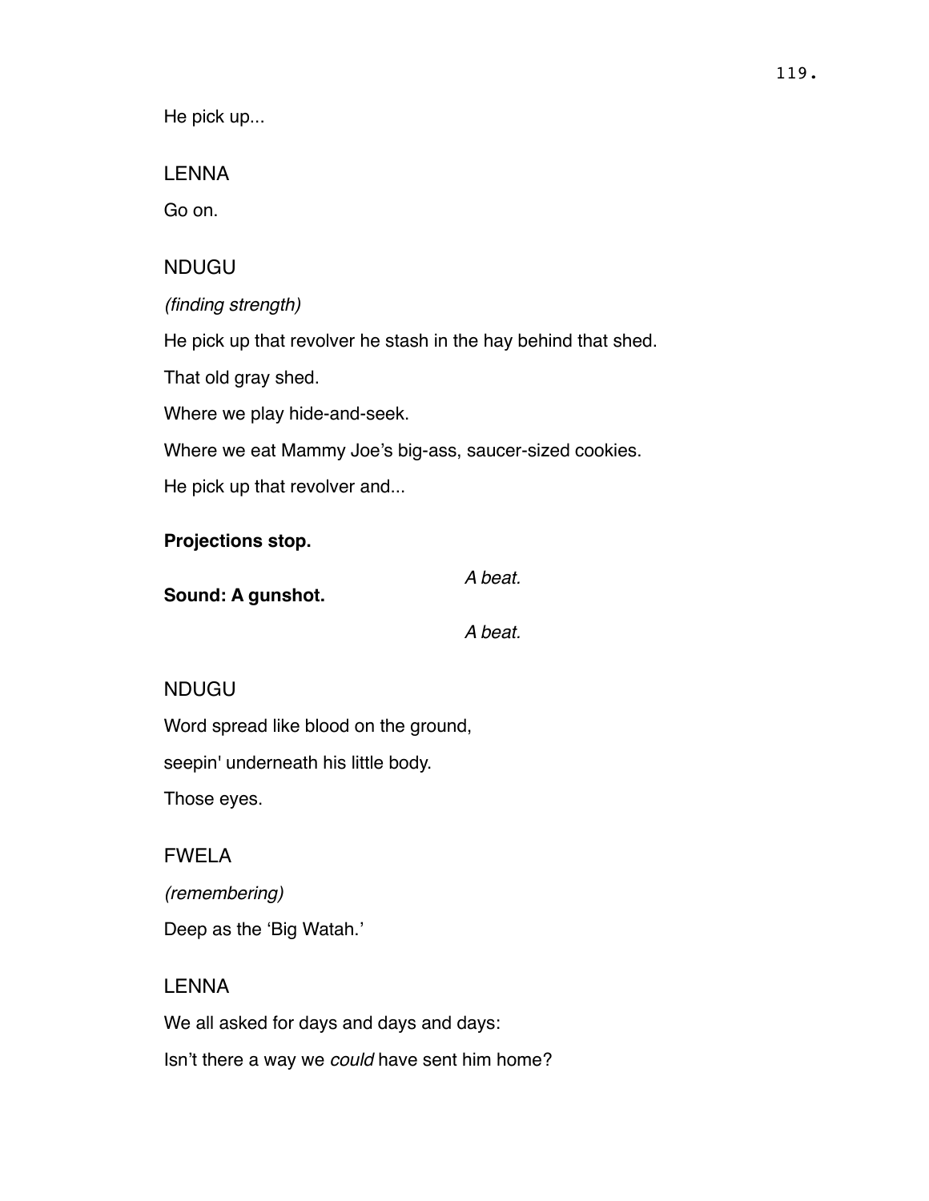He pick up...

LENNA

Go on.

NDUGU

*(finding strength)*

He pick up that revolver he stash in the hay behind that shed.

That old gray shed.

Where we play hide-and-seek.

Where we eat Mammy Joe's big-ass, saucer-sized cookies.

He pick up that revolver and...

**Projections stop.**

*A beat.*

**Sound: A gunshot.**

*A beat.*

NDUGU

Word spread like blood on the ground,

seepin' underneath his little body.

Those eyes.

FWELA

*(remembering)*

Deep as the 'Big Watah.'

LENNA

We all asked for days and days and days:

Isn't there a way we *could* have sent him home?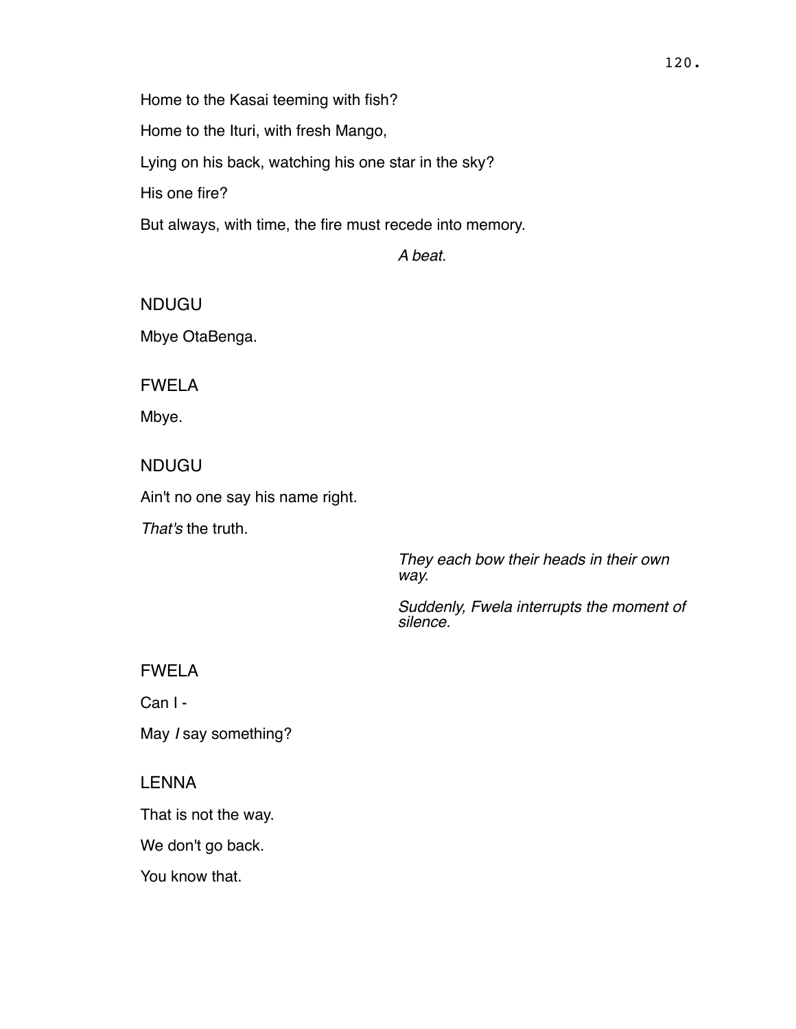Home to the Kasai teeming with fish?

Home to the Ituri, with fresh Mango,

Lying on his back, watching his one star in the sky?

His one fire?

But always, with time, the fire must recede into memory.

*A beat.*

NDUGU

Mbye OtaBenga.

FWELA

Mbye.

NDUGU

Ain't no one say his name right.

*That's* the truth.

*They each bow their heads in their own way.*

*Suddenly, Fwela interrupts the moment of silence.*

FWELA

Can I -

May *I* say something?

LENNA

That is not the way.

We don't go back.

You know that.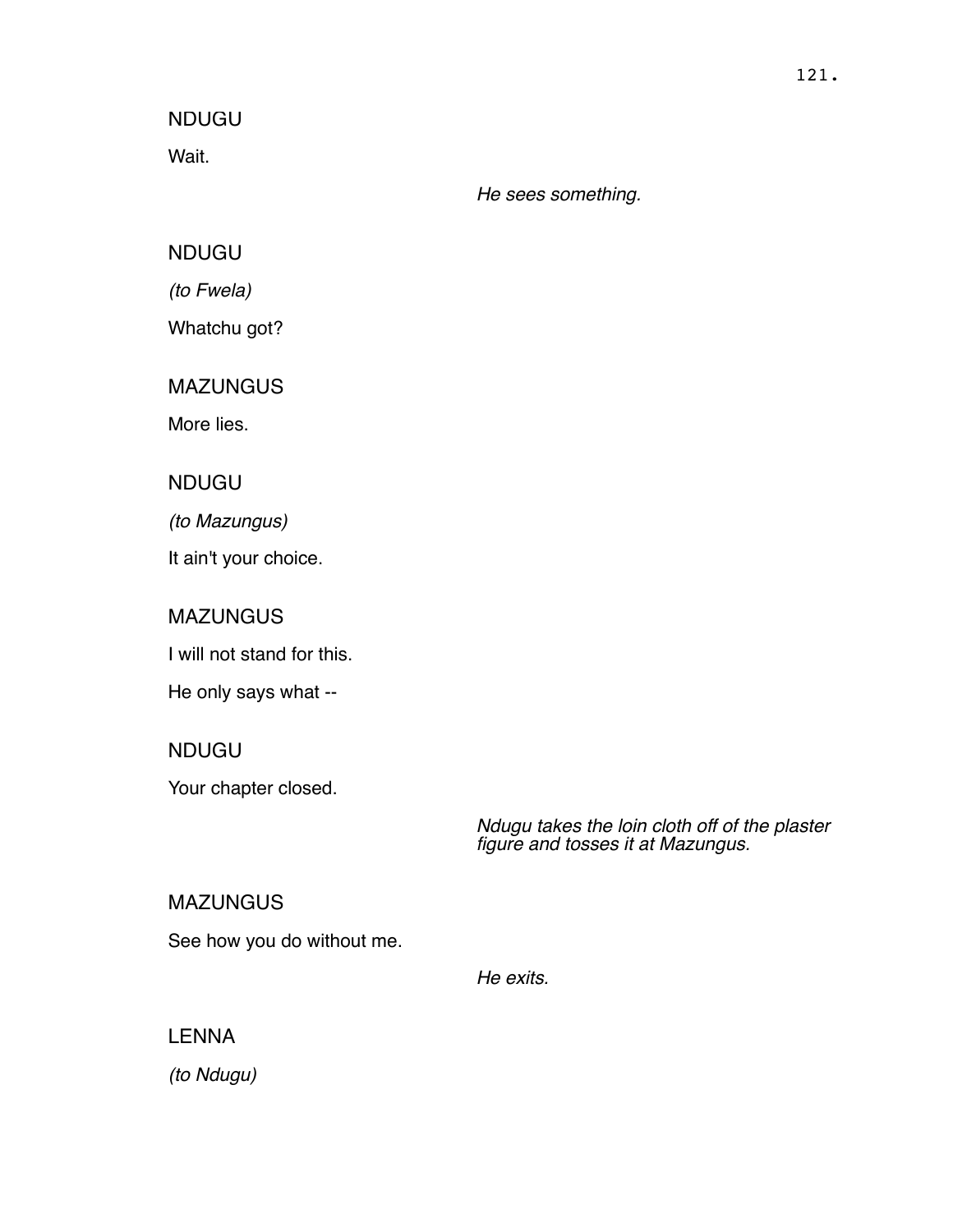NDUGU

Wait.

*He sees something.*

NDUGU

*(to Fwela)*

Whatchu got?

MAZUNGUS

More lies.

NDUGU

*(to Mazungus)*

It ain't your choice.

MAZUNGUS

I will not stand for this.

He only says what --

NDUGU

Your chapter closed.

*Ndugu takes the loin cloth off of the plaster figure and tosses it at Mazungus.*

MAZUNGUS

See how you do without me.

*He exits.*

LENNA

*(to Ndugu)*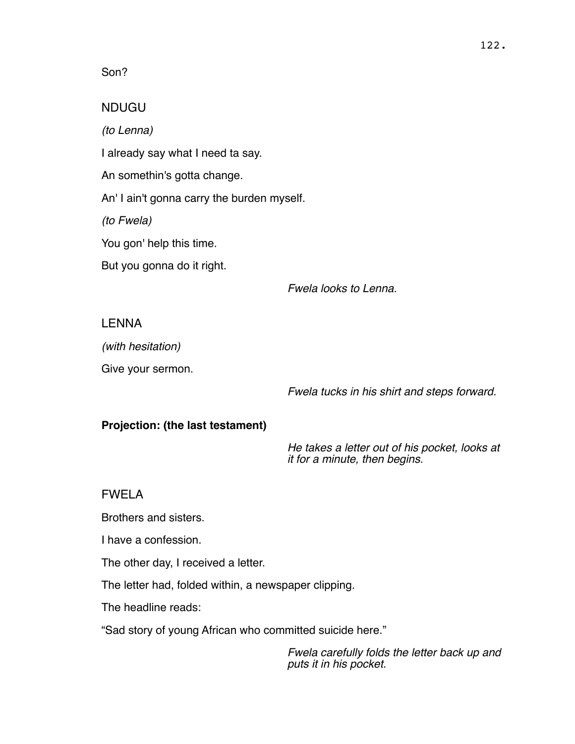Son?

NDUGU

*(to Lenna)*

I already say what I need ta say.

An somethin's gotta change.

An' I ain't gonna carry the burden myself.

*(to Fwela)*

You gon' help this time.

But you gonna do it right.

*Fwela looks to Lenna.*

LENNA

*(with hesitation)*

Give your sermon.

*Fwela tucks in his shirt and steps forward.*

**Projection: (the last testament)**

*He takes a letter out of his pocket, looks at it for a minute, then begins.*

FWELA

Brothers and sisters.

I have a confession.

The other day, I received a letter.

The letter had, folded within, a newspaper clipping.

The headline reads:

"Sad story of young African who committed suicide here."

*Fwela carefully folds the letter back up and puts it in his pocket.*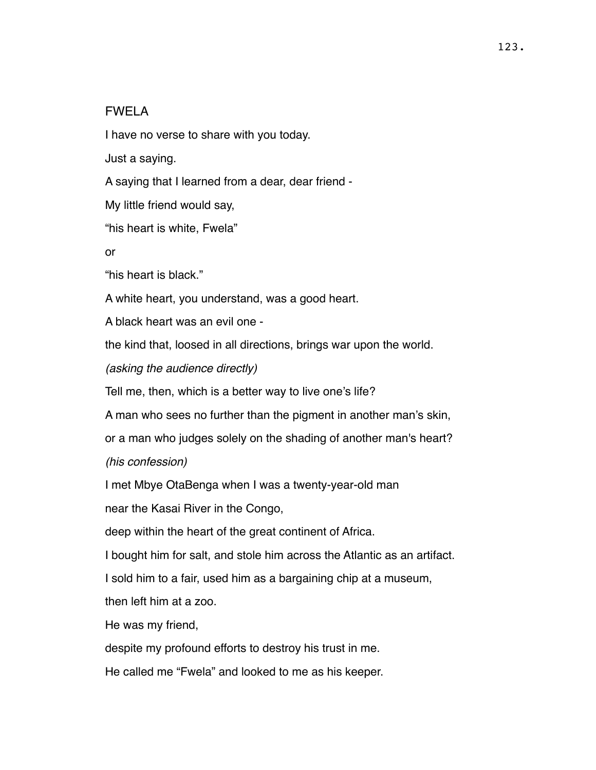FWELA

I have no verse to share with you today.

Just a saying.

A saying that I learned from a dear, dear friend -

My little friend would say,

“his heart is white, Fwela”

or

“his heart is black.”

A white heart, you understand, was a good heart.

A black heart was an evil one -

the kind that, loosed in all directions, brings war upon the world.

*(asking the audience directly)*

Tell me, then, which is a better way to live one’s life?

A man who sees no further than the pigment in another man’s skin,

or a man who judges solely on the shading of another man's heart?

*(his confession)*

I met Mbye OtaBenga when I was a twenty-year-old man

near the Kasai River in the Congo,

deep within the heart of the great continent of Africa.

I bought him for salt, and stole him across the Atlantic as an artifact.

I sold him to a fair, used him as a bargaining chip at a museum,

then left him at a zoo.

He was my friend,

despite my profound efforts to destroy his trust in me.

He called me “Fwela” and looked to me as his keeper.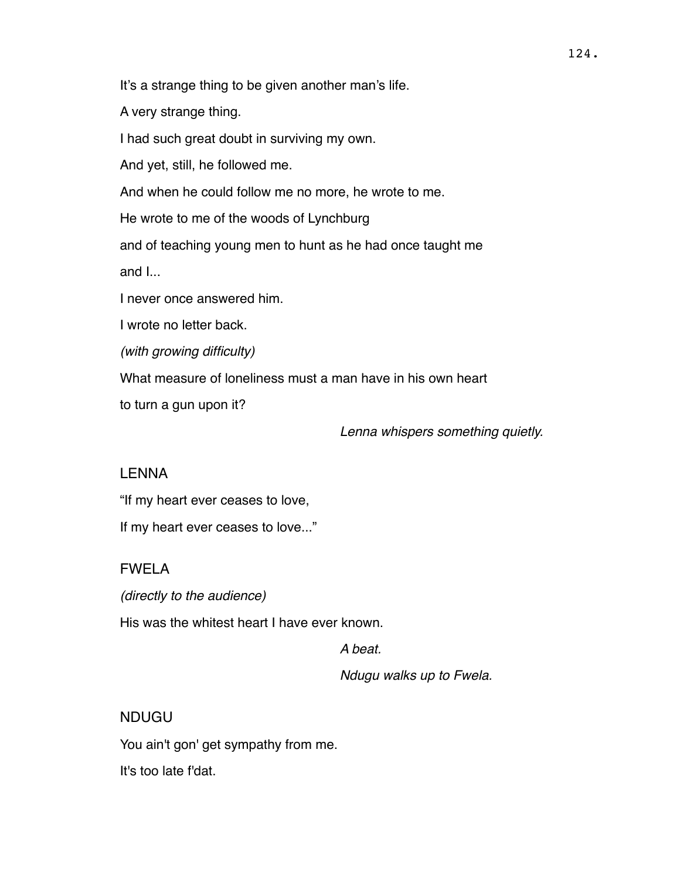It's a strange thing to be given another man's life.

A very strange thing.

I had such great doubt in surviving my own.

And yet, still, he followed me.

And when he could follow me no more, he wrote to me.

He wrote to me of the woods of Lynchburg

and of teaching young men to hunt as he had once taught me

and I...

I never once answered him.

I wrote no letter back.

*(with growing difficulty)*

What measure of loneliness must a man have in his own heart

to turn a gun upon it?

*Lenna whispers something quietly.*

LENNA

"If my heart ever ceases to love,

If my heart ever ceases to love..."

FWELA

*(directly to the audience)*

His was the whitest heart I have ever known.

*A beat.*

*Ndugu walks up to Fwela.*

NDUGU

You ain't gon' get sympathy from me.

It's too late f'dat.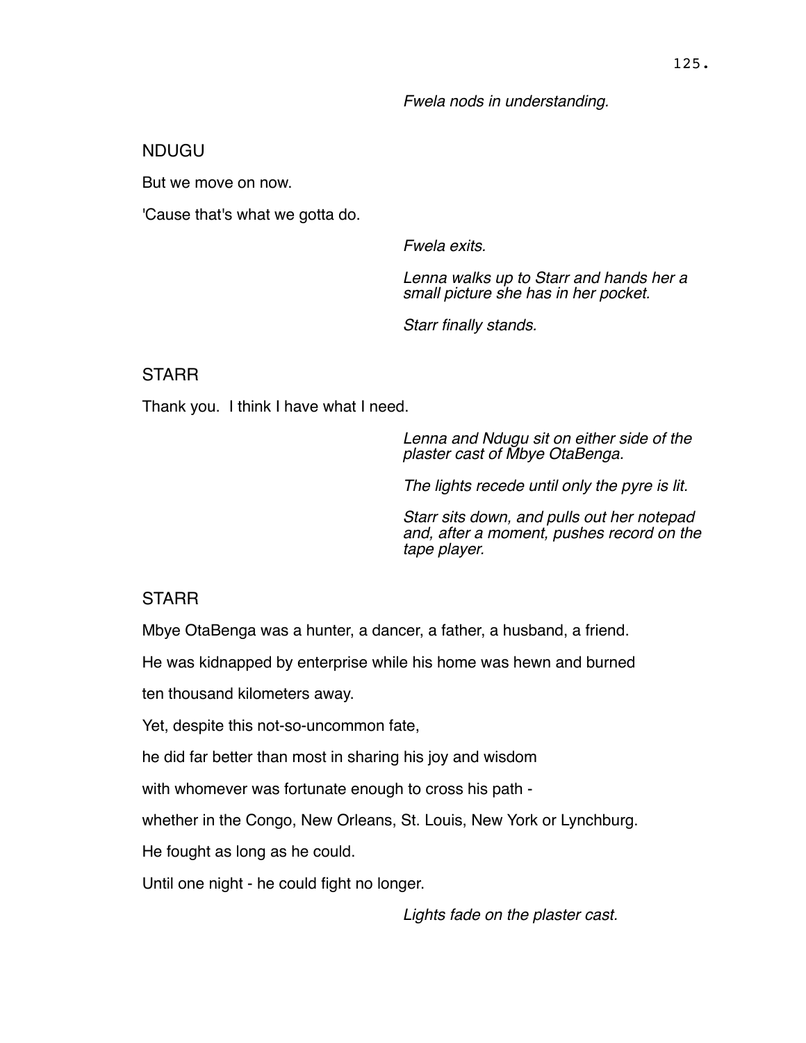*Fwela nods in understanding.*

NDUGU

But we move on now.

'Cause that's what we gotta do.

*Fwela exits.*

*Lenna walks up to Starr and hands her a small picture she has in her pocket.*

*Starr finally stands.*

STARR

Thank you.  I think I have what I need.

*Lenna and Ndugu sit on either side of the plaster cast of Mbye OtaBenga.*

*The lights recede until only the pyre is lit.*

*Starr sits down, and pulls out her notepad and, after a moment, pushes record on the tape player.*

STARR

Mbye OtaBenga was a hunter, a dancer, a father, a husband, a friend.

He was kidnapped by enterprise while his home was hewn and burned

ten thousand kilometers away.

Yet, despite this not-so-uncommon fate,

he did far better than most in sharing his joy and wisdom

with whomever was fortunate enough to cross his path -

whether in the Congo, New Orleans, St. Louis, New York or Lynchburg.

He fought as long as he could.

Until one night - he could fight no longer.

*Lights fade on the plaster cast.*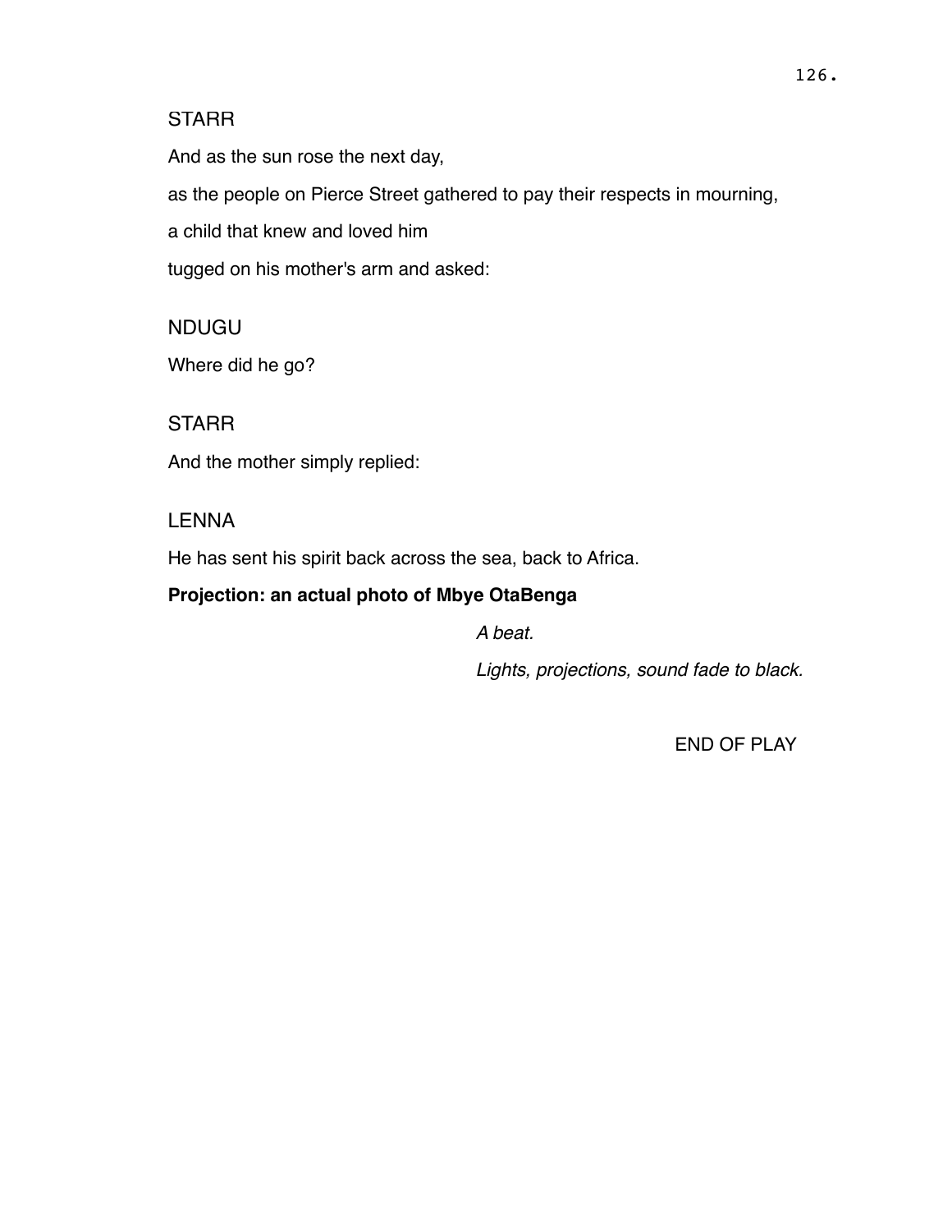STARR

And as the sun rose the next day,

as the people on Pierce Street gathered to pay their respects in mourning,

a child that knew and loved him

tugged on his mother's arm and asked:

NDUGU

Where did he go?

STARR

And the mother simply replied:

LENNA

He has sent his spirit back across the sea, back to Africa.

**Projection: an actual photo of Mbye OtaBenga**

*A beat.*

*Lights, projections, sound fade to black.*

END OF PLAY